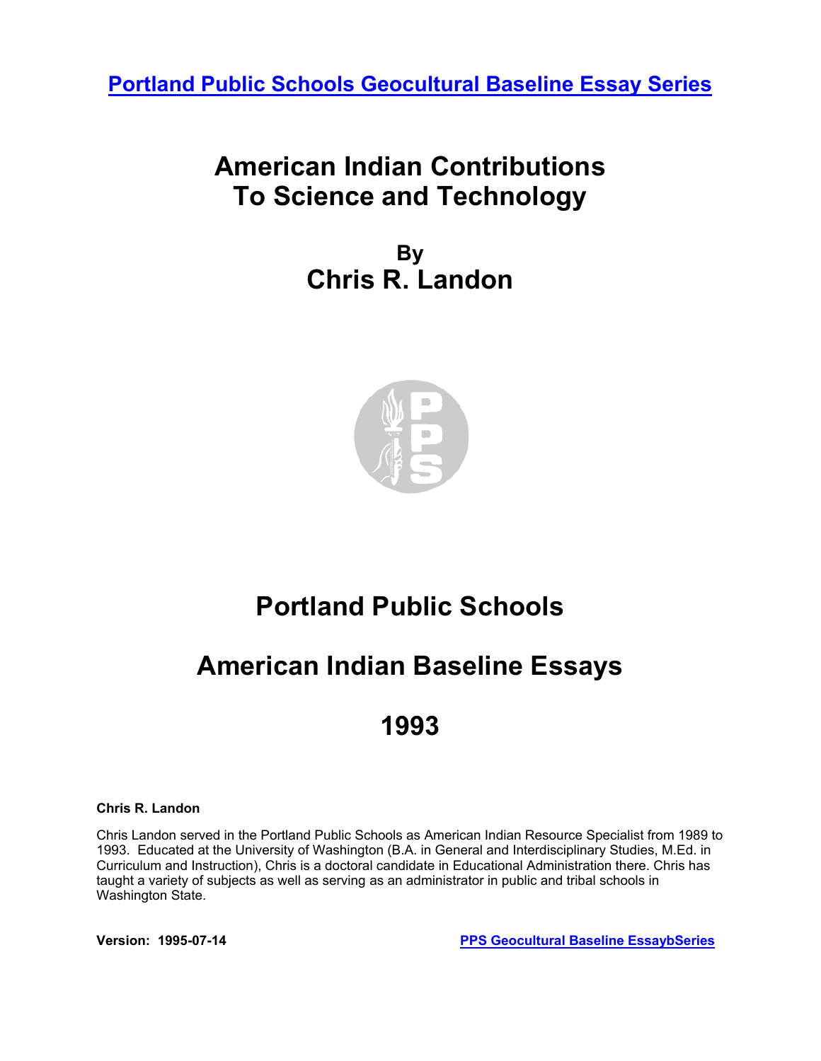[Portland Public Schools Geocultural Baseline Essay Series]

# American Indian Contributions To Science and Technology

## By
## Chris R. Landon

# Portland Public Schools

# American Indian Baseline Essays

# 1993

**Chris R. Landon**

Chris Landon served in the Portland Public Schools as American Indian Resource Specialist from 1989 to 1993. Educated at the University of Washington (B.A. in General and Interdisciplinary Studies, M.Ed. in Curriculum and Instruction), Chris is a doctoral candidate in Educational Administration there. Chris has taught a variety of subjects as well as serving as an administrator in public and tribal schools in Washington State.

**Version: 1995-07-14** **PPS Geocultural Baseline EssaybSeries**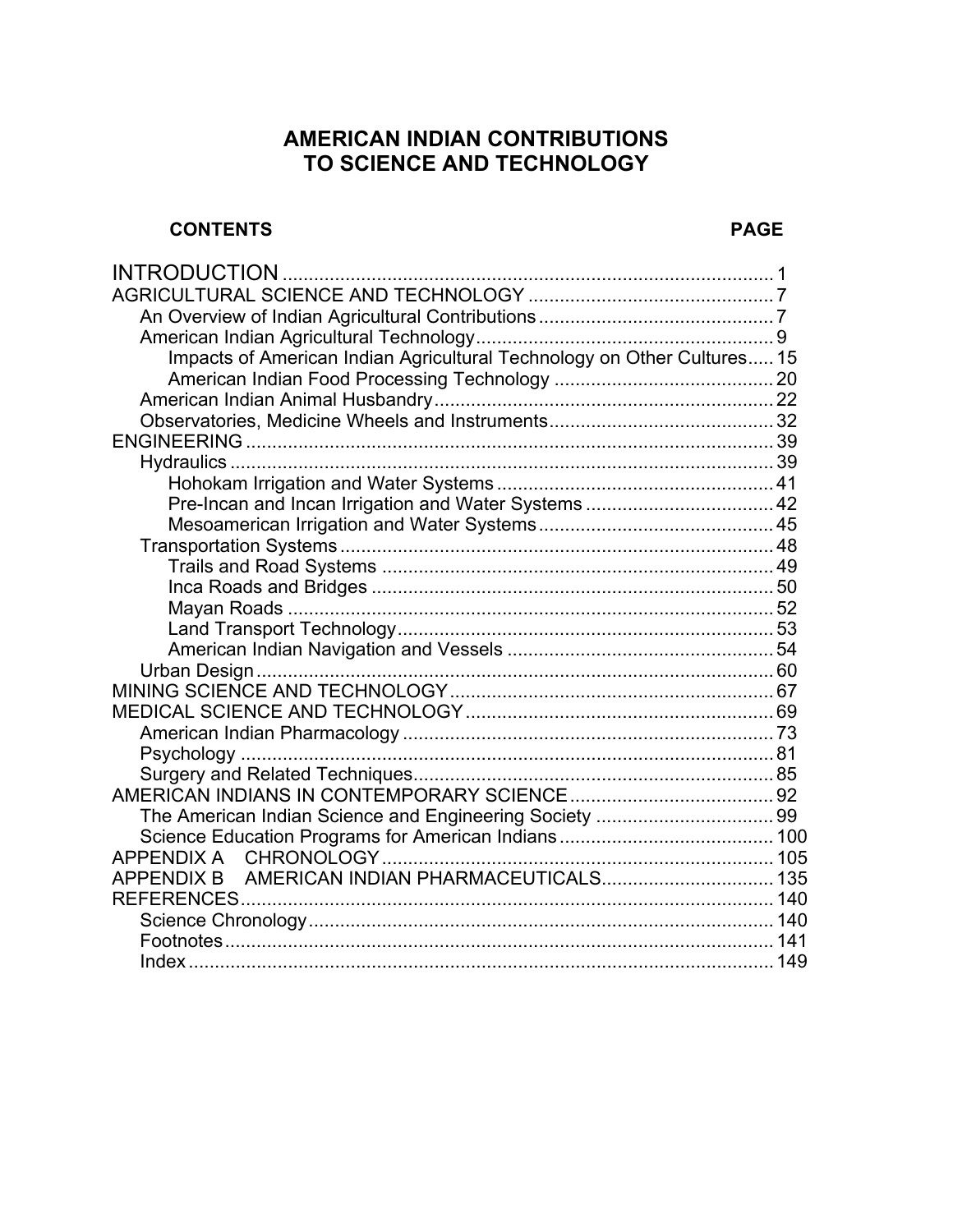# AMERICAN INDIAN CONTRIBUTIONS TO SCIENCE AND TECHNOLOGY

**CONTENTS** **PAGE**

INTRODUCTION ..... 1
AGRICULTURAL SCIENCE AND TECHNOLOGY ..... 7
- An Overview of Indian Agricultural Contributions ..... 7
- American Indian Agricultural Technology ..... 9
  - Impacts of American Indian Agricultural Technology on Other Cultures ..... 15
  - American Indian Food Processing Technology ..... 20
- American Indian Animal Husbandry ..... 22
- Observatories, Medicine Wheels and Instruments ..... 32

ENGINEERING ..... 39
- Hydraulics ..... 39
  - Hohokam Irrigation and Water Systems ..... 41
  - Pre-Incan and Incan Irrigation and Water Systems ..... 42
  - Mesoamerican Irrigation and Water Systems ..... 45
- Transportation Systems ..... 48
  - Trails and Road Systems ..... 49
  - Inca Roads and Bridges ..... 50
  - Mayan Roads ..... 52
  - Land Transport Technology ..... 53
  - American Indian Navigation and Vessels ..... 54
- Urban Design ..... 60

MINING SCIENCE AND TECHNOLOGY ..... 67
MEDICAL SCIENCE AND TECHNOLOGY ..... 69
- American Indian Pharmacology ..... 73
- Psychology ..... 81
- Surgery and Related Techniques ..... 85

AMERICAN INDIANS IN CONTEMPORARY SCIENCE ..... 92
- The American Indian Science and Engineering Society ..... 99
- Science Education Programs for American Indians ..... 100

APPENDIX A CHRONOLOGY ..... 105
APPENDIX B AMERICAN INDIAN PHARMACEUTICALS ..... 135
REFERENCES ..... 140
- Science Chronology ..... 140
- Footnotes ..... 141
- Index ..... 149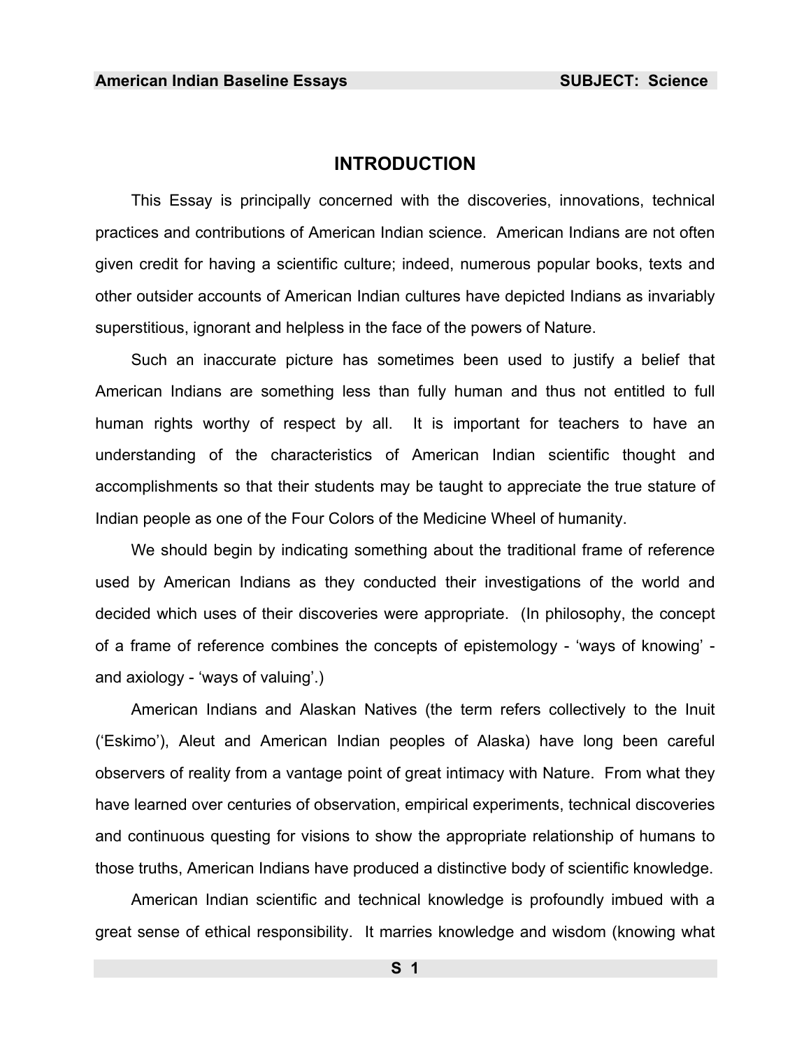# INTRODUCTION

This Essay is principally concerned with the discoveries, innovations, technical practices and contributions of American Indian science. American Indians are not often given credit for having a scientific culture; indeed, numerous popular books, texts and other outsider accounts of American Indian cultures have depicted Indians as invariably superstitious, ignorant and helpless in the face of the powers of Nature.

Such an inaccurate picture has sometimes been used to justify a belief that American Indians are something less than fully human and thus not entitled to full human rights worthy of respect by all. It is important for teachers to have an understanding of the characteristics of American Indian scientific thought and accomplishments so that their students may be taught to appreciate the true stature of Indian people as one of the Four Colors of the Medicine Wheel of humanity.

We should begin by indicating something about the traditional frame of reference used by American Indians as they conducted their investigations of the world and decided which uses of their discoveries were appropriate. (In philosophy, the concept of a frame of reference combines the concepts of epistemology - 'ways of knowing' - and axiology - 'ways of valuing'.)

American Indians and Alaskan Natives (the term refers collectively to the Inuit ('Eskimo'), Aleut and American Indian peoples of Alaska) have long been careful observers of reality from a vantage point of great intimacy with Nature. From what they have learned over centuries of observation, empirical experiments, technical discoveries and continuous questing for visions to show the appropriate relationship of humans to those truths, American Indians have produced a distinctive body of scientific knowledge.

American Indian scientific and technical knowledge is profoundly imbued with a great sense of ethical responsibility. It marries knowledge and wisdom (knowing what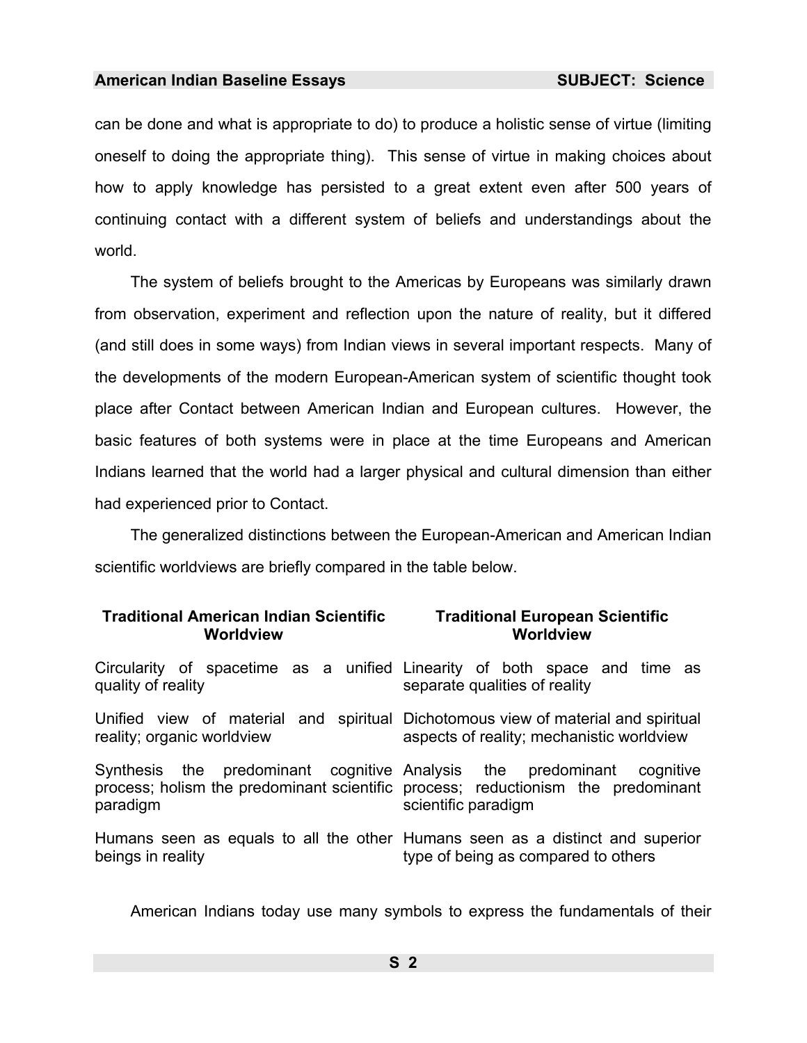can be done and what is appropriate to do) to produce a holistic sense of virtue (limiting oneself to doing the appropriate thing). This sense of virtue in making choices about how to apply knowledge has persisted to a great extent even after 500 years of continuing contact with a different system of beliefs and understandings about the world.

The system of beliefs brought to the Americas by Europeans was similarly drawn from observation, experiment and reflection upon the nature of reality, but it differed (and still does in some ways) from Indian views in several important respects. Many of the developments of the modern European-American system of scientific thought took place after Contact between American Indian and European cultures. However, the basic features of both systems were in place at the time Europeans and American Indians learned that the world had a larger physical and cultural dimension than either had experienced prior to Contact.

The generalized distinctions between the European-American and American Indian scientific worldviews are briefly compared in the table below.

| Traditional American Indian Scientific Worldview | Traditional European Scientific Worldview |
|---|---|
| Circularity of spacetime as a unified quality of reality | Linearity of both space and time as separate qualities of reality |
| Unified view of material and spiritual reality; organic worldview | Dichotomous view of material and spiritual aspects of reality; mechanistic worldview |
| Synthesis the predominant cognitive process; holism the predominant scientific paradigm | Analysis the predominant cognitive process; reductionism the predominant scientific paradigm |
| Humans seen as equals to all the other beings in reality | Humans seen as a distinct and superior type of being as compared to others |

American Indians today use many symbols to express the fundamentals of their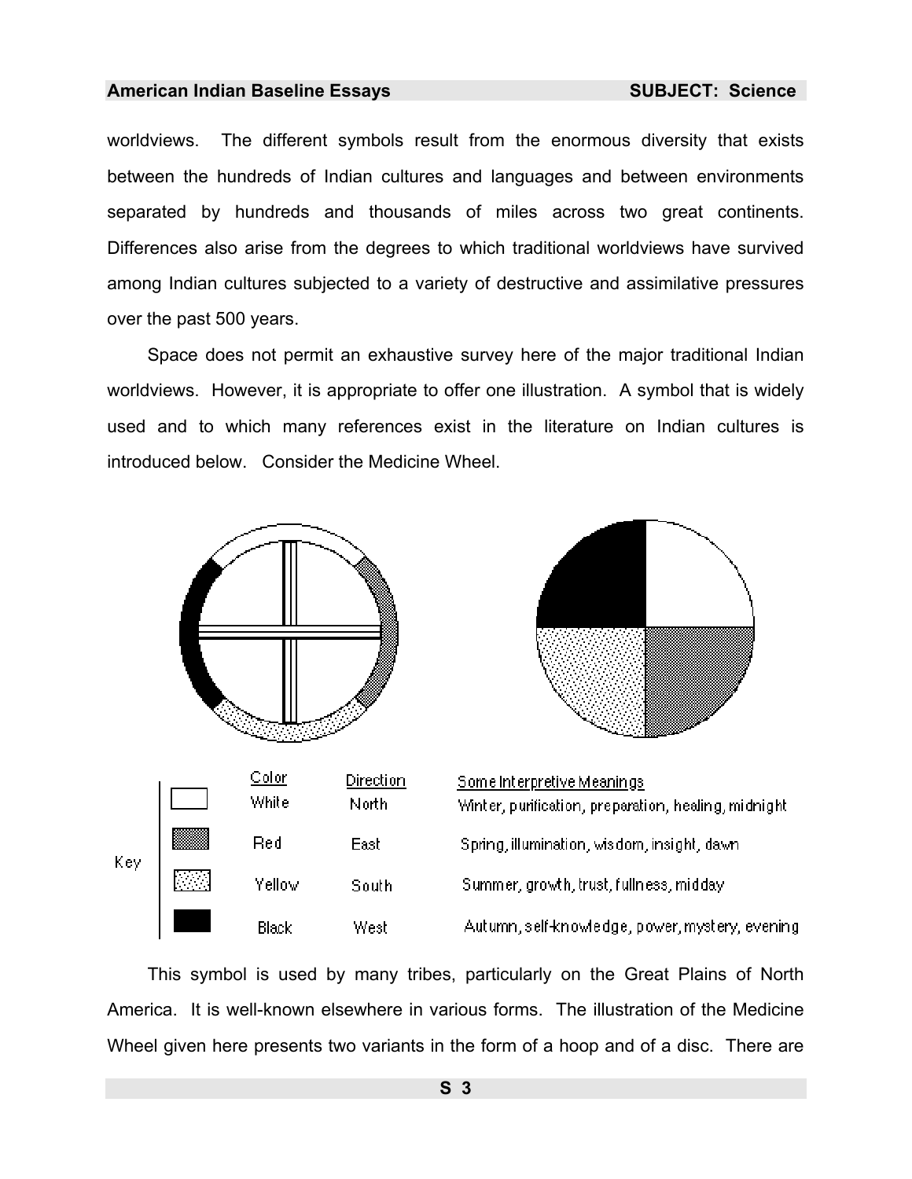worldviews. The different symbols result from the enormous diversity that exists between the hundreds of Indian cultures and languages and between environments separated by hundreds and thousands of miles across two great continents. Differences also arise from the degrees to which traditional worldviews have survived among Indian cultures subjected to a variety of destructive and assimilative pressures over the past 500 years.

Space does not permit an exhaustive survey here of the major traditional Indian worldviews. However, it is appropriate to offer one illustration. A symbol that is widely used and to which many references exist in the literature on Indian cultures is introduced below. Consider the Medicine Wheel.

Key

| Color | Direction | Some Interpretive Meanings |
|---|---|---|
| White | North | Winter, purification, preparation, healing, midnight |
| Red | East | Spring, illumination, wisdom, insight, dawn |
| Yellow | South | Summer, growth, trust, fullness, midday |
| Black | West | Autumn, self-knowledge, power, mystery, evening |

This symbol is used by many tribes, particularly on the Great Plains of North America. It is well-known elsewhere in various forms. The illustration of the Medicine Wheel given here presents two variants in the form of a hoop and of a disc. There are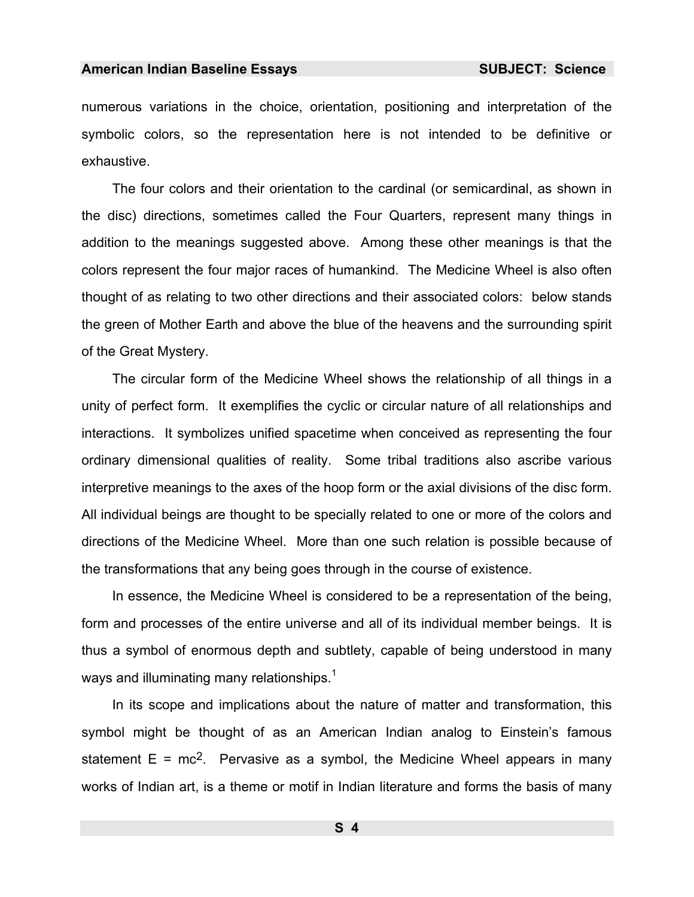numerous variations in the choice, orientation, positioning and interpretation of the symbolic colors, so the representation here is not intended to be definitive or exhaustive.

The four colors and their orientation to the cardinal (or semicardinal, as shown in the disc) directions, sometimes called the Four Quarters, represent many things in addition to the meanings suggested above. Among these other meanings is that the colors represent the four major races of humankind. The Medicine Wheel is also often thought of as relating to two other directions and their associated colors: below stands the green of Mother Earth and above the blue of the heavens and the surrounding spirit of the Great Mystery.

The circular form of the Medicine Wheel shows the relationship of all things in a unity of perfect form. It exemplifies the cyclic or circular nature of all relationships and interactions. It symbolizes unified spacetime when conceived as representing the four ordinary dimensional qualities of reality. Some tribal traditions also ascribe various interpretive meanings to the axes of the hoop form or the axial divisions of the disc form. All individual beings are thought to be specially related to one or more of the colors and directions of the Medicine Wheel. More than one such relation is possible because of the transformations that any being goes through in the course of existence.

In essence, the Medicine Wheel is considered to be a representation of the being, form and processes of the entire universe and all of its individual member beings. It is thus a symbol of enormous depth and subtlety, capable of being understood in many ways and illuminating many relationships.[1]

In its scope and implications about the nature of matter and transformation, this symbol might be thought of as an American Indian analog to Einstein's famous statement $E = mc^2$. Pervasive as a symbol, the Medicine Wheel appears in many works of Indian art, is a theme or motif in Indian literature and forms the basis of many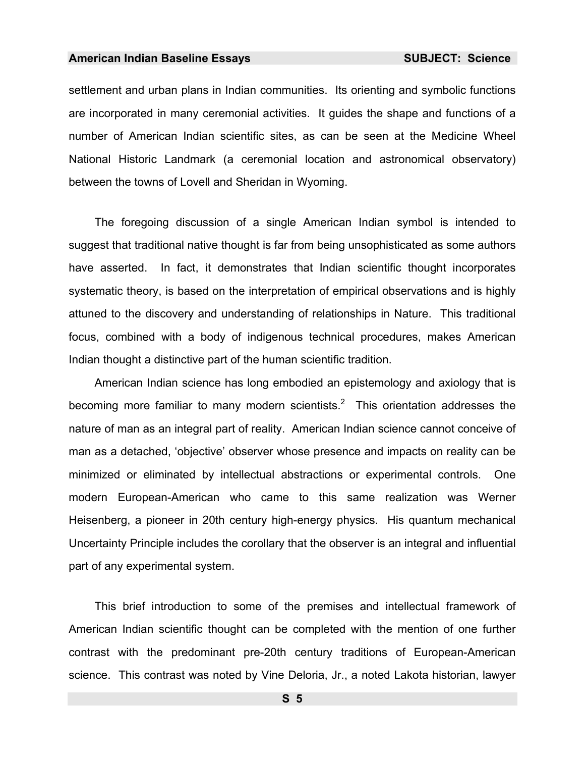settlement and urban plans in Indian communities. Its orienting and symbolic functions are incorporated in many ceremonial activities. It guides the shape and functions of a number of American Indian scientific sites, as can be seen at the Medicine Wheel National Historic Landmark (a ceremonial location and astronomical observatory) between the towns of Lovell and Sheridan in Wyoming.

The foregoing discussion of a single American Indian symbol is intended to suggest that traditional native thought is far from being unsophisticated as some authors have asserted. In fact, it demonstrates that Indian scientific thought incorporates systematic theory, is based on the interpretation of empirical observations and is highly attuned to the discovery and understanding of relationships in Nature. This traditional focus, combined with a body of indigenous technical procedures, makes American Indian thought a distinctive part of the human scientific tradition.

American Indian science has long embodied an epistemology and axiology that is becoming more familiar to many modern scientists.[2] This orientation addresses the nature of man as an integral part of reality. American Indian science cannot conceive of man as a detached, 'objective' observer whose presence and impacts on reality can be minimized or eliminated by intellectual abstractions or experimental controls. One modern European-American who came to this same realization was Werner Heisenberg, a pioneer in 20th century high-energy physics. His quantum mechanical Uncertainty Principle includes the corollary that the observer is an integral and influential part of any experimental system.

This brief introduction to some of the premises and intellectual framework of American Indian scientific thought can be completed with the mention of one further contrast with the predominant pre-20th century traditions of European-American science. This contrast was noted by Vine Deloria, Jr., a noted Lakota historian, lawyer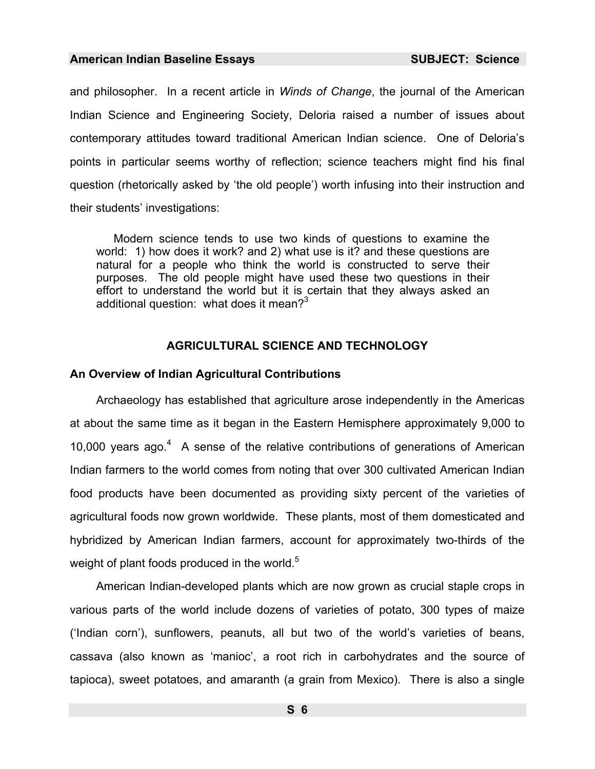and philosopher. In a recent article in *Winds of Change*, the journal of the American Indian Science and Engineering Society, Deloria raised a number of issues about contemporary attitudes toward traditional American Indian science. One of Deloria's points in particular seems worthy of reflection; science teachers might find his final question (rhetorically asked by 'the old people') worth infusing into their instruction and their students' investigations:

> Modern science tends to use two kinds of questions to examine the world: 1) how does it work? and 2) what use is it? and these questions are natural for a people who think the world is constructed to serve their purposes. The old people might have used these two questions in their effort to understand the world but it is certain that they always asked an additional question: what does it mean?[3]

## AGRICULTURAL SCIENCE AND TECHNOLOGY

### An Overview of Indian Agricultural Contributions

Archaeology has established that agriculture arose independently in the Americas at about the same time as it began in the Eastern Hemisphere approximately 9,000 to 10,000 years ago.[4] A sense of the relative contributions of generations of American Indian farmers to the world comes from noting that over 300 cultivated American Indian food products have been documented as providing sixty percent of the varieties of agricultural foods now grown worldwide. These plants, most of them domesticated and hybridized by American Indian farmers, account for approximately two-thirds of the weight of plant foods produced in the world.[5]

American Indian-developed plants which are now grown as crucial staple crops in various parts of the world include dozens of varieties of potato, 300 types of maize ('Indian corn'), sunflowers, peanuts, all but two of the world's varieties of beans, cassava (also known as 'manioc', a root rich in carbohydrates and the source of tapioca), sweet potatoes, and amaranth (a grain from Mexico). There is also a single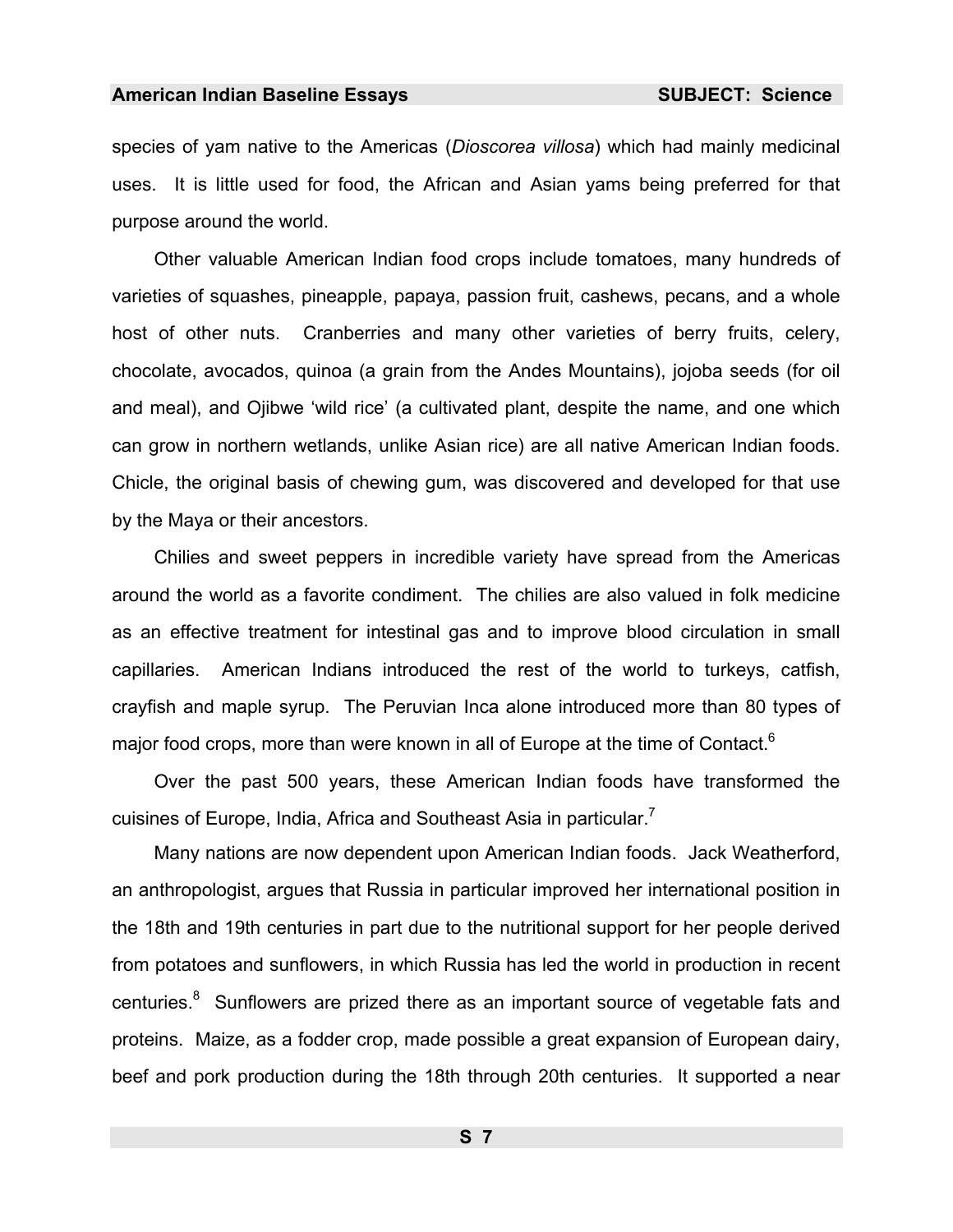species of yam native to the Americas (*Dioscorea villosa*) which had mainly medicinal uses. It is little used for food, the African and Asian yams being preferred for that purpose around the world.

Other valuable American Indian food crops include tomatoes, many hundreds of varieties of squashes, pineapple, papaya, passion fruit, cashews, pecans, and a whole host of other nuts. Cranberries and many other varieties of berry fruits, celery, chocolate, avocados, quinoa (a grain from the Andes Mountains), jojoba seeds (for oil and meal), and Ojibwe 'wild rice' (a cultivated plant, despite the name, and one which can grow in northern wetlands, unlike Asian rice) are all native American Indian foods. Chicle, the original basis of chewing gum, was discovered and developed for that use by the Maya or their ancestors.

Chilies and sweet peppers in incredible variety have spread from the Americas around the world as a favorite condiment. The chilies are also valued in folk medicine as an effective treatment for intestinal gas and to improve blood circulation in small capillaries. American Indians introduced the rest of the world to turkeys, catfish, crayfish and maple syrup. The Peruvian Inca alone introduced more than 80 types of major food crops, more than were known in all of Europe at the time of Contact.[6]

Over the past 500 years, these American Indian foods have transformed the cuisines of Europe, India, Africa and Southeast Asia in particular.[7]

Many nations are now dependent upon American Indian foods. Jack Weatherford, an anthropologist, argues that Russia in particular improved her international position in the 18th and 19th centuries in part due to the nutritional support for her people derived from potatoes and sunflowers, in which Russia has led the world in production in recent centuries.[8] Sunflowers are prized there as an important source of vegetable fats and proteins. Maize, as a fodder crop, made possible a great expansion of European dairy, beef and pork production during the 18th through 20th centuries. It supported a near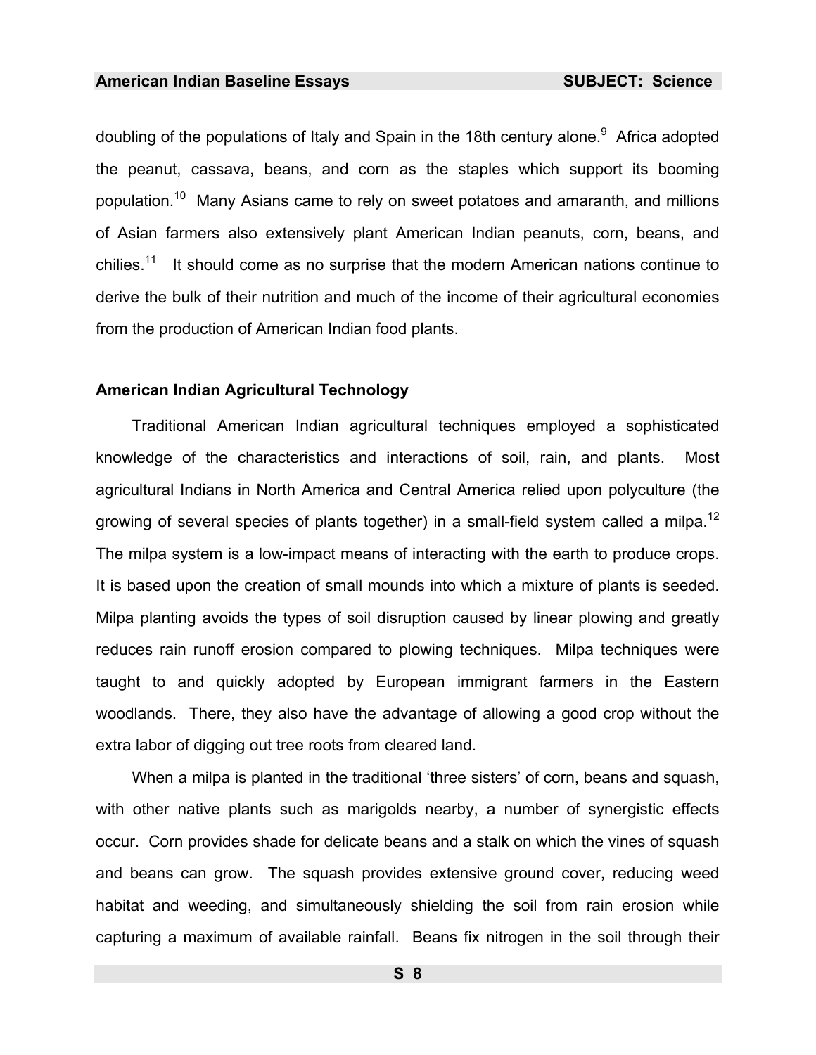doubling of the populations of Italy and Spain in the 18th century alone.[9] Africa adopted the peanut, cassava, beans, and corn as the staples which support its booming population.[10] Many Asians came to rely on sweet potatoes and amaranth, and millions of Asian farmers also extensively plant American Indian peanuts, corn, beans, and chilies.[11] It should come as no surprise that the modern American nations continue to derive the bulk of their nutrition and much of the income of their agricultural economies from the production of American Indian food plants.

### American Indian Agricultural Technology

Traditional American Indian agricultural techniques employed a sophisticated knowledge of the characteristics and interactions of soil, rain, and plants. Most agricultural Indians in North America and Central America relied upon polyculture (the growing of several species of plants together) in a small-field system called a milpa.[12] The milpa system is a low-impact means of interacting with the earth to produce crops. It is based upon the creation of small mounds into which a mixture of plants is seeded. Milpa planting avoids the types of soil disruption caused by linear plowing and greatly reduces rain runoff erosion compared to plowing techniques. Milpa techniques were taught to and quickly adopted by European immigrant farmers in the Eastern woodlands. There, they also have the advantage of allowing a good crop without the extra labor of digging out tree roots from cleared land.

When a milpa is planted in the traditional 'three sisters' of corn, beans and squash, with other native plants such as marigolds nearby, a number of synergistic effects occur. Corn provides shade for delicate beans and a stalk on which the vines of squash and beans can grow. The squash provides extensive ground cover, reducing weed habitat and weeding, and simultaneously shielding the soil from rain erosion while capturing a maximum of available rainfall. Beans fix nitrogen in the soil through their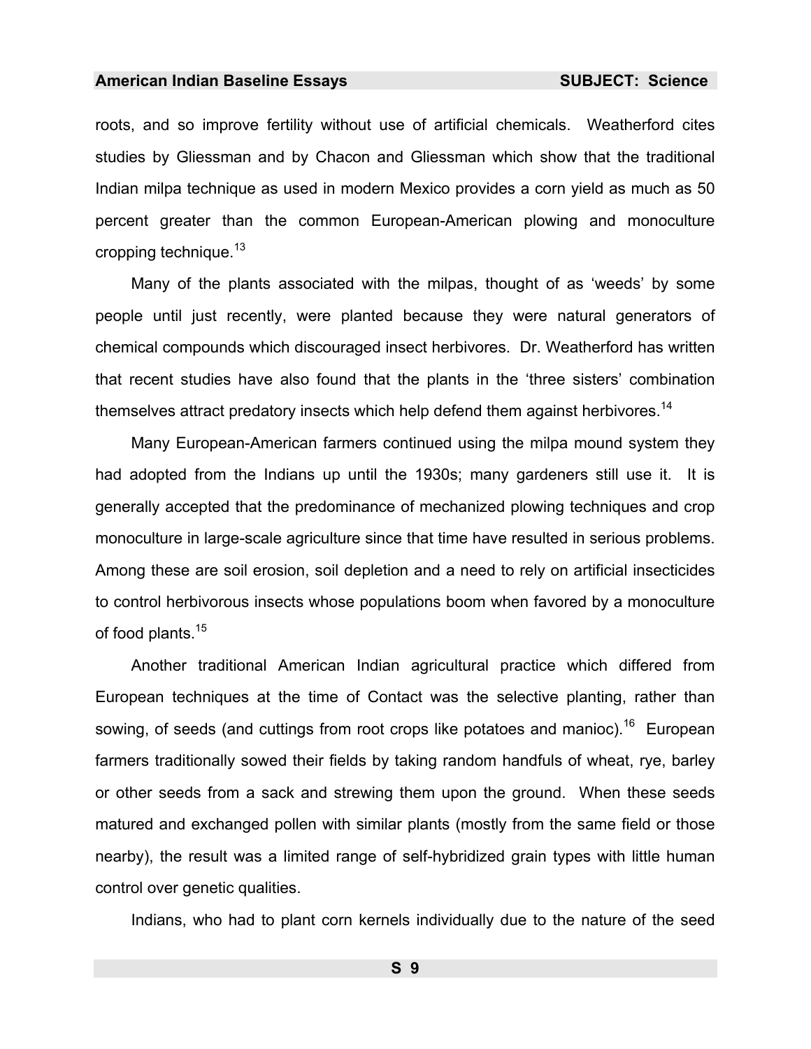roots, and so improve fertility without use of artificial chemicals. Weatherford cites studies by Gliessman and by Chacon and Gliessman which show that the traditional Indian milpa technique as used in modern Mexico provides a corn yield as much as 50 percent greater than the common European-American plowing and monoculture cropping technique.[13]

Many of the plants associated with the milpas, thought of as 'weeds' by some people until just recently, were planted because they were natural generators of chemical compounds which discouraged insect herbivores. Dr. Weatherford has written that recent studies have also found that the plants in the 'three sisters' combination themselves attract predatory insects which help defend them against herbivores.[14]

Many European-American farmers continued using the milpa mound system they had adopted from the Indians up until the 1930s; many gardeners still use it. It is generally accepted that the predominance of mechanized plowing techniques and crop monoculture in large-scale agriculture since that time have resulted in serious problems. Among these are soil erosion, soil depletion and a need to rely on artificial insecticides to control herbivorous insects whose populations boom when favored by a monoculture of food plants.[15]

Another traditional American Indian agricultural practice which differed from European techniques at the time of Contact was the selective planting, rather than sowing, of seeds (and cuttings from root crops like potatoes and manioc).[16] European farmers traditionally sowed their fields by taking random handfuls of wheat, rye, barley or other seeds from a sack and strewing them upon the ground. When these seeds matured and exchanged pollen with similar plants (mostly from the same field or those nearby), the result was a limited range of self-hybridized grain types with little human control over genetic qualities.

Indians, who had to plant corn kernels individually due to the nature of the seed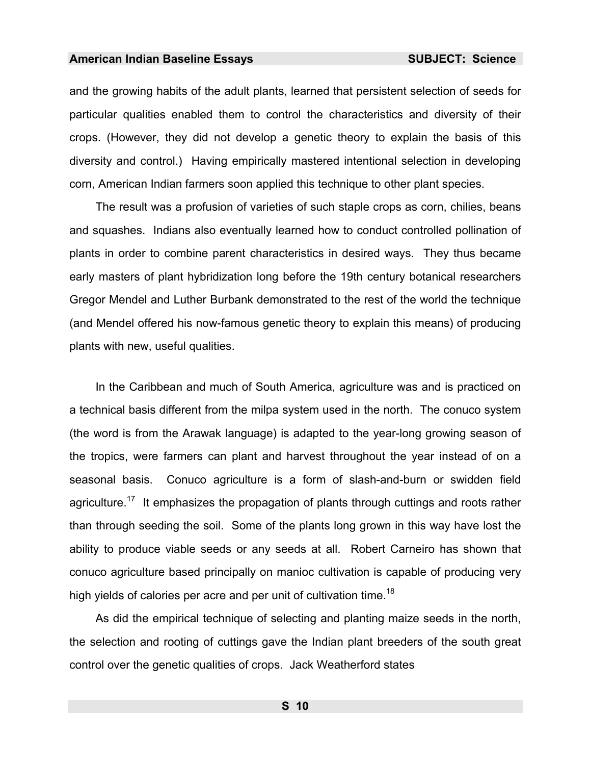and the growing habits of the adult plants, learned that persistent selection of seeds for particular qualities enabled them to control the characteristics and diversity of their crops. (However, they did not develop a genetic theory to explain the basis of this diversity and control.) Having empirically mastered intentional selection in developing corn, American Indian farmers soon applied this technique to other plant species.

The result was a profusion of varieties of such staple crops as corn, chilies, beans and squashes. Indians also eventually learned how to conduct controlled pollination of plants in order to combine parent characteristics in desired ways. They thus became early masters of plant hybridization long before the 19th century botanical researchers Gregor Mendel and Luther Burbank demonstrated to the rest of the world the technique (and Mendel offered his now-famous genetic theory to explain this means) of producing plants with new, useful qualities.

In the Caribbean and much of South America, agriculture was and is practiced on a technical basis different from the milpa system used in the north. The conuco system (the word is from the Arawak language) is adapted to the year-long growing season of the tropics, were farmers can plant and harvest throughout the year instead of on a seasonal basis. Conuco agriculture is a form of slash-and-burn or swidden field agriculture.[17] It emphasizes the propagation of plants through cuttings and roots rather than through seeding the soil. Some of the plants long grown in this way have lost the ability to produce viable seeds or any seeds at all. Robert Carneiro has shown that conuco agriculture based principally on manioc cultivation is capable of producing very high yields of calories per acre and per unit of cultivation time.[18]

As did the empirical technique of selecting and planting maize seeds in the north, the selection and rooting of cuttings gave the Indian plant breeders of the south great control over the genetic qualities of crops. Jack Weatherford states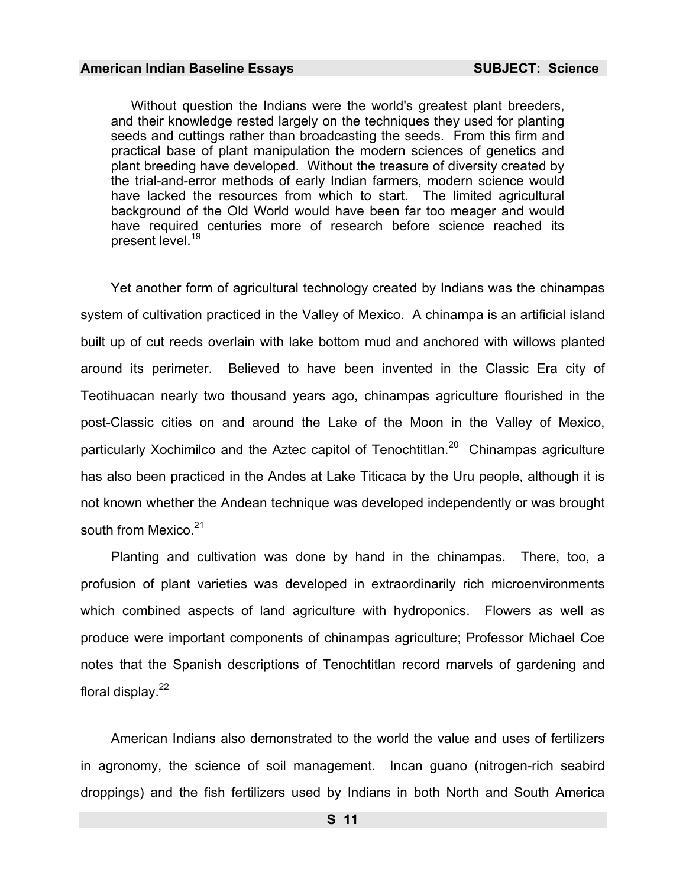> Without question the Indians were the world's greatest plant breeders, and their knowledge rested largely on the techniques they used for planting seeds and cuttings rather than broadcasting the seeds. From this firm and practical base of plant manipulation the modern sciences of genetics and plant breeding have developed. Without the treasure of diversity created by the trial-and-error methods of early Indian farmers, modern science would have lacked the resources from which to start. The limited agricultural background of the Old World would have been far too meager and would have required centuries more of research before science reached its present level.[19]

Yet another form of agricultural technology created by Indians was the chinampas system of cultivation practiced in the Valley of Mexico. A chinampa is an artificial island built up of cut reeds overlain with lake bottom mud and anchored with willows planted around its perimeter. Believed to have been invented in the Classic Era city of Teotihuacan nearly two thousand years ago, chinampas agriculture flourished in the post-Classic cities on and around the Lake of the Moon in the Valley of Mexico, particularly Xochimilco and the Aztec capitol of Tenochtitlan.[20] Chinampas agriculture has also been practiced in the Andes at Lake Titicaca by the Uru people, although it is not known whether the Andean technique was developed independently or was brought south from Mexico.[21]

Planting and cultivation was done by hand in the chinampas. There, too, a profusion of plant varieties was developed in extraordinarily rich microenvironments which combined aspects of land agriculture with hydroponics. Flowers as well as produce were important components of chinampas agriculture; Professor Michael Coe notes that the Spanish descriptions of Tenochtitlan record marvels of gardening and floral display.[22]

American Indians also demonstrated to the world the value and uses of fertilizers in agronomy, the science of soil management. Incan guano (nitrogen-rich seabird droppings) and the fish fertilizers used by Indians in both North and South America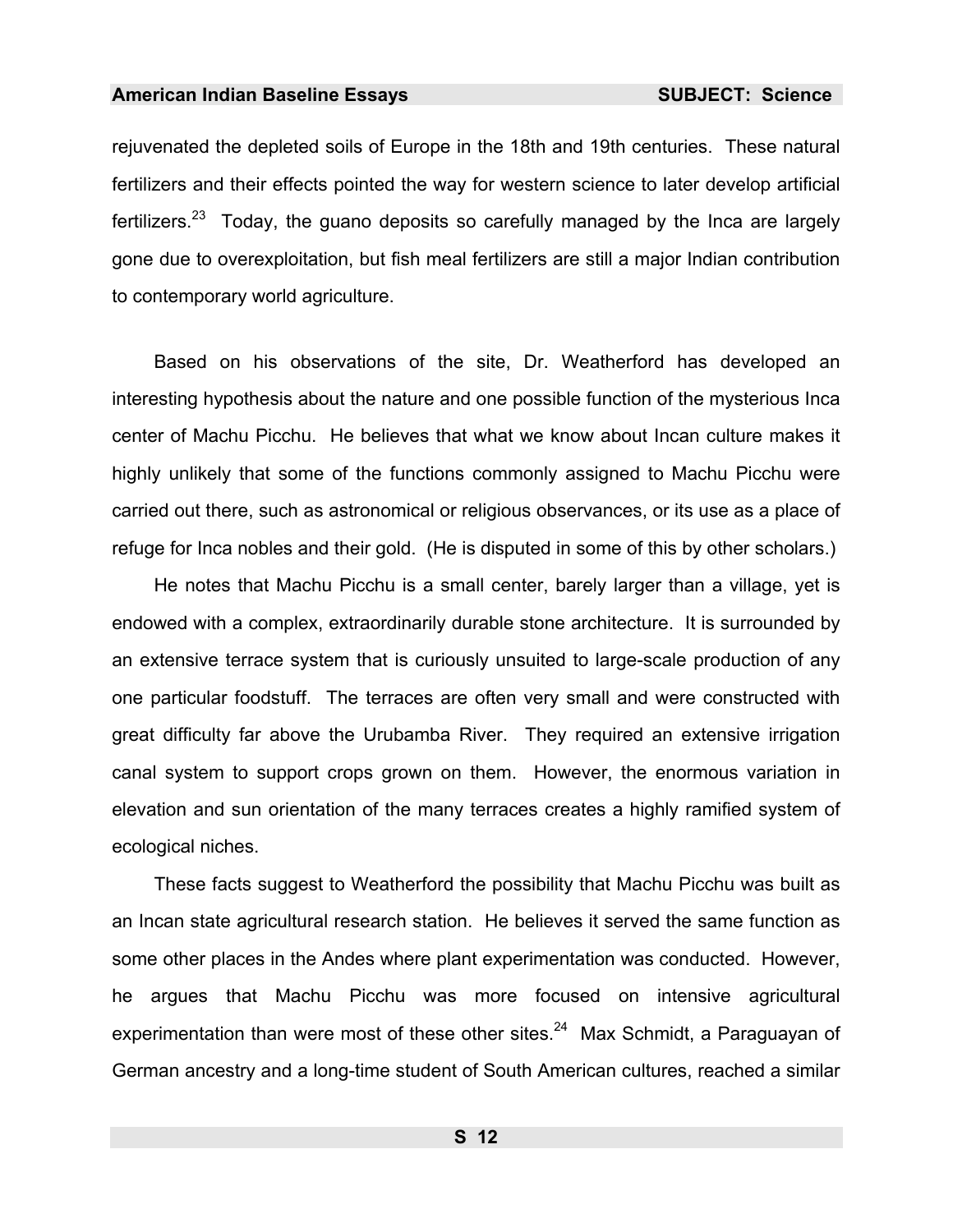rejuvenated the depleted soils of Europe in the 18th and 19th centuries. These natural fertilizers and their effects pointed the way for western science to later develop artificial fertilizers.[23] Today, the guano deposits so carefully managed by the Inca are largely gone due to overexploitation, but fish meal fertilizers are still a major Indian contribution to contemporary world agriculture.

Based on his observations of the site, Dr. Weatherford has developed an interesting hypothesis about the nature and one possible function of the mysterious Inca center of Machu Picchu. He believes that what we know about Incan culture makes it highly unlikely that some of the functions commonly assigned to Machu Picchu were carried out there, such as astronomical or religious observances, or its use as a place of refuge for Inca nobles and their gold. (He is disputed in some of this by other scholars.)

He notes that Machu Picchu is a small center, barely larger than a village, yet is endowed with a complex, extraordinarily durable stone architecture. It is surrounded by an extensive terrace system that is curiously unsuited to large-scale production of any one particular foodstuff. The terraces are often very small and were constructed with great difficulty far above the Urubamba River. They required an extensive irrigation canal system to support crops grown on them. However, the enormous variation in elevation and sun orientation of the many terraces creates a highly ramified system of ecological niches.

These facts suggest to Weatherford the possibility that Machu Picchu was built as an Incan state agricultural research station. He believes it served the same function as some other places in the Andes where plant experimentation was conducted. However, he argues that Machu Picchu was more focused on intensive agricultural experimentation than were most of these other sites.[24] Max Schmidt, a Paraguayan of German ancestry and a long-time student of South American cultures, reached a similar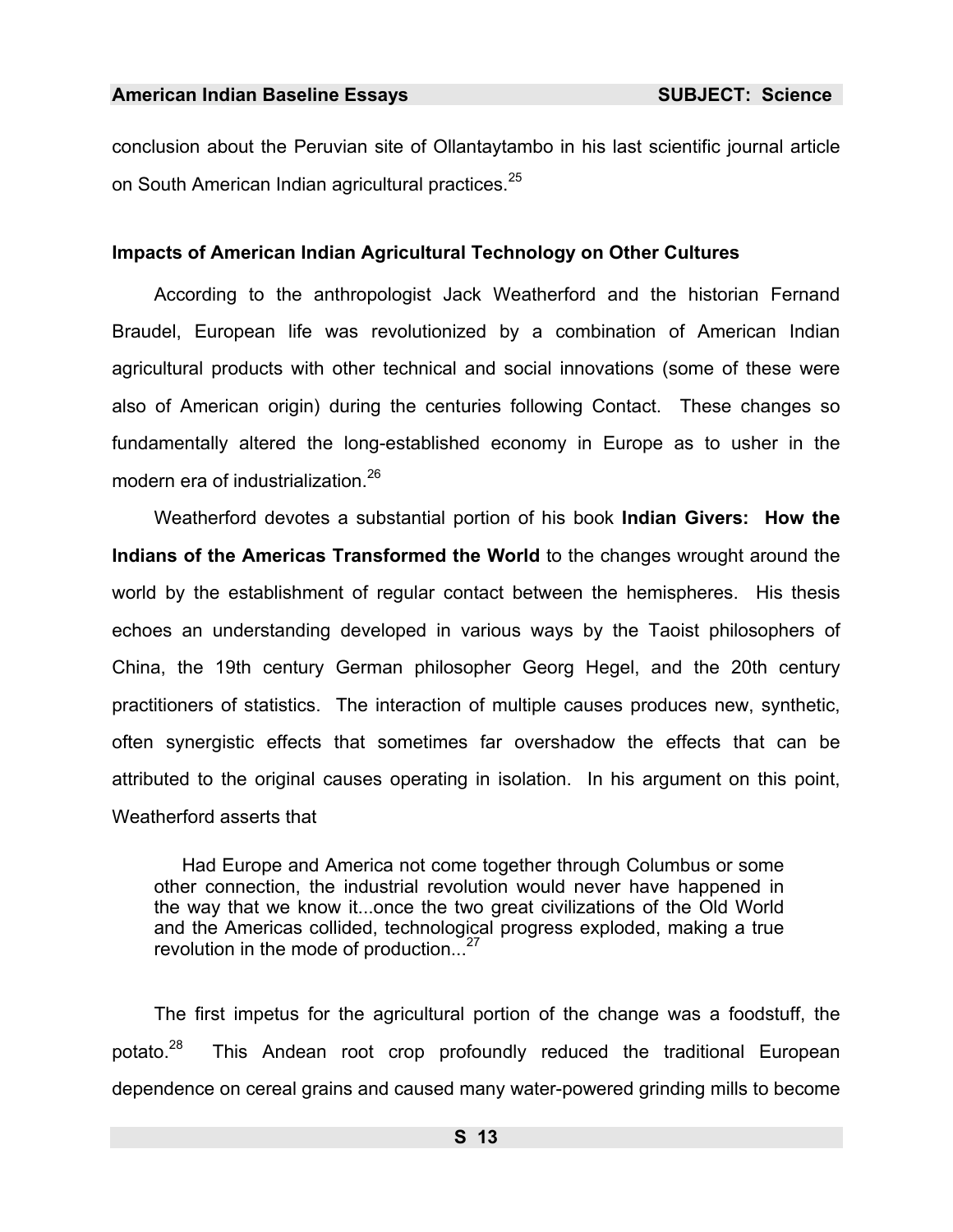conclusion about the Peruvian site of Ollantaytambo in his last scientific journal article on South American Indian agricultural practices.[25]

### Impacts of American Indian Agricultural Technology on Other Cultures

According to the anthropologist Jack Weatherford and the historian Fernand Braudel, European life was revolutionized by a combination of American Indian agricultural products with other technical and social innovations (some of these were also of American origin) during the centuries following Contact. These changes so fundamentally altered the long-established economy in Europe as to usher in the modern era of industrialization.[26]

Weatherford devotes a substantial portion of his book **Indian Givers: How the Indians of the Americas Transformed the World** to the changes wrought around the world by the establishment of regular contact between the hemispheres. His thesis echoes an understanding developed in various ways by the Taoist philosophers of China, the 19th century German philosopher Georg Hegel, and the 20th century practitioners of statistics. The interaction of multiple causes produces new, synthetic, often synergistic effects that sometimes far overshadow the effects that can be attributed to the original causes operating in isolation. In his argument on this point, Weatherford asserts that

> Had Europe and America not come together through Columbus or some other connection, the industrial revolution would never have happened in the way that we know it...once the two great civilizations of the Old World and the Americas collided, technological progress exploded, making a true revolution in the mode of production...[27]

The first impetus for the agricultural portion of the change was a foodstuff, the potato.[28] This Andean root crop profoundly reduced the traditional European dependence on cereal grains and caused many water-powered grinding mills to become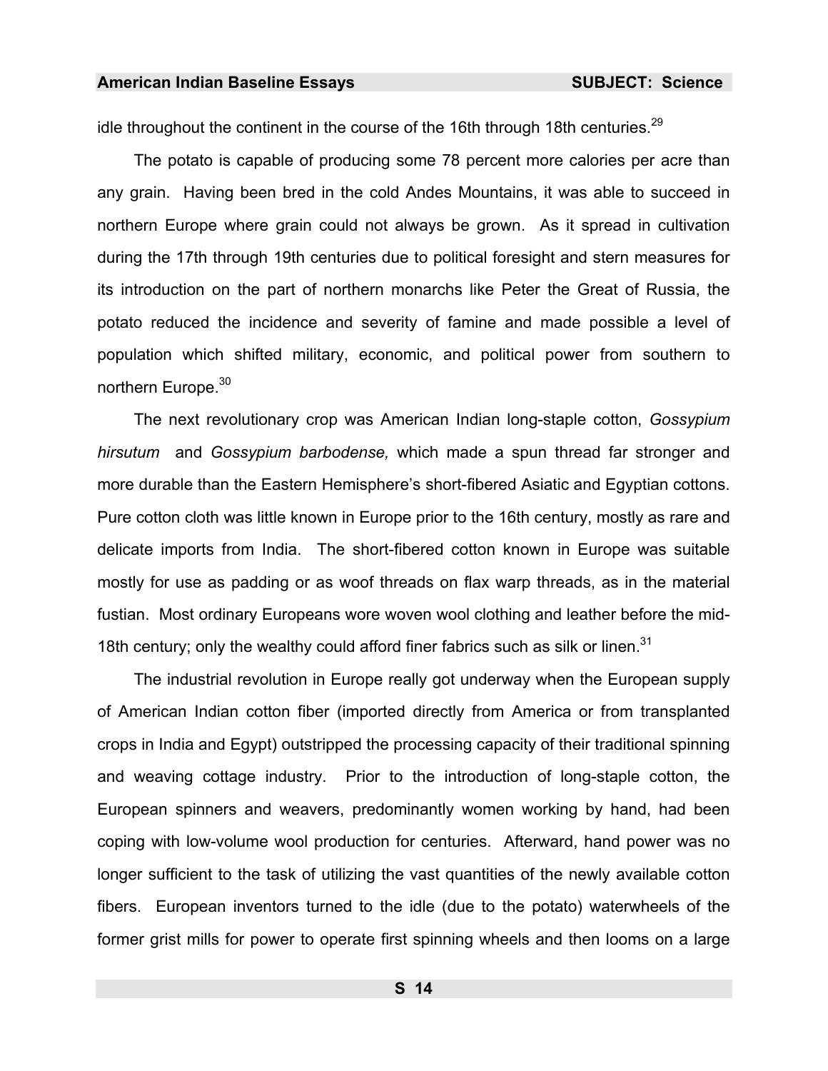idle throughout the continent in the course of the 16th through 18th centuries.[29]

The potato is capable of producing some 78 percent more calories per acre than any grain. Having been bred in the cold Andes Mountains, it was able to succeed in northern Europe where grain could not always be grown. As it spread in cultivation during the 17th through 19th centuries due to political foresight and stern measures for its introduction on the part of northern monarchs like Peter the Great of Russia, the potato reduced the incidence and severity of famine and made possible a level of population which shifted military, economic, and political power from southern to northern Europe.[30]

The next revolutionary crop was American Indian long-staple cotton, *Gossypium hirsutum* and *Gossypium barbodense,* which made a spun thread far stronger and more durable than the Eastern Hemisphere's short-fibered Asiatic and Egyptian cottons. Pure cotton cloth was little known in Europe prior to the 16th century, mostly as rare and delicate imports from India. The short-fibered cotton known in Europe was suitable mostly for use as padding or as woof threads on flax warp threads, as in the material fustian. Most ordinary Europeans wore woven wool clothing and leather before the mid-18th century; only the wealthy could afford finer fabrics such as silk or linen.[31]

The industrial revolution in Europe really got underway when the European supply of American Indian cotton fiber (imported directly from America or from transplanted crops in India and Egypt) outstripped the processing capacity of their traditional spinning and weaving cottage industry. Prior to the introduction of long-staple cotton, the European spinners and weavers, predominantly women working by hand, had been coping with low-volume wool production for centuries. Afterward, hand power was no longer sufficient to the task of utilizing the vast quantities of the newly available cotton fibers. European inventors turned to the idle (due to the potato) waterwheels of the former grist mills for power to operate first spinning wheels and then looms on a large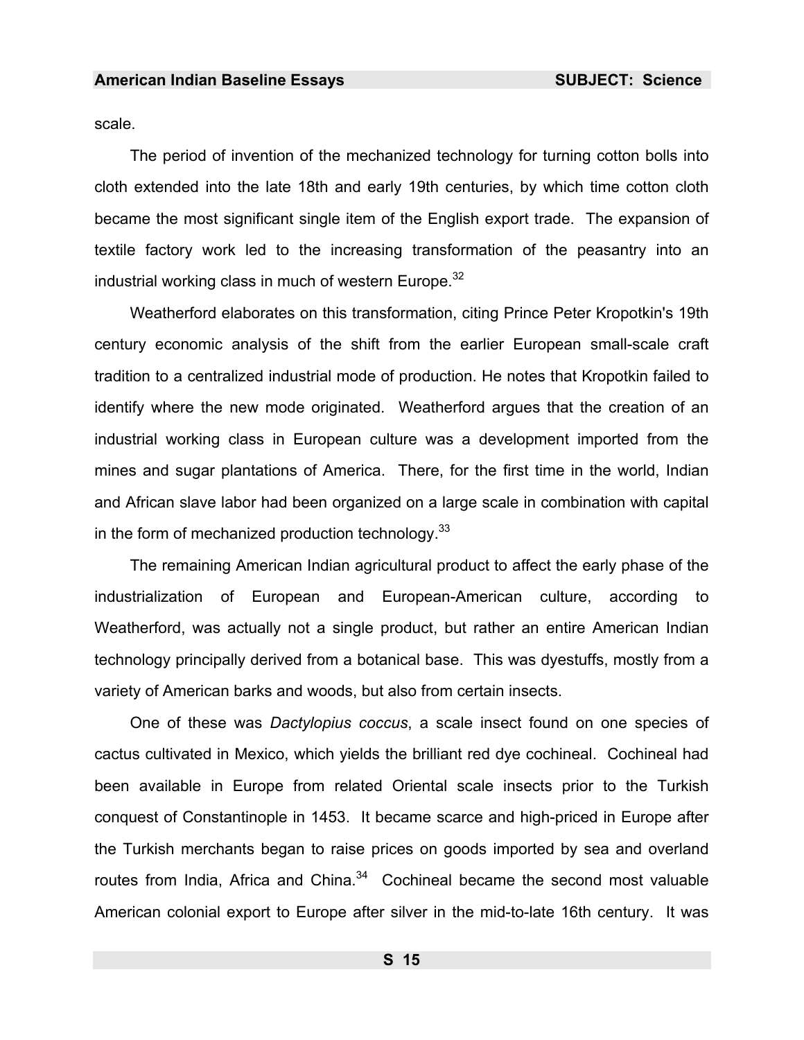scale.

The period of invention of the mechanized technology for turning cotton bolls into cloth extended into the late 18th and early 19th centuries, by which time cotton cloth became the most significant single item of the English export trade. The expansion of textile factory work led to the increasing transformation of the peasantry into an industrial working class in much of western Europe.[32]

Weatherford elaborates on this transformation, citing Prince Peter Kropotkin's 19th century economic analysis of the shift from the earlier European small-scale craft tradition to a centralized industrial mode of production. He notes that Kropotkin failed to identify where the new mode originated. Weatherford argues that the creation of an industrial working class in European culture was a development imported from the mines and sugar plantations of America. There, for the first time in the world, Indian and African slave labor had been organized on a large scale in combination with capital in the form of mechanized production technology.[33]

The remaining American Indian agricultural product to affect the early phase of the industrialization of European and European-American culture, according to Weatherford, was actually not a single product, but rather an entire American Indian technology principally derived from a botanical base. This was dyestuffs, mostly from a variety of American barks and woods, but also from certain insects.

One of these was *Dactylopius coccus*, a scale insect found on one species of cactus cultivated in Mexico, which yields the brilliant red dye cochineal. Cochineal had been available in Europe from related Oriental scale insects prior to the Turkish conquest of Constantinople in 1453. It became scarce and high-priced in Europe after the Turkish merchants began to raise prices on goods imported by sea and overland routes from India, Africa and China.[34] Cochineal became the second most valuable American colonial export to Europe after silver in the mid-to-late 16th century. It was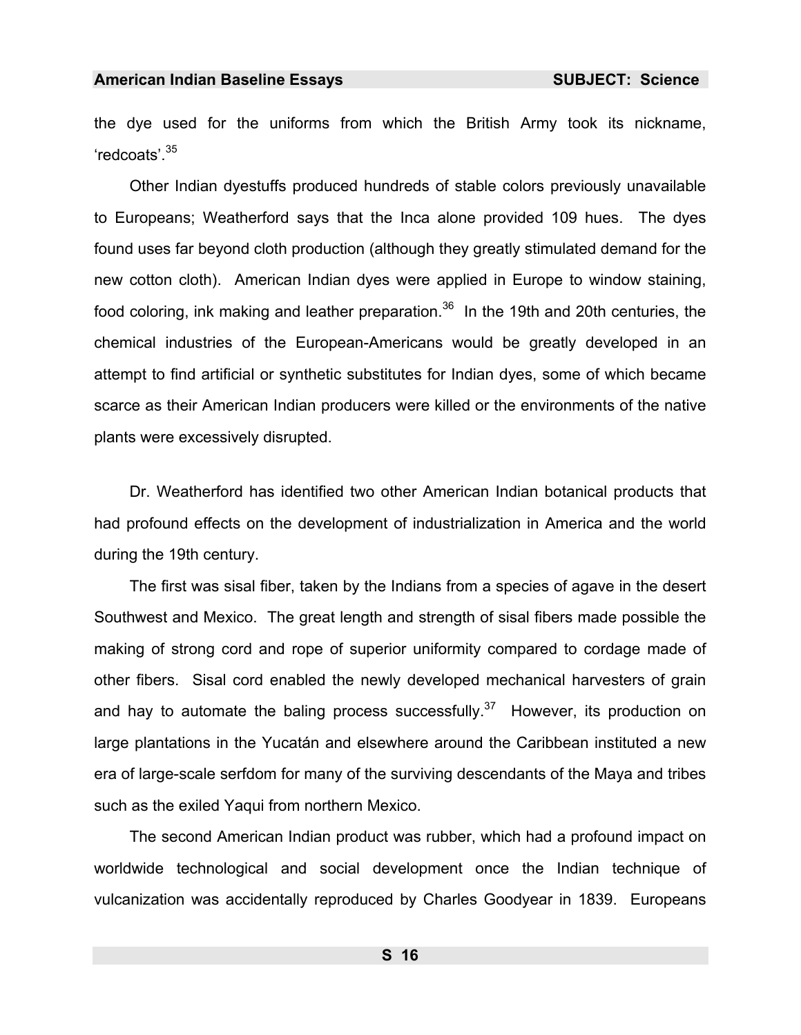the dye used for the uniforms from which the British Army took its nickname, 'redcoats'.[35]

Other Indian dyestuffs produced hundreds of stable colors previously unavailable to Europeans; Weatherford says that the Inca alone provided 109 hues. The dyes found uses far beyond cloth production (although they greatly stimulated demand for the new cotton cloth). American Indian dyes were applied in Europe to window staining, food coloring, ink making and leather preparation.[36] In the 19th and 20th centuries, the chemical industries of the European-Americans would be greatly developed in an attempt to find artificial or synthetic substitutes for Indian dyes, some of which became scarce as their American Indian producers were killed or the environments of the native plants were excessively disrupted.

Dr. Weatherford has identified two other American Indian botanical products that had profound effects on the development of industrialization in America and the world during the 19th century.

The first was sisal fiber, taken by the Indians from a species of agave in the desert Southwest and Mexico. The great length and strength of sisal fibers made possible the making of strong cord and rope of superior uniformity compared to cordage made of other fibers. Sisal cord enabled the newly developed mechanical harvesters of grain and hay to automate the baling process successfully.[37] However, its production on large plantations in the Yucatán and elsewhere around the Caribbean instituted a new era of large-scale serfdom for many of the surviving descendants of the Maya and tribes such as the exiled Yaqui from northern Mexico.

The second American Indian product was rubber, which had a profound impact on worldwide technological and social development once the Indian technique of vulcanization was accidentally reproduced by Charles Goodyear in 1839. Europeans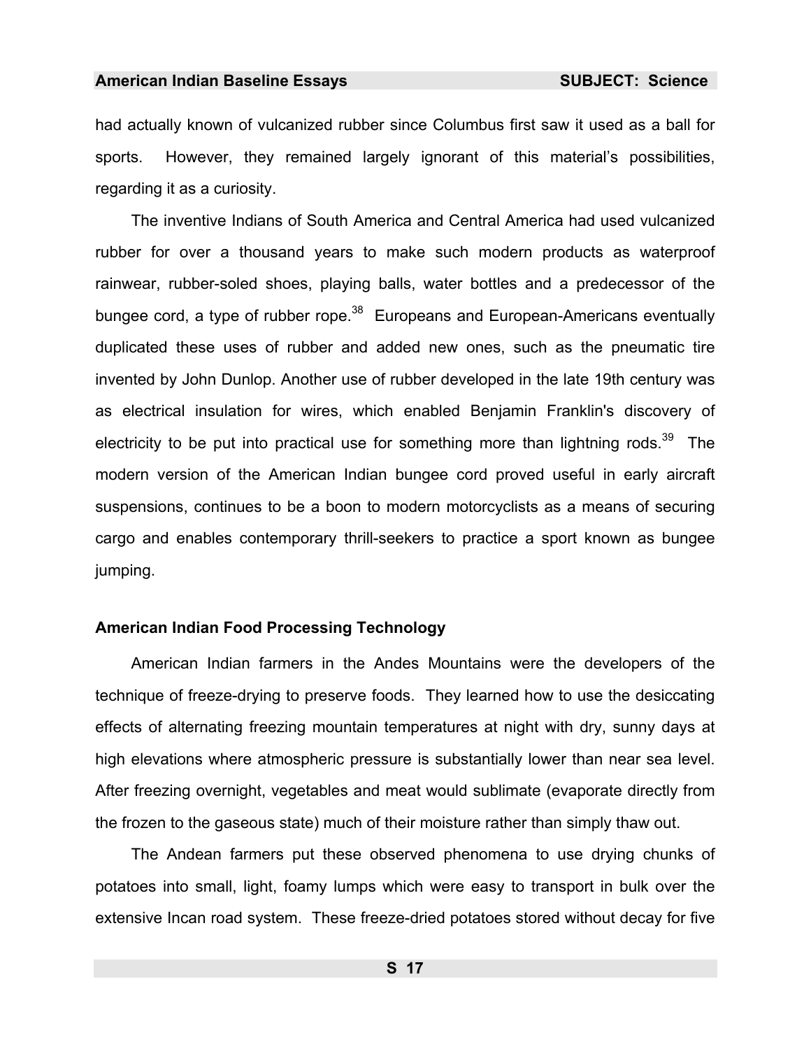had actually known of vulcanized rubber since Columbus first saw it used as a ball for sports. However, they remained largely ignorant of this material's possibilities, regarding it as a curiosity.

The inventive Indians of South America and Central America had used vulcanized rubber for over a thousand years to make such modern products as waterproof rainwear, rubber-soled shoes, playing balls, water bottles and a predecessor of the bungee cord, a type of rubber rope.[38] Europeans and European-Americans eventually duplicated these uses of rubber and added new ones, such as the pneumatic tire invented by John Dunlop. Another use of rubber developed in the late 19th century was as electrical insulation for wires, which enabled Benjamin Franklin's discovery of electricity to be put into practical use for something more than lightning rods.[39] The modern version of the American Indian bungee cord proved useful in early aircraft suspensions, continues to be a boon to modern motorcyclists as a means of securing cargo and enables contemporary thrill-seekers to practice a sport known as bungee jumping.

### American Indian Food Processing Technology

American Indian farmers in the Andes Mountains were the developers of the technique of freeze-drying to preserve foods. They learned how to use the desiccating effects of alternating freezing mountain temperatures at night with dry, sunny days at high elevations where atmospheric pressure is substantially lower than near sea level. After freezing overnight, vegetables and meat would sublimate (evaporate directly from the frozen to the gaseous state) much of their moisture rather than simply thaw out.

The Andean farmers put these observed phenomena to use drying chunks of potatoes into small, light, foamy lumps which were easy to transport in bulk over the extensive Incan road system. These freeze-dried potatoes stored without decay for five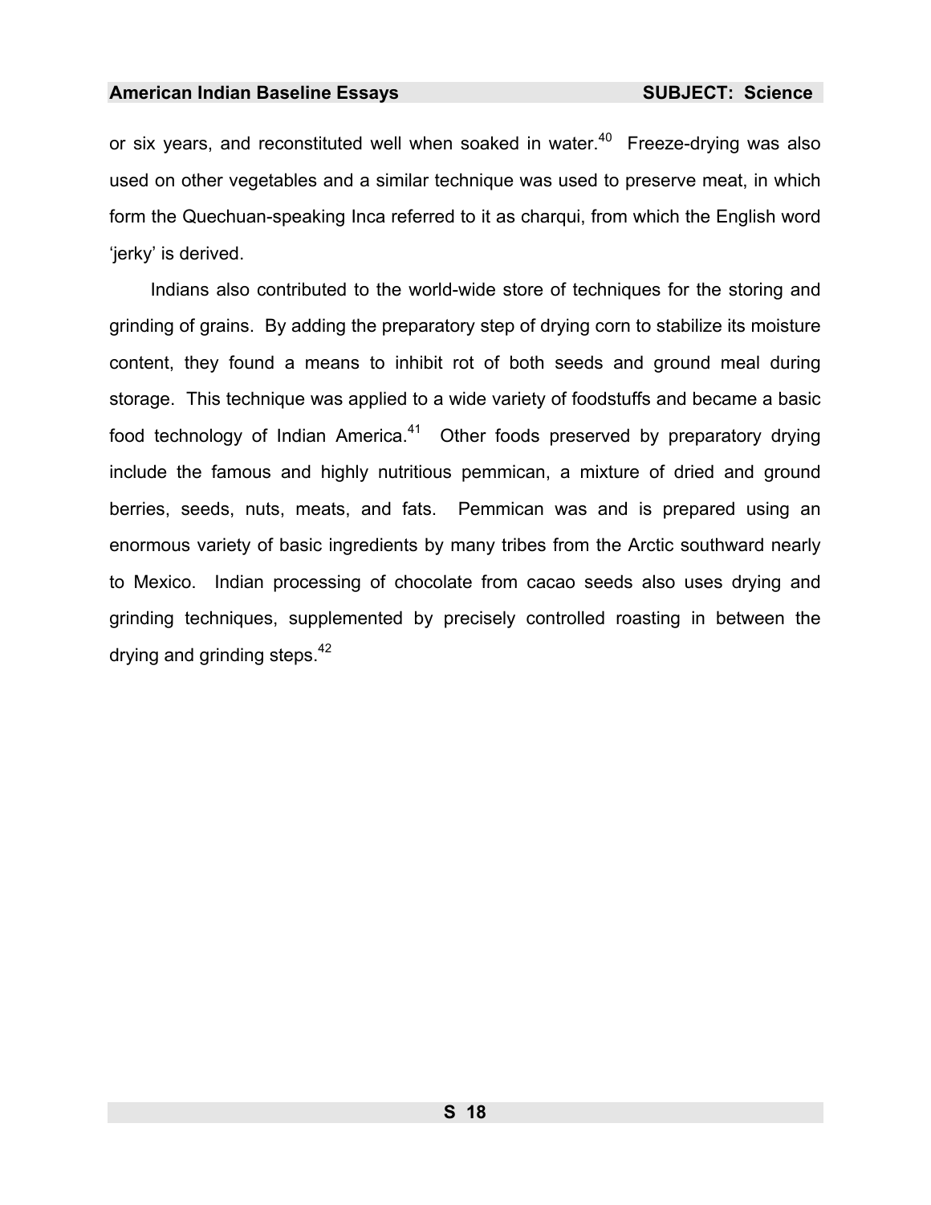or six years, and reconstituted well when soaked in water.[40] Freeze-drying was also used on other vegetables and a similar technique was used to preserve meat, in which form the Quechuan-speaking Inca referred to it as charqui, from which the English word 'jerky' is derived.

Indians also contributed to the world-wide store of techniques for the storing and grinding of grains. By adding the preparatory step of drying corn to stabilize its moisture content, they found a means to inhibit rot of both seeds and ground meal during storage. This technique was applied to a wide variety of foodstuffs and became a basic food technology of Indian America.[41] Other foods preserved by preparatory drying include the famous and highly nutritious pemmican, a mixture of dried and ground berries, seeds, nuts, meats, and fats. Pemmican was and is prepared using an enormous variety of basic ingredients by many tribes from the Arctic southward nearly to Mexico. Indian processing of chocolate from cacao seeds also uses drying and grinding techniques, supplemented by precisely controlled roasting in between the drying and grinding steps.[42]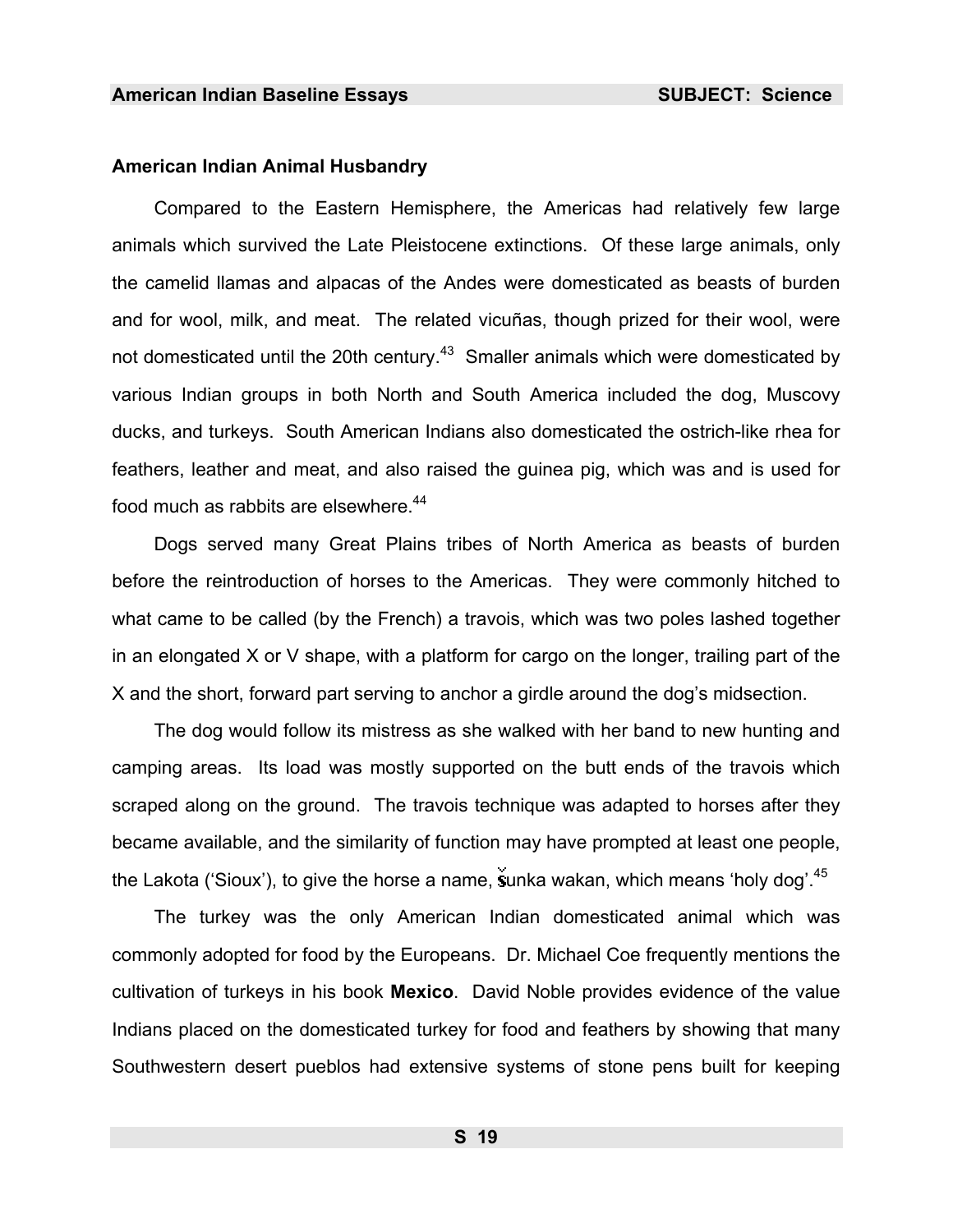## American Indian Animal Husbandry

Compared to the Eastern Hemisphere, the Americas had relatively few large animals which survived the Late Pleistocene extinctions. Of these large animals, only the camelid llamas and alpacas of the Andes were domesticated as beasts of burden and for wool, milk, and meat. The related vicuñas, though prized for their wool, were not domesticated until the 20th century.[43] Smaller animals which were domesticated by various Indian groups in both North and South America included the dog, Muscovy ducks, and turkeys. South American Indians also domesticated the ostrich-like rhea for feathers, leather and meat, and also raised the guinea pig, which was and is used for food much as rabbits are elsewhere.[44]

Dogs served many Great Plains tribes of North America as beasts of burden before the reintroduction of horses to the Americas. They were commonly hitched to what came to be called (by the French) a travois, which was two poles lashed together in an elongated X or V shape, with a platform for cargo on the longer, trailing part of the X and the short, forward part serving to anchor a girdle around the dog's midsection.

The dog would follow its mistress as she walked with her band to new hunting and camping areas. Its load was mostly supported on the butt ends of the travois which scraped along on the ground. The travois technique was adapted to horses after they became available, and the similarity of function may have prompted at least one people, the Lakota ('Sioux'), to give the horse a name, šunka wakan, which means 'holy dog'.[45]

The turkey was the only American Indian domesticated animal which was commonly adopted for food by the Europeans. Dr. Michael Coe frequently mentions the cultivation of turkeys in his book **Mexico**. David Noble provides evidence of the value Indians placed on the domesticated turkey for food and feathers by showing that many Southwestern desert pueblos had extensive systems of stone pens built for keeping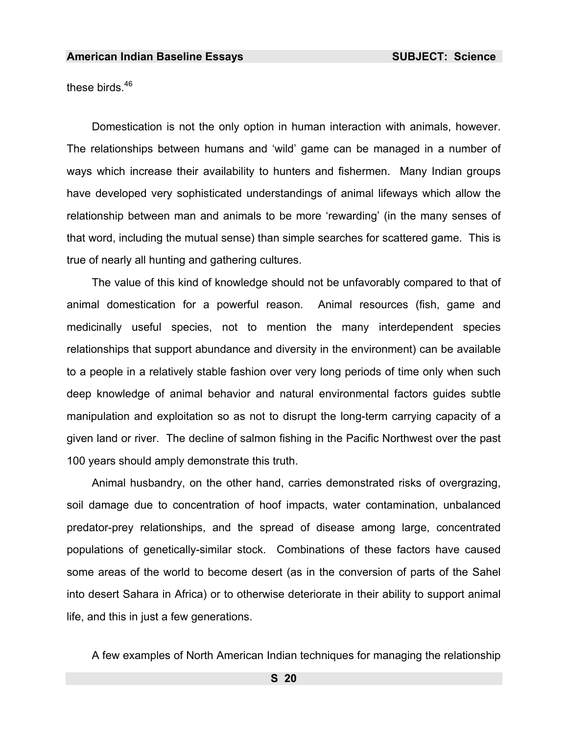these birds.[46]

Domestication is not the only option in human interaction with animals, however. The relationships between humans and 'wild' game can be managed in a number of ways which increase their availability to hunters and fishermen. Many Indian groups have developed very sophisticated understandings of animal lifeways which allow the relationship between man and animals to be more 'rewarding' (in the many senses of that word, including the mutual sense) than simple searches for scattered game. This is true of nearly all hunting and gathering cultures.

The value of this kind of knowledge should not be unfavorably compared to that of animal domestication for a powerful reason. Animal resources (fish, game and medicinally useful species, not to mention the many interdependent species relationships that support abundance and diversity in the environment) can be available to a people in a relatively stable fashion over very long periods of time only when such deep knowledge of animal behavior and natural environmental factors guides subtle manipulation and exploitation so as not to disrupt the long-term carrying capacity of a given land or river. The decline of salmon fishing in the Pacific Northwest over the past 100 years should amply demonstrate this truth.

Animal husbandry, on the other hand, carries demonstrated risks of overgrazing, soil damage due to concentration of hoof impacts, water contamination, unbalanced predator-prey relationships, and the spread of disease among large, concentrated populations of genetically-similar stock. Combinations of these factors have caused some areas of the world to become desert (as in the conversion of parts of the Sahel into desert Sahara in Africa) or to otherwise deteriorate in their ability to support animal life, and this in just a few generations.

A few examples of North American Indian techniques for managing the relationship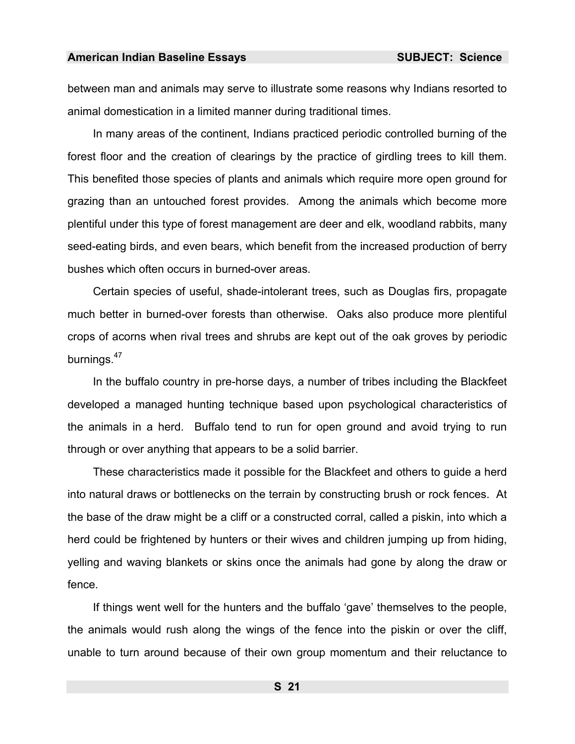between man and animals may serve to illustrate some reasons why Indians resorted to animal domestication in a limited manner during traditional times.

In many areas of the continent, Indians practiced periodic controlled burning of the forest floor and the creation of clearings by the practice of girdling trees to kill them. This benefited those species of plants and animals which require more open ground for grazing than an untouched forest provides. Among the animals which become more plentiful under this type of forest management are deer and elk, woodland rabbits, many seed-eating birds, and even bears, which benefit from the increased production of berry bushes which often occurs in burned-over areas.

Certain species of useful, shade-intolerant trees, such as Douglas firs, propagate much better in burned-over forests than otherwise. Oaks also produce more plentiful crops of acorns when rival trees and shrubs are kept out of the oak groves by periodic burnings.[47]

In the buffalo country in pre-horse days, a number of tribes including the Blackfeet developed a managed hunting technique based upon psychological characteristics of the animals in a herd. Buffalo tend to run for open ground and avoid trying to run through or over anything that appears to be a solid barrier.

These characteristics made it possible for the Blackfeet and others to guide a herd into natural draws or bottlenecks on the terrain by constructing brush or rock fences. At the base of the draw might be a cliff or a constructed corral, called a piskin, into which a herd could be frightened by hunters or their wives and children jumping up from hiding, yelling and waving blankets or skins once the animals had gone by along the draw or fence.

If things went well for the hunters and the buffalo 'gave' themselves to the people, the animals would rush along the wings of the fence into the piskin or over the cliff, unable to turn around because of their own group momentum and their reluctance to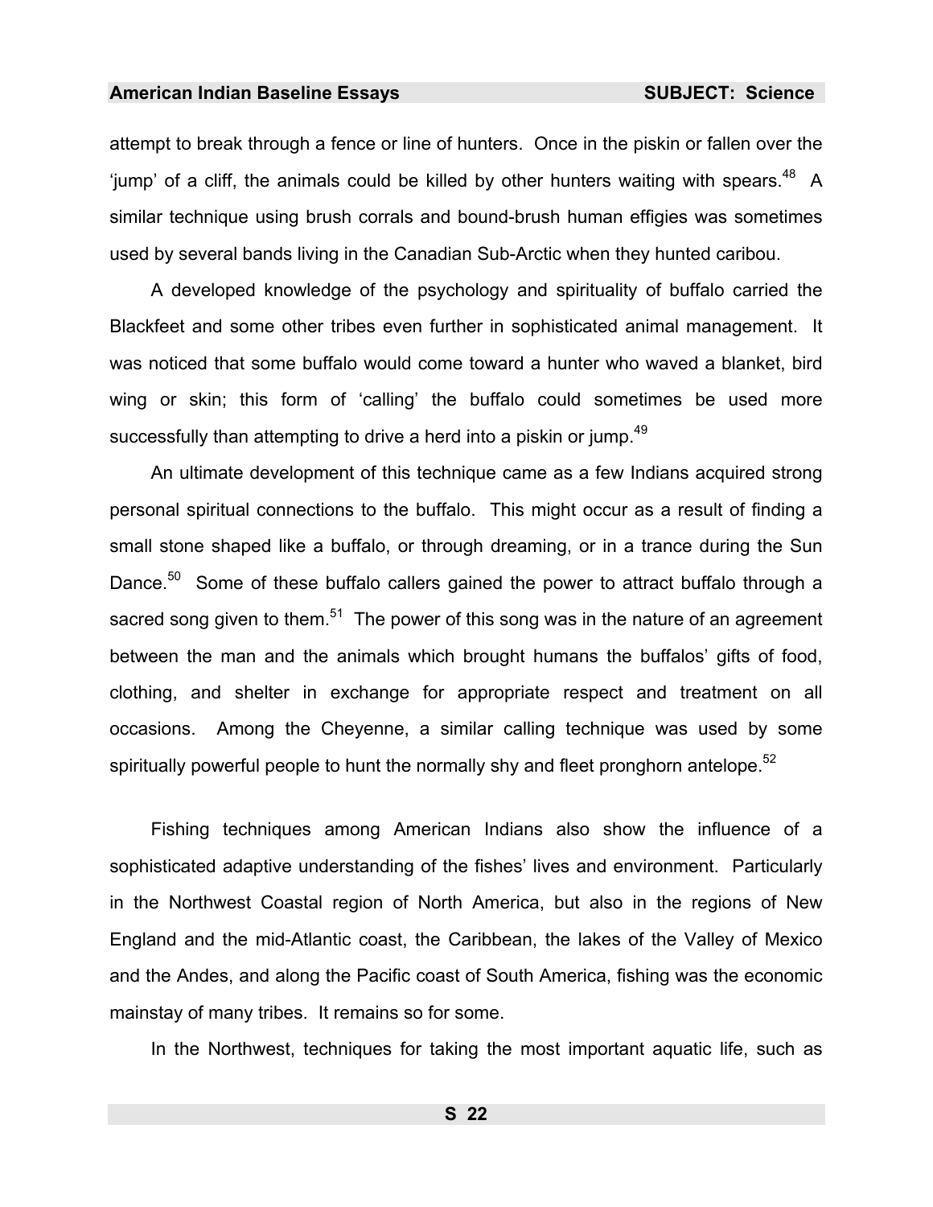attempt to break through a fence or line of hunters. Once in the piskin or fallen over the 'jump' of a cliff, the animals could be killed by other hunters waiting with spears.[48] A similar technique using brush corrals and bound-brush human effigies was sometimes used by several bands living in the Canadian Sub-Arctic when they hunted caribou.

A developed knowledge of the psychology and spirituality of buffalo carried the Blackfeet and some other tribes even further in sophisticated animal management. It was noticed that some buffalo would come toward a hunter who waved a blanket, bird wing or skin; this form of 'calling' the buffalo could sometimes be used more successfully than attempting to drive a herd into a piskin or jump.[49]

An ultimate development of this technique came as a few Indians acquired strong personal spiritual connections to the buffalo. This might occur as a result of finding a small stone shaped like a buffalo, or through dreaming, or in a trance during the Sun Dance.[50] Some of these buffalo callers gained the power to attract buffalo through a sacred song given to them.[51] The power of this song was in the nature of an agreement between the man and the animals which brought humans the buffalos' gifts of food, clothing, and shelter in exchange for appropriate respect and treatment on all occasions. Among the Cheyenne, a similar calling technique was used by some spiritually powerful people to hunt the normally shy and fleet pronghorn antelope.[52]

Fishing techniques among American Indians also show the influence of a sophisticated adaptive understanding of the fishes' lives and environment. Particularly in the Northwest Coastal region of North America, but also in the regions of New England and the mid-Atlantic coast, the Caribbean, the lakes of the Valley of Mexico and the Andes, and along the Pacific coast of South America, fishing was the economic mainstay of many tribes. It remains so for some.

In the Northwest, techniques for taking the most important aquatic life, such as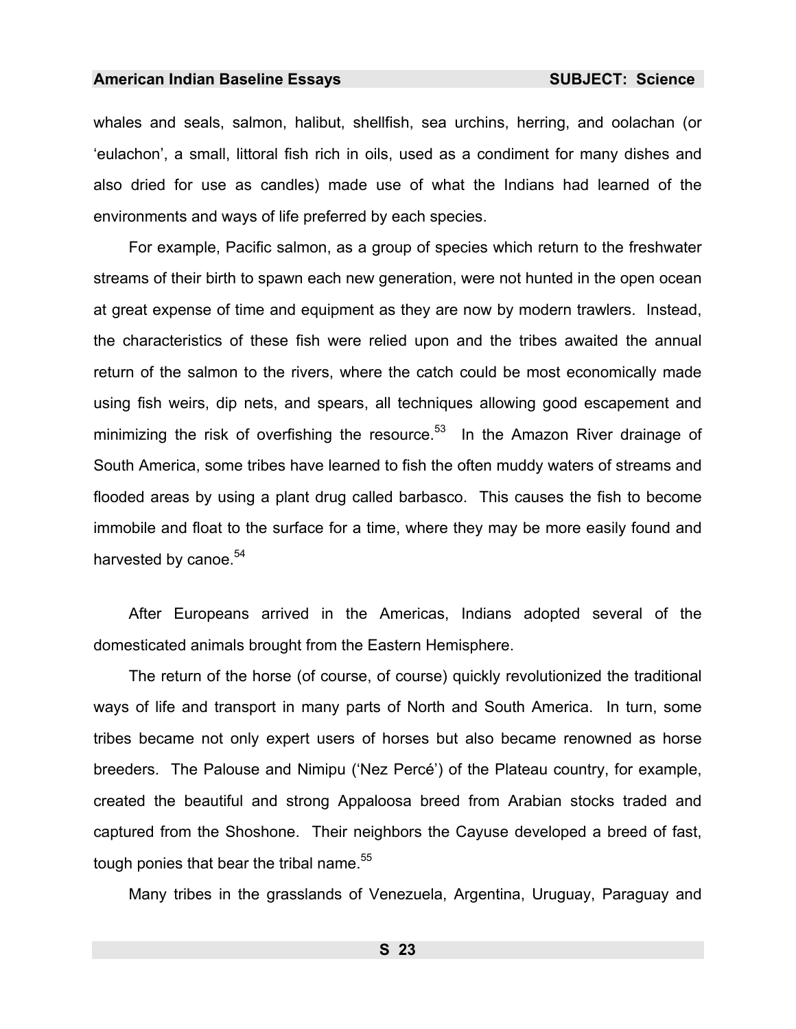whales and seals, salmon, halibut, shellfish, sea urchins, herring, and oolachan (or 'eulachon', a small, littoral fish rich in oils, used as a condiment for many dishes and also dried for use as candles) made use of what the Indians had learned of the environments and ways of life preferred by each species.

For example, Pacific salmon, as a group of species which return to the freshwater streams of their birth to spawn each new generation, were not hunted in the open ocean at great expense of time and equipment as they are now by modern trawlers. Instead, the characteristics of these fish were relied upon and the tribes awaited the annual return of the salmon to the rivers, where the catch could be most economically made using fish weirs, dip nets, and spears, all techniques allowing good escapement and minimizing the risk of overfishing the resource.[53] In the Amazon River drainage of South America, some tribes have learned to fish the often muddy waters of streams and flooded areas by using a plant drug called barbasco. This causes the fish to become immobile and float to the surface for a time, where they may be more easily found and harvested by canoe.[54]

After Europeans arrived in the Americas, Indians adopted several of the domesticated animals brought from the Eastern Hemisphere.

The return of the horse (of course, of course) quickly revolutionized the traditional ways of life and transport in many parts of North and South America. In turn, some tribes became not only expert users of horses but also became renowned as horse breeders. The Palouse and Nimipu ('Nez Percé') of the Plateau country, for example, created the beautiful and strong Appaloosa breed from Arabian stocks traded and captured from the Shoshone. Their neighbors the Cayuse developed a breed of fast, tough ponies that bear the tribal name.[55]

Many tribes in the grasslands of Venezuela, Argentina, Uruguay, Paraguay and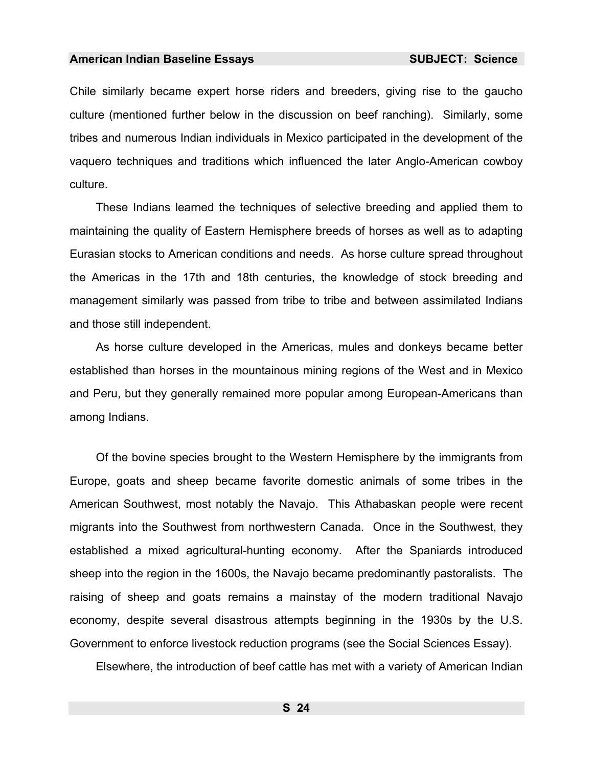Chile similarly became expert horse riders and breeders, giving rise to the gaucho culture (mentioned further below in the discussion on beef ranching). Similarly, some tribes and numerous Indian individuals in Mexico participated in the development of the vaquero techniques and traditions which influenced the later Anglo-American cowboy culture.

These Indians learned the techniques of selective breeding and applied them to maintaining the quality of Eastern Hemisphere breeds of horses as well as to adapting Eurasian stocks to American conditions and needs. As horse culture spread throughout the Americas in the 17th and 18th centuries, the knowledge of stock breeding and management similarly was passed from tribe to tribe and between assimilated Indians and those still independent.

As horse culture developed in the Americas, mules and donkeys became better established than horses in the mountainous mining regions of the West and in Mexico and Peru, but they generally remained more popular among European-Americans than among Indians.

Of the bovine species brought to the Western Hemisphere by the immigrants from Europe, goats and sheep became favorite domestic animals of some tribes in the American Southwest, most notably the Navajo. This Athabaskan people were recent migrants into the Southwest from northwestern Canada. Once in the Southwest, they established a mixed agricultural-hunting economy. After the Spaniards introduced sheep into the region in the 1600s, the Navajo became predominantly pastoralists. The raising of sheep and goats remains a mainstay of the modern traditional Navajo economy, despite several disastrous attempts beginning in the 1930s by the U.S. Government to enforce livestock reduction programs (see the Social Sciences Essay).

Elsewhere, the introduction of beef cattle has met with a variety of American Indian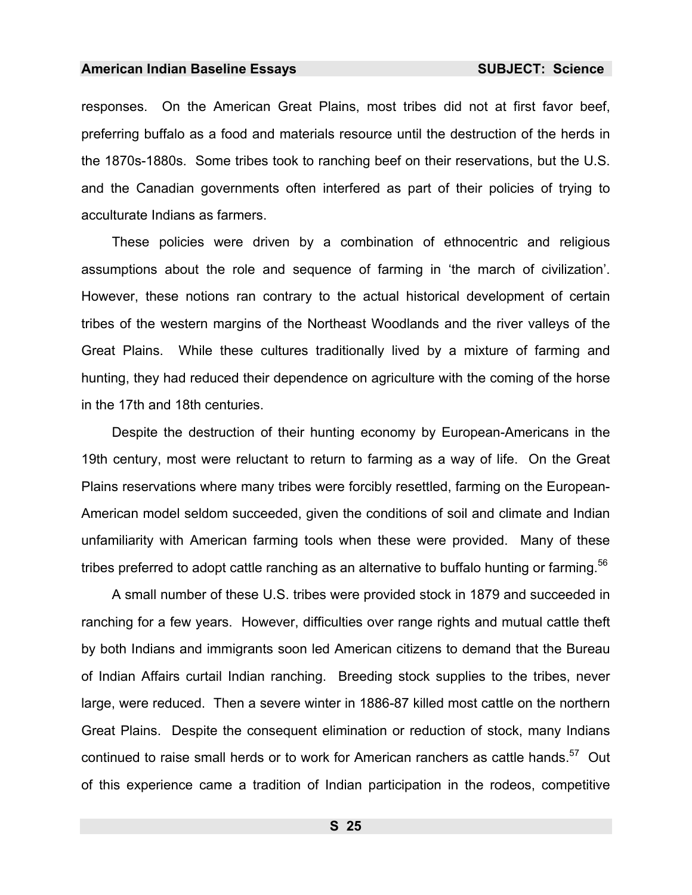responses. On the American Great Plains, most tribes did not at first favor beef, preferring buffalo as a food and materials resource until the destruction of the herds in the 1870s-1880s. Some tribes took to ranching beef on their reservations, but the U.S. and the Canadian governments often interfered as part of their policies of trying to acculturate Indians as farmers.

These policies were driven by a combination of ethnocentric and religious assumptions about the role and sequence of farming in 'the march of civilization'. However, these notions ran contrary to the actual historical development of certain tribes of the western margins of the Northeast Woodlands and the river valleys of the Great Plains. While these cultures traditionally lived by a mixture of farming and hunting, they had reduced their dependence on agriculture with the coming of the horse in the 17th and 18th centuries.

Despite the destruction of their hunting economy by European-Americans in the 19th century, most were reluctant to return to farming as a way of life. On the Great Plains reservations where many tribes were forcibly resettled, farming on the European-American model seldom succeeded, given the conditions of soil and climate and Indian unfamiliarity with American farming tools when these were provided. Many of these tribes preferred to adopt cattle ranching as an alternative to buffalo hunting or farming.[56]

A small number of these U.S. tribes were provided stock in 1879 and succeeded in ranching for a few years. However, difficulties over range rights and mutual cattle theft by both Indians and immigrants soon led American citizens to demand that the Bureau of Indian Affairs curtail Indian ranching. Breeding stock supplies to the tribes, never large, were reduced. Then a severe winter in 1886-87 killed most cattle on the northern Great Plains. Despite the consequent elimination or reduction of stock, many Indians continued to raise small herds or to work for American ranchers as cattle hands.[57] Out of this experience came a tradition of Indian participation in the rodeos, competitive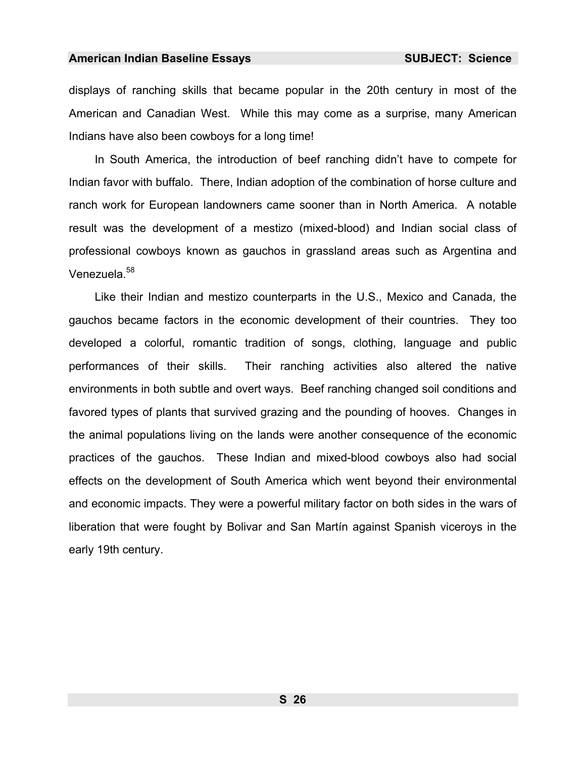displays of ranching skills that became popular in the 20th century in most of the American and Canadian West. While this may come as a surprise, many American Indians have also been cowboys for a long time!

In South America, the introduction of beef ranching didn't have to compete for Indian favor with buffalo. There, Indian adoption of the combination of horse culture and ranch work for European landowners came sooner than in North America. A notable result was the development of a mestizo (mixed-blood) and Indian social class of professional cowboys known as gauchos in grassland areas such as Argentina and Venezuela.[58]

Like their Indian and mestizo counterparts in the U.S., Mexico and Canada, the gauchos became factors in the economic development of their countries. They too developed a colorful, romantic tradition of songs, clothing, language and public performances of their skills. Their ranching activities also altered the native environments in both subtle and overt ways. Beef ranching changed soil conditions and favored types of plants that survived grazing and the pounding of hooves. Changes in the animal populations living on the lands were another consequence of the economic practices of the gauchos. These Indian and mixed-blood cowboys also had social effects on the development of South America which went beyond their environmental and economic impacts. They were a powerful military factor on both sides in the wars of liberation that were fought by Bolivar and San Martín against Spanish viceroys in the early 19th century.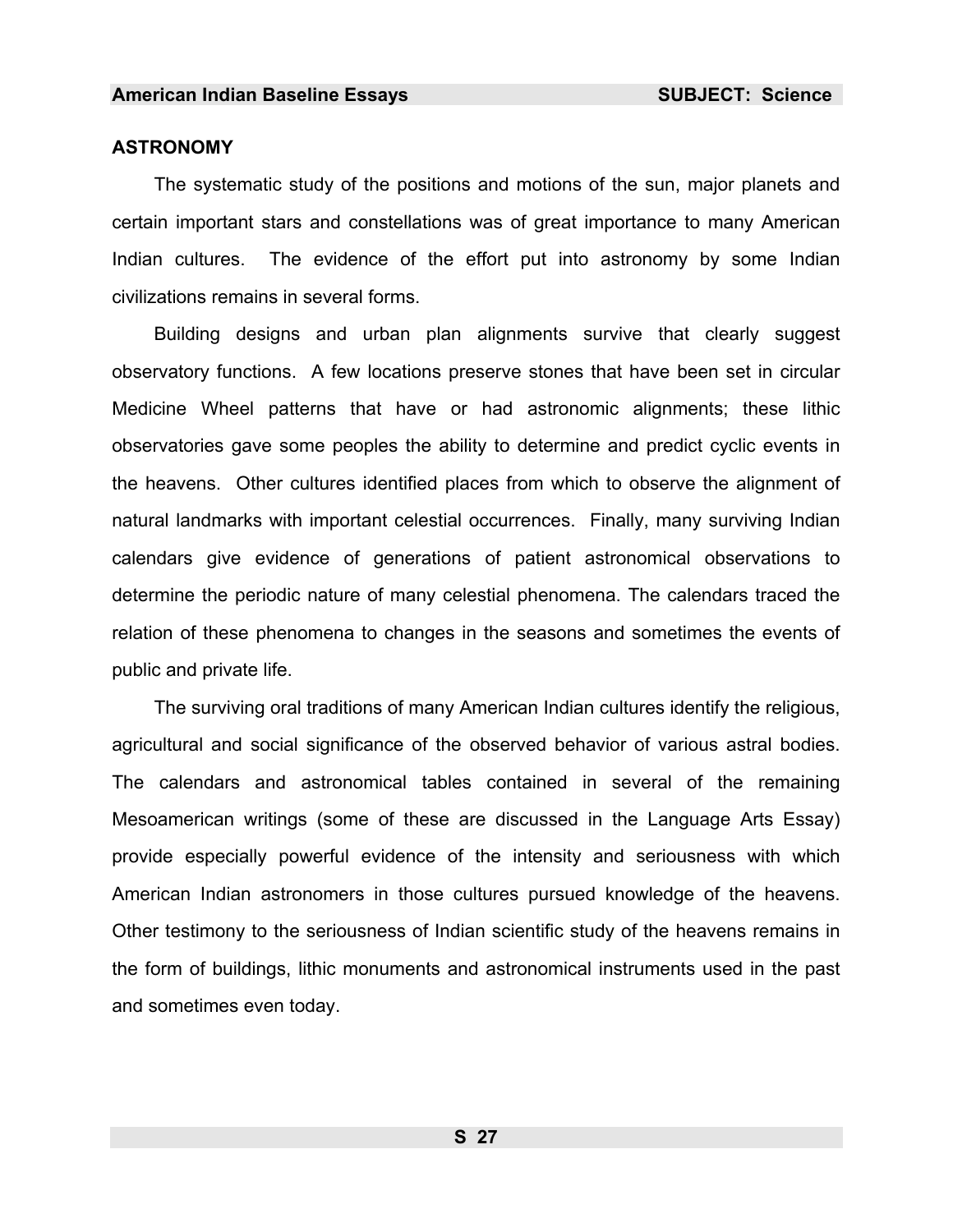## ASTRONOMY

The systematic study of the positions and motions of the sun, major planets and certain important stars and constellations was of great importance to many American Indian cultures. The evidence of the effort put into astronomy by some Indian civilizations remains in several forms.

Building designs and urban plan alignments survive that clearly suggest observatory functions. A few locations preserve stones that have been set in circular Medicine Wheel patterns that have or had astronomic alignments; these lithic observatories gave some peoples the ability to determine and predict cyclic events in the heavens. Other cultures identified places from which to observe the alignment of natural landmarks with important celestial occurrences. Finally, many surviving Indian calendars give evidence of generations of patient astronomical observations to determine the periodic nature of many celestial phenomena. The calendars traced the relation of these phenomena to changes in the seasons and sometimes the events of public and private life.

The surviving oral traditions of many American Indian cultures identify the religious, agricultural and social significance of the observed behavior of various astral bodies. The calendars and astronomical tables contained in several of the remaining Mesoamerican writings (some of these are discussed in the Language Arts Essay) provide especially powerful evidence of the intensity and seriousness with which American Indian astronomers in those cultures pursued knowledge of the heavens. Other testimony to the seriousness of Indian scientific study of the heavens remains in the form of buildings, lithic monuments and astronomical instruments used in the past and sometimes even today.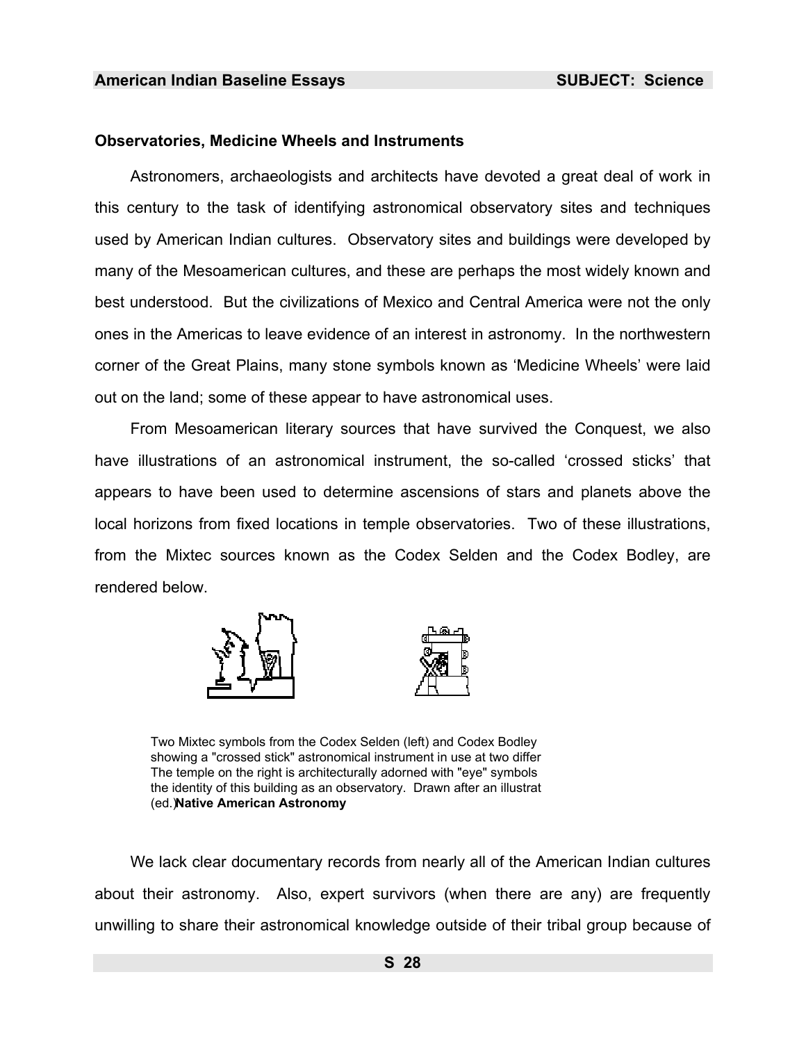### Observatories, Medicine Wheels and Instruments

Astronomers, archaeologists and architects have devoted a great deal of work in this century to the task of identifying astronomical observatory sites and techniques used by American Indian cultures. Observatory sites and buildings were developed by many of the Mesoamerican cultures, and these are perhaps the most widely known and best understood. But the civilizations of Mexico and Central America were not the only ones in the Americas to leave evidence of an interest in astronomy. In the northwestern corner of the Great Plains, many stone symbols known as 'Medicine Wheels' were laid out on the land; some of these appear to have astronomical uses.

From Mesoamerican literary sources that have survived the Conquest, we also have illustrations of an astronomical instrument, the so-called 'crossed sticks' that appears to have been used to determine ascensions of stars and planets above the local horizons from fixed locations in temple observatories. Two of these illustrations, from the Mixtec sources known as the Codex Selden and the Codex Bodley, are rendered below.

Two Mixtec symbols from the Codex Selden (left) and Codex Bodley showing a "crossed stick" astronomical instrument in use at two differ The temple on the right is architecturally adorned with "eye" symbols the identity of this building as an observatory. Drawn after an illustrat (ed.) **Native American Astronomy**

We lack clear documentary records from nearly all of the American Indian cultures about their astronomy. Also, expert survivors (when there are any) are frequently unwilling to share their astronomical knowledge outside of their tribal group because of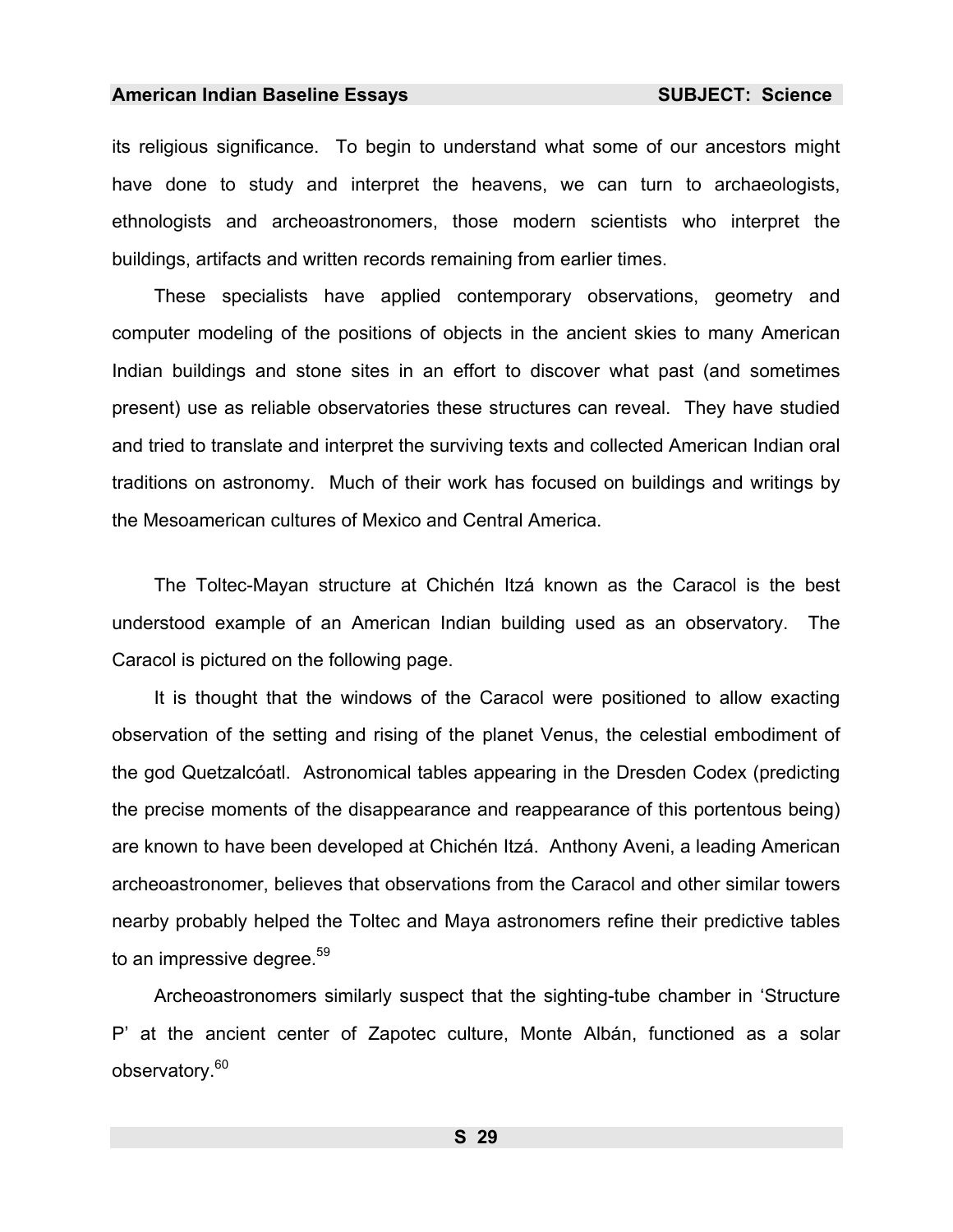its religious significance. To begin to understand what some of our ancestors might have done to study and interpret the heavens, we can turn to archaeologists, ethnologists and archeoastronomers, those modern scientists who interpret the buildings, artifacts and written records remaining from earlier times.

These specialists have applied contemporary observations, geometry and computer modeling of the positions of objects in the ancient skies to many American Indian buildings and stone sites in an effort to discover what past (and sometimes present) use as reliable observatories these structures can reveal. They have studied and tried to translate and interpret the surviving texts and collected American Indian oral traditions on astronomy. Much of their work has focused on buildings and writings by the Mesoamerican cultures of Mexico and Central America.

The Toltec-Mayan structure at Chichén Itzá known as the Caracol is the best understood example of an American Indian building used as an observatory. The Caracol is pictured on the following page.

It is thought that the windows of the Caracol were positioned to allow exacting observation of the setting and rising of the planet Venus, the celestial embodiment of the god Quetzalcóatl. Astronomical tables appearing in the Dresden Codex (predicting the precise moments of the disappearance and reappearance of this portentous being) are known to have been developed at Chichén Itzá. Anthony Aveni, a leading American archeoastronomer, believes that observations from the Caracol and other similar towers nearby probably helped the Toltec and Maya astronomers refine their predictive tables to an impressive degree.[59]

Archeoastronomers similarly suspect that the sighting-tube chamber in 'Structure P' at the ancient center of Zapotec culture, Monte Albán, functioned as a solar observatory.[60]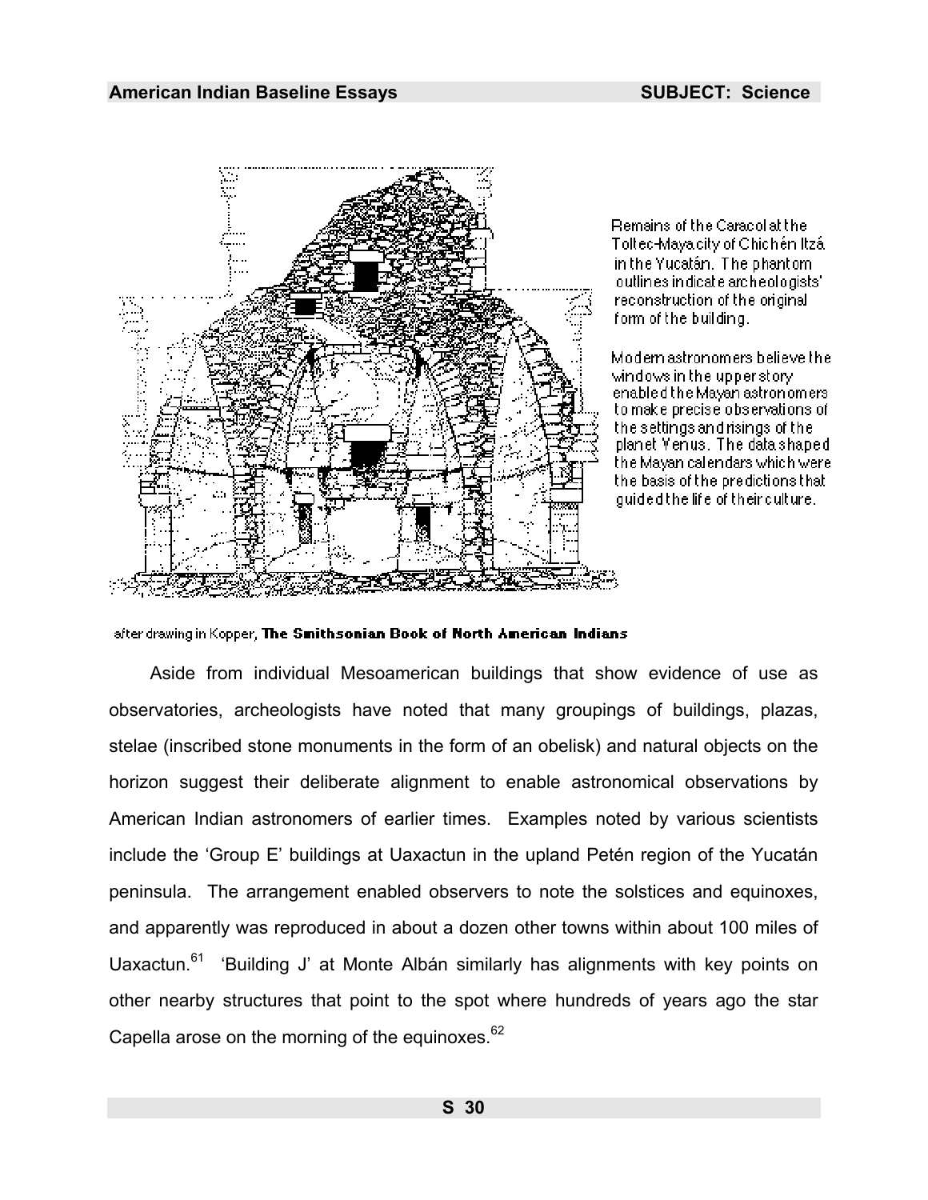Remains of the Caracol at the Toltec-Maya city of Chichén Itzá in the Yucatán. The phantom outlines indicate archeologists' reconstruction of the original form of the building.

Modern astronomers believe the windows in the upper story enabled the Mayan astronomers to make precise observations of the settings and risings of the planet Venus. The data shaped the Mayan calendars which were the basis of the predictions that guided the life of their culture.

after drawing in Kopper, **The Smithsonian Book of North American Indians**

Aside from individual Mesoamerican buildings that show evidence of use as observatories, archeologists have noted that many groupings of buildings, plazas, stelae (inscribed stone monuments in the form of an obelisk) and natural objects on the horizon suggest their deliberate alignment to enable astronomical observations by American Indian astronomers of earlier times. Examples noted by various scientists include the 'Group E' buildings at Uaxactun in the upland Petén region of the Yucatán peninsula. The arrangement enabled observers to note the solstices and equinoxes, and apparently was reproduced in about a dozen other towns within about 100 miles of Uaxactun.[61] 'Building J' at Monte Albán similarly has alignments with key points on other nearby structures that point to the spot where hundreds of years ago the star Capella arose on the morning of the equinoxes.[62]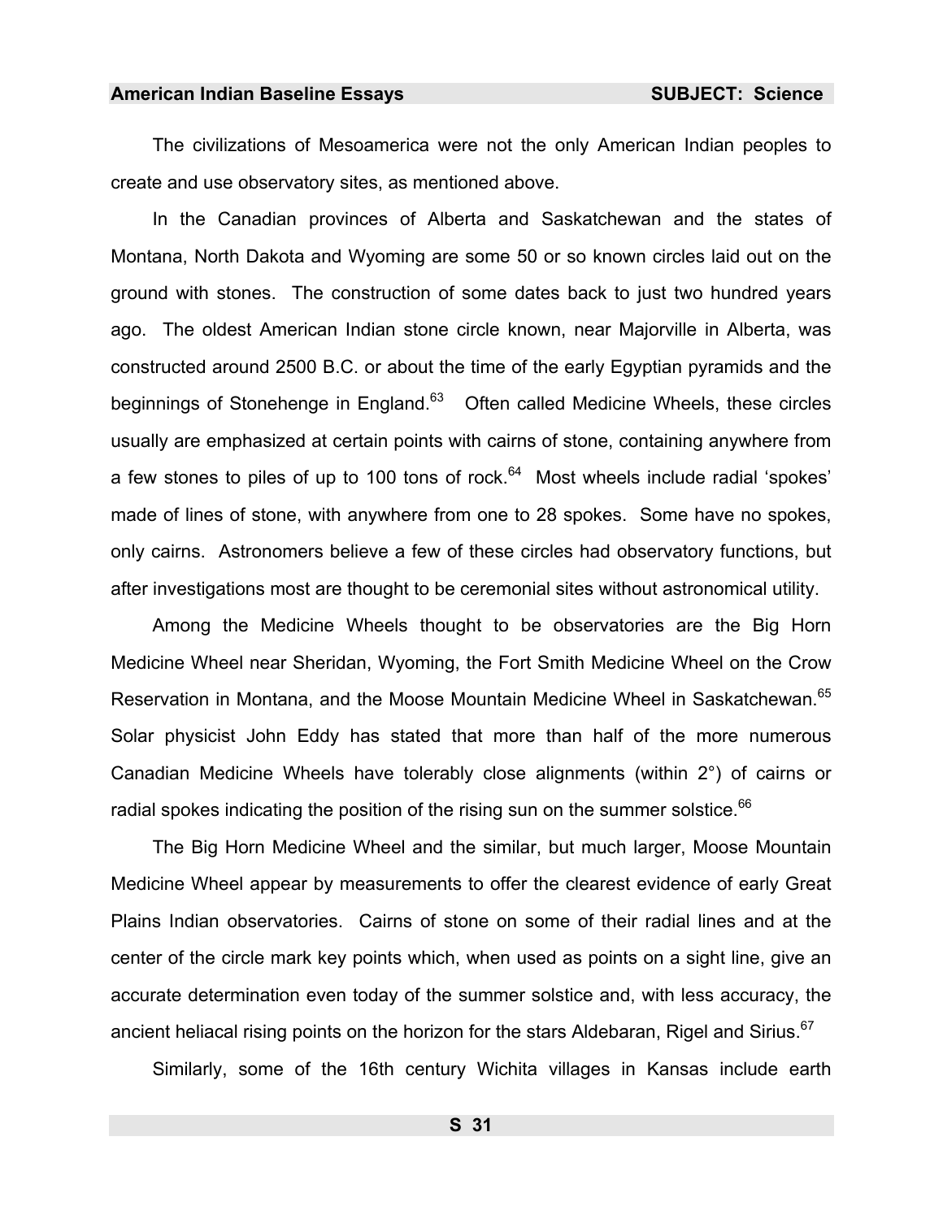The civilizations of Mesoamerica were not the only American Indian peoples to create and use observatory sites, as mentioned above.

In the Canadian provinces of Alberta and Saskatchewan and the states of Montana, North Dakota and Wyoming are some 50 or so known circles laid out on the ground with stones. The construction of some dates back to just two hundred years ago. The oldest American Indian stone circle known, near Majorville in Alberta, was constructed around 2500 B.C. or about the time of the early Egyptian pyramids and the beginnings of Stonehenge in England.[63] Often called Medicine Wheels, these circles usually are emphasized at certain points with cairns of stone, containing anywhere from a few stones to piles of up to 100 tons of rock.[64] Most wheels include radial 'spokes' made of lines of stone, with anywhere from one to 28 spokes. Some have no spokes, only cairns. Astronomers believe a few of these circles had observatory functions, but after investigations most are thought to be ceremonial sites without astronomical utility.

Among the Medicine Wheels thought to be observatories are the Big Horn Medicine Wheel near Sheridan, Wyoming, the Fort Smith Medicine Wheel on the Crow Reservation in Montana, and the Moose Mountain Medicine Wheel in Saskatchewan.[65] Solar physicist John Eddy has stated that more than half of the more numerous Canadian Medicine Wheels have tolerably close alignments (within 2°) of cairns or radial spokes indicating the position of the rising sun on the summer solstice.[66]

The Big Horn Medicine Wheel and the similar, but much larger, Moose Mountain Medicine Wheel appear by measurements to offer the clearest evidence of early Great Plains Indian observatories. Cairns of stone on some of their radial lines and at the center of the circle mark key points which, when used as points on a sight line, give an accurate determination even today of the summer solstice and, with less accuracy, the ancient heliacal rising points on the horizon for the stars Aldebaran, Rigel and Sirius.[67]

Similarly, some of the 16th century Wichita villages in Kansas include earth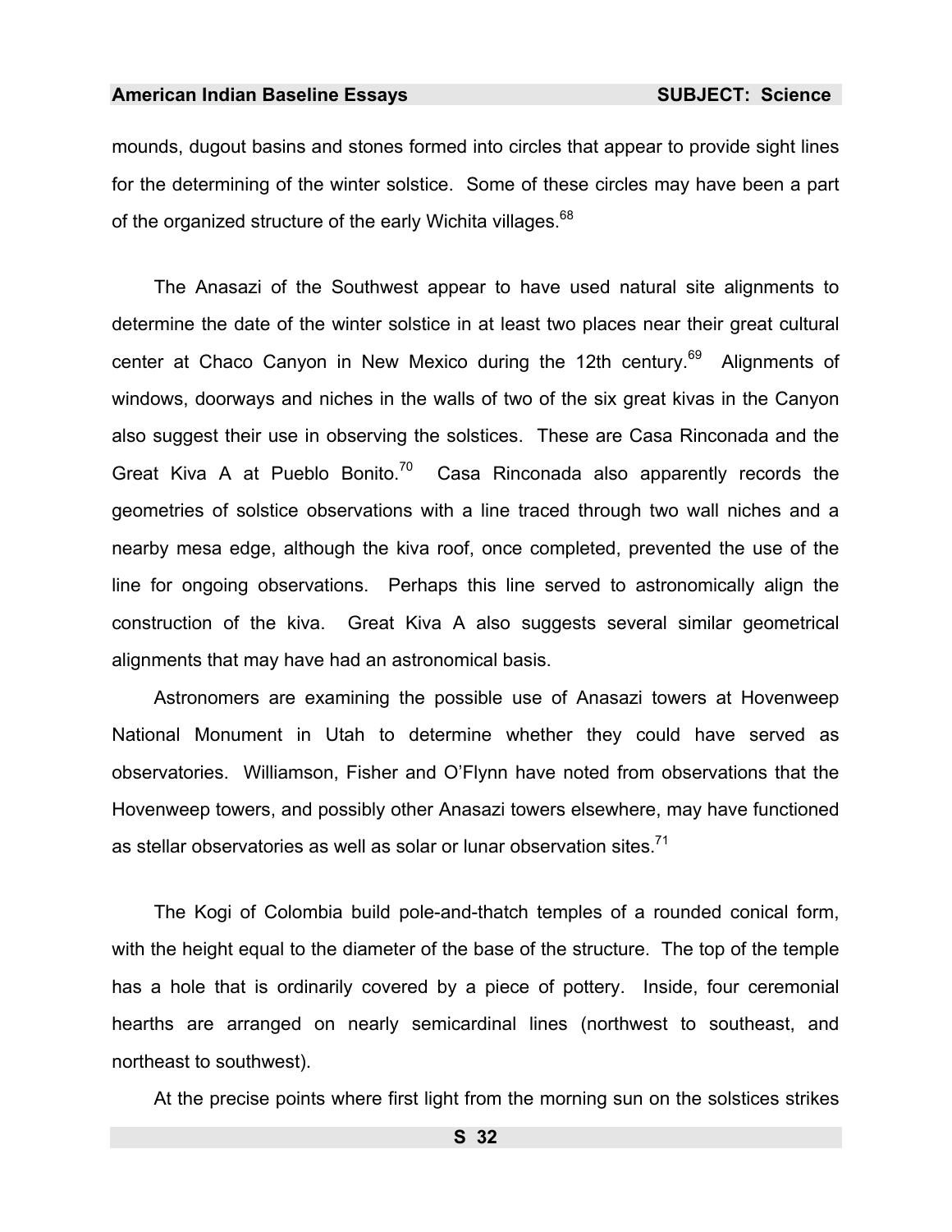mounds, dugout basins and stones formed into circles that appear to provide sight lines for the determining of the winter solstice. Some of these circles may have been a part of the organized structure of the early Wichita villages.[68]

The Anasazi of the Southwest appear to have used natural site alignments to determine the date of the winter solstice in at least two places near their great cultural center at Chaco Canyon in New Mexico during the 12th century.[69] Alignments of windows, doorways and niches in the walls of two of the six great kivas in the Canyon also suggest their use in observing the solstices. These are Casa Rinconada and the Great Kiva A at Pueblo Bonito.[70] Casa Rinconada also apparently records the geometries of solstice observations with a line traced through two wall niches and a nearby mesa edge, although the kiva roof, once completed, prevented the use of the line for ongoing observations. Perhaps this line served to astronomically align the construction of the kiva. Great Kiva A also suggests several similar geometrical alignments that may have had an astronomical basis.

Astronomers are examining the possible use of Anasazi towers at Hovenweep National Monument in Utah to determine whether they could have served as observatories. Williamson, Fisher and O'Flynn have noted from observations that the Hovenweep towers, and possibly other Anasazi towers elsewhere, may have functioned as stellar observatories as well as solar or lunar observation sites.[71]

The Kogi of Colombia build pole-and-thatch temples of a rounded conical form, with the height equal to the diameter of the base of the structure. The top of the temple has a hole that is ordinarily covered by a piece of pottery. Inside, four ceremonial hearths are arranged on nearly semicardinal lines (northwest to southeast, and northeast to southwest).

At the precise points where first light from the morning sun on the solstices strikes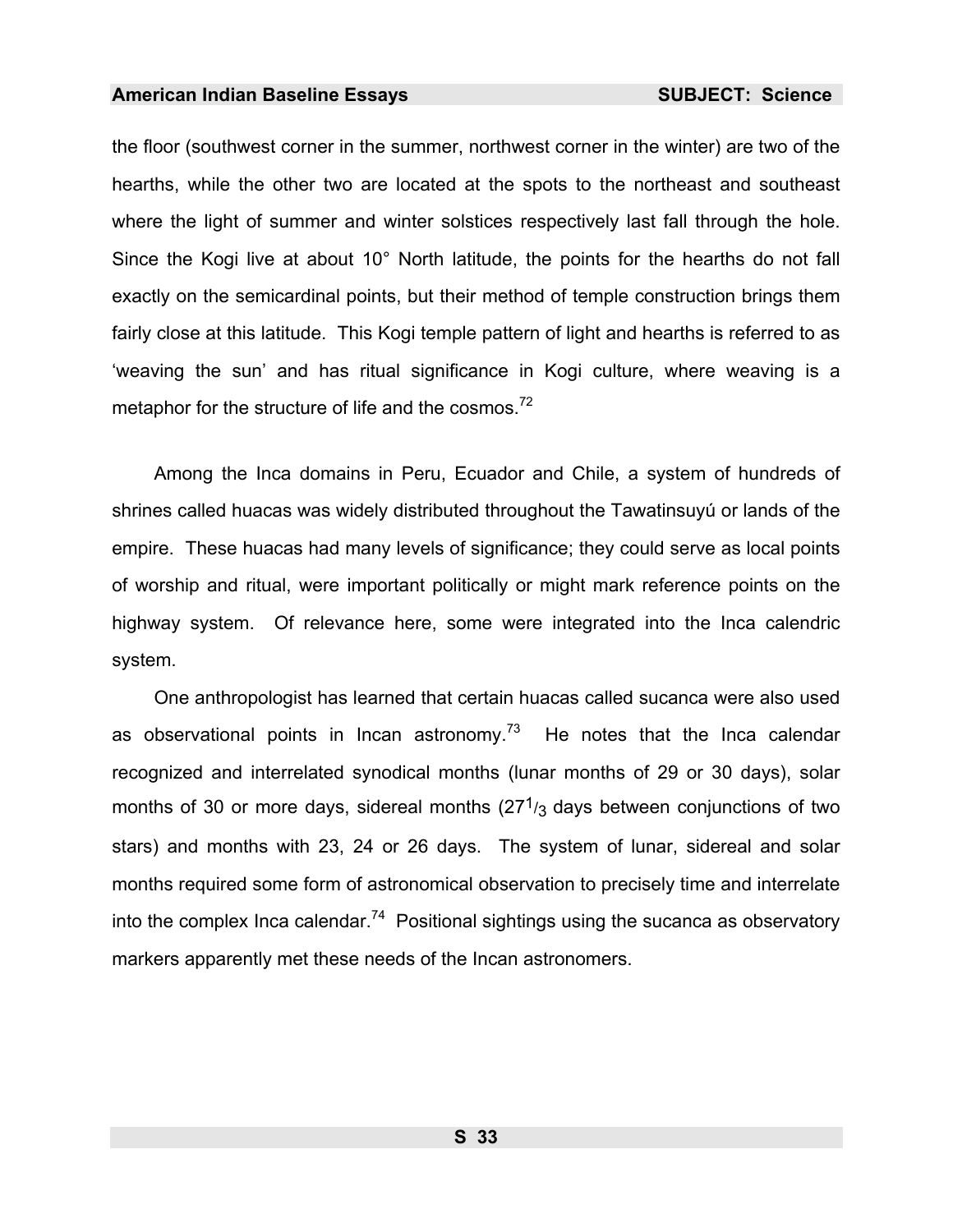the floor (southwest corner in the summer, northwest corner in the winter) are two of the hearths, while the other two are located at the spots to the northeast and southeast where the light of summer and winter solstices respectively last fall through the hole. Since the Kogi live at about 10° North latitude, the points for the hearths do not fall exactly on the semicardinal points, but their method of temple construction brings them fairly close at this latitude. This Kogi temple pattern of light and hearths is referred to as 'weaving the sun' and has ritual significance in Kogi culture, where weaving is a metaphor for the structure of life and the cosmos.[72]

Among the Inca domains in Peru, Ecuador and Chile, a system of hundreds of shrines called huacas was widely distributed throughout the Tawatinsuyú or lands of the empire. These huacas had many levels of significance; they could serve as local points of worship and ritual, were important politically or might mark reference points on the highway system. Of relevance here, some were integrated into the Inca calendric system.

One anthropologist has learned that certain huacas called sucanca were also used as observational points in Incan astronomy.[73] He notes that the Inca calendar recognized and interrelated synodical months (lunar months of 29 or 30 days), solar months of 30 or more days, sidereal months ($27^1/_3$ days between conjunctions of two stars) and months with 23, 24 or 26 days. The system of lunar, sidereal and solar months required some form of astronomical observation to precisely time and interrelate into the complex Inca calendar.[74] Positional sightings using the sucanca as observatory markers apparently met these needs of the Incan astronomers.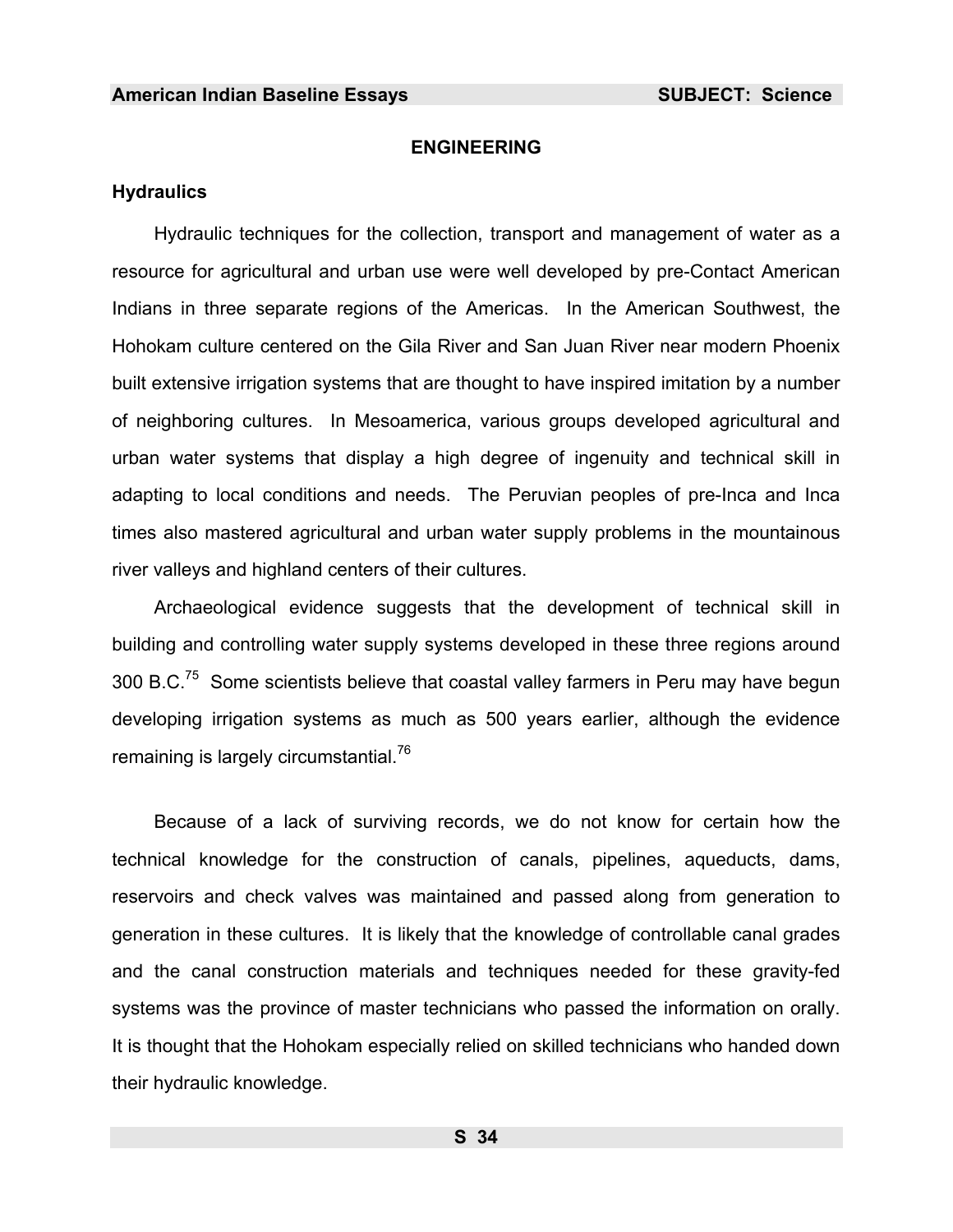## ENGINEERING

### Hydraulics

Hydraulic techniques for the collection, transport and management of water as a resource for agricultural and urban use were well developed by pre-Contact American Indians in three separate regions of the Americas. In the American Southwest, the Hohokam culture centered on the Gila River and San Juan River near modern Phoenix built extensive irrigation systems that are thought to have inspired imitation by a number of neighboring cultures. In Mesoamerica, various groups developed agricultural and urban water systems that display a high degree of ingenuity and technical skill in adapting to local conditions and needs. The Peruvian peoples of pre-Inca and Inca times also mastered agricultural and urban water supply problems in the mountainous river valleys and highland centers of their cultures.

Archaeological evidence suggests that the development of technical skill in building and controlling water supply systems developed in these three regions around 300 B.C.[75] Some scientists believe that coastal valley farmers in Peru may have begun developing irrigation systems as much as 500 years earlier, although the evidence remaining is largely circumstantial.[76]

Because of a lack of surviving records, we do not know for certain how the technical knowledge for the construction of canals, pipelines, aqueducts, dams, reservoirs and check valves was maintained and passed along from generation to generation in these cultures. It is likely that the knowledge of controllable canal grades and the canal construction materials and techniques needed for these gravity-fed systems was the province of master technicians who passed the information on orally. It is thought that the Hohokam especially relied on skilled technicians who handed down their hydraulic knowledge.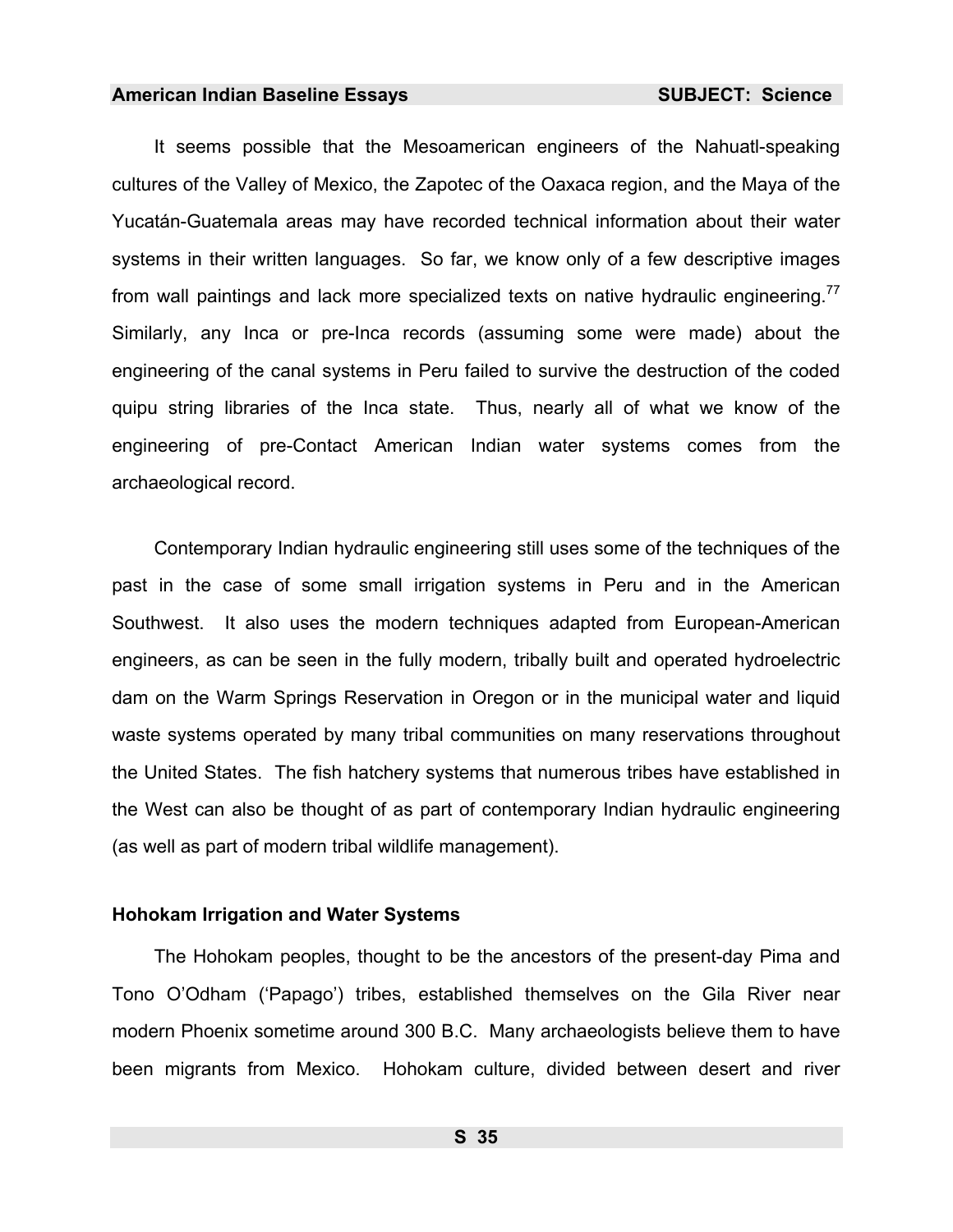It seems possible that the Mesoamerican engineers of the Nahuatl-speaking cultures of the Valley of Mexico, the Zapotec of the Oaxaca region, and the Maya of the Yucatán-Guatemala areas may have recorded technical information about their water systems in their written languages. So far, we know only of a few descriptive images from wall paintings and lack more specialized texts on native hydraulic engineering.[77] Similarly, any Inca or pre-Inca records (assuming some were made) about the engineering of the canal systems in Peru failed to survive the destruction of the coded quipu string libraries of the Inca state. Thus, nearly all of what we know of the engineering of pre-Contact American Indian water systems comes from the archaeological record.

Contemporary Indian hydraulic engineering still uses some of the techniques of the past in the case of some small irrigation systems in Peru and in the American Southwest. It also uses the modern techniques adapted from European-American engineers, as can be seen in the fully modern, tribally built and operated hydroelectric dam on the Warm Springs Reservation in Oregon or in the municipal water and liquid waste systems operated by many tribal communities on many reservations throughout the United States. The fish hatchery systems that numerous tribes have established in the West can also be thought of as part of contemporary Indian hydraulic engineering (as well as part of modern tribal wildlife management).

### Hohokam Irrigation and Water Systems

The Hohokam peoples, thought to be the ancestors of the present-day Pima and Tono O'Odham ('Papago') tribes, established themselves on the Gila River near modern Phoenix sometime around 300 B.C. Many archaeologists believe them to have been migrants from Mexico. Hohokam culture, divided between desert and river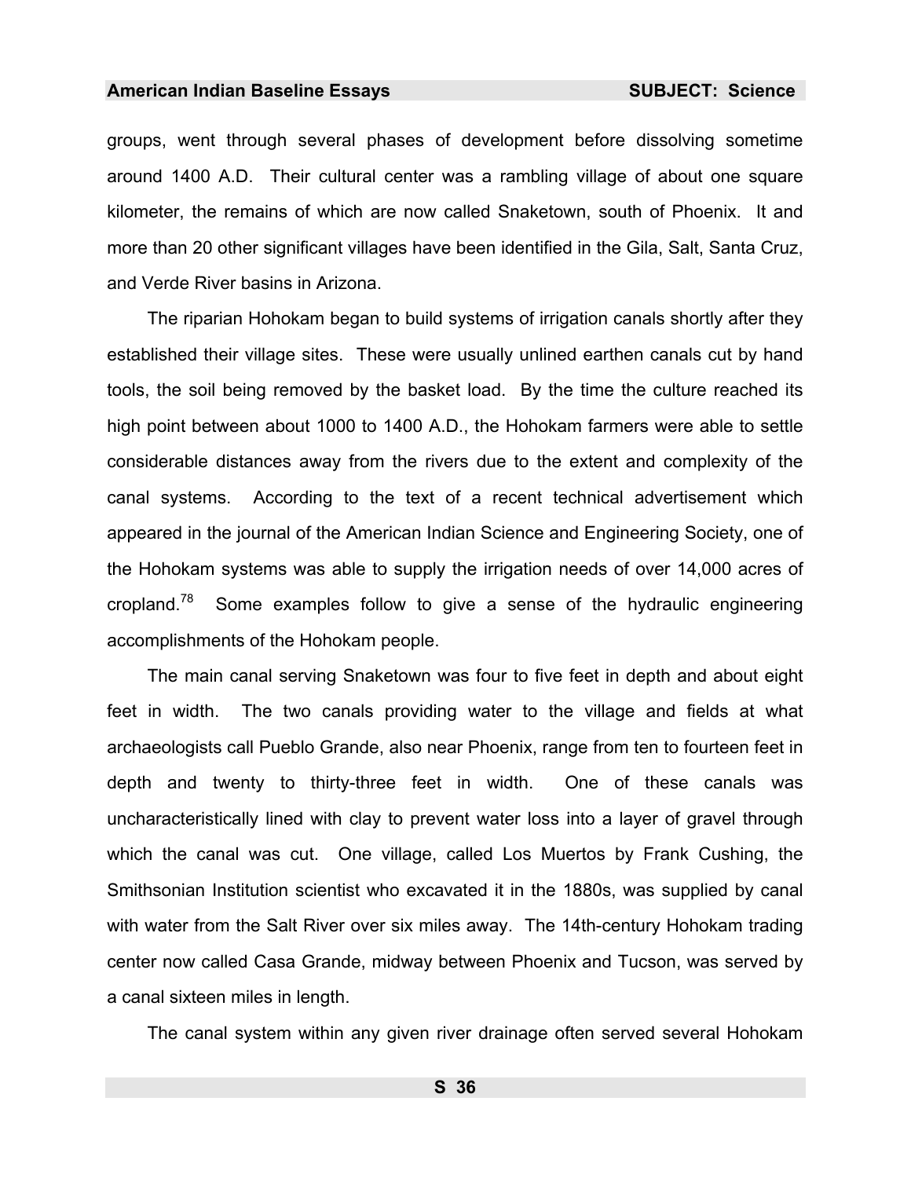groups, went through several phases of development before dissolving sometime around 1400 A.D. Their cultural center was a rambling village of about one square kilometer, the remains of which are now called Snaketown, south of Phoenix. It and more than 20 other significant villages have been identified in the Gila, Salt, Santa Cruz, and Verde River basins in Arizona.

The riparian Hohokam began to build systems of irrigation canals shortly after they established their village sites. These were usually unlined earthen canals cut by hand tools, the soil being removed by the basket load. By the time the culture reached its high point between about 1000 to 1400 A.D., the Hohokam farmers were able to settle considerable distances away from the rivers due to the extent and complexity of the canal systems. According to the text of a recent technical advertisement which appeared in the journal of the American Indian Science and Engineering Society, one of the Hohokam systems was able to supply the irrigation needs of over 14,000 acres of cropland.[78] Some examples follow to give a sense of the hydraulic engineering accomplishments of the Hohokam people.

The main canal serving Snaketown was four to five feet in depth and about eight feet in width. The two canals providing water to the village and fields at what archaeologists call Pueblo Grande, also near Phoenix, range from ten to fourteen feet in depth and twenty to thirty-three feet in width. One of these canals was uncharacteristically lined with clay to prevent water loss into a layer of gravel through which the canal was cut. One village, called Los Muertos by Frank Cushing, the Smithsonian Institution scientist who excavated it in the 1880s, was supplied by canal with water from the Salt River over six miles away. The 14th-century Hohokam trading center now called Casa Grande, midway between Phoenix and Tucson, was served by a canal sixteen miles in length.

The canal system within any given river drainage often served several Hohokam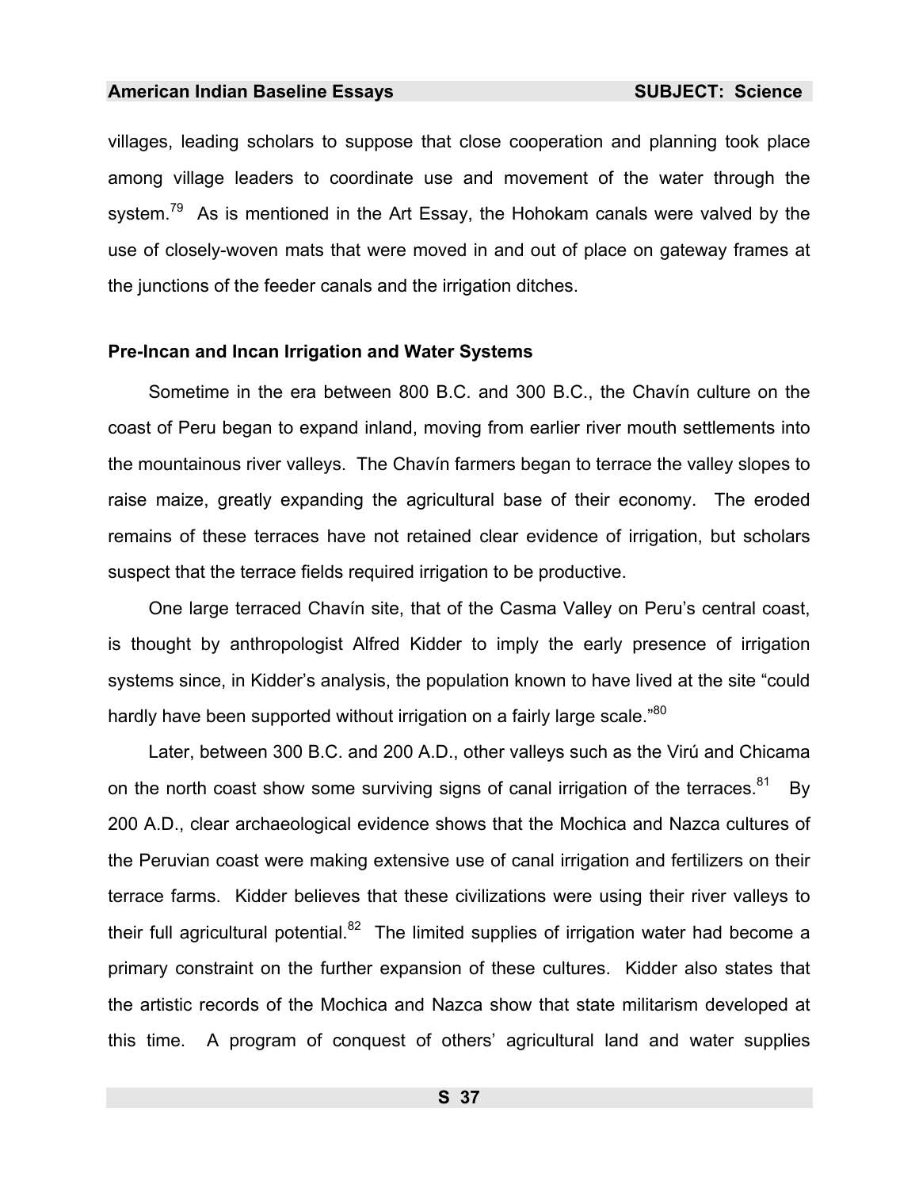villages, leading scholars to suppose that close cooperation and planning took place among village leaders to coordinate use and movement of the water through the system.[79] As is mentioned in the Art Essay, the Hohokam canals were valved by the use of closely-woven mats that were moved in and out of place on gateway frames at the junctions of the feeder canals and the irrigation ditches.

### Pre-Incan and Incan Irrigation and Water Systems

Sometime in the era between 800 B.C. and 300 B.C., the Chavín culture on the coast of Peru began to expand inland, moving from earlier river mouth settlements into the mountainous river valleys. The Chavín farmers began to terrace the valley slopes to raise maize, greatly expanding the agricultural base of their economy. The eroded remains of these terraces have not retained clear evidence of irrigation, but scholars suspect that the terrace fields required irrigation to be productive.

One large terraced Chavín site, that of the Casma Valley on Peru's central coast, is thought by anthropologist Alfred Kidder to imply the early presence of irrigation systems since, in Kidder's analysis, the population known to have lived at the site "could hardly have been supported without irrigation on a fairly large scale."[80]

Later, between 300 B.C. and 200 A.D., other valleys such as the Virú and Chicama on the north coast show some surviving signs of canal irrigation of the terraces.[81] By 200 A.D., clear archaeological evidence shows that the Mochica and Nazca cultures of the Peruvian coast were making extensive use of canal irrigation and fertilizers on their terrace farms. Kidder believes that these civilizations were using their river valleys to their full agricultural potential.[82] The limited supplies of irrigation water had become a primary constraint on the further expansion of these cultures. Kidder also states that the artistic records of the Mochica and Nazca show that state militarism developed at this time. A program of conquest of others' agricultural land and water supplies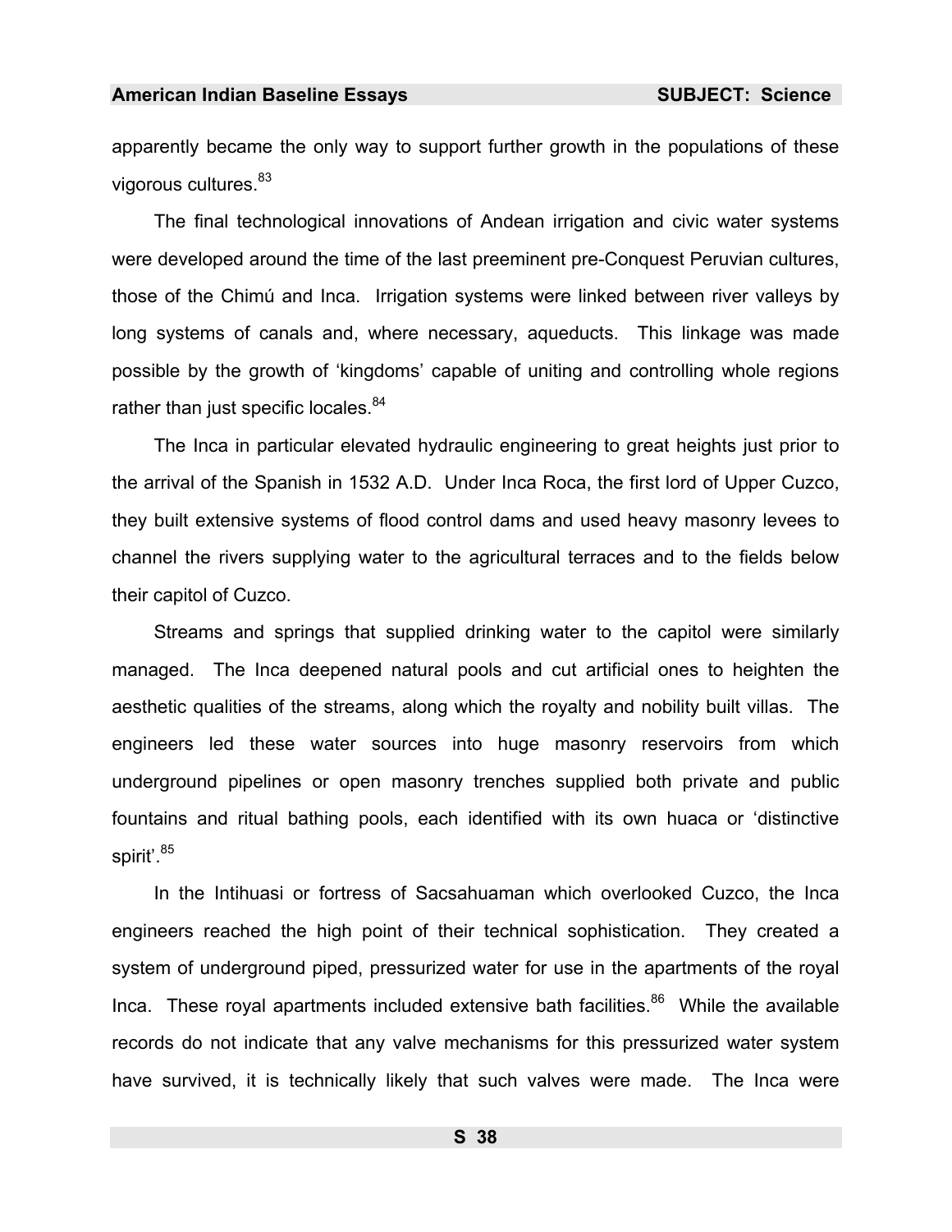apparently became the only way to support further growth in the populations of these vigorous cultures.[83]

The final technological innovations of Andean irrigation and civic water systems were developed around the time of the last preeminent pre-Conquest Peruvian cultures, those of the Chimú and Inca. Irrigation systems were linked between river valleys by long systems of canals and, where necessary, aqueducts. This linkage was made possible by the growth of 'kingdoms' capable of uniting and controlling whole regions rather than just specific locales.[84]

The Inca in particular elevated hydraulic engineering to great heights just prior to the arrival of the Spanish in 1532 A.D. Under Inca Roca, the first lord of Upper Cuzco, they built extensive systems of flood control dams and used heavy masonry levees to channel the rivers supplying water to the agricultural terraces and to the fields below their capitol of Cuzco.

Streams and springs that supplied drinking water to the capitol were similarly managed. The Inca deepened natural pools and cut artificial ones to heighten the aesthetic qualities of the streams, along which the royalty and nobility built villas. The engineers led these water sources into huge masonry reservoirs from which underground pipelines or open masonry trenches supplied both private and public fountains and ritual bathing pools, each identified with its own huaca or 'distinctive spirit'.[85]

In the Intihuasi or fortress of Sacsahuaman which overlooked Cuzco, the Inca engineers reached the high point of their technical sophistication. They created a system of underground piped, pressurized water for use in the apartments of the royal Inca. These royal apartments included extensive bath facilities.[86] While the available records do not indicate that any valve mechanisms for this pressurized water system have survived, it is technically likely that such valves were made. The Inca were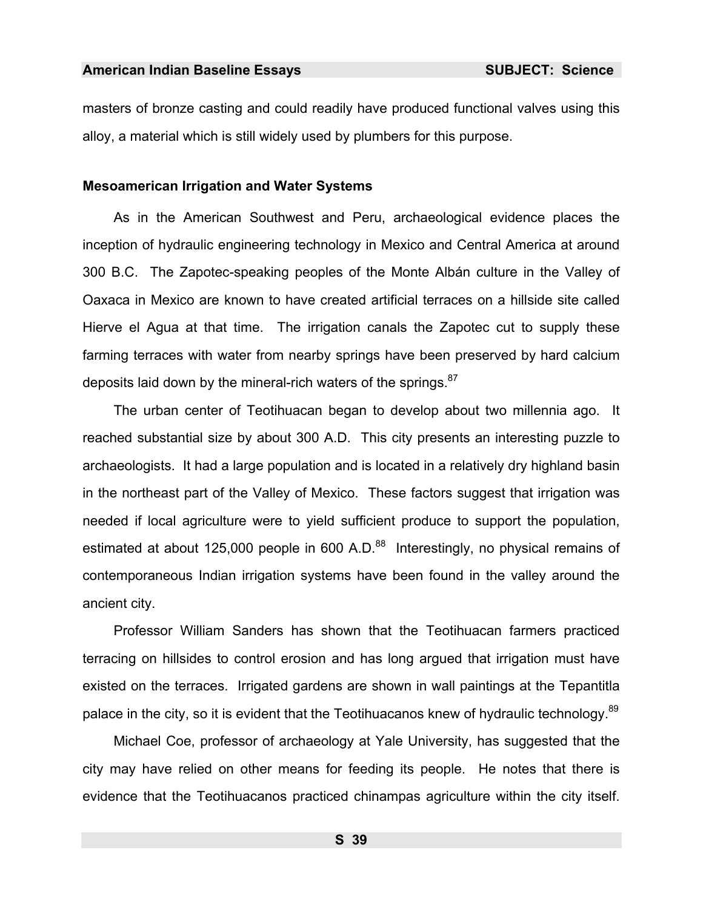masters of bronze casting and could readily have produced functional valves using this alloy, a material which is still widely used by plumbers for this purpose.

### Mesoamerican Irrigation and Water Systems

As in the American Southwest and Peru, archaeological evidence places the inception of hydraulic engineering technology in Mexico and Central America at around 300 B.C. The Zapotec-speaking peoples of the Monte Albán culture in the Valley of Oaxaca in Mexico are known to have created artificial terraces on a hillside site called Hierve el Agua at that time. The irrigation canals the Zapotec cut to supply these farming terraces with water from nearby springs have been preserved by hard calcium deposits laid down by the mineral-rich waters of the springs.[87]

The urban center of Teotihuacan began to develop about two millennia ago. It reached substantial size by about 300 A.D. This city presents an interesting puzzle to archaeologists. It had a large population and is located in a relatively dry highland basin in the northeast part of the Valley of Mexico. These factors suggest that irrigation was needed if local agriculture were to yield sufficient produce to support the population, estimated at about 125,000 people in 600 A.D.[88] Interestingly, no physical remains of contemporaneous Indian irrigation systems have been found in the valley around the ancient city.

Professor William Sanders has shown that the Teotihuacan farmers practiced terracing on hillsides to control erosion and has long argued that irrigation must have existed on the terraces. Irrigated gardens are shown in wall paintings at the Tepantitla palace in the city, so it is evident that the Teotihuacanos knew of hydraulic technology.[89]

Michael Coe, professor of archaeology at Yale University, has suggested that the city may have relied on other means for feeding its people. He notes that there is evidence that the Teotihuacanos practiced chinampas agriculture within the city itself.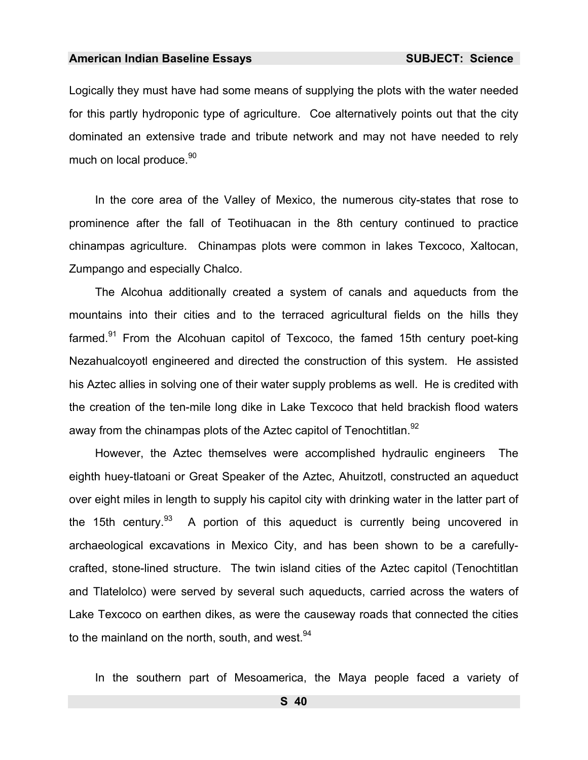Logically they must have had some means of supplying the plots with the water needed for this partly hydroponic type of agriculture. Coe alternatively points out that the city dominated an extensive trade and tribute network and may not have needed to rely much on local produce.[90]

In the core area of the Valley of Mexico, the numerous city-states that rose to prominence after the fall of Teotihuacan in the 8th century continued to practice chinampas agriculture. Chinampas plots were common in lakes Texcoco, Xaltocan, Zumpango and especially Chalco.

The Alcohua additionally created a system of canals and aqueducts from the mountains into their cities and to the terraced agricultural fields on the hills they farmed.[91] From the Alcohuan capitol of Texcoco, the famed 15th century poet-king Nezahualcoyotl engineered and directed the construction of this system. He assisted his Aztec allies in solving one of their water supply problems as well. He is credited with the creation of the ten-mile long dike in Lake Texcoco that held brackish flood waters away from the chinampas plots of the Aztec capitol of Tenochtitlan.[92]

However, the Aztec themselves were accomplished hydraulic engineers The eighth huey-tlatoani or Great Speaker of the Aztec, Ahuitzotl, constructed an aqueduct over eight miles in length to supply his capitol city with drinking water in the latter part of the 15th century.[93] A portion of this aqueduct is currently being uncovered in archaeological excavations in Mexico City, and has been shown to be a carefully-crafted, stone-lined structure. The twin island cities of the Aztec capitol (Tenochtitlan and Tlatelolco) were served by several such aqueducts, carried across the waters of Lake Texcoco on earthen dikes, as were the causeway roads that connected the cities to the mainland on the north, south, and west.[94]

In the southern part of Mesoamerica, the Maya people faced a variety of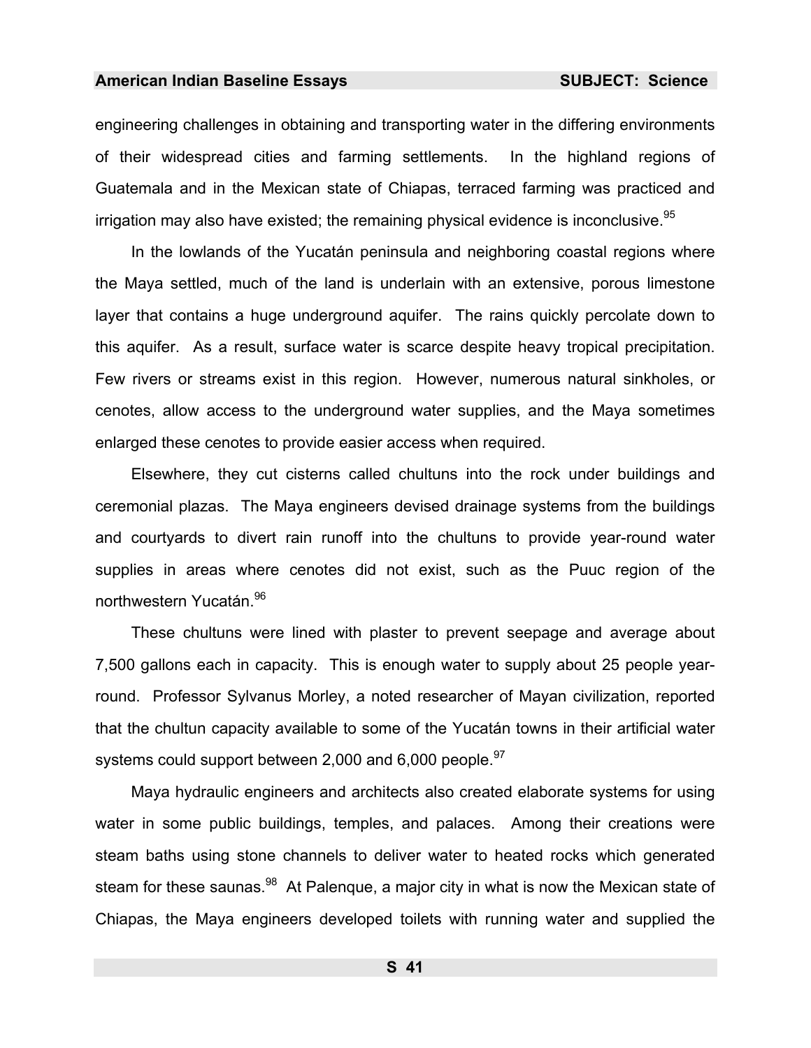engineering challenges in obtaining and transporting water in the differing environments of their widespread cities and farming settlements. In the highland regions of Guatemala and in the Mexican state of Chiapas, terraced farming was practiced and irrigation may also have existed; the remaining physical evidence is inconclusive.[95]

In the lowlands of the Yucatán peninsula and neighboring coastal regions where the Maya settled, much of the land is underlain with an extensive, porous limestone layer that contains a huge underground aquifer. The rains quickly percolate down to this aquifer. As a result, surface water is scarce despite heavy tropical precipitation. Few rivers or streams exist in this region. However, numerous natural sinkholes, or cenotes, allow access to the underground water supplies, and the Maya sometimes enlarged these cenotes to provide easier access when required.

Elsewhere, they cut cisterns called chultuns into the rock under buildings and ceremonial plazas. The Maya engineers devised drainage systems from the buildings and courtyards to divert rain runoff into the chultuns to provide year-round water supplies in areas where cenotes did not exist, such as the Puuc region of the northwestern Yucatán.[96]

These chultuns were lined with plaster to prevent seepage and average about 7,500 gallons each in capacity. This is enough water to supply about 25 people year-round. Professor Sylvanus Morley, a noted researcher of Mayan civilization, reported that the chultun capacity available to some of the Yucatán towns in their artificial water systems could support between 2,000 and 6,000 people.[97]

Maya hydraulic engineers and architects also created elaborate systems for using water in some public buildings, temples, and palaces. Among their creations were steam baths using stone channels to deliver water to heated rocks which generated steam for these saunas.[98] At Palenque, a major city in what is now the Mexican state of Chiapas, the Maya engineers developed toilets with running water and supplied the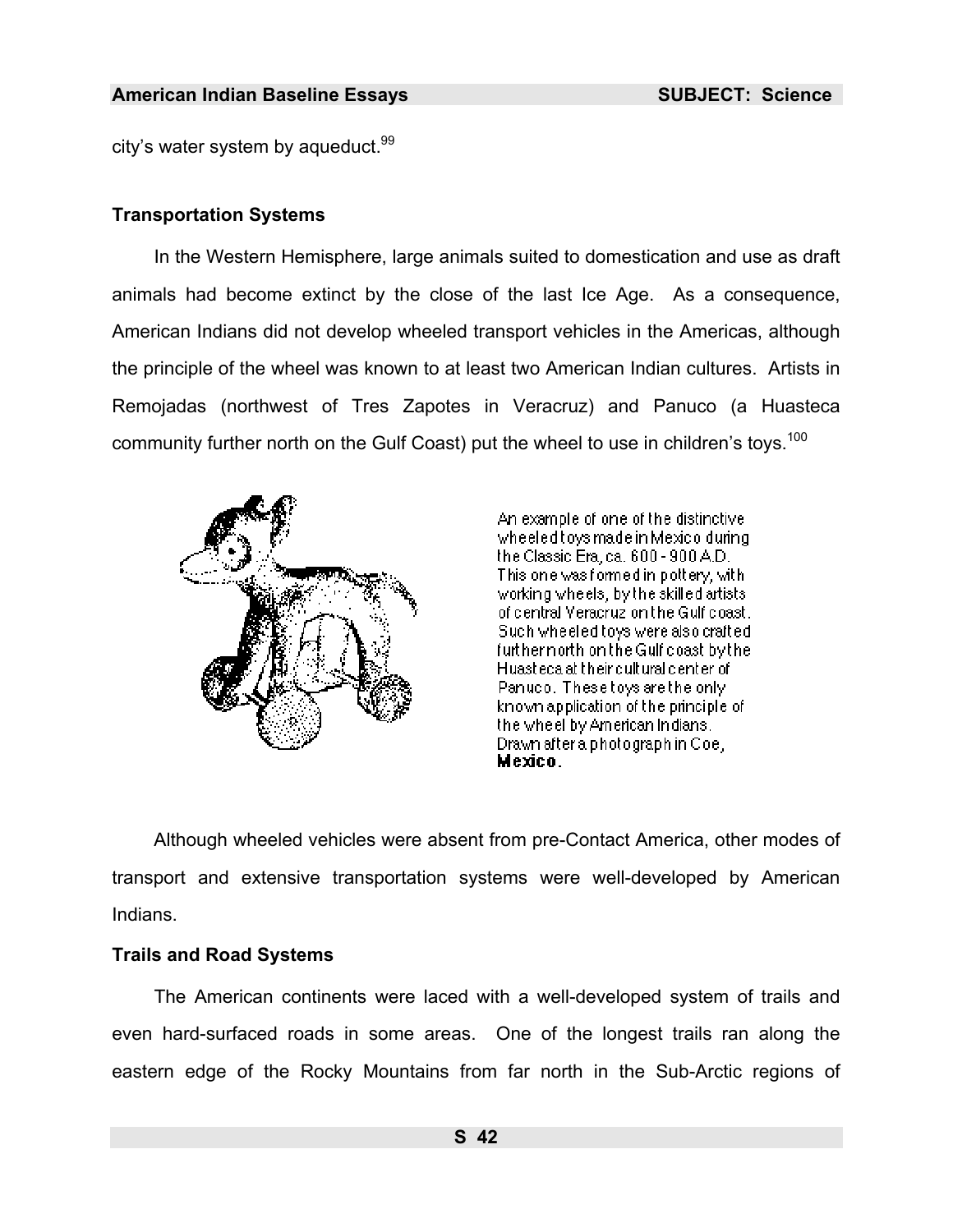city's water system by aqueduct.[99]

### Transportation Systems

In the Western Hemisphere, large animals suited to domestication and use as draft animals had become extinct by the close of the last Ice Age. As a consequence, American Indians did not develop wheeled transport vehicles in the Americas, although the principle of the wheel was known to at least two American Indian cultures. Artists in Remojadas (northwest of Tres Zapotes in Veracruz) and Panuco (a Huasteca community further north on the Gulf Coast) put the wheel to use in children's toys.[100]

An example of one of the distinctive wheeled toys made in Mexico during the Classic Era, ca. 600 - 900 A.D. This one was formed in pottery, with working wheels, by the skilled artists of central Veracruz on the Gulf coast. Such wheeled toys were also crafted further north on the Gulf coast by the Huasteca at their cultural center of Panuco. These toys are the only known application of the principle of the wheel by American Indians. Drawn after a photograph in Coe, **Mexico.**

Although wheeled vehicles were absent from pre-Contact America, other modes of transport and extensive transportation systems were well-developed by American Indians.

### Trails and Road Systems

The American continents were laced with a well-developed system of trails and even hard-surfaced roads in some areas. One of the longest trails ran along the eastern edge of the Rocky Mountains from far north in the Sub-Arctic regions of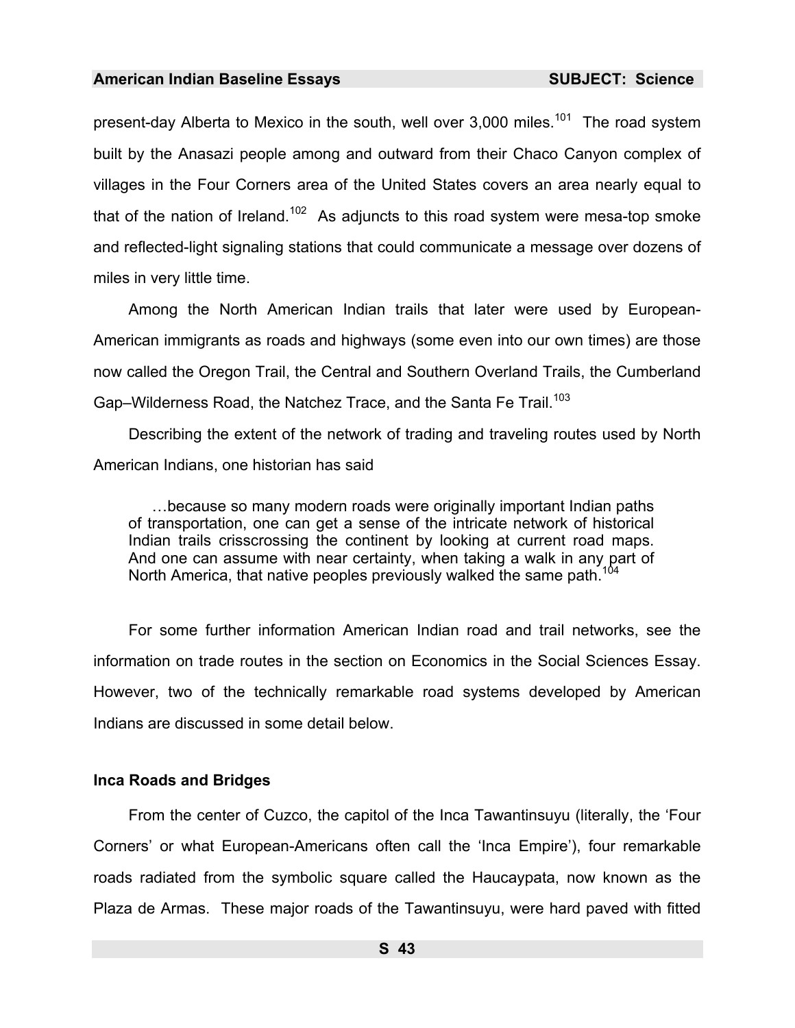present-day Alberta to Mexico in the south, well over 3,000 miles.[101] The road system built by the Anasazi people among and outward from their Chaco Canyon complex of villages in the Four Corners area of the United States covers an area nearly equal to that of the nation of Ireland.[102] As adjuncts to this road system were mesa-top smoke and reflected-light signaling stations that could communicate a message over dozens of miles in very little time.

Among the North American Indian trails that later were used by European-American immigrants as roads and highways (some even into our own times) are those now called the Oregon Trail, the Central and Southern Overland Trails, the Cumberland Gap–Wilderness Road, the Natchez Trace, and the Santa Fe Trail.[103]

Describing the extent of the network of trading and traveling routes used by North American Indians, one historian has said

> …because so many modern roads were originally important Indian paths of transportation, one can get a sense of the intricate network of historical Indian trails crisscrossing the continent by looking at current road maps. And one can assume with near certainty, when taking a walk in any part of North America, that native peoples previously walked the same path.[104]

For some further information American Indian road and trail networks, see the information on trade routes in the section on Economics in the Social Sciences Essay. However, two of the technically remarkable road systems developed by American Indians are discussed in some detail below.

### Inca Roads and Bridges

From the center of Cuzco, the capitol of the Inca Tawantinsuyu (literally, the 'Four Corners' or what European-Americans often call the 'Inca Empire'), four remarkable roads radiated from the symbolic square called the Haucaypata, now known as the Plaza de Armas. These major roads of the Tawantinsuyu, were hard paved with fitted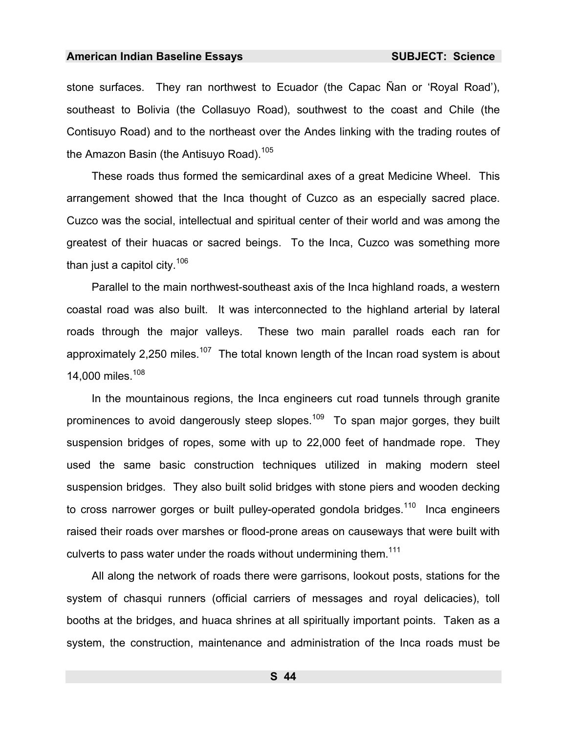stone surfaces. They ran northwest to Ecuador (the Capac Ñan or 'Royal Road'), southeast to Bolivia (the Collasuyo Road), southwest to the coast and Chile (the Contisuyo Road) and to the northeast over the Andes linking with the trading routes of the Amazon Basin (the Antisuyo Road).[105]

These roads thus formed the semicardinal axes of a great Medicine Wheel. This arrangement showed that the Inca thought of Cuzco as an especially sacred place. Cuzco was the social, intellectual and spiritual center of their world and was among the greatest of their huacas or sacred beings. To the Inca, Cuzco was something more than just a capitol city.[106]

Parallel to the main northwest-southeast axis of the Inca highland roads, a western coastal road was also built. It was interconnected to the highland arterial by lateral roads through the major valleys. These two main parallel roads each ran for approximately 2,250 miles.[107] The total known length of the Incan road system is about 14,000 miles.[108]

In the mountainous regions, the Inca engineers cut road tunnels through granite prominences to avoid dangerously steep slopes.[109] To span major gorges, they built suspension bridges of ropes, some with up to 22,000 feet of handmade rope. They used the same basic construction techniques utilized in making modern steel suspension bridges. They also built solid bridges with stone piers and wooden decking to cross narrower gorges or built pulley-operated gondola bridges.[110] Inca engineers raised their roads over marshes or flood-prone areas on causeways that were built with culverts to pass water under the roads without undermining them.[111]

All along the network of roads there were garrisons, lookout posts, stations for the system of chasqui runners (official carriers of messages and royal delicacies), toll booths at the bridges, and huaca shrines at all spiritually important points. Taken as a system, the construction, maintenance and administration of the Inca roads must be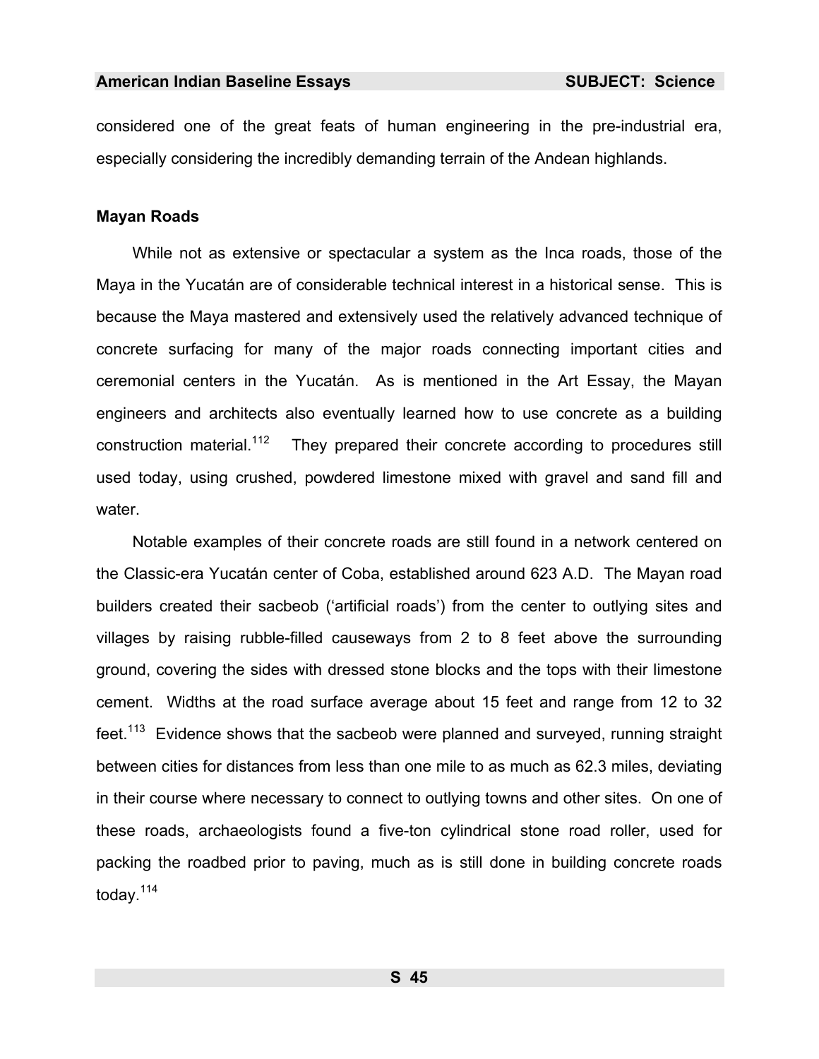considered one of the great feats of human engineering in the pre-industrial era, especially considering the incredibly demanding terrain of the Andean highlands.

### Mayan Roads

While not as extensive or spectacular a system as the Inca roads, those of the Maya in the Yucatán are of considerable technical interest in a historical sense. This is because the Maya mastered and extensively used the relatively advanced technique of concrete surfacing for many of the major roads connecting important cities and ceremonial centers in the Yucatán. As is mentioned in the Art Essay, the Mayan engineers and architects also eventually learned how to use concrete as a building construction material.[112] They prepared their concrete according to procedures still used today, using crushed, powdered limestone mixed with gravel and sand fill and water.

Notable examples of their concrete roads are still found in a network centered on the Classic-era Yucatán center of Coba, established around 623 A.D. The Mayan road builders created their sacbeob ('artificial roads') from the center to outlying sites and villages by raising rubble-filled causeways from 2 to 8 feet above the surrounding ground, covering the sides with dressed stone blocks and the tops with their limestone cement. Widths at the road surface average about 15 feet and range from 12 to 32 feet.[113] Evidence shows that the sacbeob were planned and surveyed, running straight between cities for distances from less than one mile to as much as 62.3 miles, deviating in their course where necessary to connect to outlying towns and other sites. On one of these roads, archaeologists found a five-ton cylindrical stone road roller, used for packing the roadbed prior to paving, much as is still done in building concrete roads today.[114]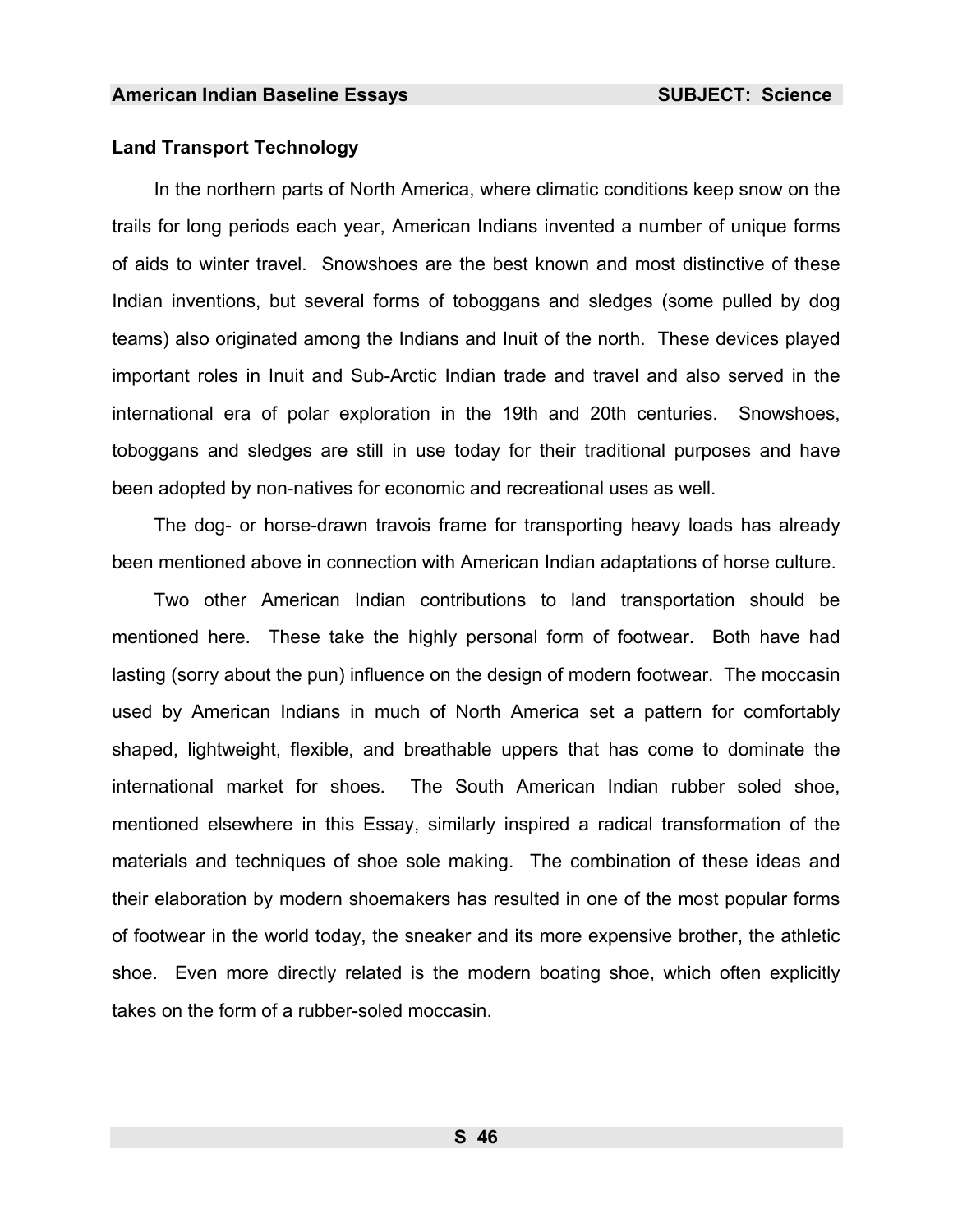## Land Transport Technology

In the northern parts of North America, where climatic conditions keep snow on the trails for long periods each year, American Indians invented a number of unique forms of aids to winter travel. Snowshoes are the best known and most distinctive of these Indian inventions, but several forms of toboggans and sledges (some pulled by dog teams) also originated among the Indians and Inuit of the north. These devices played important roles in Inuit and Sub-Arctic Indian trade and travel and also served in the international era of polar exploration in the 19th and 20th centuries. Snowshoes, toboggans and sledges are still in use today for their traditional purposes and have been adopted by non-natives for economic and recreational uses as well.

The dog- or horse-drawn travois frame for transporting heavy loads has already been mentioned above in connection with American Indian adaptations of horse culture.

Two other American Indian contributions to land transportation should be mentioned here. These take the highly personal form of footwear. Both have had lasting (sorry about the pun) influence on the design of modern footwear. The moccasin used by American Indians in much of North America set a pattern for comfortably shaped, lightweight, flexible, and breathable uppers that has come to dominate the international market for shoes. The South American Indian rubber soled shoe, mentioned elsewhere in this Essay, similarly inspired a radical transformation of the materials and techniques of shoe sole making. The combination of these ideas and their elaboration by modern shoemakers has resulted in one of the most popular forms of footwear in the world today, the sneaker and its more expensive brother, the athletic shoe. Even more directly related is the modern boating shoe, which often explicitly takes on the form of a rubber-soled moccasin.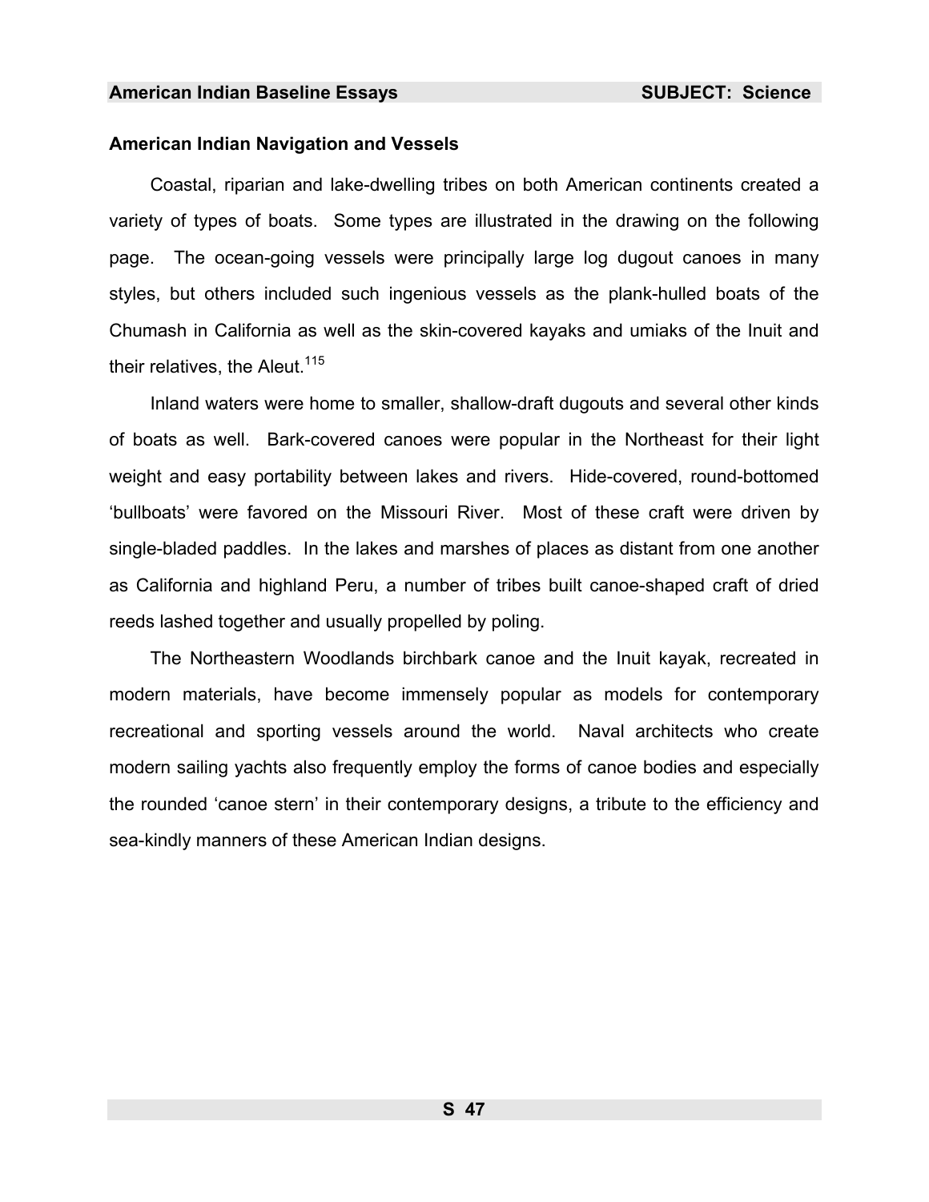## American Indian Navigation and Vessels

Coastal, riparian and lake-dwelling tribes on both American continents created a variety of types of boats. Some types are illustrated in the drawing on the following page. The ocean-going vessels were principally large log dugout canoes in many styles, but others included such ingenious vessels as the plank-hulled boats of the Chumash in California as well as the skin-covered kayaks and umiaks of the Inuit and their relatives, the Aleut.[115]

Inland waters were home to smaller, shallow-draft dugouts and several other kinds of boats as well. Bark-covered canoes were popular in the Northeast for their light weight and easy portability between lakes and rivers. Hide-covered, round-bottomed 'bullboats' were favored on the Missouri River. Most of these craft were driven by single-bladed paddles. In the lakes and marshes of places as distant from one another as California and highland Peru, a number of tribes built canoe-shaped craft of dried reeds lashed together and usually propelled by poling.

The Northeastern Woodlands birchbark canoe and the Inuit kayak, recreated in modern materials, have become immensely popular as models for contemporary recreational and sporting vessels around the world. Naval architects who create modern sailing yachts also frequently employ the forms of canoe bodies and especially the rounded 'canoe stern' in their contemporary designs, a tribute to the efficiency and sea-kindly manners of these American Indian designs.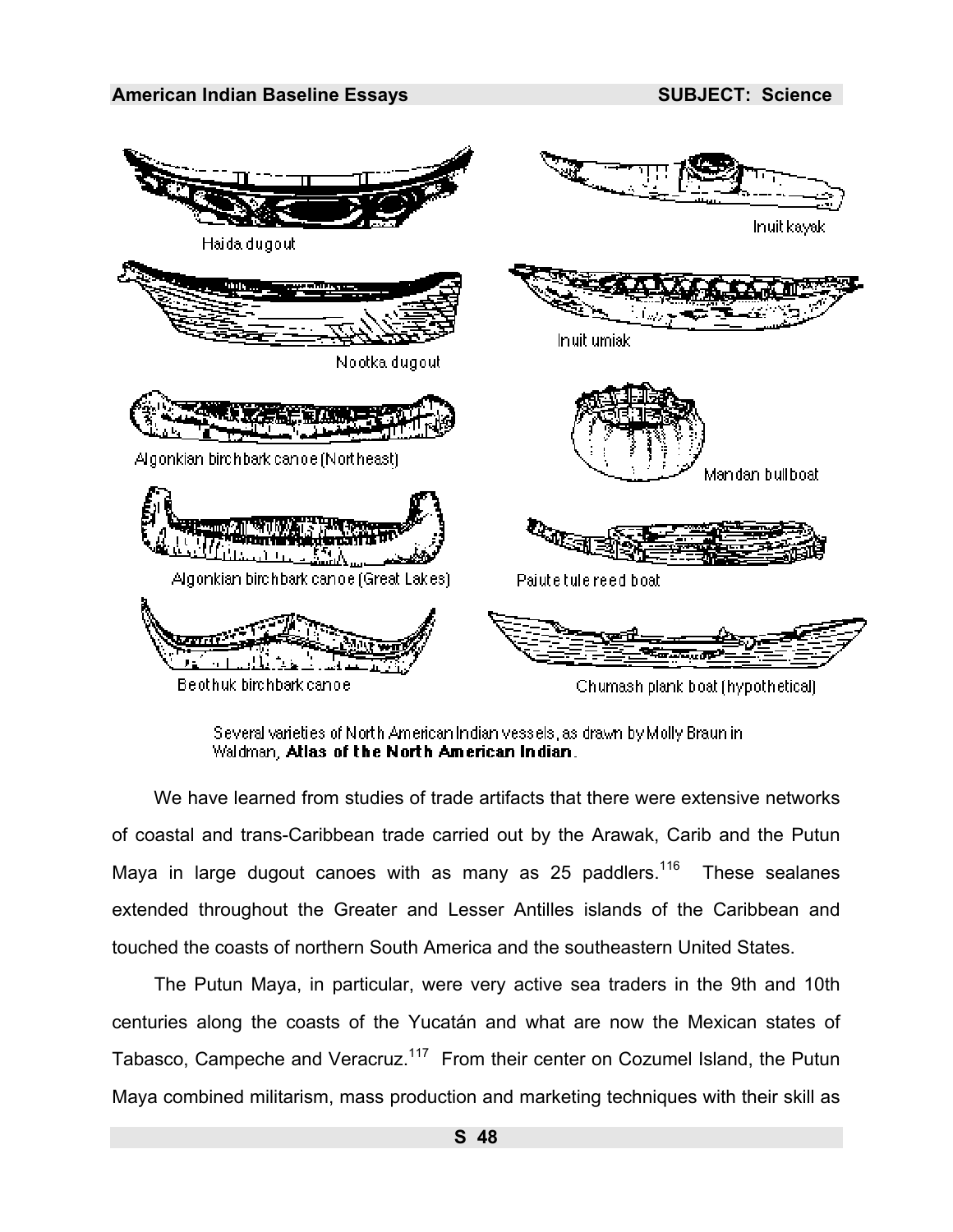Several varieties of North American Indian vessels, as drawn by Molly Braun in Waldman, **Atlas of the North American Indian**.

We have learned from studies of trade artifacts that there were extensive networks of coastal and trans-Caribbean trade carried out by the Arawak, Carib and the Putun Maya in large dugout canoes with as many as 25 paddlers.[116] These sealanes extended throughout the Greater and Lesser Antilles islands of the Caribbean and touched the coasts of northern South America and the southeastern United States.

The Putun Maya, in particular, were very active sea traders in the 9th and 10th centuries along the coasts of the Yucatán and what are now the Mexican states of Tabasco, Campeche and Veracruz.[117] From their center on Cozumel Island, the Putun Maya combined militarism, mass production and marketing techniques with their skill as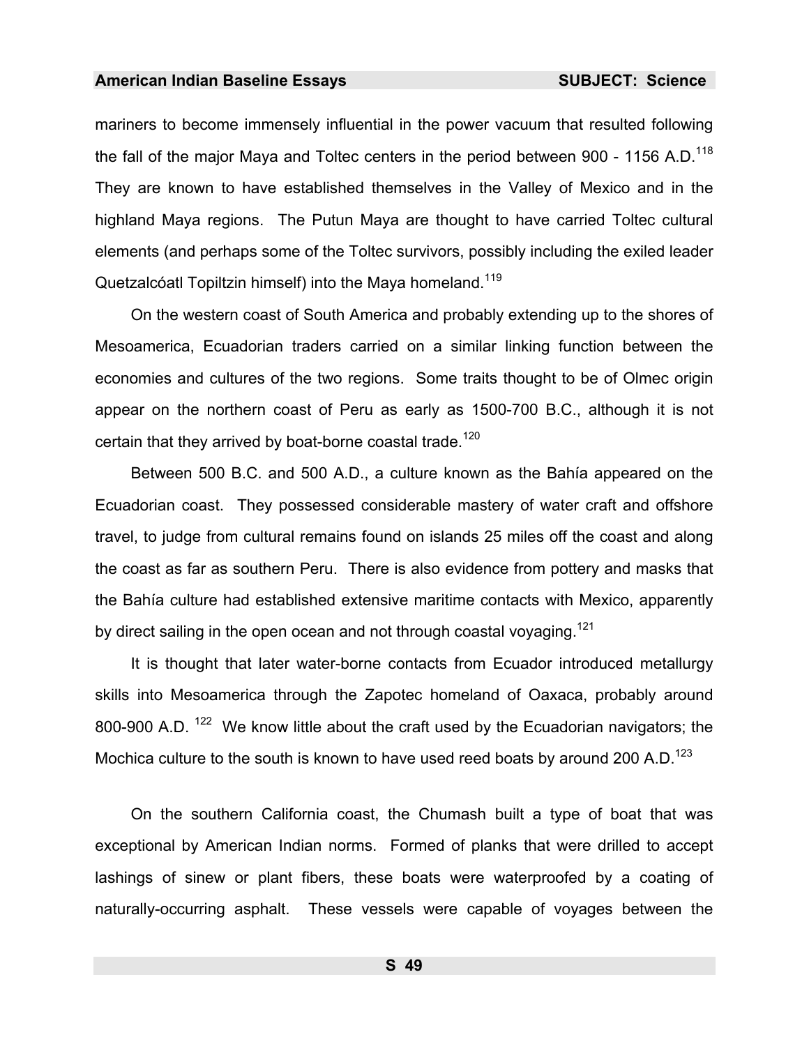mariners to become immensely influential in the power vacuum that resulted following the fall of the major Maya and Toltec centers in the period between 900 - 1156 A.D.[118] They are known to have established themselves in the Valley of Mexico and in the highland Maya regions. The Putun Maya are thought to have carried Toltec cultural elements (and perhaps some of the Toltec survivors, possibly including the exiled leader Quetzalcóatl Topiltzin himself) into the Maya homeland.[119]

On the western coast of South America and probably extending up to the shores of Mesoamerica, Ecuadorian traders carried on a similar linking function between the economies and cultures of the two regions. Some traits thought to be of Olmec origin appear on the northern coast of Peru as early as 1500-700 B.C., although it is not certain that they arrived by boat-borne coastal trade.[120]

Between 500 B.C. and 500 A.D., a culture known as the Bahía appeared on the Ecuadorian coast. They possessed considerable mastery of water craft and offshore travel, to judge from cultural remains found on islands 25 miles off the coast and along the coast as far as southern Peru. There is also evidence from pottery and masks that the Bahía culture had established extensive maritime contacts with Mexico, apparently by direct sailing in the open ocean and not through coastal voyaging.[121]

It is thought that later water-borne contacts from Ecuador introduced metallurgy skills into Mesoamerica through the Zapotec homeland of Oaxaca, probably around 800-900 A.D. [122] We know little about the craft used by the Ecuadorian navigators; the Mochica culture to the south is known to have used reed boats by around 200 A.D.[123]

On the southern California coast, the Chumash built a type of boat that was exceptional by American Indian norms. Formed of planks that were drilled to accept lashings of sinew or plant fibers, these boats were waterproofed by a coating of naturally-occurring asphalt. These vessels were capable of voyages between the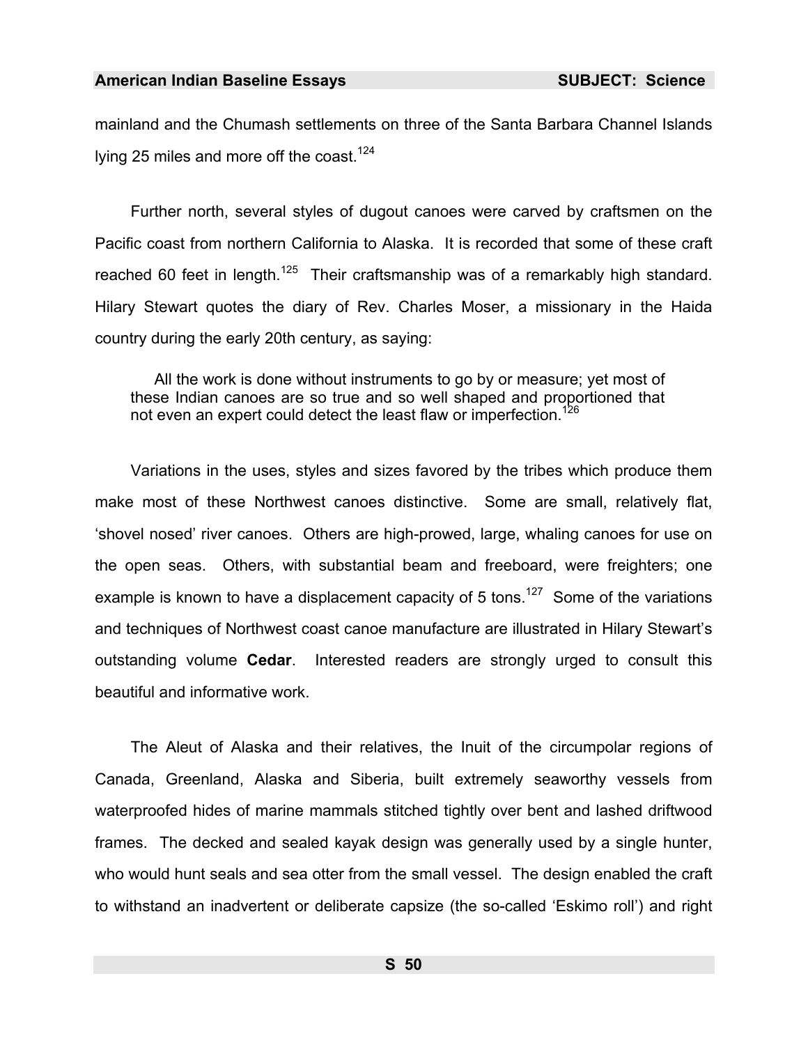mainland and the Chumash settlements on three of the Santa Barbara Channel Islands lying 25 miles and more off the coast.[124]

Further north, several styles of dugout canoes were carved by craftsmen on the Pacific coast from northern California to Alaska. It is recorded that some of these craft reached 60 feet in length.[125] Their craftsmanship was of a remarkably high standard. Hilary Stewart quotes the diary of Rev. Charles Moser, a missionary in the Haida country during the early 20th century, as saying:

> All the work is done without instruments to go by or measure; yet most of these Indian canoes are so true and so well shaped and proportioned that not even an expert could detect the least flaw or imperfection.[126]

Variations in the uses, styles and sizes favored by the tribes which produce them make most of these Northwest canoes distinctive. Some are small, relatively flat, 'shovel nosed' river canoes. Others are high-prowed, large, whaling canoes for use on the open seas. Others, with substantial beam and freeboard, were freighters; one example is known to have a displacement capacity of 5 tons.[127] Some of the variations and techniques of Northwest coast canoe manufacture are illustrated in Hilary Stewart's outstanding volume **Cedar**. Interested readers are strongly urged to consult this beautiful and informative work.

The Aleut of Alaska and their relatives, the Inuit of the circumpolar regions of Canada, Greenland, Alaska and Siberia, built extremely seaworthy vessels from waterproofed hides of marine mammals stitched tightly over bent and lashed driftwood frames. The decked and sealed kayak design was generally used by a single hunter, who would hunt seals and sea otter from the small vessel. The design enabled the craft to withstand an inadvertent or deliberate capsize (the so-called 'Eskimo roll') and right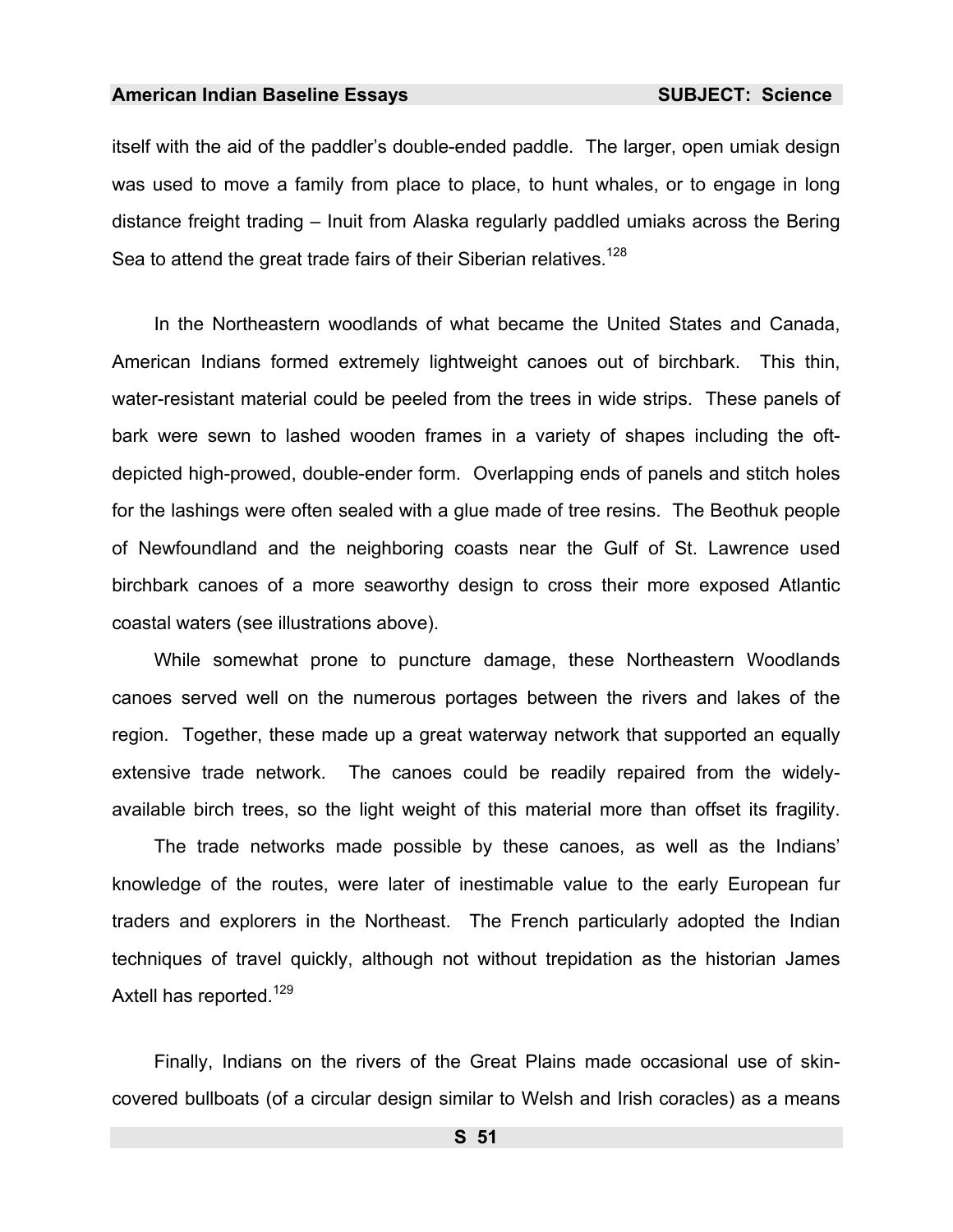itself with the aid of the paddler's double-ended paddle. The larger, open umiak design was used to move a family from place to place, to hunt whales, or to engage in long distance freight trading – Inuit from Alaska regularly paddled umiaks across the Bering Sea to attend the great trade fairs of their Siberian relatives.[128]

In the Northeastern woodlands of what became the United States and Canada, American Indians formed extremely lightweight canoes out of birchbark. This thin, water-resistant material could be peeled from the trees in wide strips. These panels of bark were sewn to lashed wooden frames in a variety of shapes including the oft-depicted high-prowed, double-ender form. Overlapping ends of panels and stitch holes for the lashings were often sealed with a glue made of tree resins. The Beothuk people of Newfoundland and the neighboring coasts near the Gulf of St. Lawrence used birchbark canoes of a more seaworthy design to cross their more exposed Atlantic coastal waters (see illustrations above).

While somewhat prone to puncture damage, these Northeastern Woodlands canoes served well on the numerous portages between the rivers and lakes of the region. Together, these made up a great waterway network that supported an equally extensive trade network. The canoes could be readily repaired from the widely-available birch trees, so the light weight of this material more than offset its fragility.

The trade networks made possible by these canoes, as well as the Indians' knowledge of the routes, were later of inestimable value to the early European fur traders and explorers in the Northeast. The French particularly adopted the Indian techniques of travel quickly, although not without trepidation as the historian James Axtell has reported.[129]

Finally, Indians on the rivers of the Great Plains made occasional use of skin-covered bullboats (of a circular design similar to Welsh and Irish coracles) as a means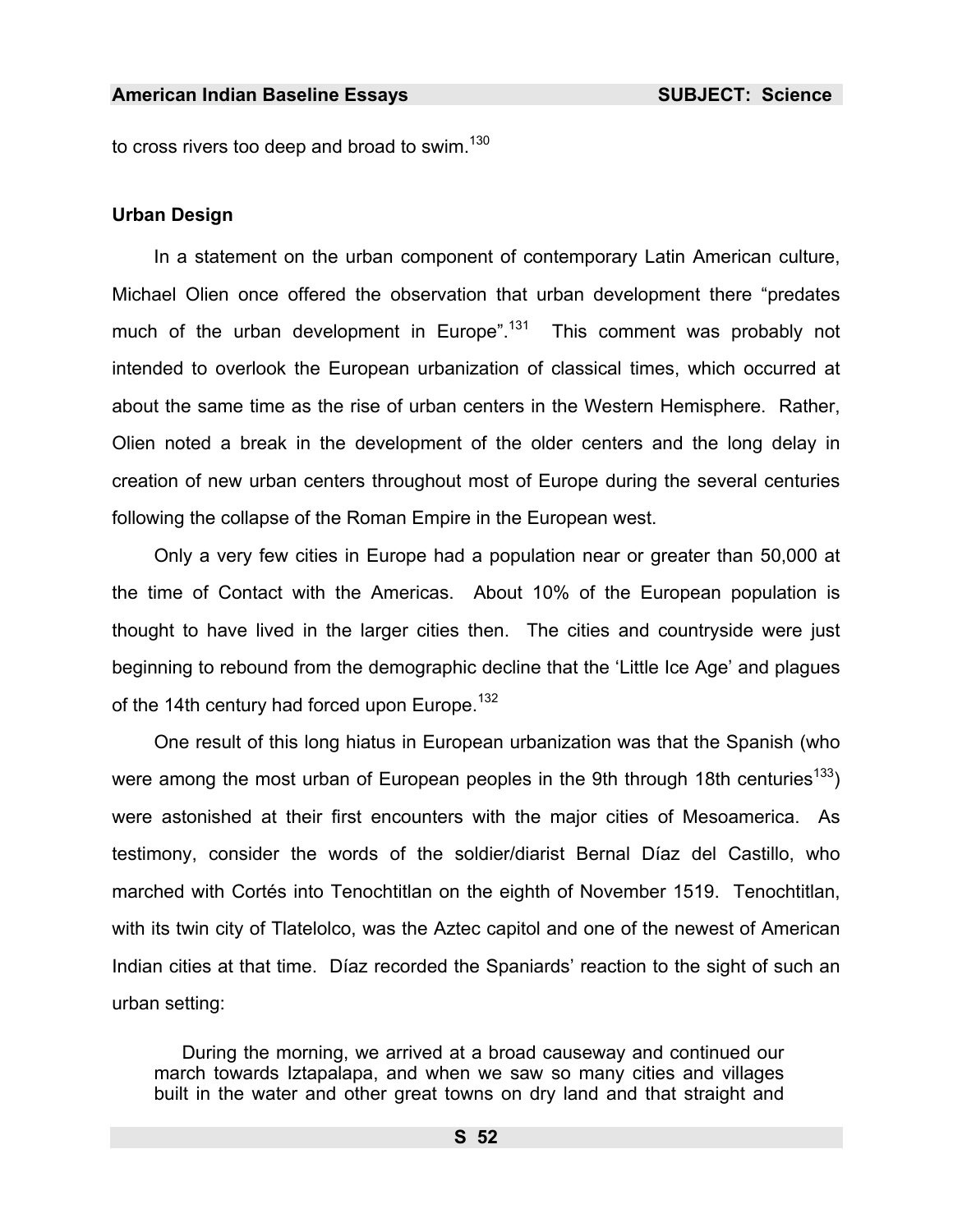to cross rivers too deep and broad to swim.[130]

### Urban Design

In a statement on the urban component of contemporary Latin American culture, Michael Olien once offered the observation that urban development there "predates much of the urban development in Europe".[131] This comment was probably not intended to overlook the European urbanization of classical times, which occurred at about the same time as the rise of urban centers in the Western Hemisphere. Rather, Olien noted a break in the development of the older centers and the long delay in creation of new urban centers throughout most of Europe during the several centuries following the collapse of the Roman Empire in the European west.

Only a very few cities in Europe had a population near or greater than 50,000 at the time of Contact with the Americas. About 10% of the European population is thought to have lived in the larger cities then. The cities and countryside were just beginning to rebound from the demographic decline that the 'Little Ice Age' and plagues of the 14th century had forced upon Europe.[132]

One result of this long hiatus in European urbanization was that the Spanish (who were among the most urban of European peoples in the 9th through 18th centuries[133]) were astonished at their first encounters with the major cities of Mesoamerica. As testimony, consider the words of the soldier/diarist Bernal Díaz del Castillo, who marched with Cortés into Tenochtitlan on the eighth of November 1519. Tenochtitlan, with its twin city of Tlatelolco, was the Aztec capitol and one of the newest of American Indian cities at that time. Díaz recorded the Spaniards' reaction to the sight of such an urban setting:

> During the morning, we arrived at a broad causeway and continued our march towards Iztapalapa, and when we saw so many cities and villages built in the water and other great towns on dry land and that straight and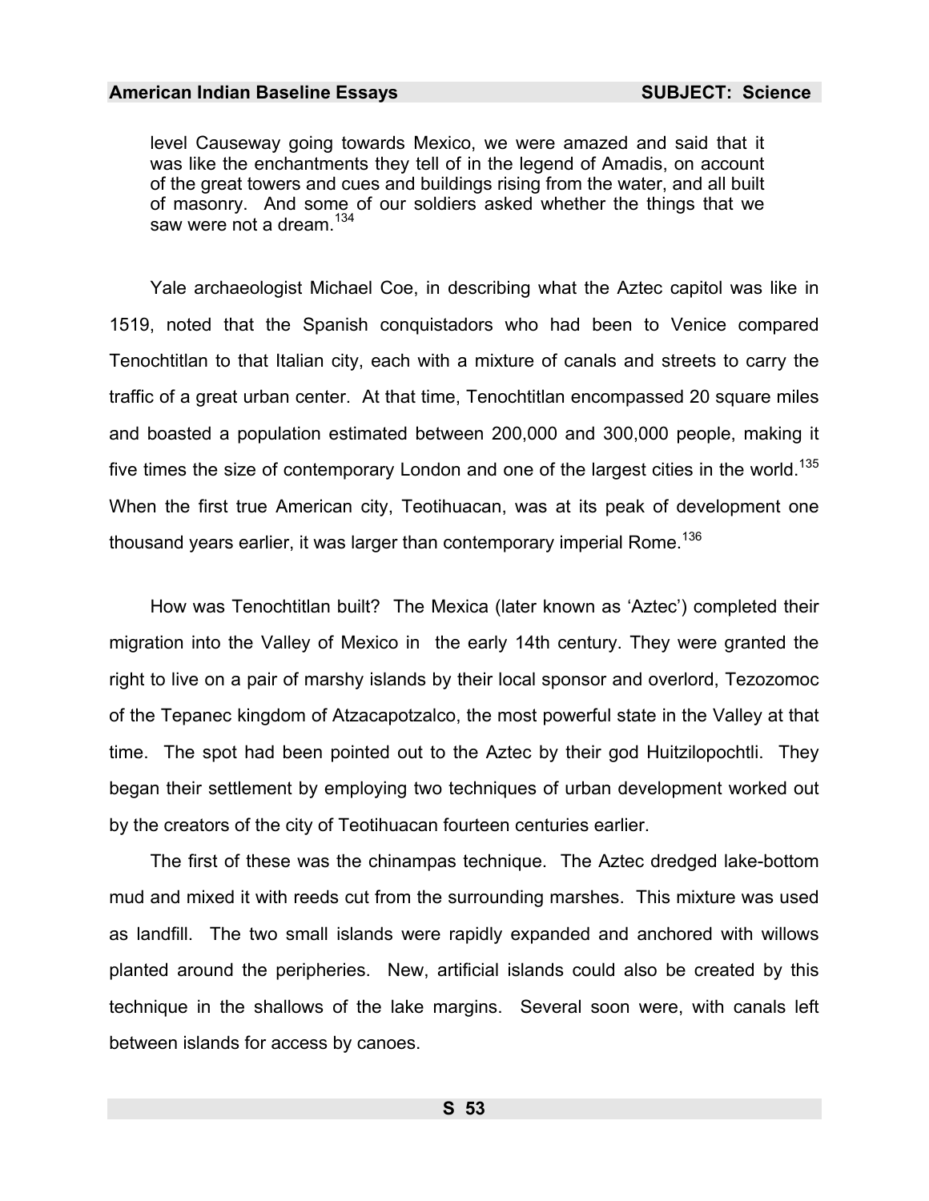> level Causeway going towards Mexico, we were amazed and said that it was like the enchantments they tell of in the legend of Amadis, on account of the great towers and cues and buildings rising from the water, and all built of masonry. And some of our soldiers asked whether the things that we saw were not a dream.[134]

Yale archaeologist Michael Coe, in describing what the Aztec capitol was like in 1519, noted that the Spanish conquistadors who had been to Venice compared Tenochtitlan to that Italian city, each with a mixture of canals and streets to carry the traffic of a great urban center. At that time, Tenochtitlan encompassed 20 square miles and boasted a population estimated between 200,000 and 300,000 people, making it five times the size of contemporary London and one of the largest cities in the world.[135] When the first true American city, Teotihuacan, was at its peak of development one thousand years earlier, it was larger than contemporary imperial Rome.[136]

How was Tenochtitlan built? The Mexica (later known as 'Aztec') completed their migration into the Valley of Mexico in the early 14th century. They were granted the right to live on a pair of marshy islands by their local sponsor and overlord, Tezozomoc of the Tepanec kingdom of Atzacapotzalco, the most powerful state in the Valley at that time. The spot had been pointed out to the Aztec by their god Huitzilopochtli. They began their settlement by employing two techniques of urban development worked out by the creators of the city of Teotihuacan fourteen centuries earlier.

The first of these was the chinampas technique. The Aztec dredged lake-bottom mud and mixed it with reeds cut from the surrounding marshes. This mixture was used as landfill. The two small islands were rapidly expanded and anchored with willows planted around the peripheries. New, artificial islands could also be created by this technique in the shallows of the lake margins. Several soon were, with canals left between islands for access by canoes.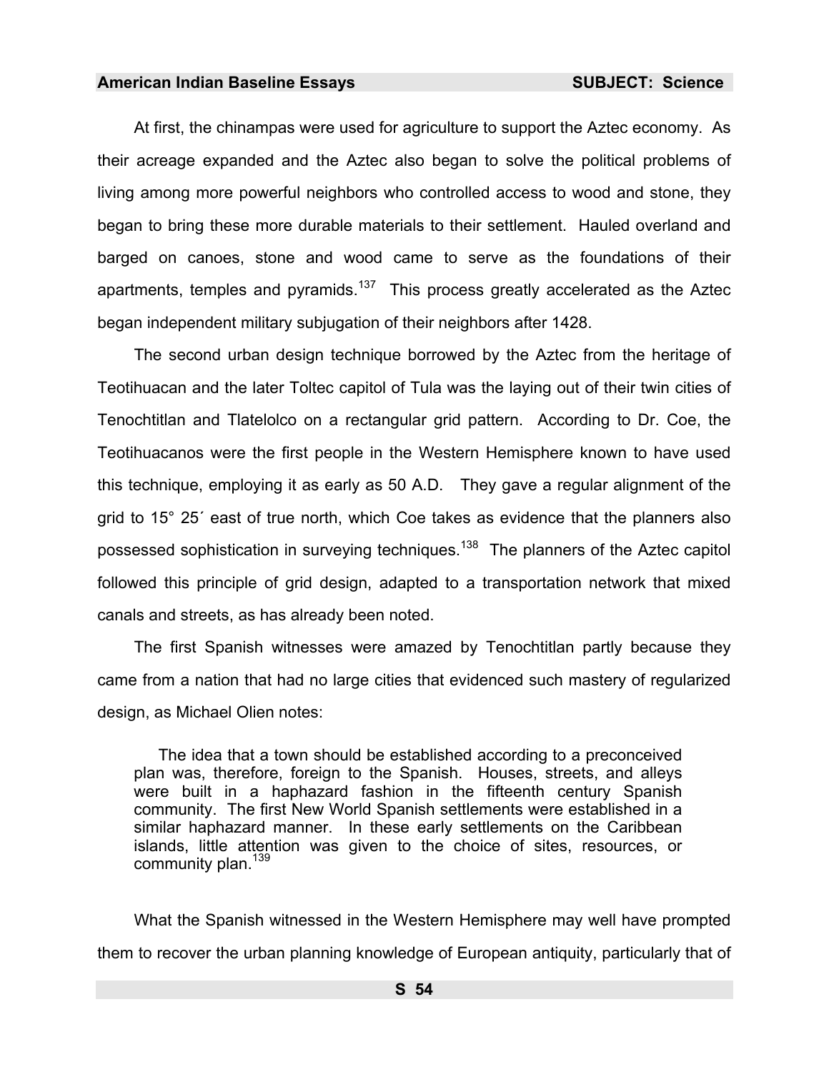At first, the chinampas were used for agriculture to support the Aztec economy. As their acreage expanded and the Aztec also began to solve the political problems of living among more powerful neighbors who controlled access to wood and stone, they began to bring these more durable materials to their settlement. Hauled overland and barged on canoes, stone and wood came to serve as the foundations of their apartments, temples and pyramids.[137] This process greatly accelerated as the Aztec began independent military subjugation of their neighbors after 1428.

The second urban design technique borrowed by the Aztec from the heritage of Teotihuacan and the later Toltec capitol of Tula was the laying out of their twin cities of Tenochtitlan and Tlatelolco on a rectangular grid pattern. According to Dr. Coe, the Teotihuacanos were the first people in the Western Hemisphere known to have used this technique, employing it as early as 50 A.D. They gave a regular alignment of the grid to 15° 25´ east of true north, which Coe takes as evidence that the planners also possessed sophistication in surveying techniques.[138] The planners of the Aztec capitol followed this principle of grid design, adapted to a transportation network that mixed canals and streets, as has already been noted.

The first Spanish witnesses were amazed by Tenochtitlan partly because they came from a nation that had no large cities that evidenced such mastery of regularized design, as Michael Olien notes:

> The idea that a town should be established according to a preconceived plan was, therefore, foreign to the Spanish. Houses, streets, and alleys were built in a haphazard fashion in the fifteenth century Spanish community. The first New World Spanish settlements were established in a similar haphazard manner. In these early settlements on the Caribbean islands, little attention was given to the choice of sites, resources, or community plan.[139]

What the Spanish witnessed in the Western Hemisphere may well have prompted them to recover the urban planning knowledge of European antiquity, particularly that of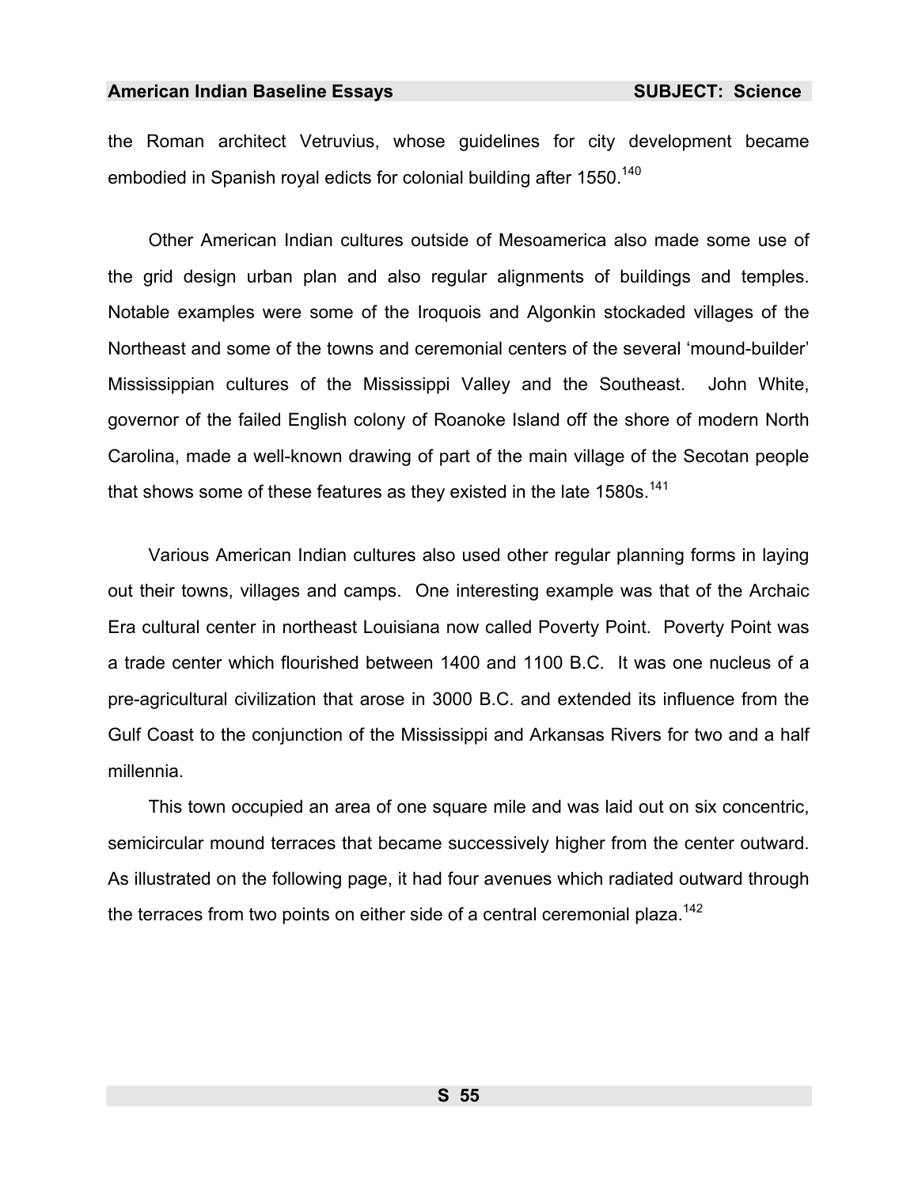the Roman architect Vetruvius, whose guidelines for city development became embodied in Spanish royal edicts for colonial building after 1550.[140]

Other American Indian cultures outside of Mesoamerica also made some use of the grid design urban plan and also regular alignments of buildings and temples. Notable examples were some of the Iroquois and Algonkin stockaded villages of the Northeast and some of the towns and ceremonial centers of the several 'mound-builder' Mississippian cultures of the Mississippi Valley and the Southeast. John White, governor of the failed English colony of Roanoke Island off the shore of modern North Carolina, made a well-known drawing of part of the main village of the Secotan people that shows some of these features as they existed in the late 1580s.[141]

Various American Indian cultures also used other regular planning forms in laying out their towns, villages and camps. One interesting example was that of the Archaic Era cultural center in northeast Louisiana now called Poverty Point. Poverty Point was a trade center which flourished between 1400 and 1100 B.C. It was one nucleus of a pre-agricultural civilization that arose in 3000 B.C. and extended its influence from the Gulf Coast to the conjunction of the Mississippi and Arkansas Rivers for two and a half millennia.

This town occupied an area of one square mile and was laid out on six concentric, semicircular mound terraces that became successively higher from the center outward. As illustrated on the following page, it had four avenues which radiated outward through the terraces from two points on either side of a central ceremonial plaza.[142]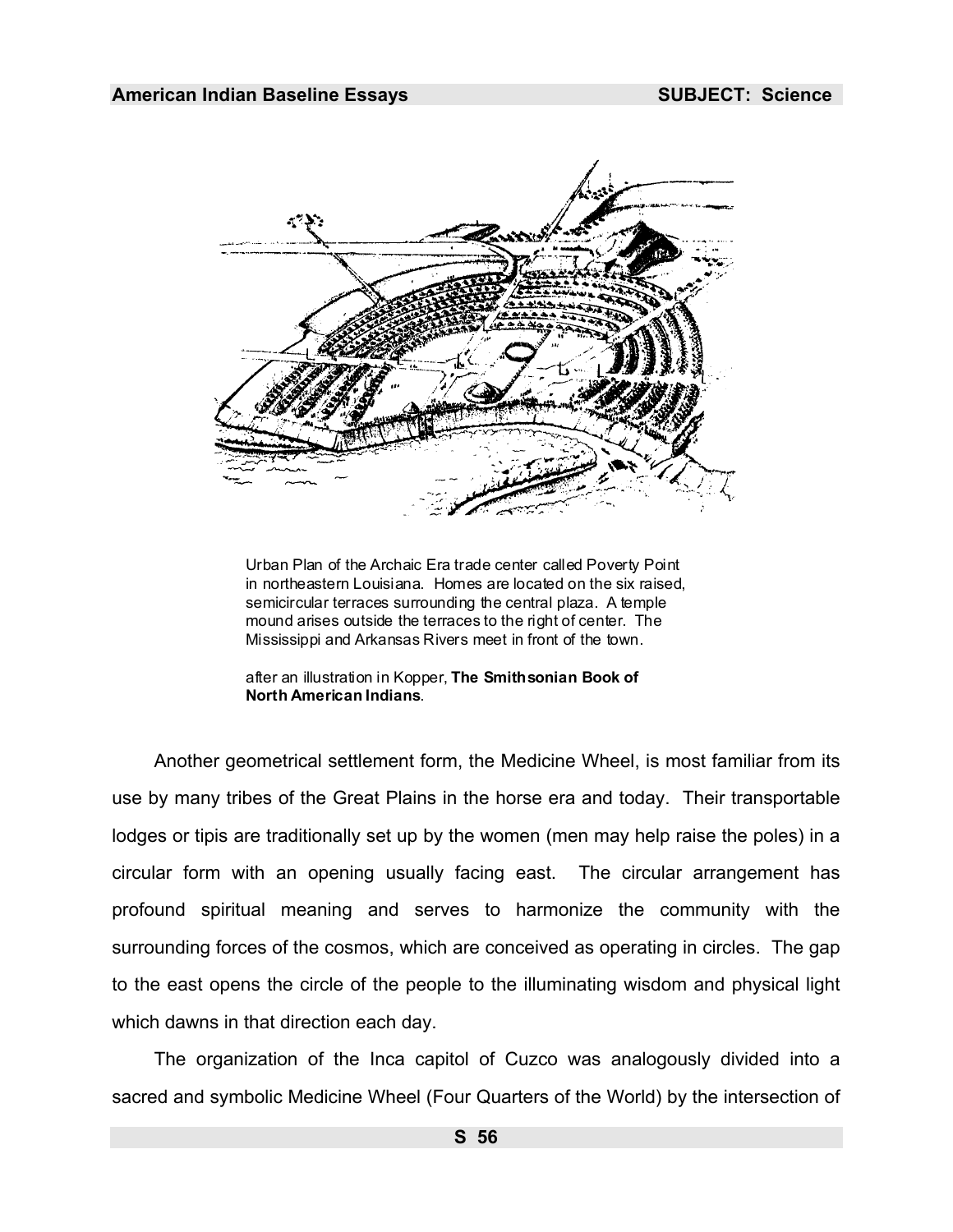Urban Plan of the Archaic Era trade center called Poverty Point in northeastern Louisiana. Homes are located on the six raised, semicircular terraces surrounding the central plaza. A temple mound arises outside the terraces to the right of center. The Mississippi and Arkansas Rivers meet in front of the town.

after an illustration in Kopper, **The Smithsonian Book of North American Indians**.

Another geometrical settlement form, the Medicine Wheel, is most familiar from its use by many tribes of the Great Plains in the horse era and today. Their transportable lodges or tipis are traditionally set up by the women (men may help raise the poles) in a circular form with an opening usually facing east. The circular arrangement has profound spiritual meaning and serves to harmonize the community with the surrounding forces of the cosmos, which are conceived as operating in circles. The gap to the east opens the circle of the people to the illuminating wisdom and physical light which dawns in that direction each day.

The organization of the Inca capitol of Cuzco was analogously divided into a sacred and symbolic Medicine Wheel (Four Quarters of the World) by the intersection of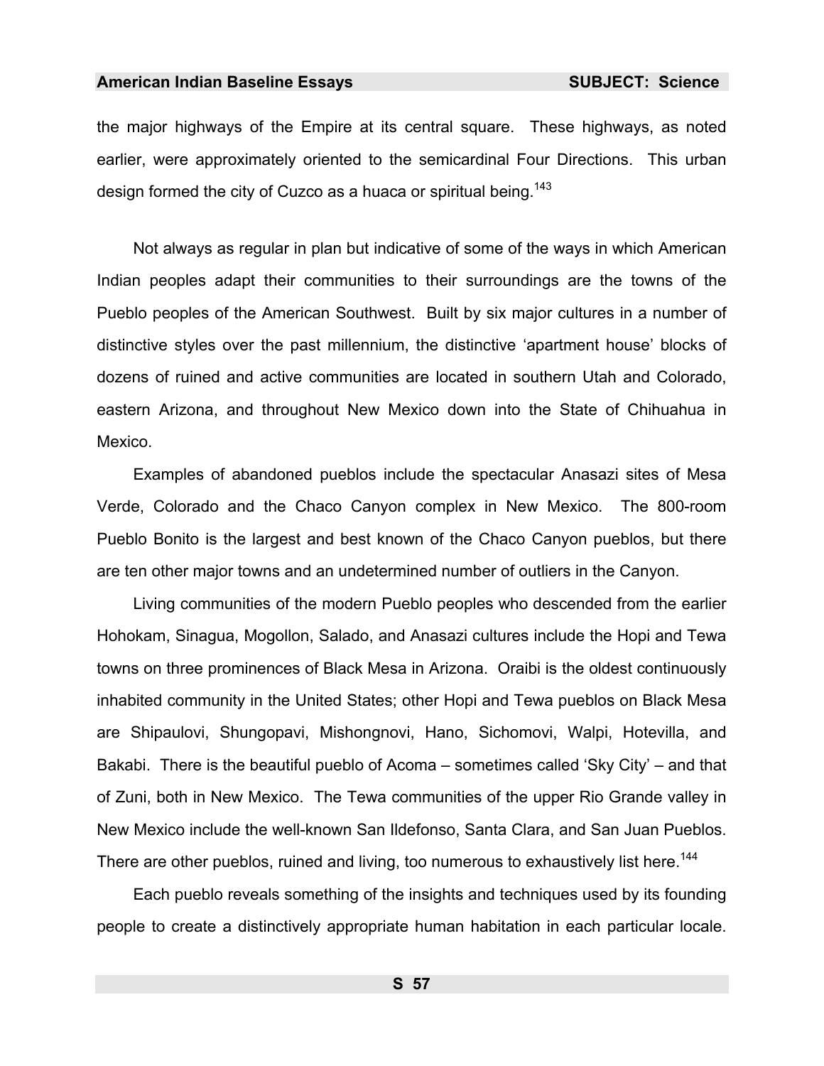the major highways of the Empire at its central square. These highways, as noted earlier, were approximately oriented to the semicardinal Four Directions. This urban design formed the city of Cuzco as a huaca or spiritual being.[143]

Not always as regular in plan but indicative of some of the ways in which American Indian peoples adapt their communities to their surroundings are the towns of the Pueblo peoples of the American Southwest. Built by six major cultures in a number of distinctive styles over the past millennium, the distinctive 'apartment house' blocks of dozens of ruined and active communities are located in southern Utah and Colorado, eastern Arizona, and throughout New Mexico down into the State of Chihuahua in Mexico.

Examples of abandoned pueblos include the spectacular Anasazi sites of Mesa Verde, Colorado and the Chaco Canyon complex in New Mexico. The 800-room Pueblo Bonito is the largest and best known of the Chaco Canyon pueblos, but there are ten other major towns and an undetermined number of outliers in the Canyon.

Living communities of the modern Pueblo peoples who descended from the earlier Hohokam, Sinagua, Mogollon, Salado, and Anasazi cultures include the Hopi and Tewa towns on three prominences of Black Mesa in Arizona. Oraibi is the oldest continuously inhabited community in the United States; other Hopi and Tewa pueblos on Black Mesa are Shipaulovi, Shungopavi, Mishongnovi, Hano, Sichomovi, Walpi, Hotevilla, and Bakabi. There is the beautiful pueblo of Acoma – sometimes called 'Sky City' – and that of Zuni, both in New Mexico. The Tewa communities of the upper Rio Grande valley in New Mexico include the well-known San Ildefonso, Santa Clara, and San Juan Pueblos. There are other pueblos, ruined and living, too numerous to exhaustively list here.[144]

Each pueblo reveals something of the insights and techniques used by its founding people to create a distinctively appropriate human habitation in each particular locale.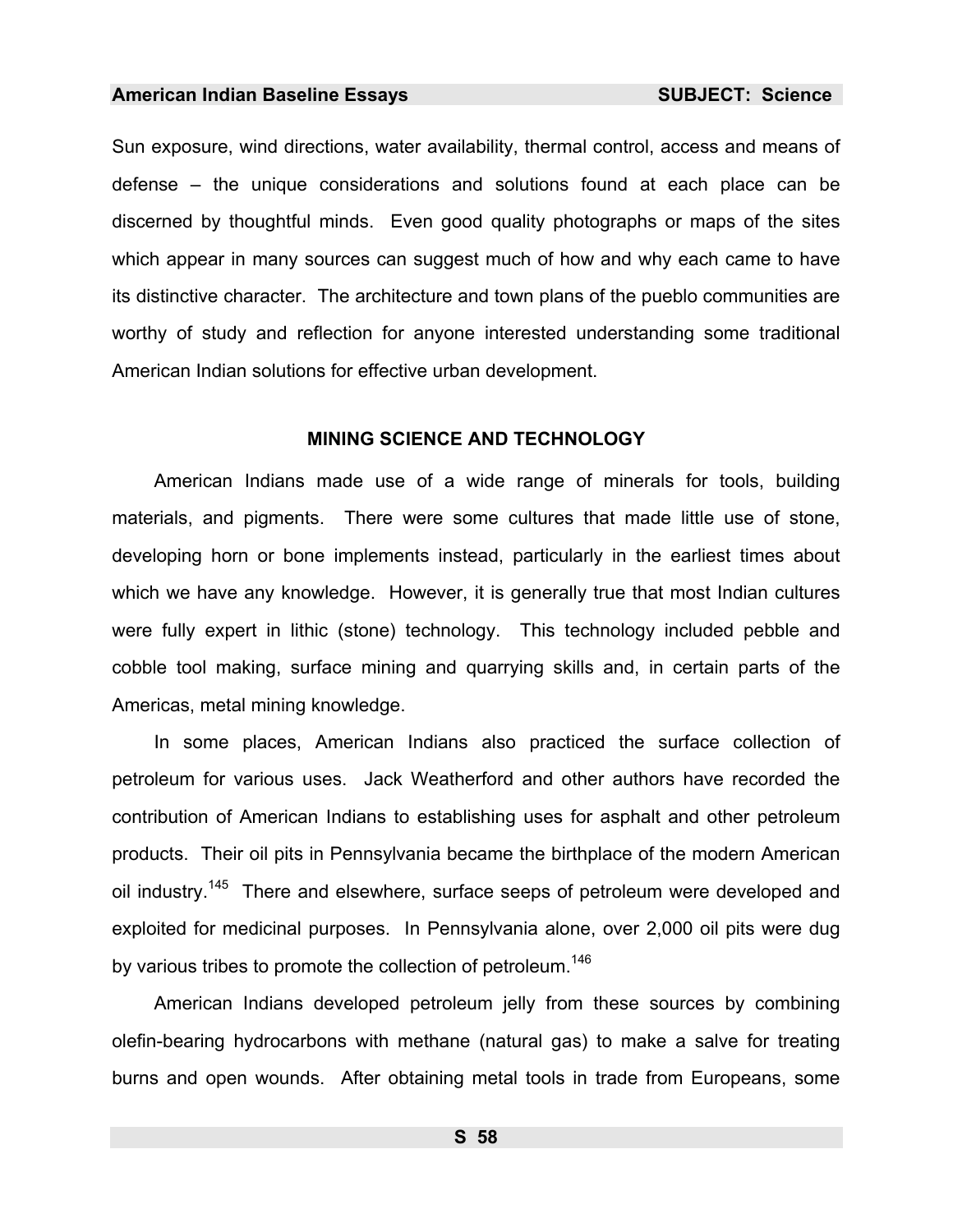Sun exposure, wind directions, water availability, thermal control, access and means of defense – the unique considerations and solutions found at each place can be discerned by thoughtful minds. Even good quality photographs or maps of the sites which appear in many sources can suggest much of how and why each came to have its distinctive character. The architecture and town plans of the pueblo communities are worthy of study and reflection for anyone interested understanding some traditional American Indian solutions for effective urban development.

## MINING SCIENCE AND TECHNOLOGY

American Indians made use of a wide range of minerals for tools, building materials, and pigments. There were some cultures that made little use of stone, developing horn or bone implements instead, particularly in the earliest times about which we have any knowledge. However, it is generally true that most Indian cultures were fully expert in lithic (stone) technology. This technology included pebble and cobble tool making, surface mining and quarrying skills and, in certain parts of the Americas, metal mining knowledge.

In some places, American Indians also practiced the surface collection of petroleum for various uses. Jack Weatherford and other authors have recorded the contribution of American Indians to establishing uses for asphalt and other petroleum products. Their oil pits in Pennsylvania became the birthplace of the modern American oil industry.[145] There and elsewhere, surface seeps of petroleum were developed and exploited for medicinal purposes. In Pennsylvania alone, over 2,000 oil pits were dug by various tribes to promote the collection of petroleum.[146]

American Indians developed petroleum jelly from these sources by combining olefin-bearing hydrocarbons with methane (natural gas) to make a salve for treating burns and open wounds. After obtaining metal tools in trade from Europeans, some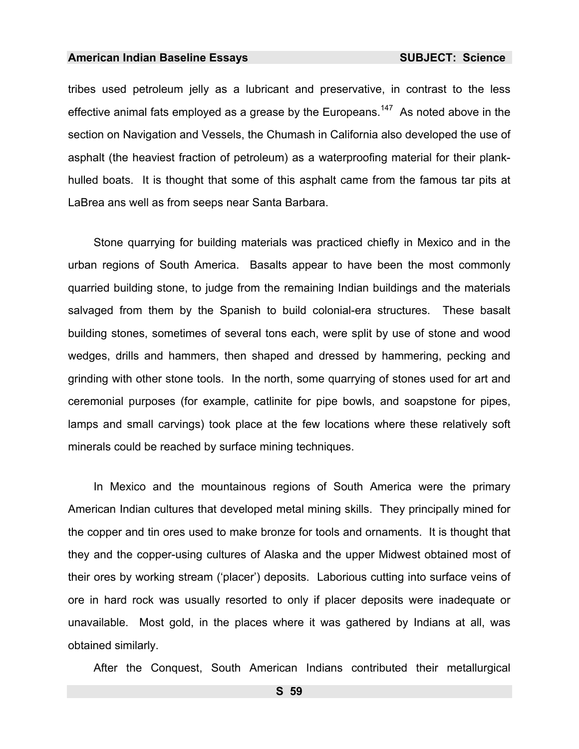tribes used petroleum jelly as a lubricant and preservative, in contrast to the less effective animal fats employed as a grease by the Europeans.[147] As noted above in the section on Navigation and Vessels, the Chumash in California also developed the use of asphalt (the heaviest fraction of petroleum) as a waterproofing material for their plank-hulled boats. It is thought that some of this asphalt came from the famous tar pits at LaBrea ans well as from seeps near Santa Barbara.

Stone quarrying for building materials was practiced chiefly in Mexico and in the urban regions of South America. Basalts appear to have been the most commonly quarried building stone, to judge from the remaining Indian buildings and the materials salvaged from them by the Spanish to build colonial-era structures. These basalt building stones, sometimes of several tons each, were split by use of stone and wood wedges, drills and hammers, then shaped and dressed by hammering, pecking and grinding with other stone tools. In the north, some quarrying of stones used for art and ceremonial purposes (for example, catlinite for pipe bowls, and soapstone for pipes, lamps and small carvings) took place at the few locations where these relatively soft minerals could be reached by surface mining techniques.

In Mexico and the mountainous regions of South America were the primary American Indian cultures that developed metal mining skills. They principally mined for the copper and tin ores used to make bronze for tools and ornaments. It is thought that they and the copper-using cultures of Alaska and the upper Midwest obtained most of their ores by working stream ('placer') deposits. Laborious cutting into surface veins of ore in hard rock was usually resorted to only if placer deposits were inadequate or unavailable. Most gold, in the places where it was gathered by Indians at all, was obtained similarly.

After the Conquest, South American Indians contributed their metallurgical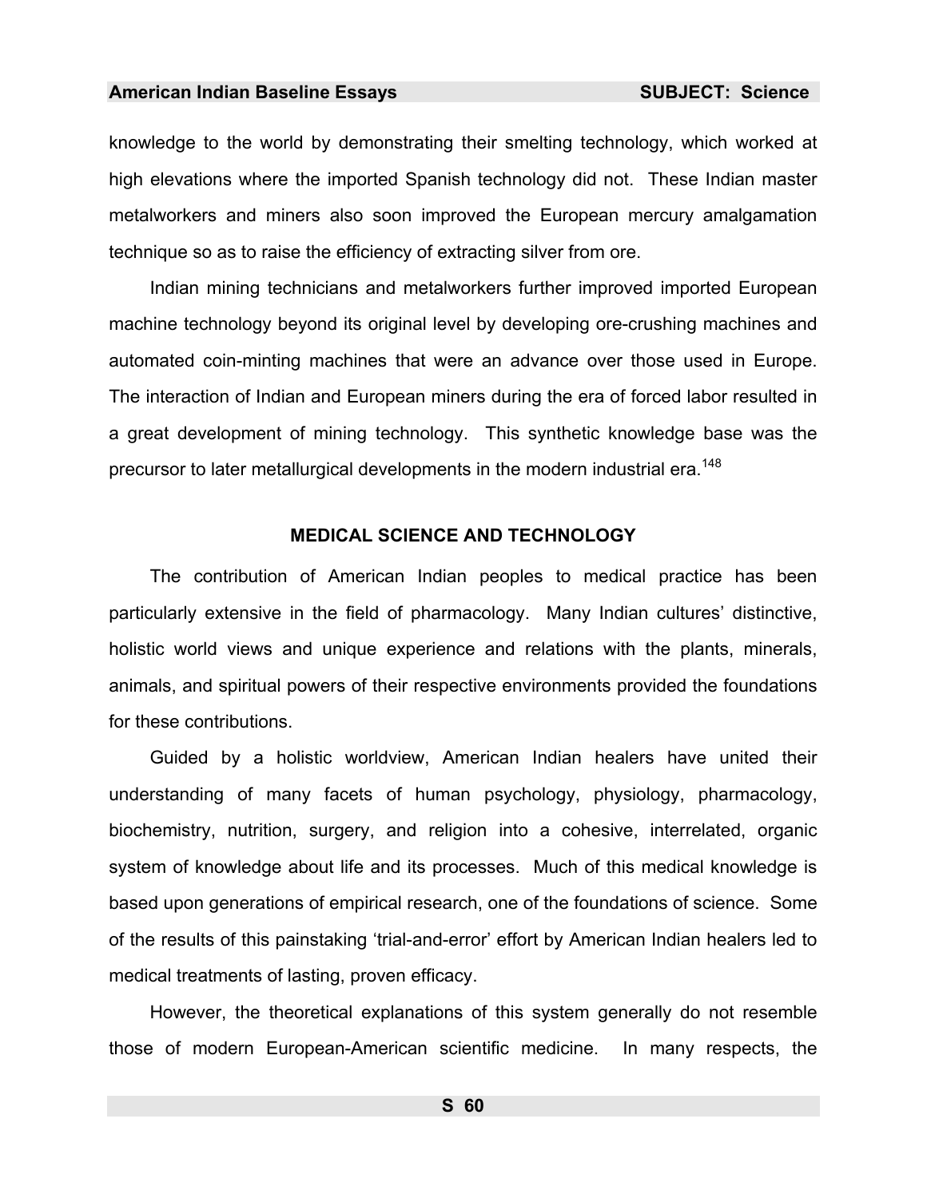knowledge to the world by demonstrating their smelting technology, which worked at high elevations where the imported Spanish technology did not. These Indian master metalworkers and miners also soon improved the European mercury amalgamation technique so as to raise the efficiency of extracting silver from ore.

Indian mining technicians and metalworkers further improved imported European machine technology beyond its original level by developing ore-crushing machines and automated coin-minting machines that were an advance over those used in Europe. The interaction of Indian and European miners during the era of forced labor resulted in a great development of mining technology. This synthetic knowledge base was the precursor to later metallurgical developments in the modern industrial era.[148]

## MEDICAL SCIENCE AND TECHNOLOGY

The contribution of American Indian peoples to medical practice has been particularly extensive in the field of pharmacology. Many Indian cultures' distinctive, holistic world views and unique experience and relations with the plants, minerals, animals, and spiritual powers of their respective environments provided the foundations for these contributions.

Guided by a holistic worldview, American Indian healers have united their understanding of many facets of human psychology, physiology, pharmacology, biochemistry, nutrition, surgery, and religion into a cohesive, interrelated, organic system of knowledge about life and its processes. Much of this medical knowledge is based upon generations of empirical research, one of the foundations of science. Some of the results of this painstaking 'trial-and-error' effort by American Indian healers led to medical treatments of lasting, proven efficacy.

However, the theoretical explanations of this system generally do not resemble those of modern European-American scientific medicine. In many respects, the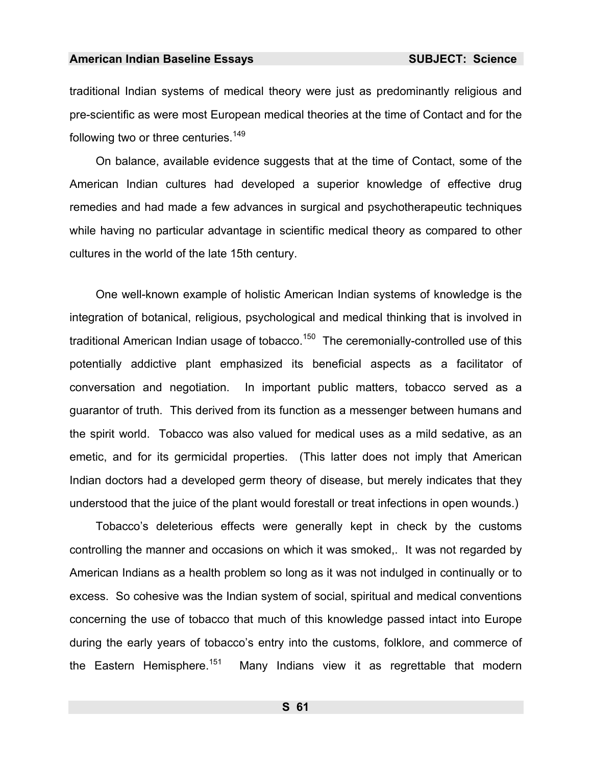traditional Indian systems of medical theory were just as predominantly religious and pre-scientific as were most European medical theories at the time of Contact and for the following two or three centuries.[149]

On balance, available evidence suggests that at the time of Contact, some of the American Indian cultures had developed a superior knowledge of effective drug remedies and had made a few advances in surgical and psychotherapeutic techniques while having no particular advantage in scientific medical theory as compared to other cultures in the world of the late 15th century.

One well-known example of holistic American Indian systems of knowledge is the integration of botanical, religious, psychological and medical thinking that is involved in traditional American Indian usage of tobacco.[150] The ceremonially-controlled use of this potentially addictive plant emphasized its beneficial aspects as a facilitator of conversation and negotiation. In important public matters, tobacco served as a guarantor of truth. This derived from its function as a messenger between humans and the spirit world. Tobacco was also valued for medical uses as a mild sedative, as an emetic, and for its germicidal properties. (This latter does not imply that American Indian doctors had a developed germ theory of disease, but merely indicates that they understood that the juice of the plant would forestall or treat infections in open wounds.)

Tobacco's deleterious effects were generally kept in check by the customs controlling the manner and occasions on which it was smoked,. It was not regarded by American Indians as a health problem so long as it was not indulged in continually or to excess. So cohesive was the Indian system of social, spiritual and medical conventions concerning the use of tobacco that much of this knowledge passed intact into Europe during the early years of tobacco's entry into the customs, folklore, and commerce of the Eastern Hemisphere.[151] Many Indians view it as regrettable that modern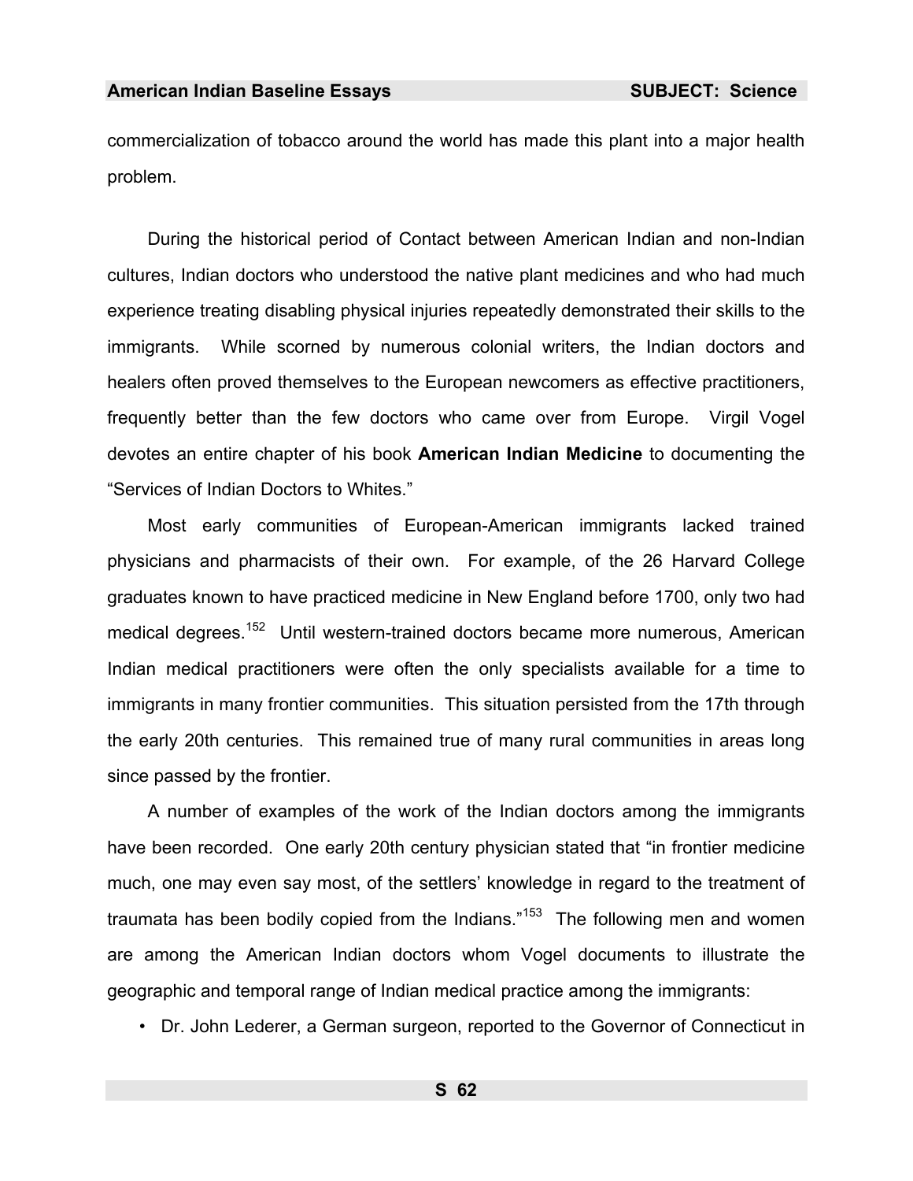commercialization of tobacco around the world has made this plant into a major health problem.

During the historical period of Contact between American Indian and non-Indian cultures, Indian doctors who understood the native plant medicines and who had much experience treating disabling physical injuries repeatedly demonstrated their skills to the immigrants. While scorned by numerous colonial writers, the Indian doctors and healers often proved themselves to the European newcomers as effective practitioners, frequently better than the few doctors who came over from Europe. Virgil Vogel devotes an entire chapter of his book **American Indian Medicine** to documenting the "Services of Indian Doctors to Whites."

Most early communities of European-American immigrants lacked trained physicians and pharmacists of their own. For example, of the 26 Harvard College graduates known to have practiced medicine in New England before 1700, only two had medical degrees.[152] Until western-trained doctors became more numerous, American Indian medical practitioners were often the only specialists available for a time to immigrants in many frontier communities. This situation persisted from the 17th through the early 20th centuries. This remained true of many rural communities in areas long since passed by the frontier.

A number of examples of the work of the Indian doctors among the immigrants have been recorded. One early 20th century physician stated that "in frontier medicine much, one may even say most, of the settlers' knowledge in regard to the treatment of traumata has been bodily copied from the Indians."[153] The following men and women are among the American Indian doctors whom Vogel documents to illustrate the geographic and temporal range of Indian medical practice among the immigrants:

- Dr. John Lederer, a German surgeon, reported to the Governor of Connecticut in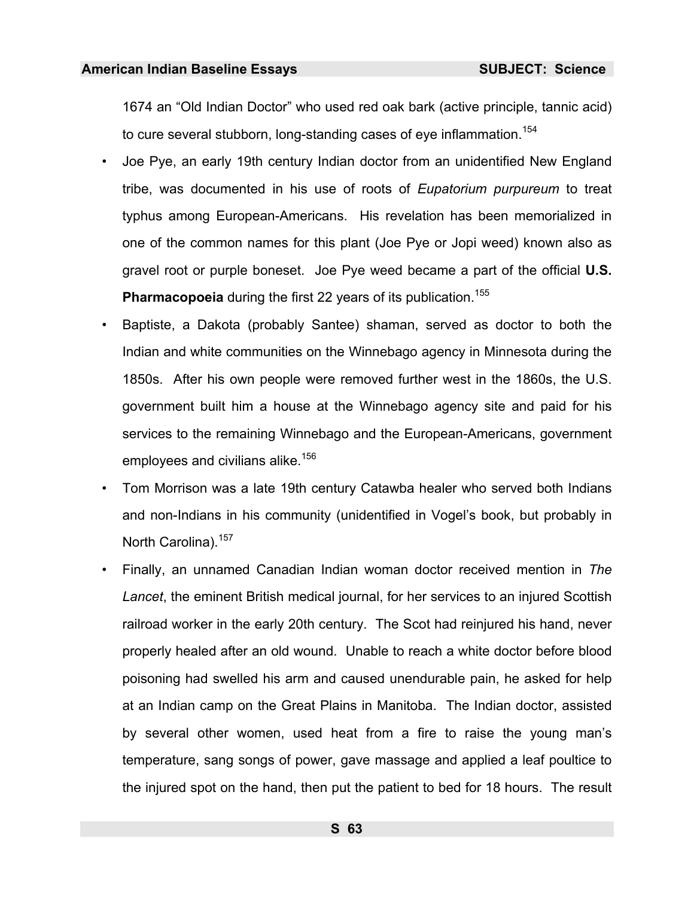1674 an "Old Indian Doctor" who used red oak bark (active principle, tannic acid) to cure several stubborn, long-standing cases of eye inflammation.[154]

- Joe Pye, an early 19th century Indian doctor from an unidentified New England tribe, was documented in his use of roots of *Eupatorium purpureum* to treat typhus among European-Americans. His revelation has been memorialized in one of the common names for this plant (Joe Pye or Jopi weed) known also as gravel root or purple boneset. Joe Pye weed became a part of the official **U.S. Pharmacopoeia** during the first 22 years of its publication.[155]
- Baptiste, a Dakota (probably Santee) shaman, served as doctor to both the Indian and white communities on the Winnebago agency in Minnesota during the 1850s. After his own people were removed further west in the 1860s, the U.S. government built him a house at the Winnebago agency site and paid for his services to the remaining Winnebago and the European-Americans, government employees and civilians alike.[156]
- Tom Morrison was a late 19th century Catawba healer who served both Indians and non-Indians in his community (unidentified in Vogel's book, but probably in North Carolina).[157]
- Finally, an unnamed Canadian Indian woman doctor received mention in *The Lancet*, the eminent British medical journal, for her services to an injured Scottish railroad worker in the early 20th century. The Scot had reinjured his hand, never properly healed after an old wound. Unable to reach a white doctor before blood poisoning had swelled his arm and caused unendurable pain, he asked for help at an Indian camp on the Great Plains in Manitoba. The Indian doctor, assisted by several other women, used heat from a fire to raise the young man's temperature, sang songs of power, gave massage and applied a leaf poultice to the injured spot on the hand, then put the patient to bed for 18 hours. The result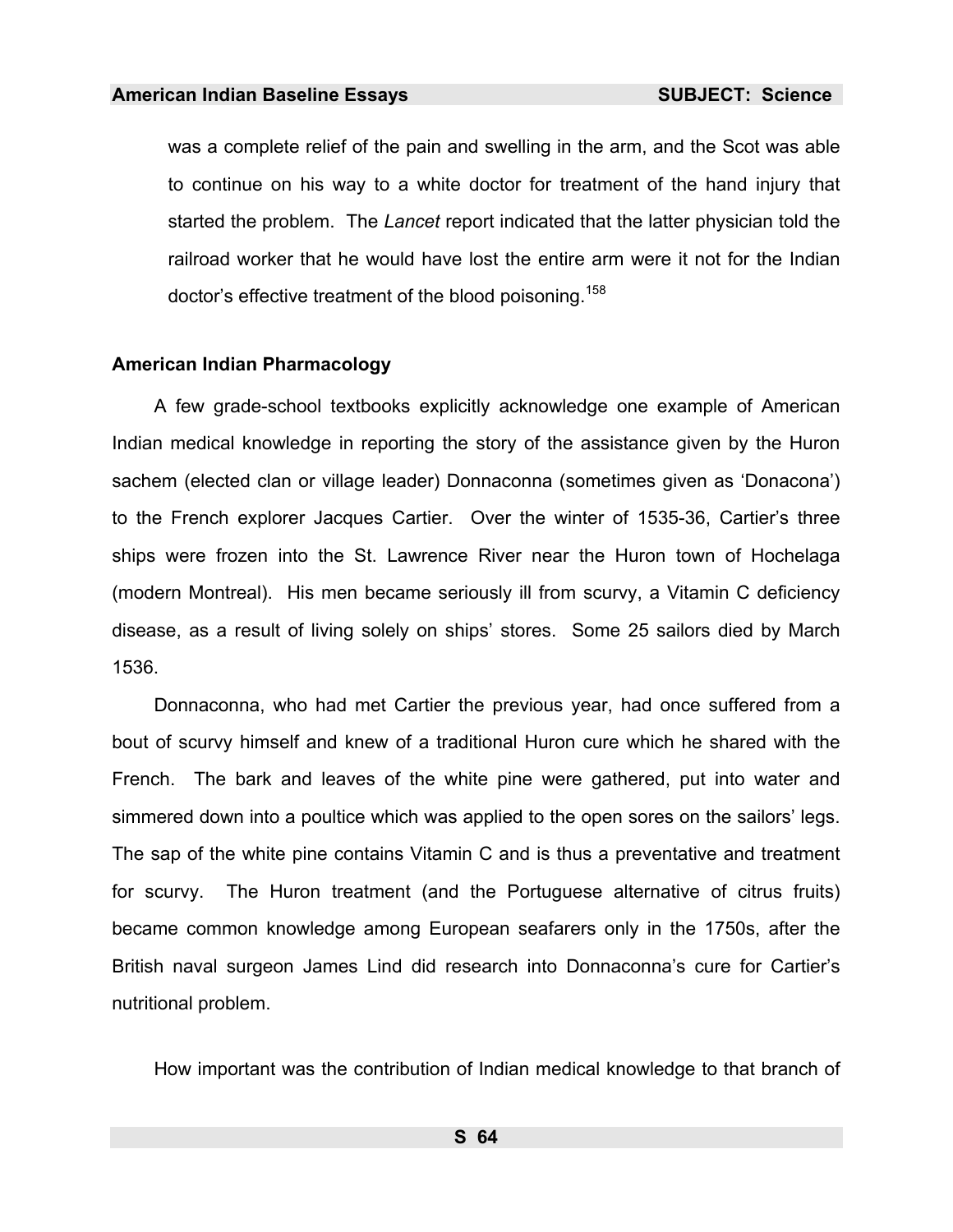was a complete relief of the pain and swelling in the arm, and the Scot was able to continue on his way to a white doctor for treatment of the hand injury that started the problem. The *Lancet* report indicated that the latter physician told the railroad worker that he would have lost the entire arm were it not for the Indian doctor's effective treatment of the blood poisoning.[158]

**American Indian Pharmacology**

A few grade-school textbooks explicitly acknowledge one example of American Indian medical knowledge in reporting the story of the assistance given by the Huron sachem (elected clan or village leader) Donnaconna (sometimes given as 'Donacona') to the French explorer Jacques Cartier. Over the winter of 1535-36, Cartier's three ships were frozen into the St. Lawrence River near the Huron town of Hochelaga (modern Montreal). His men became seriously ill from scurvy, a Vitamin C deficiency disease, as a result of living solely on ships' stores. Some 25 sailors died by March 1536.

Donnaconna, who had met Cartier the previous year, had once suffered from a bout of scurvy himself and knew of a traditional Huron cure which he shared with the French. The bark and leaves of the white pine were gathered, put into water and simmered down into a poultice which was applied to the open sores on the sailors' legs. The sap of the white pine contains Vitamin C and is thus a preventative and treatment for scurvy. The Huron treatment (and the Portuguese alternative of citrus fruits) became common knowledge among European seafarers only in the 1750s, after the British naval surgeon James Lind did research into Donnaconna's cure for Cartier's nutritional problem.

How important was the contribution of Indian medical knowledge to that branch of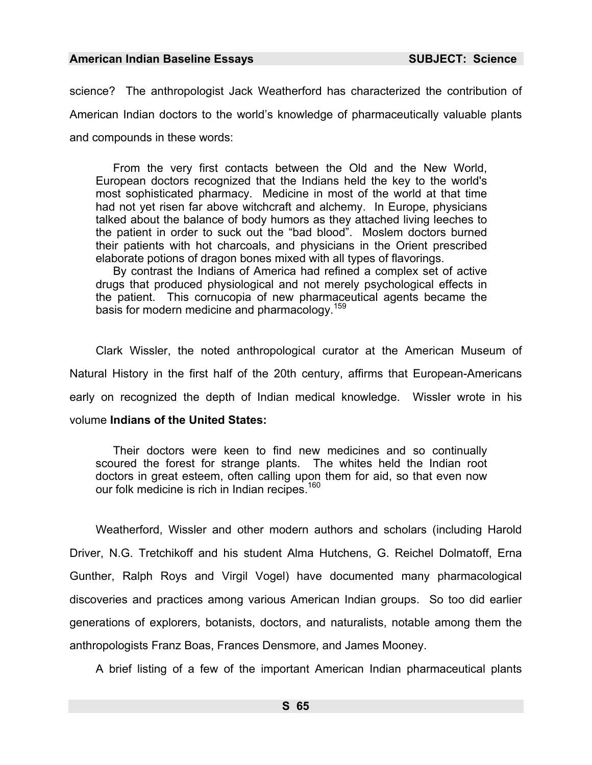science? The anthropologist Jack Weatherford has characterized the contribution of American Indian doctors to the world's knowledge of pharmaceutically valuable plants and compounds in these words:

> From the very first contacts between the Old and the New World, European doctors recognized that the Indians held the key to the world's most sophisticated pharmacy. Medicine in most of the world at that time had not yet risen far above witchcraft and alchemy. In Europe, physicians talked about the balance of body humors as they attached living leeches to the patient in order to suck out the "bad blood". Moslem doctors burned their patients with hot charcoals, and physicians in the Orient prescribed elaborate potions of dragon bones mixed with all types of flavorings.
>
> By contrast the Indians of America had refined a complex set of active drugs that produced physiological and not merely psychological effects in the patient. This cornucopia of new pharmaceutical agents became the basis for modern medicine and pharmacology.[159]

Clark Wissler, the noted anthropological curator at the American Museum of Natural History in the first half of the 20th century, affirms that European-Americans early on recognized the depth of Indian medical knowledge. Wissler wrote in his volume **Indians of the United States:**

> Their doctors were keen to find new medicines and so continually scoured the forest for strange plants. The whites held the Indian root doctors in great esteem, often calling upon them for aid, so that even now our folk medicine is rich in Indian recipes.[160]

Weatherford, Wissler and other modern authors and scholars (including Harold Driver, N.G. Tretchikoff and his student Alma Hutchens, G. Reichel Dolmatoff, Erna Gunther, Ralph Roys and Virgil Vogel) have documented many pharmacological discoveries and practices among various American Indian groups. So too did earlier generations of explorers, botanists, doctors, and naturalists, notable among them the anthropologists Franz Boas, Frances Densmore, and James Mooney.

A brief listing of a few of the important American Indian pharmaceutical plants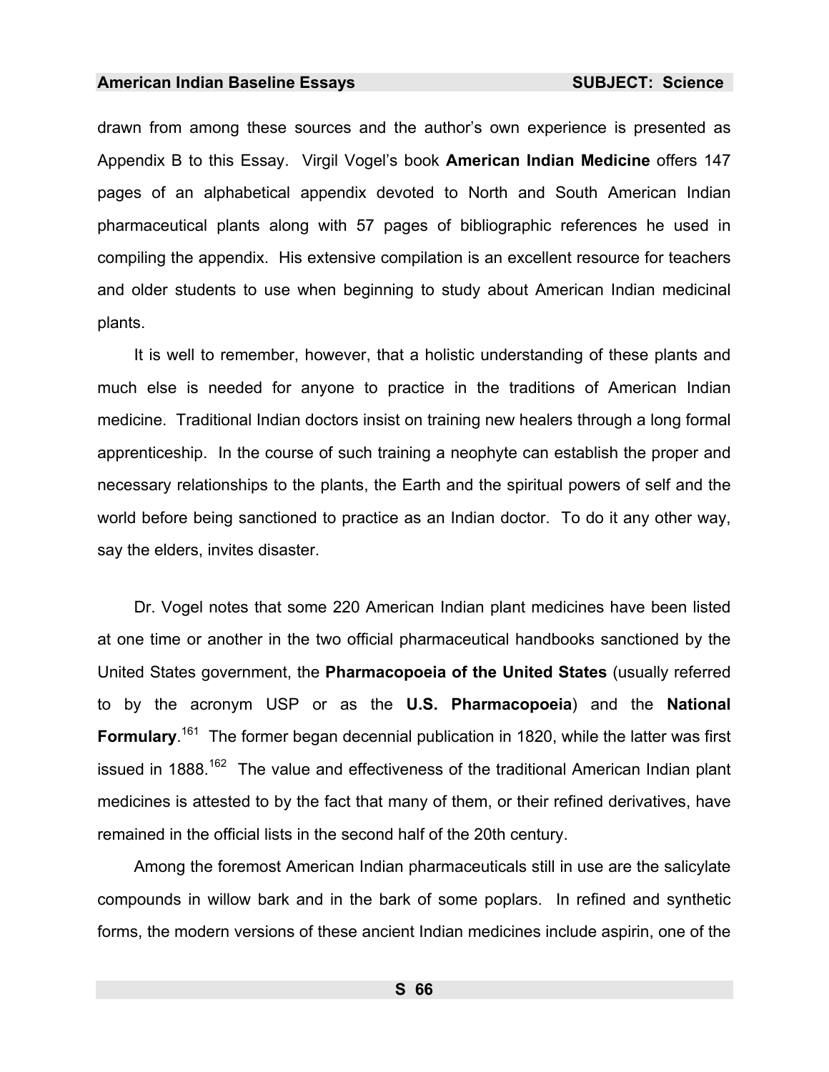drawn from among these sources and the author's own experience is presented as Appendix B to this Essay. Virgil Vogel's book **American Indian Medicine** offers 147 pages of an alphabetical appendix devoted to North and South American Indian pharmaceutical plants along with 57 pages of bibliographic references he used in compiling the appendix. His extensive compilation is an excellent resource for teachers and older students to use when beginning to study about American Indian medicinal plants.

It is well to remember, however, that a holistic understanding of these plants and much else is needed for anyone to practice in the traditions of American Indian medicine. Traditional Indian doctors insist on training new healers through a long formal apprenticeship. In the course of such training a neophyte can establish the proper and necessary relationships to the plants, the Earth and the spiritual powers of self and the world before being sanctioned to practice as an Indian doctor. To do it any other way, say the elders, invites disaster.

Dr. Vogel notes that some 220 American Indian plant medicines have been listed at one time or another in the two official pharmaceutical handbooks sanctioned by the United States government, the **Pharmacopoeia of the United States** (usually referred to by the acronym USP or as the **U.S. Pharmacopoeia**) and the **National Formulary**.[161] The former began decennial publication in 1820, while the latter was first issued in 1888.[162] The value and effectiveness of the traditional American Indian plant medicines is attested to by the fact that many of them, or their refined derivatives, have remained in the official lists in the second half of the 20th century.

Among the foremost American Indian pharmaceuticals still in use are the salicylate compounds in willow bark and in the bark of some poplars. In refined and synthetic forms, the modern versions of these ancient Indian medicines include aspirin, one of the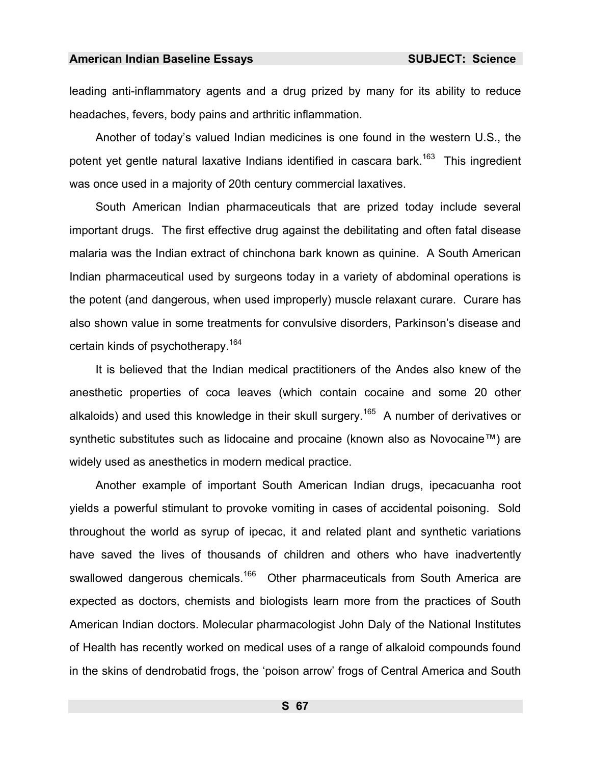leading anti-inflammatory agents and a drug prized by many for its ability to reduce headaches, fevers, body pains and arthritic inflammation.

Another of today's valued Indian medicines is one found in the western U.S., the potent yet gentle natural laxative Indians identified in cascara bark.[163] This ingredient was once used in a majority of 20th century commercial laxatives.

South American Indian pharmaceuticals that are prized today include several important drugs. The first effective drug against the debilitating and often fatal disease malaria was the Indian extract of chinchona bark known as quinine. A South American Indian pharmaceutical used by surgeons today in a variety of abdominal operations is the potent (and dangerous, when used improperly) muscle relaxant curare. Curare has also shown value in some treatments for convulsive disorders, Parkinson's disease and certain kinds of psychotherapy.[164]

It is believed that the Indian medical practitioners of the Andes also knew of the anesthetic properties of coca leaves (which contain cocaine and some 20 other alkaloids) and used this knowledge in their skull surgery.[165] A number of derivatives or synthetic substitutes such as lidocaine and procaine (known also as Novocaine™) are widely used as anesthetics in modern medical practice.

Another example of important South American Indian drugs, ipecacuanha root yields a powerful stimulant to provoke vomiting in cases of accidental poisoning. Sold throughout the world as syrup of ipecac, it and related plant and synthetic variations have saved the lives of thousands of children and others who have inadvertently swallowed dangerous chemicals.[166] Other pharmaceuticals from South America are expected as doctors, chemists and biologists learn more from the practices of South American Indian doctors. Molecular pharmacologist John Daly of the National Institutes of Health has recently worked on medical uses of a range of alkaloid compounds found in the skins of dendrobatid frogs, the 'poison arrow' frogs of Central America and South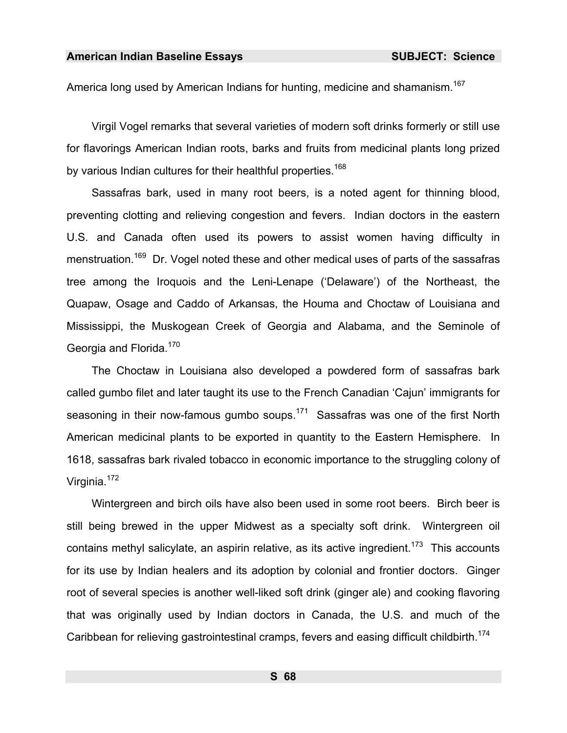America long used by American Indians for hunting, medicine and shamanism.[167]

Virgil Vogel remarks that several varieties of modern soft drinks formerly or still use for flavorings American Indian roots, barks and fruits from medicinal plants long prized by various Indian cultures for their healthful properties.[168]

Sassafras bark, used in many root beers, is a noted agent for thinning blood, preventing clotting and relieving congestion and fevers. Indian doctors in the eastern U.S. and Canada often used its powers to assist women having difficulty in menstruation.[169] Dr. Vogel noted these and other medical uses of parts of the sassafras tree among the Iroquois and the Leni-Lenape ('Delaware') of the Northeast, the Quapaw, Osage and Caddo of Arkansas, the Houma and Choctaw of Louisiana and Mississippi, the Muskogean Creek of Georgia and Alabama, and the Seminole of Georgia and Florida.[170]

The Choctaw in Louisiana also developed a powdered form of sassafras bark called gumbo filet and later taught its use to the French Canadian 'Cajun' immigrants for seasoning in their now-famous gumbo soups.[171] Sassafras was one of the first North American medicinal plants to be exported in quantity to the Eastern Hemisphere. In 1618, sassafras bark rivaled tobacco in economic importance to the struggling colony of Virginia.[172]

Wintergreen and birch oils have also been used in some root beers. Birch beer is still being brewed in the upper Midwest as a specialty soft drink. Wintergreen oil contains methyl salicylate, an aspirin relative, as its active ingredient.[173] This accounts for its use by Indian healers and its adoption by colonial and frontier doctors. Ginger root of several species is another well-liked soft drink (ginger ale) and cooking flavoring that was originally used by Indian doctors in Canada, the U.S. and much of the Caribbean for relieving gastrointestinal cramps, fevers and easing difficult childbirth.[174]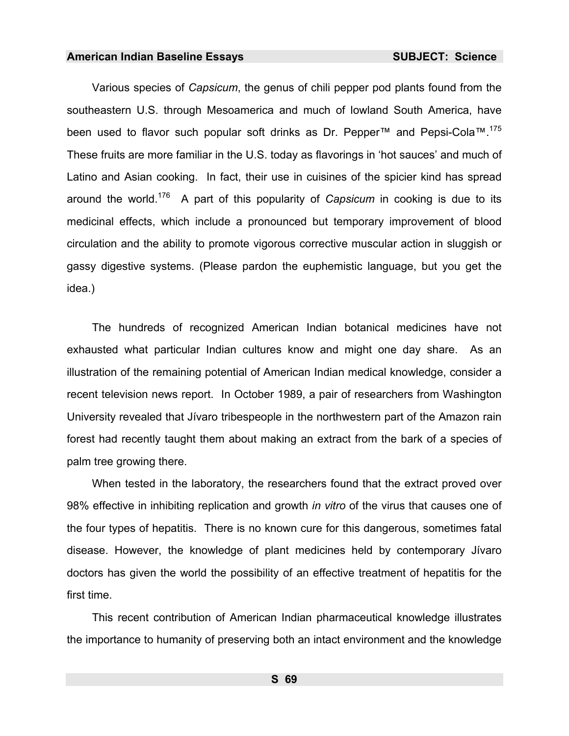Various species of *Capsicum*, the genus of chili pepper pod plants found from the southeastern U.S. through Mesoamerica and much of lowland South America, have been used to flavor such popular soft drinks as Dr. Pepper™ and Pepsi-Cola™.[175] These fruits are more familiar in the U.S. today as flavorings in 'hot sauces' and much of Latino and Asian cooking. In fact, their use in cuisines of the spicier kind has spread around the world.[176] A part of this popularity of *Capsicum* in cooking is due to its medicinal effects, which include a pronounced but temporary improvement of blood circulation and the ability to promote vigorous corrective muscular action in sluggish or gassy digestive systems. (Please pardon the euphemistic language, but you get the idea.)

The hundreds of recognized American Indian botanical medicines have not exhausted what particular Indian cultures know and might one day share. As an illustration of the remaining potential of American Indian medical knowledge, consider a recent television news report. In October 1989, a pair of researchers from Washington University revealed that Jívaro tribespeople in the northwestern part of the Amazon rain forest had recently taught them about making an extract from the bark of a species of palm tree growing there.

When tested in the laboratory, the researchers found that the extract proved over 98% effective in inhibiting replication and growth *in vitro* of the virus that causes one of the four types of hepatitis. There is no known cure for this dangerous, sometimes fatal disease. However, the knowledge of plant medicines held by contemporary Jívaro doctors has given the world the possibility of an effective treatment of hepatitis for the first time.

This recent contribution of American Indian pharmaceutical knowledge illustrates the importance to humanity of preserving both an intact environment and the knowledge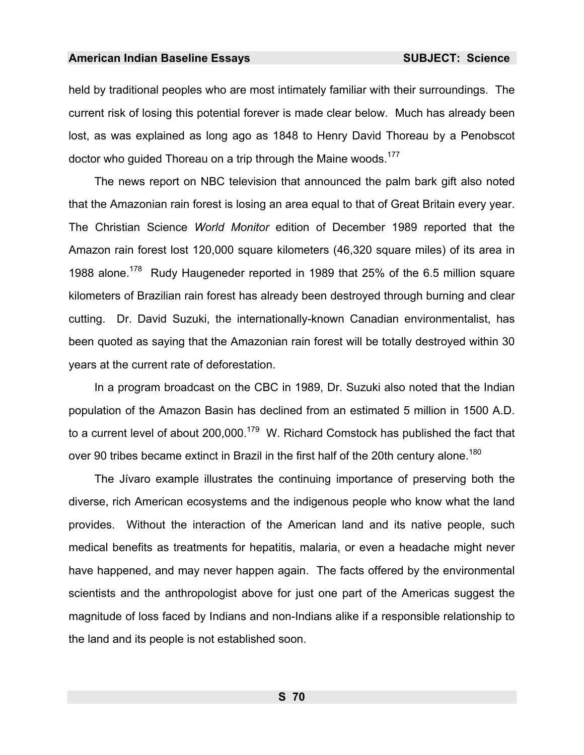held by traditional peoples who are most intimately familiar with their surroundings. The current risk of losing this potential forever is made clear below. Much has already been lost, as was explained as long ago as 1848 to Henry David Thoreau by a Penobscot doctor who guided Thoreau on a trip through the Maine woods.[177]

The news report on NBC television that announced the palm bark gift also noted that the Amazonian rain forest is losing an area equal to that of Great Britain every year. The Christian Science *World Monitor* edition of December 1989 reported that the Amazon rain forest lost 120,000 square kilometers (46,320 square miles) of its area in 1988 alone.[178] Rudy Haugeneder reported in 1989 that 25% of the 6.5 million square kilometers of Brazilian rain forest has already been destroyed through burning and clear cutting. Dr. David Suzuki, the internationally-known Canadian environmentalist, has been quoted as saying that the Amazonian rain forest will be totally destroyed within 30 years at the current rate of deforestation.

In a program broadcast on the CBC in 1989, Dr. Suzuki also noted that the Indian population of the Amazon Basin has declined from an estimated 5 million in 1500 A.D. to a current level of about 200,000.[179] W. Richard Comstock has published the fact that over 90 tribes became extinct in Brazil in the first half of the 20th century alone.[180]

The Jívaro example illustrates the continuing importance of preserving both the diverse, rich American ecosystems and the indigenous people who know what the land provides. Without the interaction of the American land and its native people, such medical benefits as treatments for hepatitis, malaria, or even a headache might never have happened, and may never happen again. The facts offered by the environmental scientists and the anthropologist above for just one part of the Americas suggest the magnitude of loss faced by Indians and non-Indians alike if a responsible relationship to the land and its people is not established soon.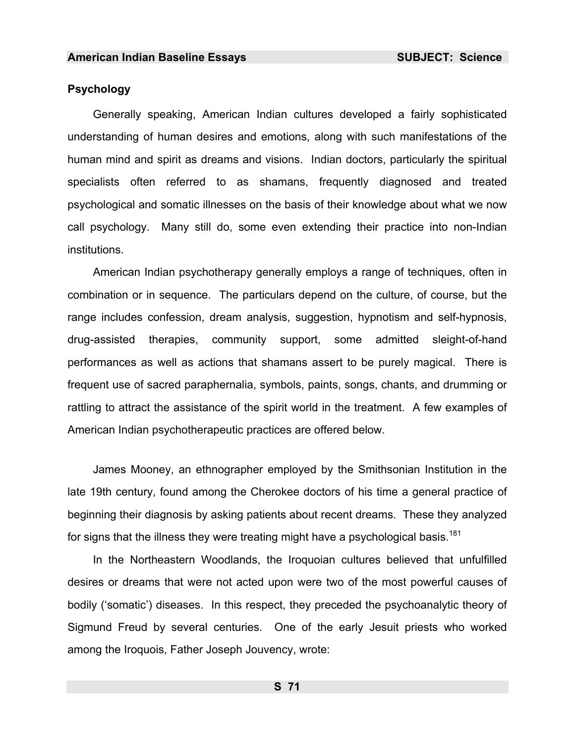## Psychology

Generally speaking, American Indian cultures developed a fairly sophisticated understanding of human desires and emotions, along with such manifestations of the human mind and spirit as dreams and visions. Indian doctors, particularly the spiritual specialists often referred to as shamans, frequently diagnosed and treated psychological and somatic illnesses on the basis of their knowledge about what we now call psychology. Many still do, some even extending their practice into non-Indian institutions.

American Indian psychotherapy generally employs a range of techniques, often in combination or in sequence. The particulars depend on the culture, of course, but the range includes confession, dream analysis, suggestion, hypnotism and self-hypnosis, drug-assisted therapies, community support, some admitted sleight-of-hand performances as well as actions that shamans assert to be purely magical. There is frequent use of sacred paraphernalia, symbols, paints, songs, chants, and drumming or rattling to attract the assistance of the spirit world in the treatment. A few examples of American Indian psychotherapeutic practices are offered below.

James Mooney, an ethnographer employed by the Smithsonian Institution in the late 19th century, found among the Cherokee doctors of his time a general practice of beginning their diagnosis by asking patients about recent dreams. These they analyzed for signs that the illness they were treating might have a psychological basis.[181]

In the Northeastern Woodlands, the Iroquoian cultures believed that unfulfilled desires or dreams that were not acted upon were two of the most powerful causes of bodily ('somatic') diseases. In this respect, they preceded the psychoanalytic theory of Sigmund Freud by several centuries. One of the early Jesuit priests who worked among the Iroquois, Father Joseph Jouvency, wrote: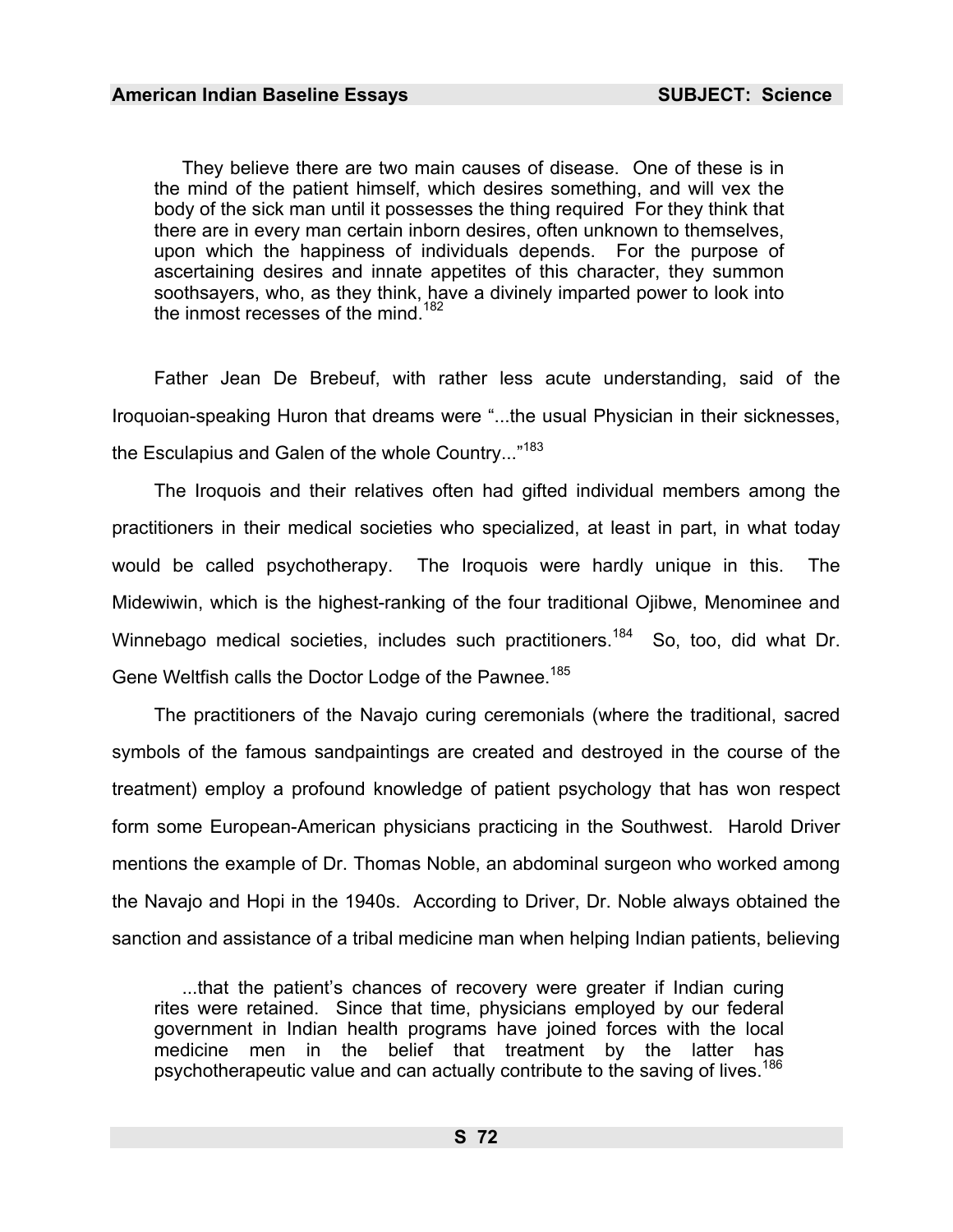> They believe there are two main causes of disease. One of these is in the mind of the patient himself, which desires something, and will vex the body of the sick man until it possesses the thing required For they think that there are in every man certain inborn desires, often unknown to themselves, upon which the happiness of individuals depends. For the purpose of ascertaining desires and innate appetites of this character, they summon soothsayers, who, as they think, have a divinely imparted power to look into the inmost recesses of the mind.[182]

Father Jean De Brebeuf, with rather less acute understanding, said of the Iroquoian-speaking Huron that dreams were "...the usual Physician in their sicknesses, the Esculapius and Galen of the whole Country..."[183]

The Iroquois and their relatives often had gifted individual members among the practitioners in their medical societies who specialized, at least in part, in what today would be called psychotherapy. The Iroquois were hardly unique in this. The Midewiwin, which is the highest-ranking of the four traditional Ojibwe, Menominee and Winnebago medical societies, includes such practitioners.[184] So, too, did what Dr. Gene Weltfish calls the Doctor Lodge of the Pawnee.[185]

The practitioners of the Navajo curing ceremonials (where the traditional, sacred symbols of the famous sandpaintings are created and destroyed in the course of the treatment) employ a profound knowledge of patient psychology that has won respect form some European-American physicians practicing in the Southwest. Harold Driver mentions the example of Dr. Thomas Noble, an abdominal surgeon who worked among the Navajo and Hopi in the 1940s. According to Driver, Dr. Noble always obtained the sanction and assistance of a tribal medicine man when helping Indian patients, believing

> ...that the patient's chances of recovery were greater if Indian curing rites were retained. Since that time, physicians employed by our federal government in Indian health programs have joined forces with the local medicine men in the belief that treatment by the latter has psychotherapeutic value and can actually contribute to the saving of lives.[186]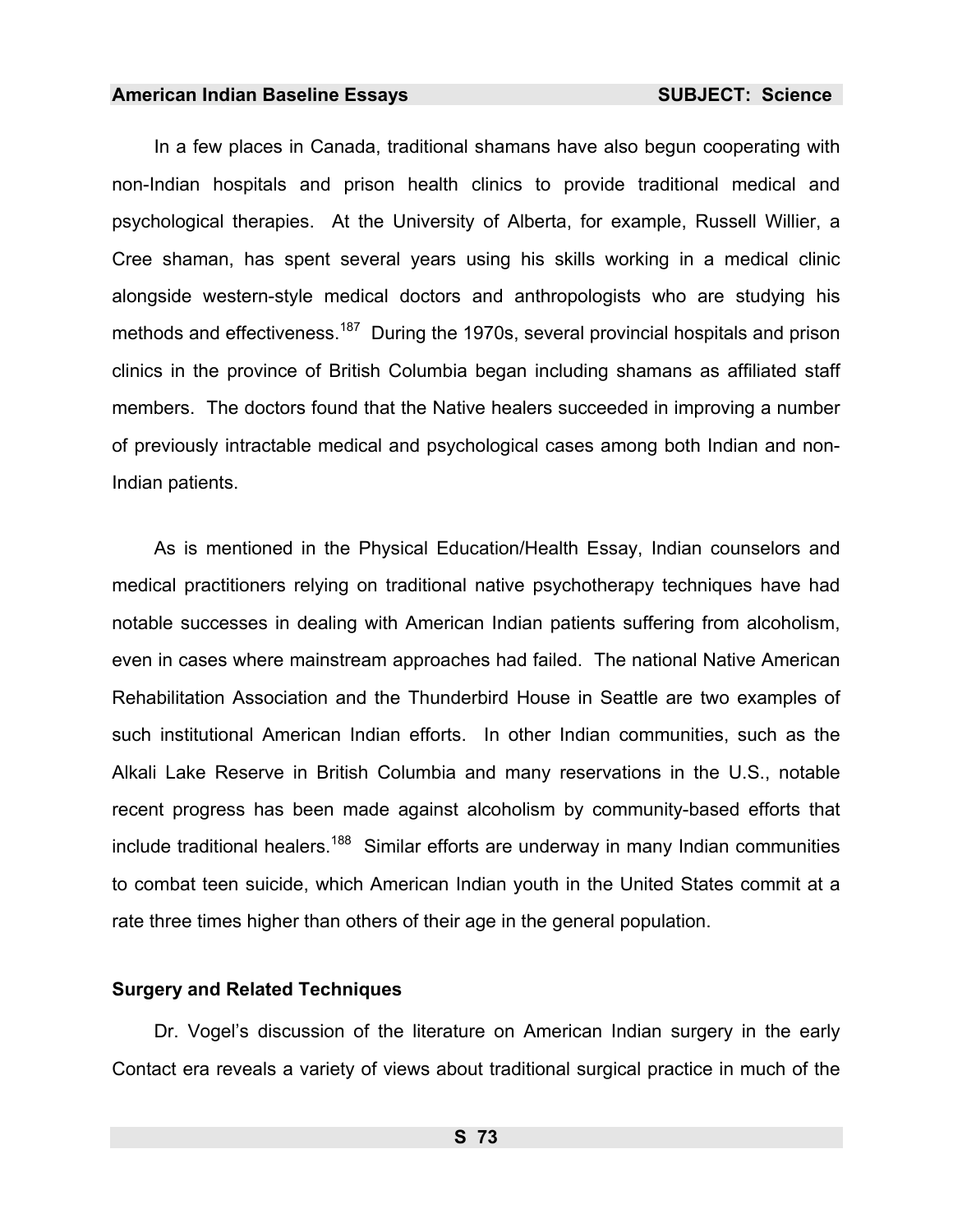In a few places in Canada, traditional shamans have also begun cooperating with non-Indian hospitals and prison health clinics to provide traditional medical and psychological therapies. At the University of Alberta, for example, Russell Willier, a Cree shaman, has spent several years using his skills working in a medical clinic alongside western-style medical doctors and anthropologists who are studying his methods and effectiveness.[187] During the 1970s, several provincial hospitals and prison clinics in the province of British Columbia began including shamans as affiliated staff members. The doctors found that the Native healers succeeded in improving a number of previously intractable medical and psychological cases among both Indian and non-Indian patients.

As is mentioned in the Physical Education/Health Essay, Indian counselors and medical practitioners relying on traditional native psychotherapy techniques have had notable successes in dealing with American Indian patients suffering from alcoholism, even in cases where mainstream approaches had failed. The national Native American Rehabilitation Association and the Thunderbird House in Seattle are two examples of such institutional American Indian efforts. In other Indian communities, such as the Alkali Lake Reserve in British Columbia and many reservations in the U.S., notable recent progress has been made against alcoholism by community-based efforts that include traditional healers.[188] Similar efforts are underway in many Indian communities to combat teen suicide, which American Indian youth in the United States commit at a rate three times higher than others of their age in the general population.

### Surgery and Related Techniques

Dr. Vogel's discussion of the literature on American Indian surgery in the early Contact era reveals a variety of views about traditional surgical practice in much of the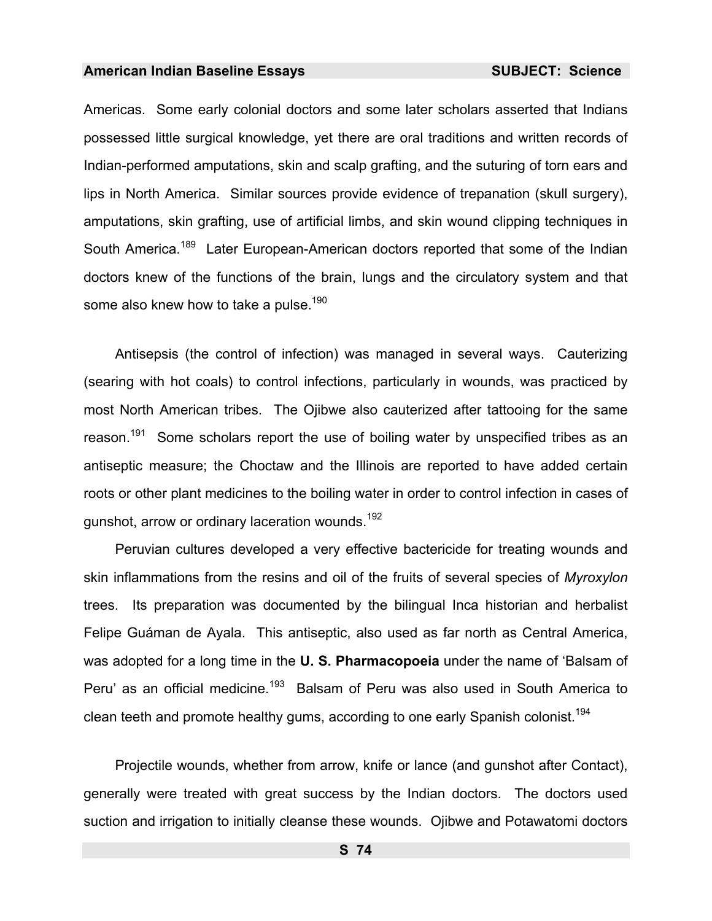Americas. Some early colonial doctors and some later scholars asserted that Indians possessed little surgical knowledge, yet there are oral traditions and written records of Indian-performed amputations, skin and scalp grafting, and the suturing of torn ears and lips in North America. Similar sources provide evidence of trepanation (skull surgery), amputations, skin grafting, use of artificial limbs, and skin wound clipping techniques in South America.[189] Later European-American doctors reported that some of the Indian doctors knew of the functions of the brain, lungs and the circulatory system and that some also knew how to take a pulse.[190]

Antisepsis (the control of infection) was managed in several ways. Cauterizing (searing with hot coals) to control infections, particularly in wounds, was practiced by most North American tribes. The Ojibwe also cauterized after tattooing for the same reason.[191] Some scholars report the use of boiling water by unspecified tribes as an antiseptic measure; the Choctaw and the Illinois are reported to have added certain roots or other plant medicines to the boiling water in order to control infection in cases of gunshot, arrow or ordinary laceration wounds.[192]

Peruvian cultures developed a very effective bactericide for treating wounds and skin inflammations from the resins and oil of the fruits of several species of *Myroxylon* trees. Its preparation was documented by the bilingual Inca historian and herbalist Felipe Guáman de Ayala. This antiseptic, also used as far north as Central America, was adopted for a long time in the **U. S. Pharmacopoeia** under the name of 'Balsam of Peru' as an official medicine.[193] Balsam of Peru was also used in South America to clean teeth and promote healthy gums, according to one early Spanish colonist.[194]

Projectile wounds, whether from arrow, knife or lance (and gunshot after Contact), generally were treated with great success by the Indian doctors. The doctors used suction and irrigation to initially cleanse these wounds. Ojibwe and Potawatomi doctors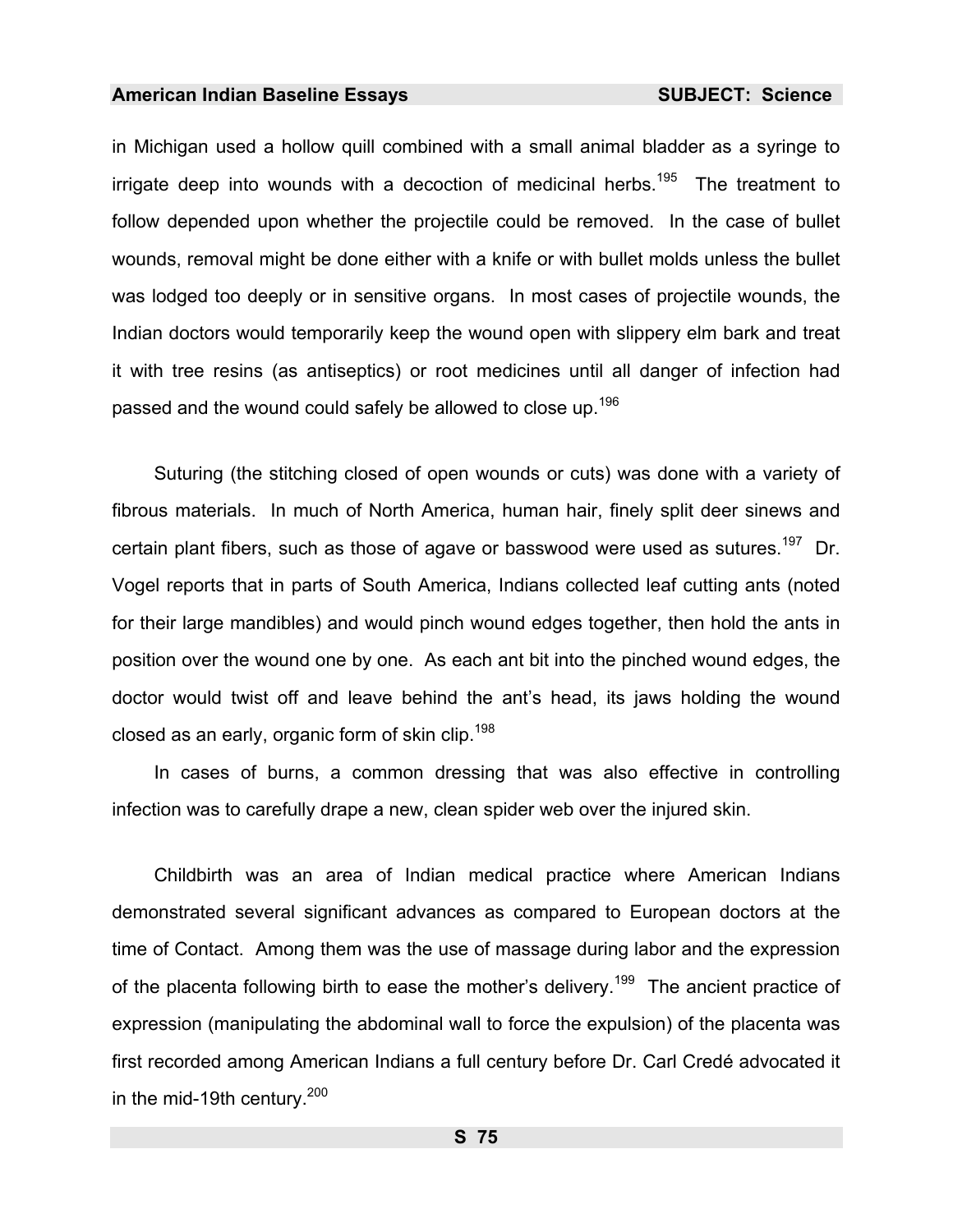in Michigan used a hollow quill combined with a small animal bladder as a syringe to irrigate deep into wounds with a decoction of medicinal herbs.[195] The treatment to follow depended upon whether the projectile could be removed. In the case of bullet wounds, removal might be done either with a knife or with bullet molds unless the bullet was lodged too deeply or in sensitive organs. In most cases of projectile wounds, the Indian doctors would temporarily keep the wound open with slippery elm bark and treat it with tree resins (as antiseptics) or root medicines until all danger of infection had passed and the wound could safely be allowed to close up.[196]

Suturing (the stitching closed of open wounds or cuts) was done with a variety of fibrous materials. In much of North America, human hair, finely split deer sinews and certain plant fibers, such as those of agave or basswood were used as sutures.[197] Dr. Vogel reports that in parts of South America, Indians collected leaf cutting ants (noted for their large mandibles) and would pinch wound edges together, then hold the ants in position over the wound one by one. As each ant bit into the pinched wound edges, the doctor would twist off and leave behind the ant's head, its jaws holding the wound closed as an early, organic form of skin clip.[198]

In cases of burns, a common dressing that was also effective in controlling infection was to carefully drape a new, clean spider web over the injured skin.

Childbirth was an area of Indian medical practice where American Indians demonstrated several significant advances as compared to European doctors at the time of Contact. Among them was the use of massage during labor and the expression of the placenta following birth to ease the mother's delivery.[199] The ancient practice of expression (manipulating the abdominal wall to force the expulsion) of the placenta was first recorded among American Indians a full century before Dr. Carl Credé advocated it in the mid-19th century.[200]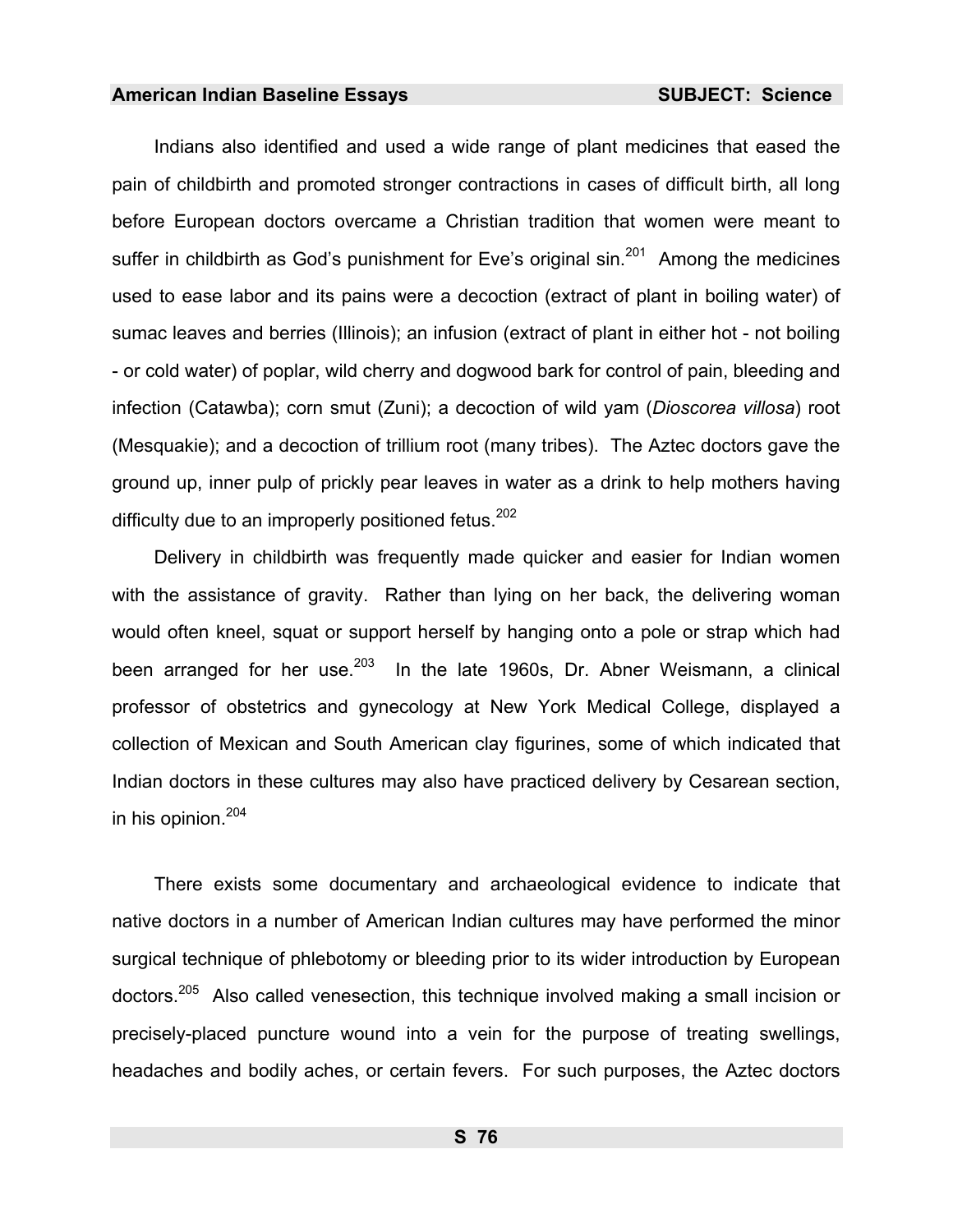Indians also identified and used a wide range of plant medicines that eased the pain of childbirth and promoted stronger contractions in cases of difficult birth, all long before European doctors overcame a Christian tradition that women were meant to suffer in childbirth as God's punishment for Eve's original sin.[201] Among the medicines used to ease labor and its pains were a decoction (extract of plant in boiling water) of sumac leaves and berries (Illinois); an infusion (extract of plant in either hot - not boiling - or cold water) of poplar, wild cherry and dogwood bark for control of pain, bleeding and infection (Catawba); corn smut (Zuni); a decoction of wild yam (*Dioscorea villosa*) root (Mesquakie); and a decoction of trillium root (many tribes). The Aztec doctors gave the ground up, inner pulp of prickly pear leaves in water as a drink to help mothers having difficulty due to an improperly positioned fetus.[202]

Delivery in childbirth was frequently made quicker and easier for Indian women with the assistance of gravity. Rather than lying on her back, the delivering woman would often kneel, squat or support herself by hanging onto a pole or strap which had been arranged for her use.[203] In the late 1960s, Dr. Abner Weismann, a clinical professor of obstetrics and gynecology at New York Medical College, displayed a collection of Mexican and South American clay figurines, some of which indicated that Indian doctors in these cultures may also have practiced delivery by Cesarean section, in his opinion.[204]

There exists some documentary and archaeological evidence to indicate that native doctors in a number of American Indian cultures may have performed the minor surgical technique of phlebotomy or bleeding prior to its wider introduction by European doctors.[205] Also called venesection, this technique involved making a small incision or precisely-placed puncture wound into a vein for the purpose of treating swellings, headaches and bodily aches, or certain fevers. For such purposes, the Aztec doctors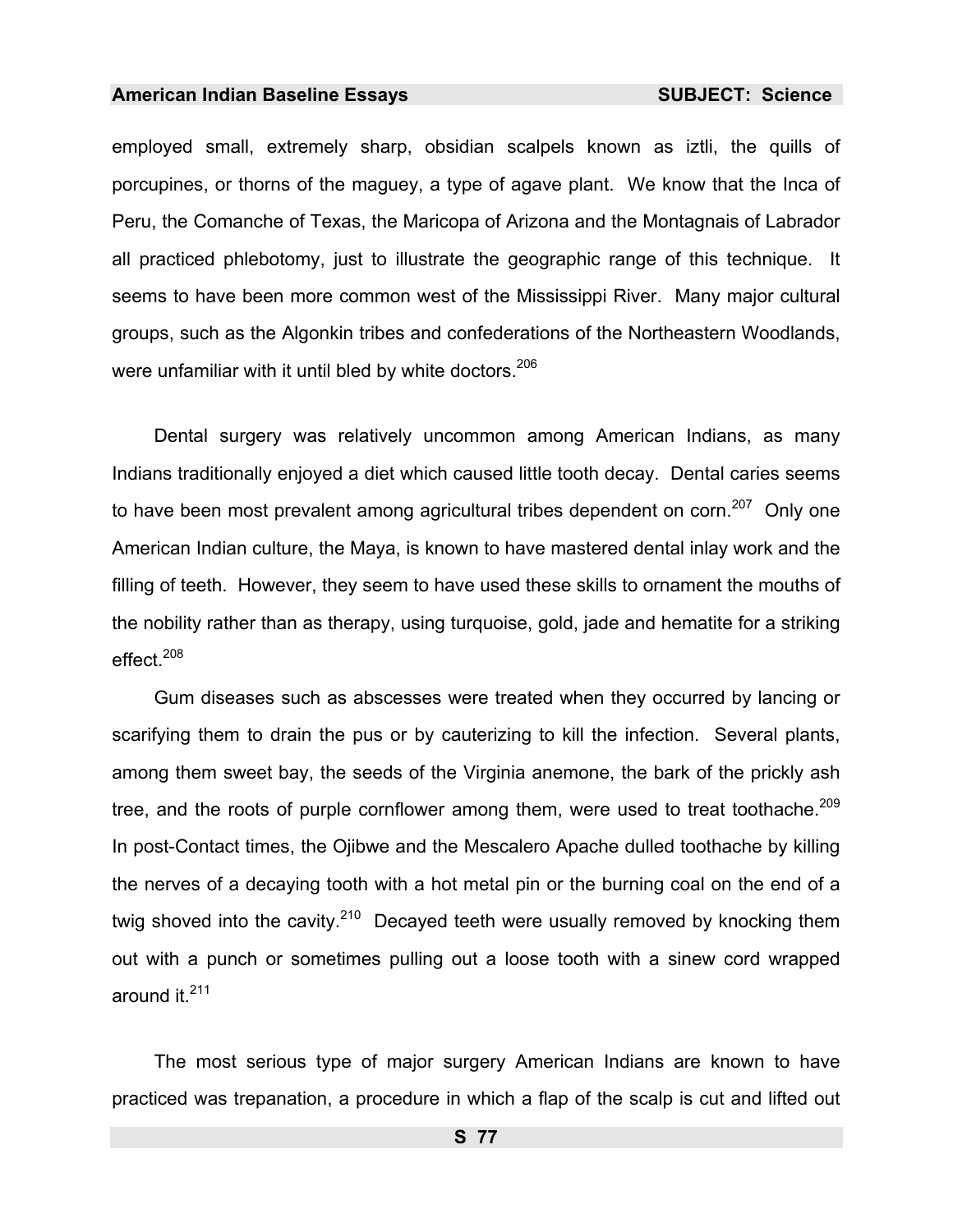employed small, extremely sharp, obsidian scalpels known as iztli, the quills of porcupines, or thorns of the maguey, a type of agave plant. We know that the Inca of Peru, the Comanche of Texas, the Maricopa of Arizona and the Montagnais of Labrador all practiced phlebotomy, just to illustrate the geographic range of this technique. It seems to have been more common west of the Mississippi River. Many major cultural groups, such as the Algonkin tribes and confederations of the Northeastern Woodlands, were unfamiliar with it until bled by white doctors.[206]

Dental surgery was relatively uncommon among American Indians, as many Indians traditionally enjoyed a diet which caused little tooth decay. Dental caries seems to have been most prevalent among agricultural tribes dependent on corn.[207] Only one American Indian culture, the Maya, is known to have mastered dental inlay work and the filling of teeth. However, they seem to have used these skills to ornament the mouths of the nobility rather than as therapy, using turquoise, gold, jade and hematite for a striking effect.[208]

Gum diseases such as abscesses were treated when they occurred by lancing or scarifying them to drain the pus or by cauterizing to kill the infection. Several plants, among them sweet bay, the seeds of the Virginia anemone, the bark of the prickly ash tree, and the roots of purple cornflower among them, were used to treat toothache.[209] In post-Contact times, the Ojibwe and the Mescalero Apache dulled toothache by killing the nerves of a decaying tooth with a hot metal pin or the burning coal on the end of a twig shoved into the cavity.[210] Decayed teeth were usually removed by knocking them out with a punch or sometimes pulling out a loose tooth with a sinew cord wrapped around it.[211]

The most serious type of major surgery American Indians are known to have practiced was trepanation, a procedure in which a flap of the scalp is cut and lifted out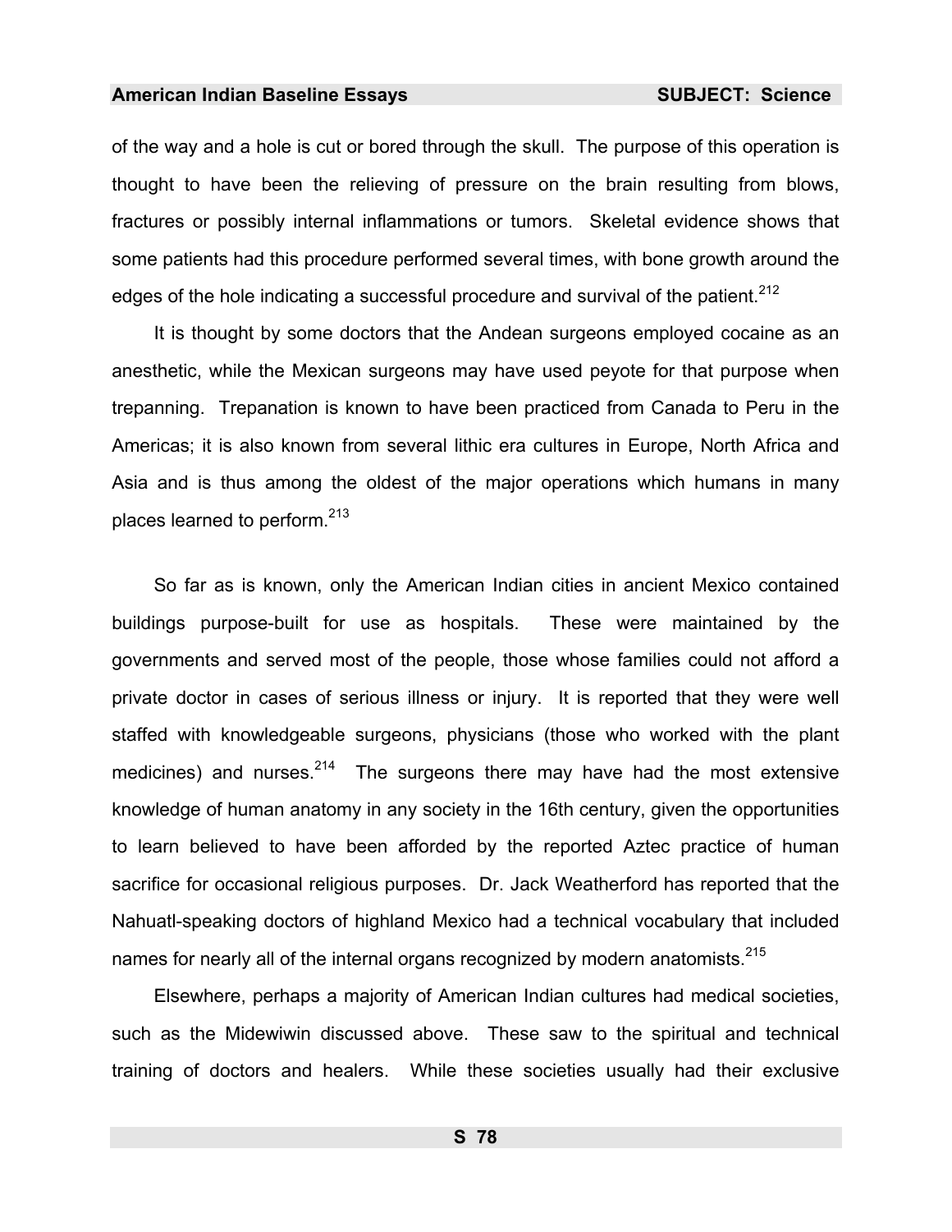of the way and a hole is cut or bored through the skull. The purpose of this operation is thought to have been the relieving of pressure on the brain resulting from blows, fractures or possibly internal inflammations or tumors. Skeletal evidence shows that some patients had this procedure performed several times, with bone growth around the edges of the hole indicating a successful procedure and survival of the patient.[212]

It is thought by some doctors that the Andean surgeons employed cocaine as an anesthetic, while the Mexican surgeons may have used peyote for that purpose when trepanning. Trepanation is known to have been practiced from Canada to Peru in the Americas; it is also known from several lithic era cultures in Europe, North Africa and Asia and is thus among the oldest of the major operations which humans in many places learned to perform.[213]

So far as is known, only the American Indian cities in ancient Mexico contained buildings purpose-built for use as hospitals. These were maintained by the governments and served most of the people, those whose families could not afford a private doctor in cases of serious illness or injury. It is reported that they were well staffed with knowledgeable surgeons, physicians (those who worked with the plant medicines) and nurses.[214] The surgeons there may have had the most extensive knowledge of human anatomy in any society in the 16th century, given the opportunities to learn believed to have been afforded by the reported Aztec practice of human sacrifice for occasional religious purposes. Dr. Jack Weatherford has reported that the Nahuatl-speaking doctors of highland Mexico had a technical vocabulary that included names for nearly all of the internal organs recognized by modern anatomists.[215]

Elsewhere, perhaps a majority of American Indian cultures had medical societies, such as the Midewiwin discussed above. These saw to the spiritual and technical training of doctors and healers. While these societies usually had their exclusive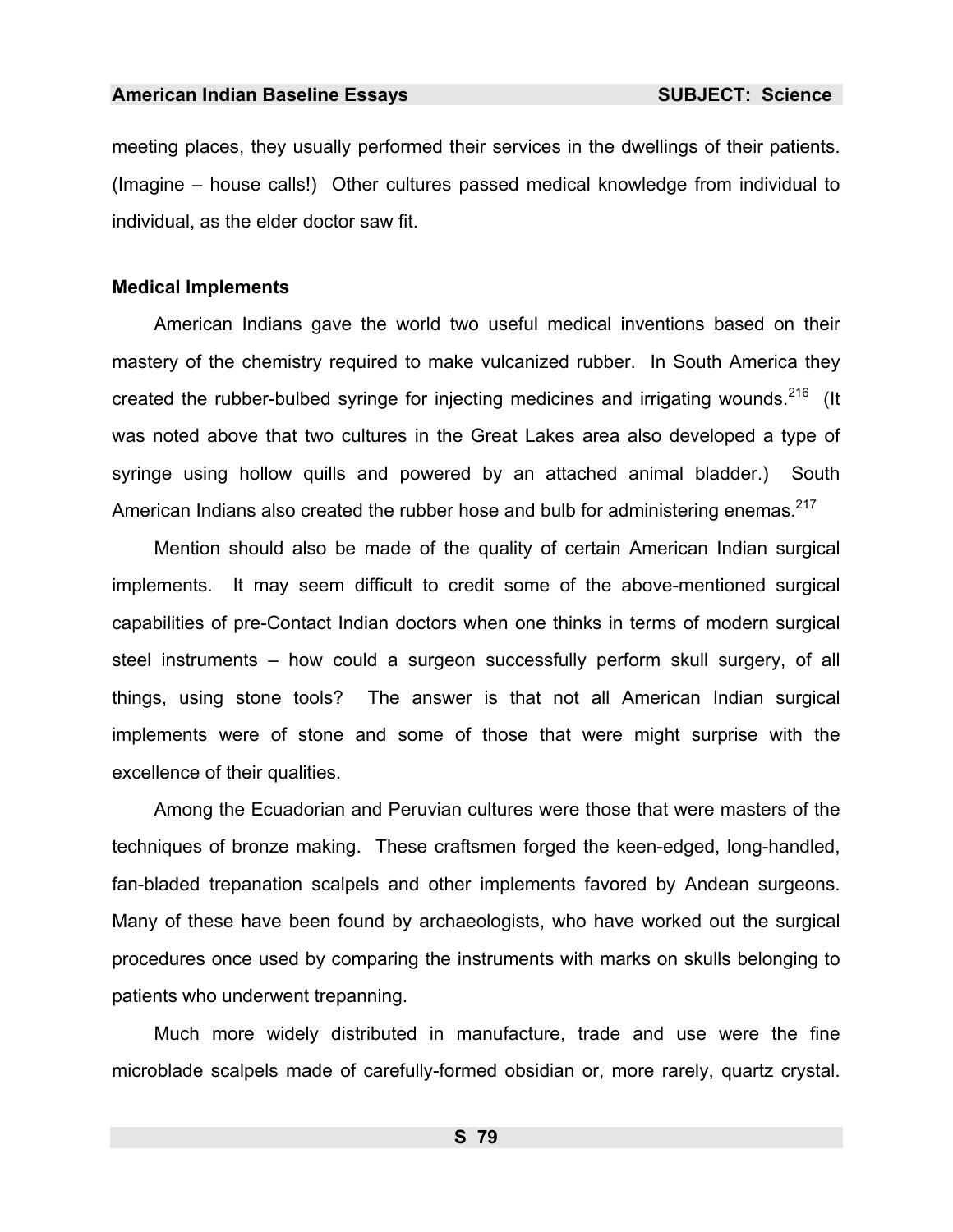meeting places, they usually performed their services in the dwellings of their patients. (Imagine – house calls!) Other cultures passed medical knowledge from individual to individual, as the elder doctor saw fit.

### Medical Implements

American Indians gave the world two useful medical inventions based on their mastery of the chemistry required to make vulcanized rubber. In South America they created the rubber-bulbed syringe for injecting medicines and irrigating wounds.[216] (It was noted above that two cultures in the Great Lakes area also developed a type of syringe using hollow quills and powered by an attached animal bladder.) South American Indians also created the rubber hose and bulb for administering enemas.[217]

Mention should also be made of the quality of certain American Indian surgical implements. It may seem difficult to credit some of the above-mentioned surgical capabilities of pre-Contact Indian doctors when one thinks in terms of modern surgical steel instruments – how could a surgeon successfully perform skull surgery, of all things, using stone tools? The answer is that not all American Indian surgical implements were of stone and some of those that were might surprise with the excellence of their qualities.

Among the Ecuadorian and Peruvian cultures were those that were masters of the techniques of bronze making. These craftsmen forged the keen-edged, long-handled, fan-bladed trepanation scalpels and other implements favored by Andean surgeons. Many of these have been found by archaeologists, who have worked out the surgical procedures once used by comparing the instruments with marks on skulls belonging to patients who underwent trepanning.

Much more widely distributed in manufacture, trade and use were the fine microblade scalpels made of carefully-formed obsidian or, more rarely, quartz crystal.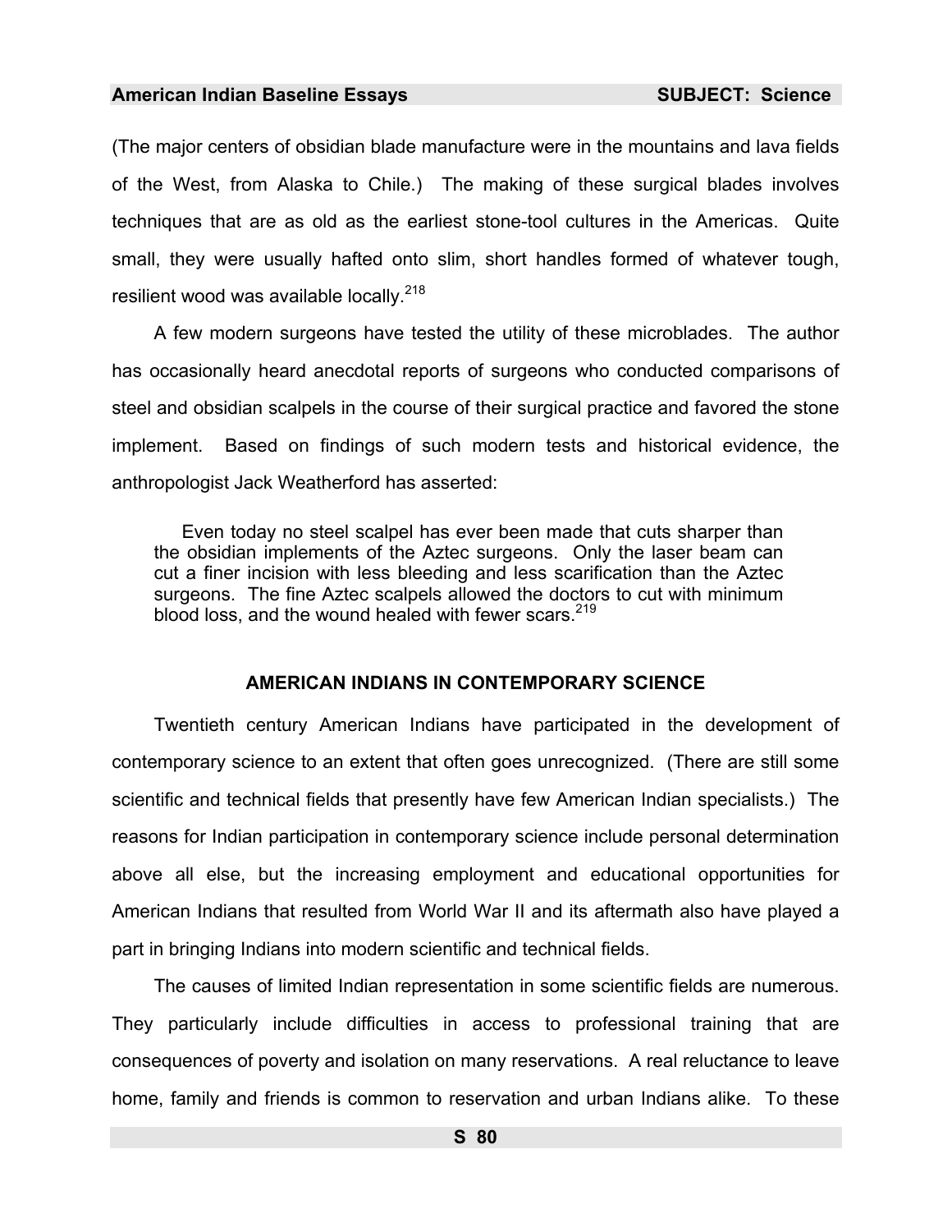(The major centers of obsidian blade manufacture were in the mountains and lava fields of the West, from Alaska to Chile.) The making of these surgical blades involves techniques that are as old as the earliest stone-tool cultures in the Americas. Quite small, they were usually hafted onto slim, short handles formed of whatever tough, resilient wood was available locally.[218]

A few modern surgeons have tested the utility of these microblades. The author has occasionally heard anecdotal reports of surgeons who conducted comparisons of steel and obsidian scalpels in the course of their surgical practice and favored the stone implement. Based on findings of such modern tests and historical evidence, the anthropologist Jack Weatherford has asserted:

> Even today no steel scalpel has ever been made that cuts sharper than the obsidian implements of the Aztec surgeons. Only the laser beam can cut a finer incision with less bleeding and less scarification than the Aztec surgeons. The fine Aztec scalpels allowed the doctors to cut with minimum blood loss, and the wound healed with fewer scars.[219]

## AMERICAN INDIANS IN CONTEMPORARY SCIENCE

Twentieth century American Indians have participated in the development of contemporary science to an extent that often goes unrecognized. (There are still some scientific and technical fields that presently have few American Indian specialists.) The reasons for Indian participation in contemporary science include personal determination above all else, but the increasing employment and educational opportunities for American Indians that resulted from World War II and its aftermath also have played a part in bringing Indians into modern scientific and technical fields.

The causes of limited Indian representation in some scientific fields are numerous. They particularly include difficulties in access to professional training that are consequences of poverty and isolation on many reservations. A real reluctance to leave home, family and friends is common to reservation and urban Indians alike. To these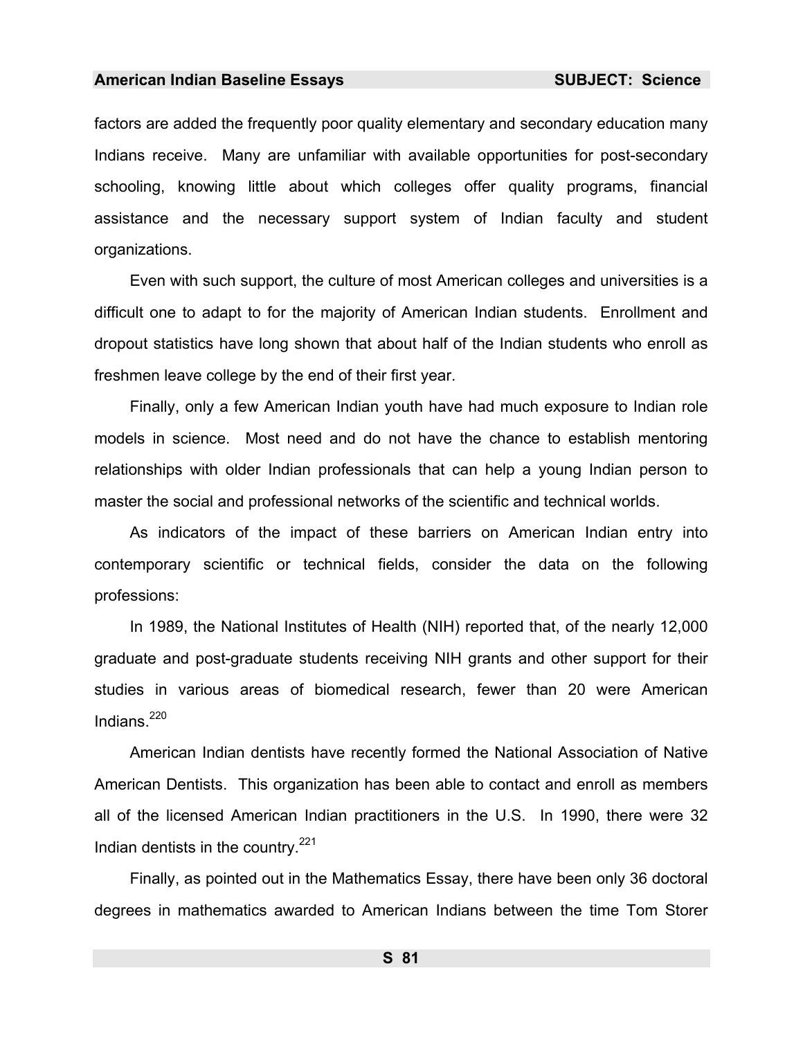factors are added the frequently poor quality elementary and secondary education many Indians receive. Many are unfamiliar with available opportunities for post-secondary schooling, knowing little about which colleges offer quality programs, financial assistance and the necessary support system of Indian faculty and student organizations.

Even with such support, the culture of most American colleges and universities is a difficult one to adapt to for the majority of American Indian students. Enrollment and dropout statistics have long shown that about half of the Indian students who enroll as freshmen leave college by the end of their first year.

Finally, only a few American Indian youth have had much exposure to Indian role models in science. Most need and do not have the chance to establish mentoring relationships with older Indian professionals that can help a young Indian person to master the social and professional networks of the scientific and technical worlds.

As indicators of the impact of these barriers on American Indian entry into contemporary scientific or technical fields, consider the data on the following professions:

In 1989, the National Institutes of Health (NIH) reported that, of the nearly 12,000 graduate and post-graduate students receiving NIH grants and other support for their studies in various areas of biomedical research, fewer than 20 were American Indians.[220]

American Indian dentists have recently formed the National Association of Native American Dentists. This organization has been able to contact and enroll as members all of the licensed American Indian practitioners in the U.S. In 1990, there were 32 Indian dentists in the country.[221]

Finally, as pointed out in the Mathematics Essay, there have been only 36 doctoral degrees in mathematics awarded to American Indians between the time Tom Storer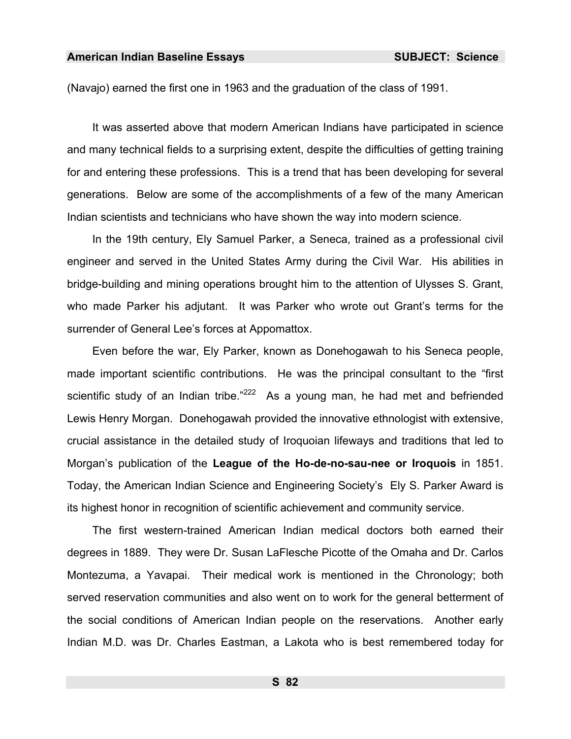(Navajo) earned the first one in 1963 and the graduation of the class of 1991.

It was asserted above that modern American Indians have participated in science and many technical fields to a surprising extent, despite the difficulties of getting training for and entering these professions. This is a trend that has been developing for several generations. Below are some of the accomplishments of a few of the many American Indian scientists and technicians who have shown the way into modern science.

In the 19th century, Ely Samuel Parker, a Seneca, trained as a professional civil engineer and served in the United States Army during the Civil War. His abilities in bridge-building and mining operations brought him to the attention of Ulysses S. Grant, who made Parker his adjutant. It was Parker who wrote out Grant's terms for the surrender of General Lee's forces at Appomattox.

Even before the war, Ely Parker, known as Donehogawah to his Seneca people, made important scientific contributions. He was the principal consultant to the "first scientific study of an Indian tribe."[222] As a young man, he had met and befriended Lewis Henry Morgan. Donehogawah provided the innovative ethnologist with extensive, crucial assistance in the detailed study of Iroquoian lifeways and traditions that led to Morgan's publication of the **League of the Ho-de-no-sau-nee or Iroquois** in 1851. Today, the American Indian Science and Engineering Society's Ely S. Parker Award is its highest honor in recognition of scientific achievement and community service.

The first western-trained American Indian medical doctors both earned their degrees in 1889. They were Dr. Susan LaFlesche Picotte of the Omaha and Dr. Carlos Montezuma, a Yavapai. Their medical work is mentioned in the Chronology; both served reservation communities and also went on to work for the general betterment of the social conditions of American Indian people on the reservations. Another early Indian M.D. was Dr. Charles Eastman, a Lakota who is best remembered today for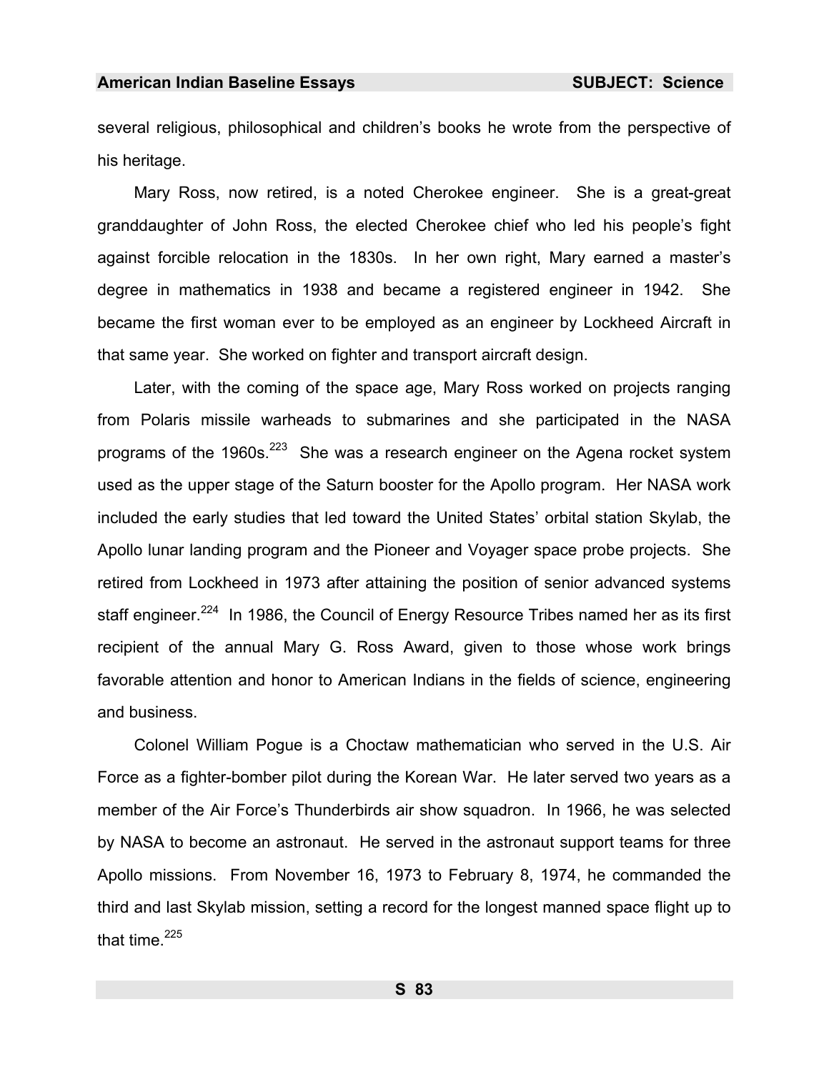several religious, philosophical and children's books he wrote from the perspective of his heritage.

Mary Ross, now retired, is a noted Cherokee engineer. She is a great-great granddaughter of John Ross, the elected Cherokee chief who led his people's fight against forcible relocation in the 1830s. In her own right, Mary earned a master's degree in mathematics in 1938 and became a registered engineer in 1942. She became the first woman ever to be employed as an engineer by Lockheed Aircraft in that same year. She worked on fighter and transport aircraft design.

Later, with the coming of the space age, Mary Ross worked on projects ranging from Polaris missile warheads to submarines and she participated in the NASA programs of the 1960s.[223] She was a research engineer on the Agena rocket system used as the upper stage of the Saturn booster for the Apollo program. Her NASA work included the early studies that led toward the United States' orbital station Skylab, the Apollo lunar landing program and the Pioneer and Voyager space probe projects. She retired from Lockheed in 1973 after attaining the position of senior advanced systems staff engineer.[224] In 1986, the Council of Energy Resource Tribes named her as its first recipient of the annual Mary G. Ross Award, given to those whose work brings favorable attention and honor to American Indians in the fields of science, engineering and business.

Colonel William Pogue is a Choctaw mathematician who served in the U.S. Air Force as a fighter-bomber pilot during the Korean War. He later served two years as a member of the Air Force's Thunderbirds air show squadron. In 1966, he was selected by NASA to become an astronaut. He served in the astronaut support teams for three Apollo missions. From November 16, 1973 to February 8, 1974, he commanded the third and last Skylab mission, setting a record for the longest manned space flight up to that time.[225]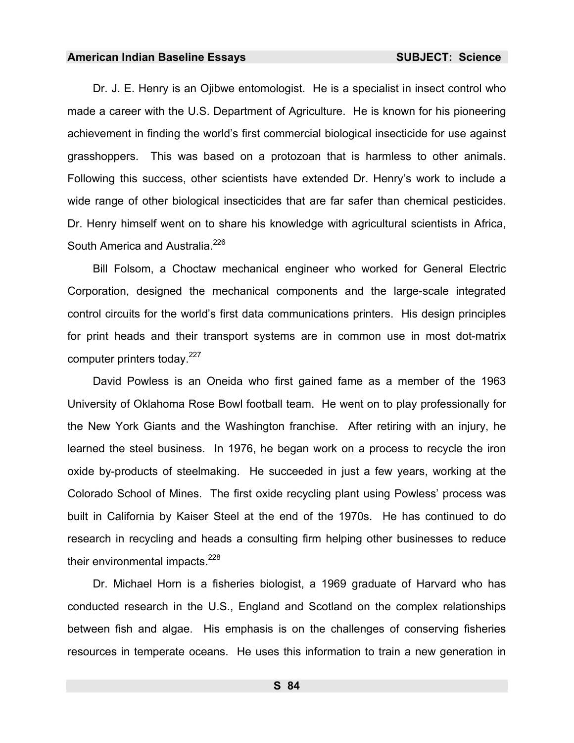Dr. J. E. Henry is an Ojibwe entomologist. He is a specialist in insect control who made a career with the U.S. Department of Agriculture. He is known for his pioneering achievement in finding the world's first commercial biological insecticide for use against grasshoppers. This was based on a protozoan that is harmless to other animals. Following this success, other scientists have extended Dr. Henry's work to include a wide range of other biological insecticides that are far safer than chemical pesticides. Dr. Henry himself went on to share his knowledge with agricultural scientists in Africa, South America and Australia.[226]

Bill Folsom, a Choctaw mechanical engineer who worked for General Electric Corporation, designed the mechanical components and the large-scale integrated control circuits for the world's first data communications printers. His design principles for print heads and their transport systems are in common use in most dot-matrix computer printers today.[227]

David Powless is an Oneida who first gained fame as a member of the 1963 University of Oklahoma Rose Bowl football team. He went on to play professionally for the New York Giants and the Washington franchise. After retiring with an injury, he learned the steel business. In 1976, he began work on a process to recycle the iron oxide by-products of steelmaking. He succeeded in just a few years, working at the Colorado School of Mines. The first oxide recycling plant using Powless' process was built in California by Kaiser Steel at the end of the 1970s. He has continued to do research in recycling and heads a consulting firm helping other businesses to reduce their environmental impacts.[228]

Dr. Michael Horn is a fisheries biologist, a 1969 graduate of Harvard who has conducted research in the U.S., England and Scotland on the complex relationships between fish and algae. His emphasis is on the challenges of conserving fisheries resources in temperate oceans. He uses this information to train a new generation in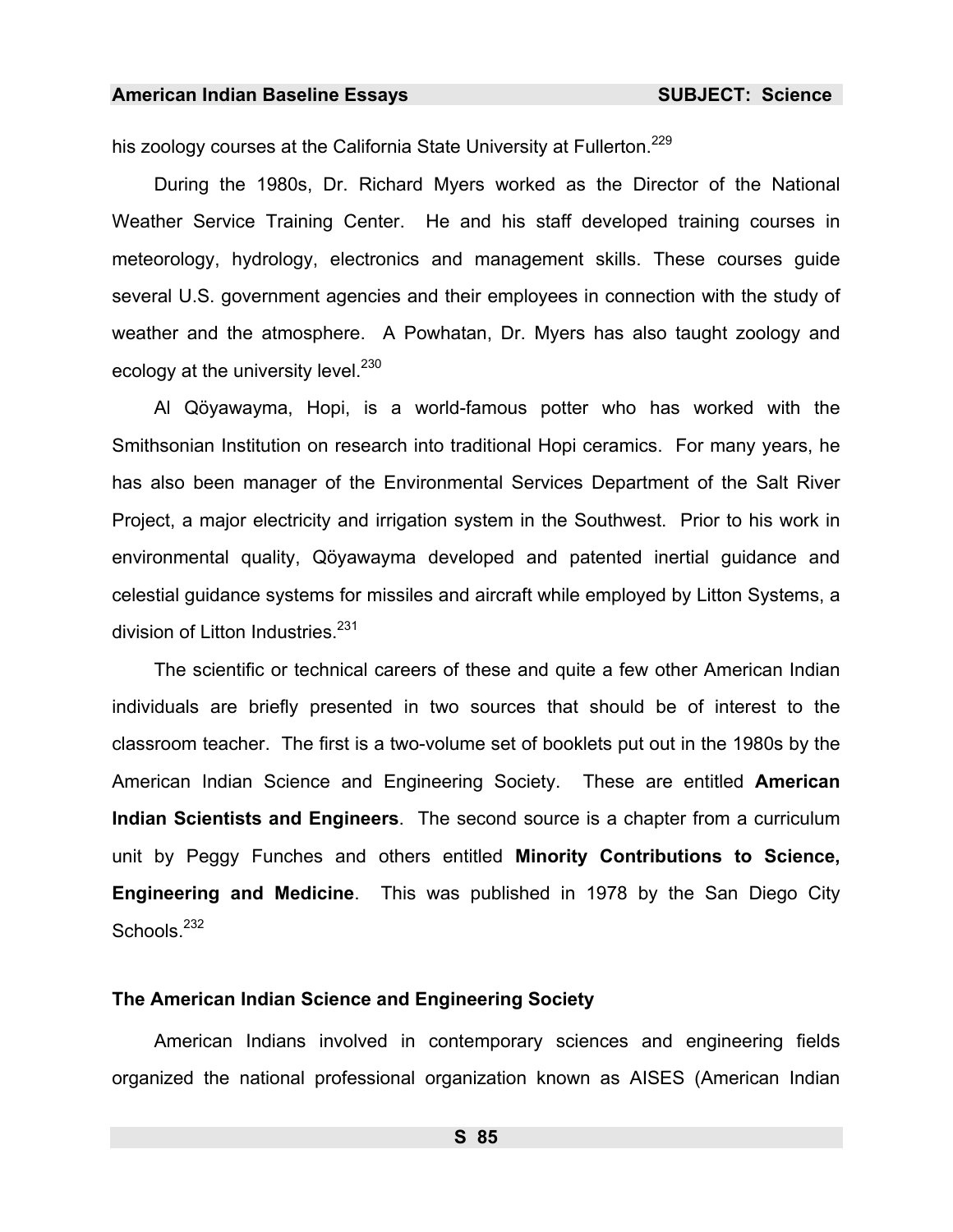his zoology courses at the California State University at Fullerton.[229]

During the 1980s, Dr. Richard Myers worked as the Director of the National Weather Service Training Center. He and his staff developed training courses in meteorology, hydrology, electronics and management skills. These courses guide several U.S. government agencies and their employees in connection with the study of weather and the atmosphere. A Powhatan, Dr. Myers has also taught zoology and ecology at the university level.[230]

Al Qöyawayma, Hopi, is a world-famous potter who has worked with the Smithsonian Institution on research into traditional Hopi ceramics. For many years, he has also been manager of the Environmental Services Department of the Salt River Project, a major electricity and irrigation system in the Southwest. Prior to his work in environmental quality, Qöyawayma developed and patented inertial guidance and celestial guidance systems for missiles and aircraft while employed by Litton Systems, a division of Litton Industries.[231]

The scientific or technical careers of these and quite a few other American Indian individuals are briefly presented in two sources that should be of interest to the classroom teacher. The first is a two-volume set of booklets put out in the 1980s by the American Indian Science and Engineering Society. These are entitled **American Indian Scientists and Engineers**. The second source is a chapter from a curriculum unit by Peggy Funches and others entitled **Minority Contributions to Science, Engineering and Medicine**. This was published in 1978 by the San Diego City Schools.[232]

### The American Indian Science and Engineering Society

American Indians involved in contemporary sciences and engineering fields organized the national professional organization known as AISES (American Indian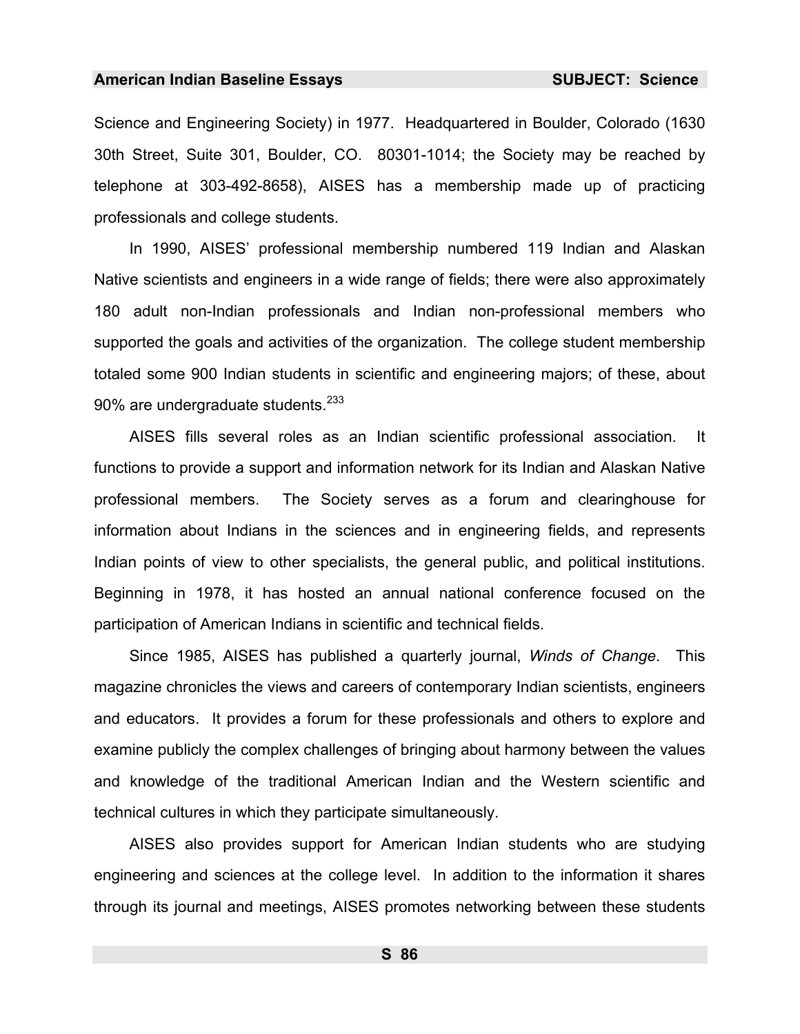Science and Engineering Society) in 1977. Headquartered in Boulder, Colorado (1630 30th Street, Suite 301, Boulder, CO. 80301-1014; the Society may be reached by telephone at 303-492-8658), AISES has a membership made up of practicing professionals and college students.

In 1990, AISES' professional membership numbered 119 Indian and Alaskan Native scientists and engineers in a wide range of fields; there were also approximately 180 adult non-Indian professionals and Indian non-professional members who supported the goals and activities of the organization. The college student membership totaled some 900 Indian students in scientific and engineering majors; of these, about 90% are undergraduate students.[233]

AISES fills several roles as an Indian scientific professional association. It functions to provide a support and information network for its Indian and Alaskan Native professional members. The Society serves as a forum and clearinghouse for information about Indians in the sciences and in engineering fields, and represents Indian points of view to other specialists, the general public, and political institutions. Beginning in 1978, it has hosted an annual national conference focused on the participation of American Indians in scientific and technical fields.

Since 1985, AISES has published a quarterly journal, *Winds of Change*. This magazine chronicles the views and careers of contemporary Indian scientists, engineers and educators. It provides a forum for these professionals and others to explore and examine publicly the complex challenges of bringing about harmony between the values and knowledge of the traditional American Indian and the Western scientific and technical cultures in which they participate simultaneously.

AISES also provides support for American Indian students who are studying engineering and sciences at the college level. In addition to the information it shares through its journal and meetings, AISES promotes networking between these students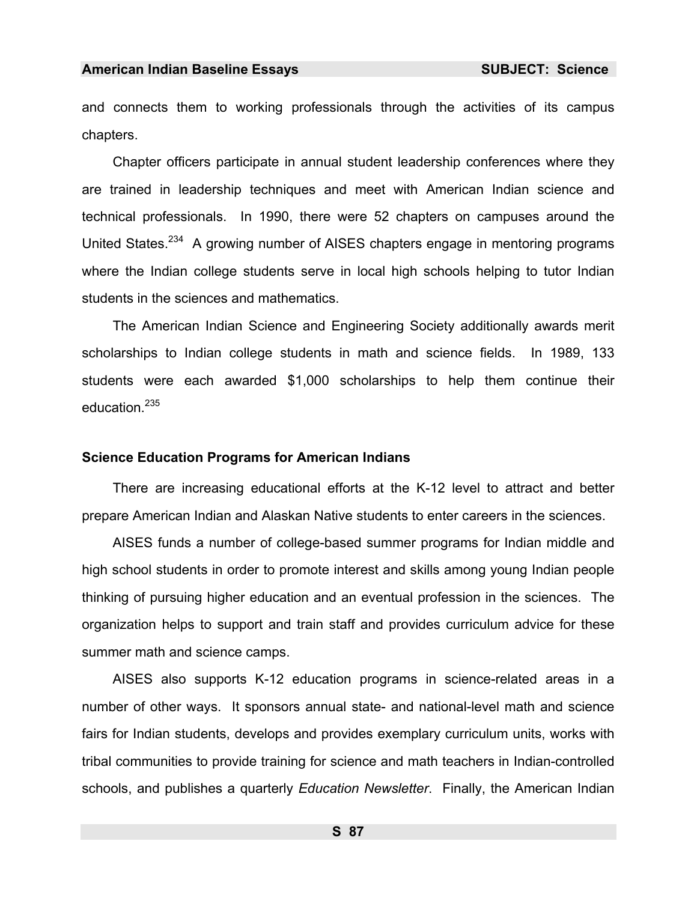and connects them to working professionals through the activities of its campus chapters.

Chapter officers participate in annual student leadership conferences where they are trained in leadership techniques and meet with American Indian science and technical professionals. In 1990, there were 52 chapters on campuses around the United States.[234] A growing number of AISES chapters engage in mentoring programs where the Indian college students serve in local high schools helping to tutor Indian students in the sciences and mathematics.

The American Indian Science and Engineering Society additionally awards merit scholarships to Indian college students in math and science fields. In 1989, 133 students were each awarded $1,000 scholarships to help them continue their education.[235]

### Science Education Programs for American Indians

There are increasing educational efforts at the K-12 level to attract and better prepare American Indian and Alaskan Native students to enter careers in the sciences.

AISES funds a number of college-based summer programs for Indian middle and high school students in order to promote interest and skills among young Indian people thinking of pursuing higher education and an eventual profession in the sciences. The organization helps to support and train staff and provides curriculum advice for these summer math and science camps.

AISES also supports K-12 education programs in science-related areas in a number of other ways. It sponsors annual state- and national-level math and science fairs for Indian students, develops and provides exemplary curriculum units, works with tribal communities to provide training for science and math teachers in Indian-controlled schools, and publishes a quarterly *Education Newsletter*. Finally, the American Indian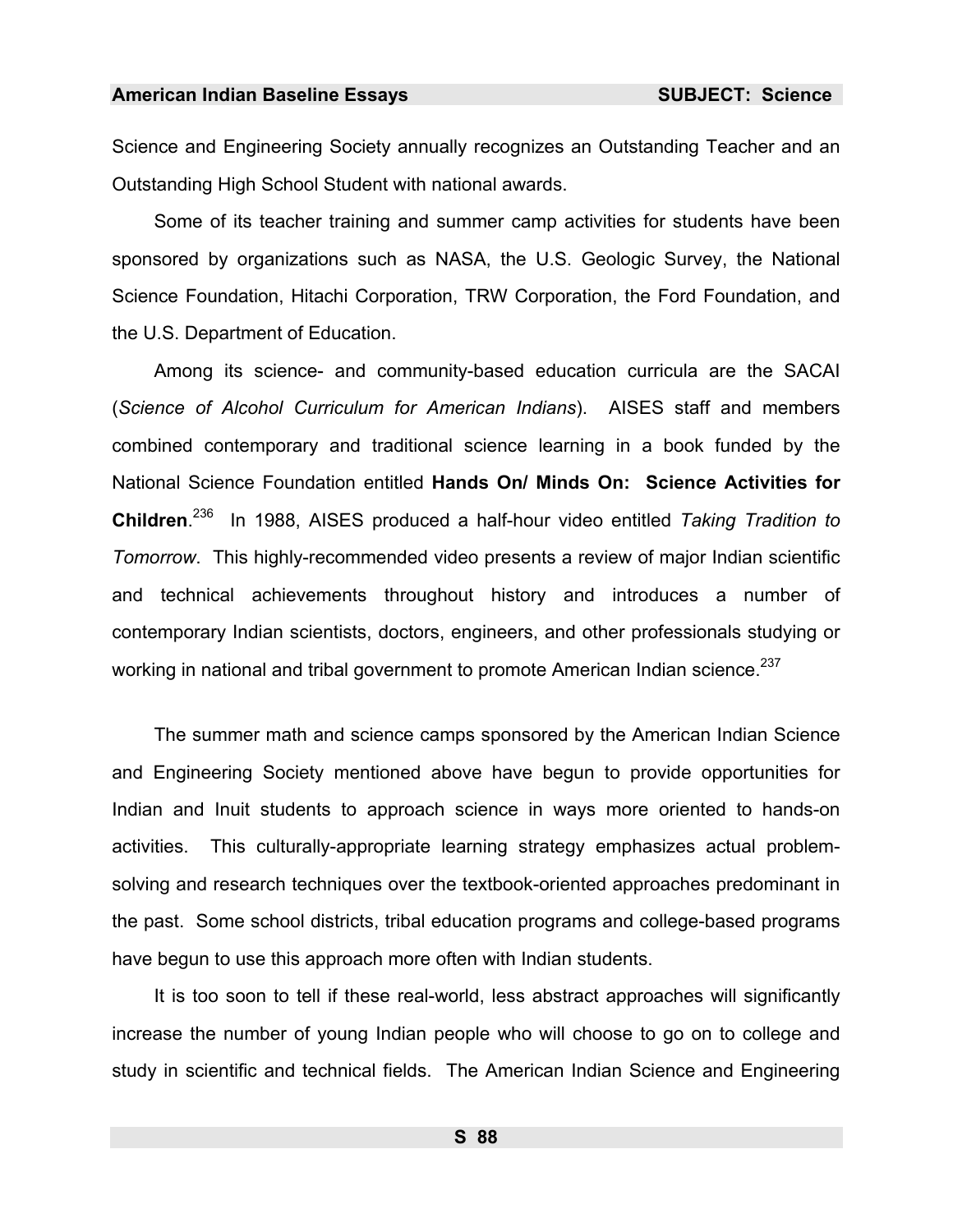Science and Engineering Society annually recognizes an Outstanding Teacher and an Outstanding High School Student with national awards.

Some of its teacher training and summer camp activities for students have been sponsored by organizations such as NASA, the U.S. Geologic Survey, the National Science Foundation, Hitachi Corporation, TRW Corporation, the Ford Foundation, and the U.S. Department of Education.

Among its science- and community-based education curricula are the SACAI (*Science of Alcohol Curriculum for American Indians*). AISES staff and members combined contemporary and traditional science learning in a book funded by the National Science Foundation entitled **Hands On/ Minds On: Science Activities for Children**.[236] In 1988, AISES produced a half-hour video entitled *Taking Tradition to Tomorrow*. This highly-recommended video presents a review of major Indian scientific and technical achievements throughout history and introduces a number of contemporary Indian scientists, doctors, engineers, and other professionals studying or working in national and tribal government to promote American Indian science.[237]

The summer math and science camps sponsored by the American Indian Science and Engineering Society mentioned above have begun to provide opportunities for Indian and Inuit students to approach science in ways more oriented to hands-on activities. This culturally-appropriate learning strategy emphasizes actual problem-solving and research techniques over the textbook-oriented approaches predominant in the past. Some school districts, tribal education programs and college-based programs have begun to use this approach more often with Indian students.

It is too soon to tell if these real-world, less abstract approaches will significantly increase the number of young Indian people who will choose to go on to college and study in scientific and technical fields. The American Indian Science and Engineering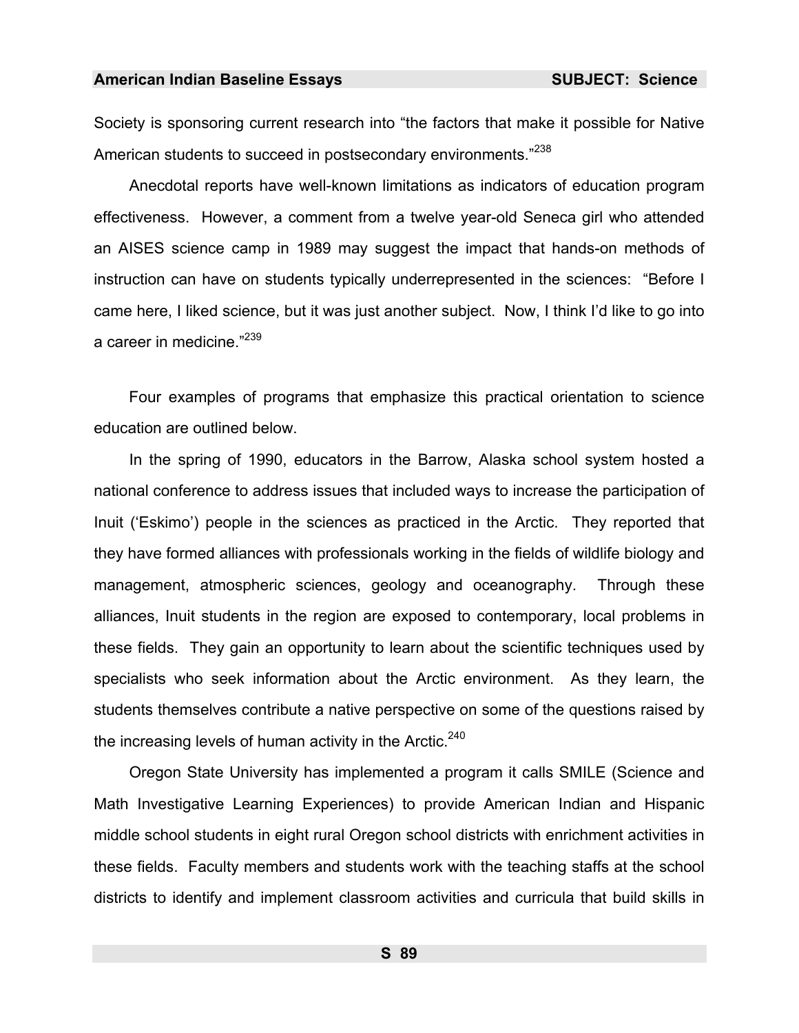Society is sponsoring current research into “the factors that make it possible for Native American students to succeed in postsecondary environments.”[238]

Anecdotal reports have well-known limitations as indicators of education program effectiveness. However, a comment from a twelve year-old Seneca girl who attended an AISES science camp in 1989 may suggest the impact that hands-on methods of instruction can have on students typically underrepresented in the sciences: “Before I came here, I liked science, but it was just another subject. Now, I think I’d like to go into a career in medicine.”[239]

Four examples of programs that emphasize this practical orientation to science education are outlined below.

In the spring of 1990, educators in the Barrow, Alaska school system hosted a national conference to address issues that included ways to increase the participation of Inuit (‘Eskimo’) people in the sciences as practiced in the Arctic. They reported that they have formed alliances with professionals working in the fields of wildlife biology and management, atmospheric sciences, geology and oceanography. Through these alliances, Inuit students in the region are exposed to contemporary, local problems in these fields. They gain an opportunity to learn about the scientific techniques used by specialists who seek information about the Arctic environment. As they learn, the students themselves contribute a native perspective on some of the questions raised by the increasing levels of human activity in the Arctic.[240]

Oregon State University has implemented a program it calls SMILE (Science and Math Investigative Learning Experiences) to provide American Indian and Hispanic middle school students in eight rural Oregon school districts with enrichment activities in these fields. Faculty members and students work with the teaching staffs at the school districts to identify and implement classroom activities and curricula that build skills in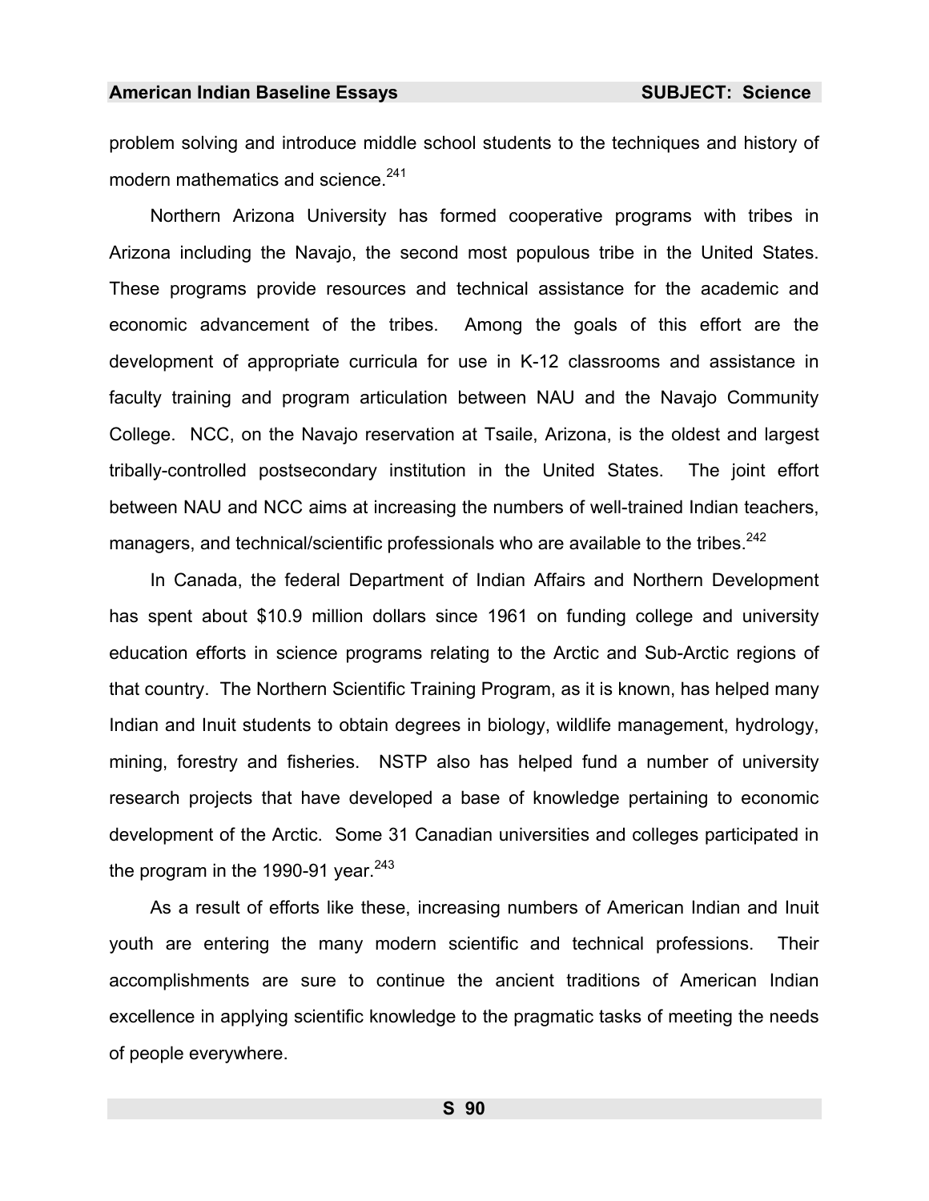problem solving and introduce middle school students to the techniques and history of modern mathematics and science.[241]

Northern Arizona University has formed cooperative programs with tribes in Arizona including the Navajo, the second most populous tribe in the United States. These programs provide resources and technical assistance for the academic and economic advancement of the tribes. Among the goals of this effort are the development of appropriate curricula for use in K-12 classrooms and assistance in faculty training and program articulation between NAU and the Navajo Community College. NCC, on the Navajo reservation at Tsaile, Arizona, is the oldest and largest tribally-controlled postsecondary institution in the United States. The joint effort between NAU and NCC aims at increasing the numbers of well-trained Indian teachers, managers, and technical/scientific professionals who are available to the tribes.[242]

In Canada, the federal Department of Indian Affairs and Northern Development has spent about $10.9 million dollars since 1961 on funding college and university education efforts in science programs relating to the Arctic and Sub-Arctic regions of that country. The Northern Scientific Training Program, as it is known, has helped many Indian and Inuit students to obtain degrees in biology, wildlife management, hydrology, mining, forestry and fisheries. NSTP also has helped fund a number of university research projects that have developed a base of knowledge pertaining to economic development of the Arctic. Some 31 Canadian universities and colleges participated in the program in the 1990-91 year.[243]

As a result of efforts like these, increasing numbers of American Indian and Inuit youth are entering the many modern scientific and technical professions. Their accomplishments are sure to continue the ancient traditions of American Indian excellence in applying scientific knowledge to the pragmatic tasks of meeting the needs of people everywhere.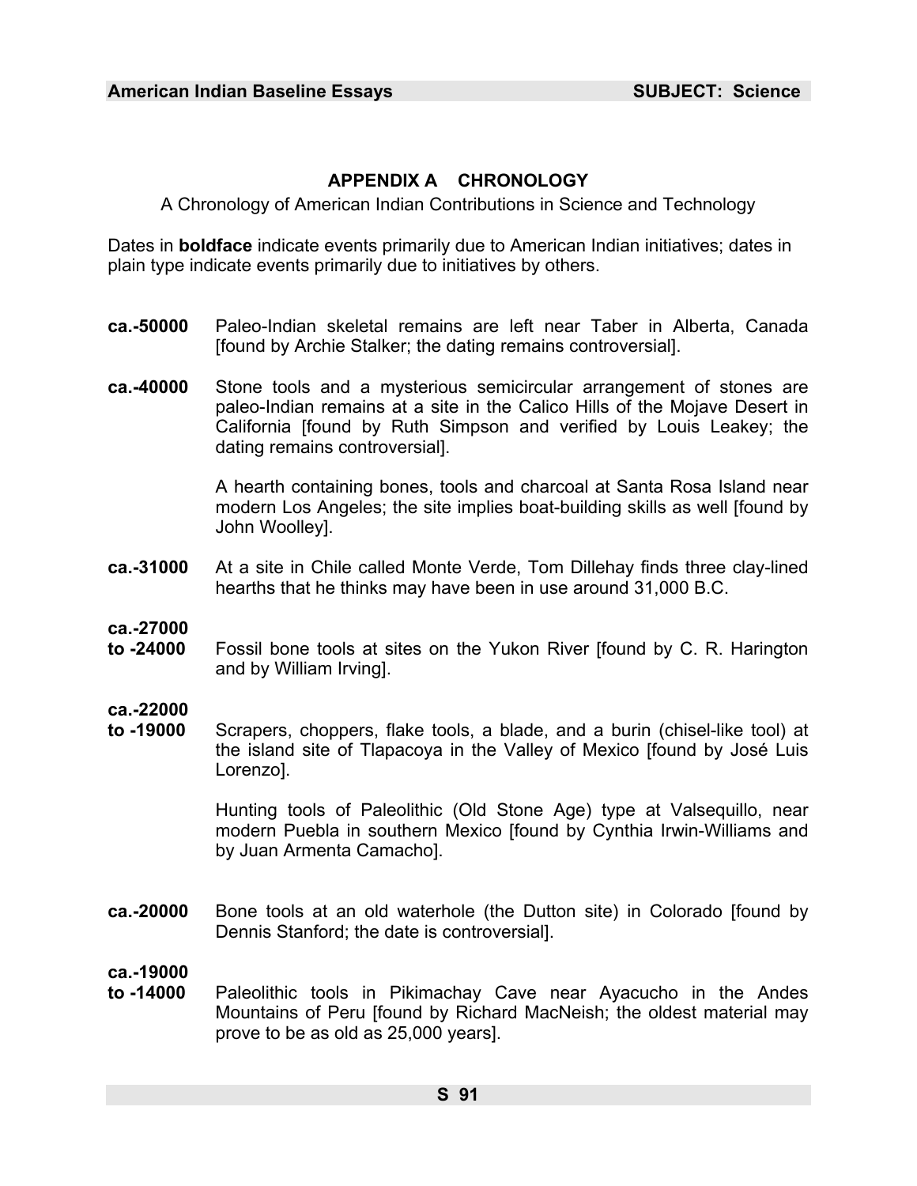## APPENDIX A CHRONOLOGY

A Chronology of American Indian Contributions in Science and Technology

Dates in **boldface** indicate events primarily due to American Indian initiatives; dates in plain type indicate events primarily due to initiatives by others.

**ca.-50000** Paleo-Indian skeletal remains are left near Taber in Alberta, Canada [found by Archie Stalker; the dating remains controversial].

**ca.-40000** Stone tools and a mysterious semicircular arrangement of stones are paleo-Indian remains at a site in the Calico Hills of the Mojave Desert in California [found by Ruth Simpson and verified by Louis Leakey; the dating remains controversial].

A hearth containing bones, tools and charcoal at Santa Rosa Island near modern Los Angeles; the site implies boat-building skills as well [found by John Woolley].

**ca.-31000** At a site in Chile called Monte Verde, Tom Dillehay finds three clay-lined hearths that he thinks may have been in use around 31,000 B.C.

**ca.-27000 to -24000** Fossil bone tools at sites on the Yukon River [found by C. R. Harington and by William Irving].

**ca.-22000 to -19000** Scrapers, choppers, flake tools, a blade, and a burin (chisel-like tool) at the island site of Tlapacoya in the Valley of Mexico [found by José Luis Lorenzo].

Hunting tools of Paleolithic (Old Stone Age) type at Valsequillo, near modern Puebla in southern Mexico [found by Cynthia Irwin-Williams and by Juan Armenta Camacho].

**ca.-20000** Bone tools at an old waterhole (the Dutton site) in Colorado [found by Dennis Stanford; the date is controversial].

**ca.-19000 to -14000** Paleolithic tools in Pikimachay Cave near Ayacucho in the Andes Mountains of Peru [found by Richard MacNeish; the oldest material may prove to be as old as 25,000 years].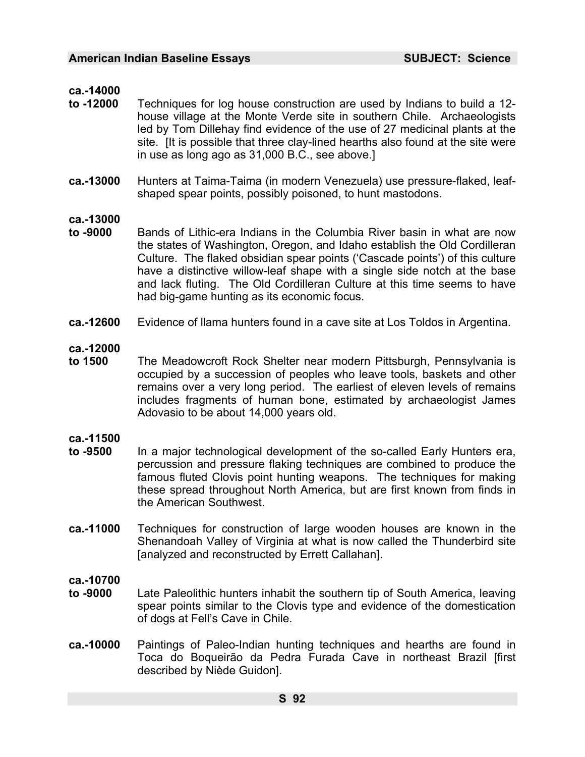**ca.-14000 to -12000** Techniques for log house construction are used by Indians to build a 12-house village at the Monte Verde site in southern Chile. Archaeologists led by Tom Dillehay find evidence of the use of 27 medicinal plants at the site. [It is possible that three clay-lined hearths also found at the site were in use as long ago as 31,000 B.C., see above.]

**ca.-13000** Hunters at Taima-Taima (in modern Venezuela) use pressure-flaked, leaf-shaped spear points, possibly poisoned, to hunt mastodons.

**ca.-13000 to -9000** Bands of Lithic-era Indians in the Columbia River basin in what are now the states of Washington, Oregon, and Idaho establish the Old Cordilleran Culture. The flaked obsidian spear points ('Cascade points') of this culture have a distinctive willow-leaf shape with a single side notch at the base and lack fluting. The Old Cordilleran Culture at this time seems to have had big-game hunting as its economic focus.

**ca.-12600** Evidence of llama hunters found in a cave site at Los Toldos in Argentina.

**ca.-12000 to 1500** The Meadowcroft Rock Shelter near modern Pittsburgh, Pennsylvania is occupied by a succession of peoples who leave tools, baskets and other remains over a very long period. The earliest of eleven levels of remains includes fragments of human bone, estimated by archaeologist James Adovasio to be about 14,000 years old.

**ca.-11500 to -9500** In a major technological development of the so-called Early Hunters era, percussion and pressure flaking techniques are combined to produce the famous fluted Clovis point hunting weapons. The techniques for making these spread throughout North America, but are first known from finds in the American Southwest.

**ca.-11000** Techniques for construction of large wooden houses are known in the Shenandoah Valley of Virginia at what is now called the Thunderbird site [analyzed and reconstructed by Errett Callahan].

**ca.-10700 to -9000** Late Paleolithic hunters inhabit the southern tip of South America, leaving spear points similar to the Clovis type and evidence of the domestication of dogs at Fell's Cave in Chile.

**ca.-10000** Paintings of Paleo-Indian hunting techniques and hearths are found in Toca do Boqueirão da Pedra Furada Cave in northeast Brazil [first described by Niède Guidon].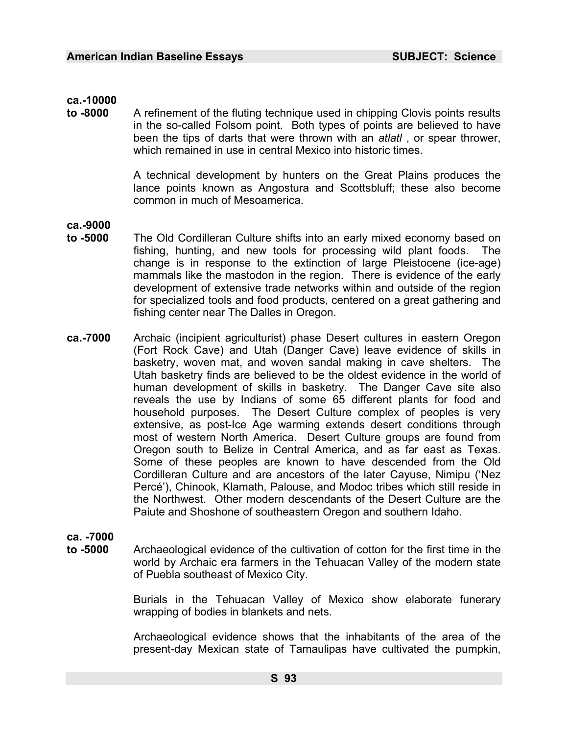**ca.-10000 to -8000** A refinement of the fluting technique used in chipping Clovis points results in the so-called Folsom point. Both types of points are believed to have been the tips of darts that were thrown with an *atlatl* , or spear thrower, which remained in use in central Mexico into historic times.

A technical development by hunters on the Great Plains produces the lance points known as Angostura and Scottsbluff; these also become common in much of Mesoamerica.

**ca.-9000 to -5000** The Old Cordilleran Culture shifts into an early mixed economy based on fishing, hunting, and new tools for processing wild plant foods. The change is in response to the extinction of large Pleistocene (ice-age) mammals like the mastodon in the region. There is evidence of the early development of extensive trade networks within and outside of the region for specialized tools and food products, centered on a great gathering and fishing center near The Dalles in Oregon.

**ca.-7000** Archaic (incipient agriculturist) phase Desert cultures in eastern Oregon (Fort Rock Cave) and Utah (Danger Cave) leave evidence of skills in basketry, woven mat, and woven sandal making in cave shelters. The Utah basketry finds are believed to be the oldest evidence in the world of human development of skills in basketry. The Danger Cave site also reveals the use by Indians of some 65 different plants for food and household purposes. The Desert Culture complex of peoples is very extensive, as post-Ice Age warming extends desert conditions through most of western North America. Desert Culture groups are found from Oregon south to Belize in Central America, and as far east as Texas. Some of these peoples are known to have descended from the Old Cordilleran Culture and are ancestors of the later Cayuse, Nimipu ('Nez Percé'), Chinook, Klamath, Palouse, and Modoc tribes which still reside in the Northwest. Other modern descendants of the Desert Culture are the Paiute and Shoshone of southeastern Oregon and southern Idaho.

**ca. -7000 to -5000** Archaeological evidence of the cultivation of cotton for the first time in the world by Archaic era farmers in the Tehuacan Valley of the modern state of Puebla southeast of Mexico City.

Burials in the Tehuacan Valley of Mexico show elaborate funerary wrapping of bodies in blankets and nets.

Archaeological evidence shows that the inhabitants of the area of the present-day Mexican state of Tamaulipas have cultivated the pumpkin,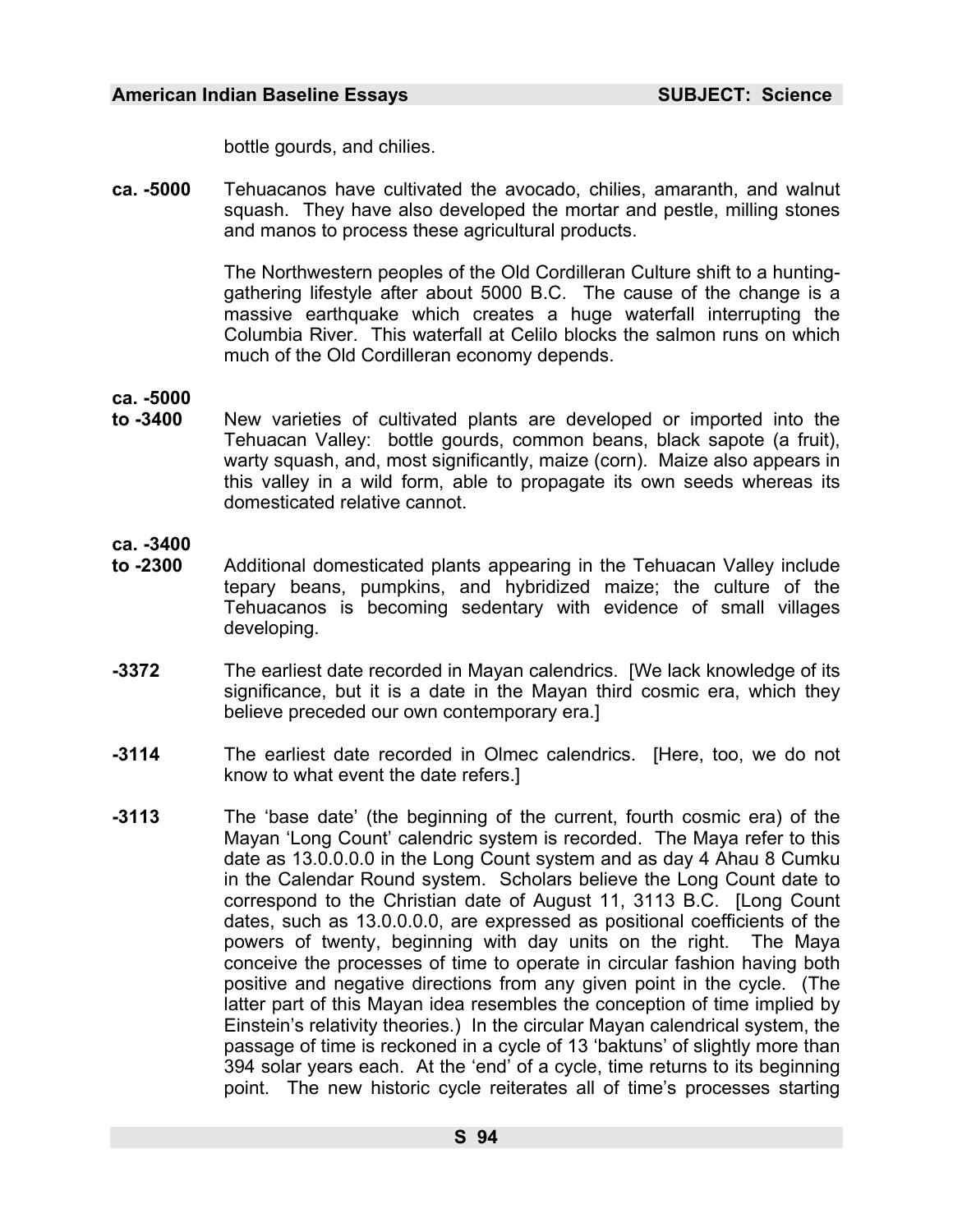bottle gourds, and chilies.

**ca. -5000** Tehuacanos have cultivated the avocado, chilies, amaranth, and walnut squash. They have also developed the mortar and pestle, milling stones and manos to process these agricultural products.

The Northwestern peoples of the Old Cordilleran Culture shift to a hunting-gathering lifestyle after about 5000 B.C. The cause of the change is a massive earthquake which creates a huge waterfall interrupting the Columbia River. This waterfall at Celilo blocks the salmon runs on which much of the Old Cordilleran economy depends.

**ca. -5000 to -3400** New varieties of cultivated plants are developed or imported into the Tehuacan Valley: bottle gourds, common beans, black sapote (a fruit), warty squash, and, most significantly, maize (corn). Maize also appears in this valley in a wild form, able to propagate its own seeds whereas its domesticated relative cannot.

**ca. -3400 to -2300** Additional domesticated plants appearing in the Tehuacan Valley include tepary beans, pumpkins, and hybridized maize; the culture of the Tehuacanos is becoming sedentary with evidence of small villages developing.

**-3372** The earliest date recorded in Mayan calendrics. [We lack knowledge of its significance, but it is a date in the Mayan third cosmic era, which they believe preceded our own contemporary era.]

**-3114** The earliest date recorded in Olmec calendrics. [Here, too, we do not know to what event the date refers.]

**-3113** The 'base date' (the beginning of the current, fourth cosmic era) of the Mayan 'Long Count' calendric system is recorded. The Maya refer to this date as 13.0.0.0.0 in the Long Count system and as day 4 Ahau 8 Cumku in the Calendar Round system. Scholars believe the Long Count date to correspond to the Christian date of August 11, 3113 B.C. [Long Count dates, such as 13.0.0.0.0, are expressed as positional coefficients of the powers of twenty, beginning with day units on the right. The Maya conceive the processes of time to operate in circular fashion having both positive and negative directions from any given point in the cycle. (The latter part of this Mayan idea resembles the conception of time implied by Einstein's relativity theories.) In the circular Mayan calendrical system, the passage of time is reckoned in a cycle of 13 'baktuns' of slightly more than 394 solar years each. At the 'end' of a cycle, time returns to its beginning point. The new historic cycle reiterates all of time's processes starting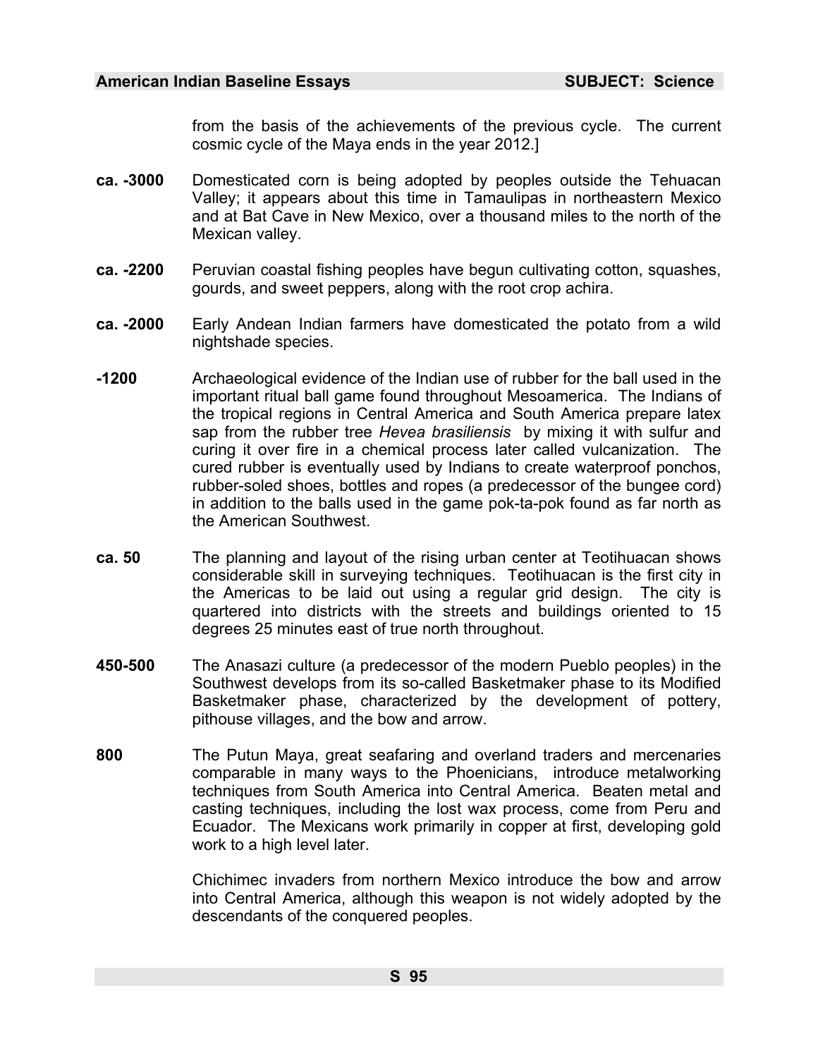from the basis of the achievements of the previous cycle. The current cosmic cycle of the Maya ends in the year 2012.]

**ca. -3000** Domesticated corn is being adopted by peoples outside the Tehuacan Valley; it appears about this time in Tamaulipas in northeastern Mexico and at Bat Cave in New Mexico, over a thousand miles to the north of the Mexican valley.

**ca. -2200** Peruvian coastal fishing peoples have begun cultivating cotton, squashes, gourds, and sweet peppers, along with the root crop achira.

**ca. -2000** Early Andean Indian farmers have domesticated the potato from a wild nightshade species.

**-1200** Archaeological evidence of the Indian use of rubber for the ball used in the important ritual ball game found throughout Mesoamerica. The Indians of the tropical regions in Central America and South America prepare latex sap from the rubber tree *Hevea brasiliensis* by mixing it with sulfur and curing it over fire in a chemical process later called vulcanization. The cured rubber is eventually used by Indians to create waterproof ponchos, rubber-soled shoes, bottles and ropes (a predecessor of the bungee cord) in addition to the balls used in the game pok-ta-pok found as far north as the American Southwest.

**ca. 50** The planning and layout of the rising urban center at Teotihuacan shows considerable skill in surveying techniques. Teotihuacan is the first city in the Americas to be laid out using a regular grid design. The city is quartered into districts with the streets and buildings oriented to 15 degrees 25 minutes east of true north throughout.

**450-500** The Anasazi culture (a predecessor of the modern Pueblo peoples) in the Southwest develops from its so-called Basketmaker phase to its Modified Basketmaker phase, characterized by the development of pottery, pithouse villages, and the bow and arrow.

**800** The Putun Maya, great seafaring and overland traders and mercenaries comparable in many ways to the Phoenicians, introduce metalworking techniques from South America into Central America. Beaten metal and casting techniques, including the lost wax process, come from Peru and Ecuador. The Mexicans work primarily in copper at first, developing gold work to a high level later.

Chichimec invaders from northern Mexico introduce the bow and arrow into Central America, although this weapon is not widely adopted by the descendants of the conquered peoples.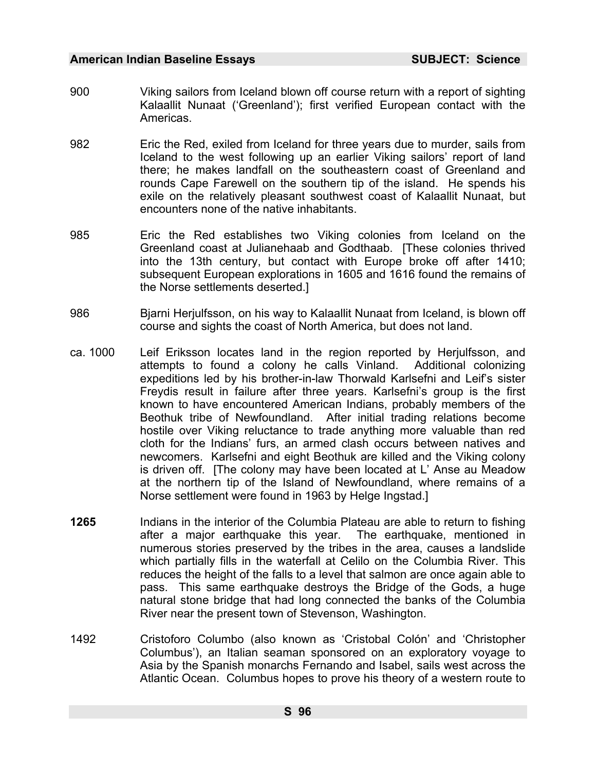900 Viking sailors from Iceland blown off course return with a report of sighting Kalaallit Nunaat ('Greenland'); first verified European contact with the Americas.

982 Eric the Red, exiled from Iceland for three years due to murder, sails from Iceland to the west following up an earlier Viking sailors' report of land there; he makes landfall on the southeastern coast of Greenland and rounds Cape Farewell on the southern tip of the island. He spends his exile on the relatively pleasant southwest coast of Kalaallit Nunaat, but encounters none of the native inhabitants.

985 Eric the Red establishes two Viking colonies from Iceland on the Greenland coast at Julianehaab and Godthaab. [These colonies thrived into the 13th century, but contact with Europe broke off after 1410; subsequent European explorations in 1605 and 1616 found the remains of the Norse settlements deserted.]

986 Bjarni Herjulfsson, on his way to Kalaallit Nunaat from Iceland, is blown off course and sights the coast of North America, but does not land.

ca. 1000 Leif Eriksson locates land in the region reported by Herjulfsson, and attempts to found a colony he calls Vinland. Additional colonizing expeditions led by his brother-in-law Thorwald Karlsefni and Leif's sister Freydis result in failure after three years. Karlsefni's group is the first known to have encountered American Indians, probably members of the Beothuk tribe of Newfoundland. After initial trading relations become hostile over Viking reluctance to trade anything more valuable than red cloth for the Indians' furs, an armed clash occurs between natives and newcomers. Karlsefni and eight Beothuk are killed and the Viking colony is driven off. [The colony may have been located at L' Anse au Meadow at the northern tip of the Island of Newfoundland, where remains of a Norse settlement were found in 1963 by Helge Ingstad.]

**1265** Indians in the interior of the Columbia Plateau are able to return to fishing after a major earthquake this year. The earthquake, mentioned in numerous stories preserved by the tribes in the area, causes a landslide which partially fills in the waterfall at Celilo on the Columbia River. This reduces the height of the falls to a level that salmon are once again able to pass. This same earthquake destroys the Bridge of the Gods, a huge natural stone bridge that had long connected the banks of the Columbia River near the present town of Stevenson, Washington.

1492 Cristoforo Columbo (also known as 'Cristobal Colón' and 'Christopher Columbus'), an Italian seaman sponsored on an exploratory voyage to Asia by the Spanish monarchs Fernando and Isabel, sails west across the Atlantic Ocean. Columbus hopes to prove his theory of a western route to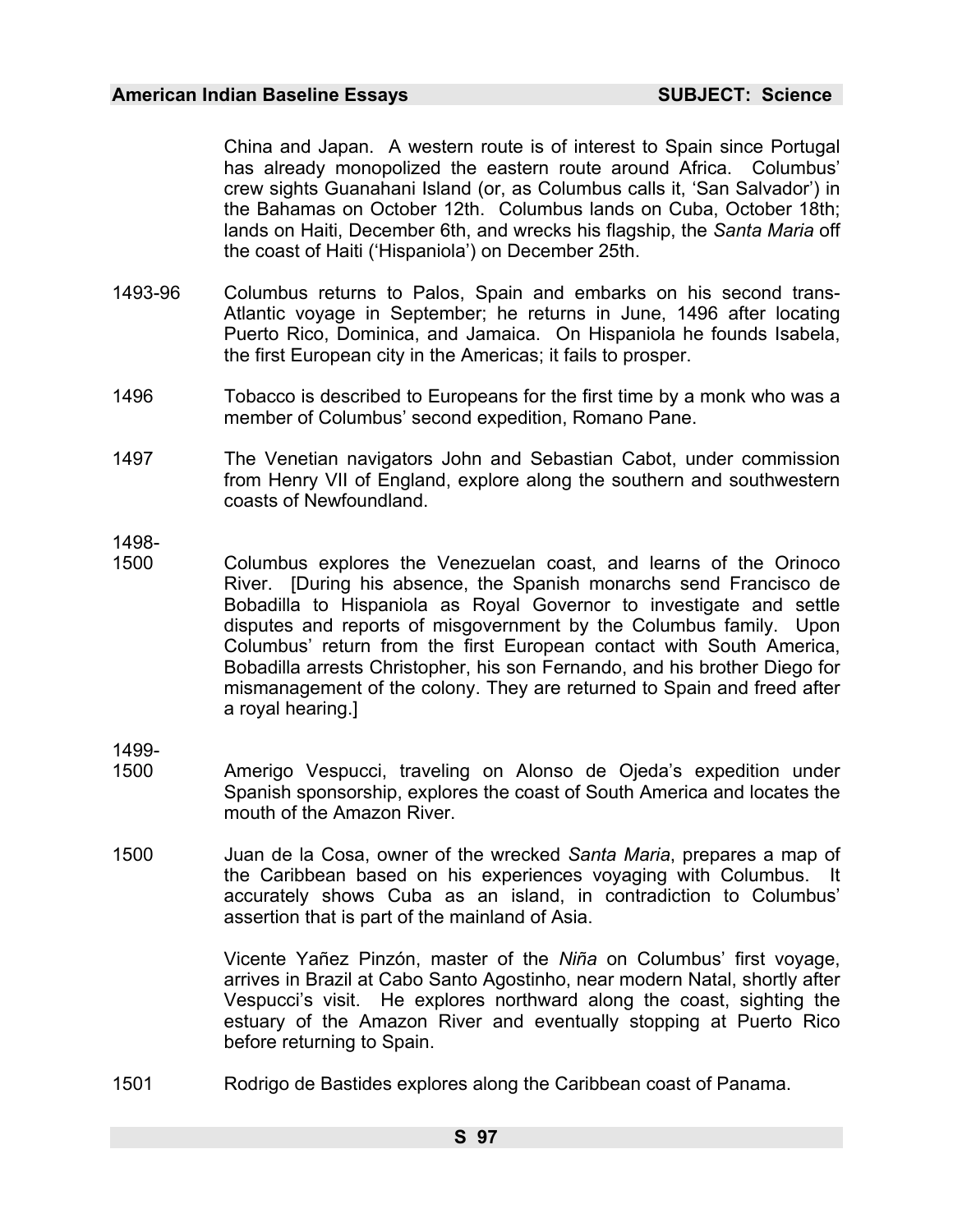China and Japan. A western route is of interest to Spain since Portugal has already monopolized the eastern route around Africa. Columbus' crew sights Guanahani Island (or, as Columbus calls it, 'San Salvador') in the Bahamas on October 12th. Columbus lands on Cuba, October 18th; lands on Haiti, December 6th, and wrecks his flagship, the *Santa Maria* off the coast of Haiti ('Hispaniola') on December 25th.

1493-96 Columbus returns to Palos, Spain and embarks on his second trans-Atlantic voyage in September; he returns in June, 1496 after locating Puerto Rico, Dominica, and Jamaica. On Hispaniola he founds Isabela, the first European city in the Americas; it fails to prosper.

1496 Tobacco is described to Europeans for the first time by a monk who was a member of Columbus' second expedition, Romano Pane.

1497 The Venetian navigators John and Sebastian Cabot, under commission from Henry VII of England, explore along the southern and southwestern coasts of Newfoundland.

1498-1500 Columbus explores the Venezuelan coast, and learns of the Orinoco River. [During his absence, the Spanish monarchs send Francisco de Bobadilla to Hispaniola as Royal Governor to investigate and settle disputes and reports of misgovernment by the Columbus family. Upon Columbus' return from the first European contact with South America, Bobadilla arrests Christopher, his son Fernando, and his brother Diego for mismanagement of the colony. They are returned to Spain and freed after a royal hearing.]

1499-1500 Amerigo Vespucci, traveling on Alonso de Ojeda's expedition under Spanish sponsorship, explores the coast of South America and locates the mouth of the Amazon River.

1500 Juan de la Cosa, owner of the wrecked *Santa Maria*, prepares a map of the Caribbean based on his experiences voyaging with Columbus. It accurately shows Cuba as an island, in contradiction to Columbus' assertion that is part of the mainland of Asia.

Vicente Yañez Pinzón, master of the *Niña* on Columbus' first voyage, arrives in Brazil at Cabo Santo Agostinho, near modern Natal, shortly after Vespucci's visit. He explores northward along the coast, sighting the estuary of the Amazon River and eventually stopping at Puerto Rico before returning to Spain.

1501 Rodrigo de Bastides explores along the Caribbean coast of Panama.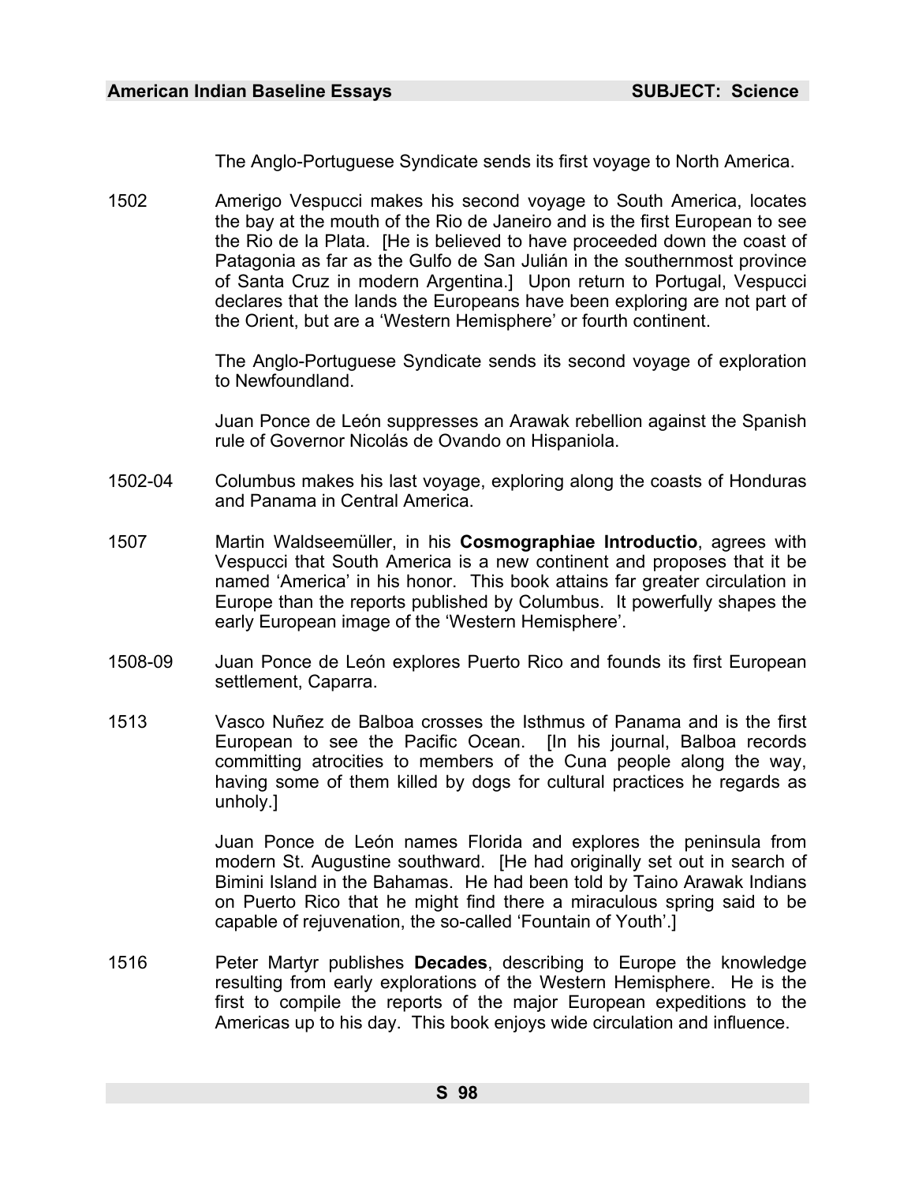The Anglo-Portuguese Syndicate sends its first voyage to North America.

1502 Amerigo Vespucci makes his second voyage to South America, locates the bay at the mouth of the Rio de Janeiro and is the first European to see the Rio de la Plata. [He is believed to have proceeded down the coast of Patagonia as far as the Gulfo de San Julián in the southernmost province of Santa Cruz in modern Argentina.] Upon return to Portugal, Vespucci declares that the lands the Europeans have been exploring are not part of the Orient, but are a 'Western Hemisphere' or fourth continent.

The Anglo-Portuguese Syndicate sends its second voyage of exploration to Newfoundland.

Juan Ponce de León suppresses an Arawak rebellion against the Spanish rule of Governor Nicolás de Ovando on Hispaniola.

1502-04 Columbus makes his last voyage, exploring along the coasts of Honduras and Panama in Central America.

1507 Martin Waldseemüller, in his **Cosmographiae Introductio**, agrees with Vespucci that South America is a new continent and proposes that it be named 'America' in his honor. This book attains far greater circulation in Europe than the reports published by Columbus. It powerfully shapes the early European image of the 'Western Hemisphere'.

1508-09 Juan Ponce de León explores Puerto Rico and founds its first European settlement, Caparra.

1513 Vasco Nuñez de Balboa crosses the Isthmus of Panama and is the first European to see the Pacific Ocean. [In his journal, Balboa records committing atrocities to members of the Cuna people along the way, having some of them killed by dogs for cultural practices he regards as unholy.]

Juan Ponce de León names Florida and explores the peninsula from modern St. Augustine southward. [He had originally set out in search of Bimini Island in the Bahamas. He had been told by Taino Arawak Indians on Puerto Rico that he might find there a miraculous spring said to be capable of rejuvenation, the so-called 'Fountain of Youth'.]

1516 Peter Martyr publishes **Decades**, describing to Europe the knowledge resulting from early explorations of the Western Hemisphere. He is the first to compile the reports of the major European expeditions to the Americas up to his day. This book enjoys wide circulation and influence.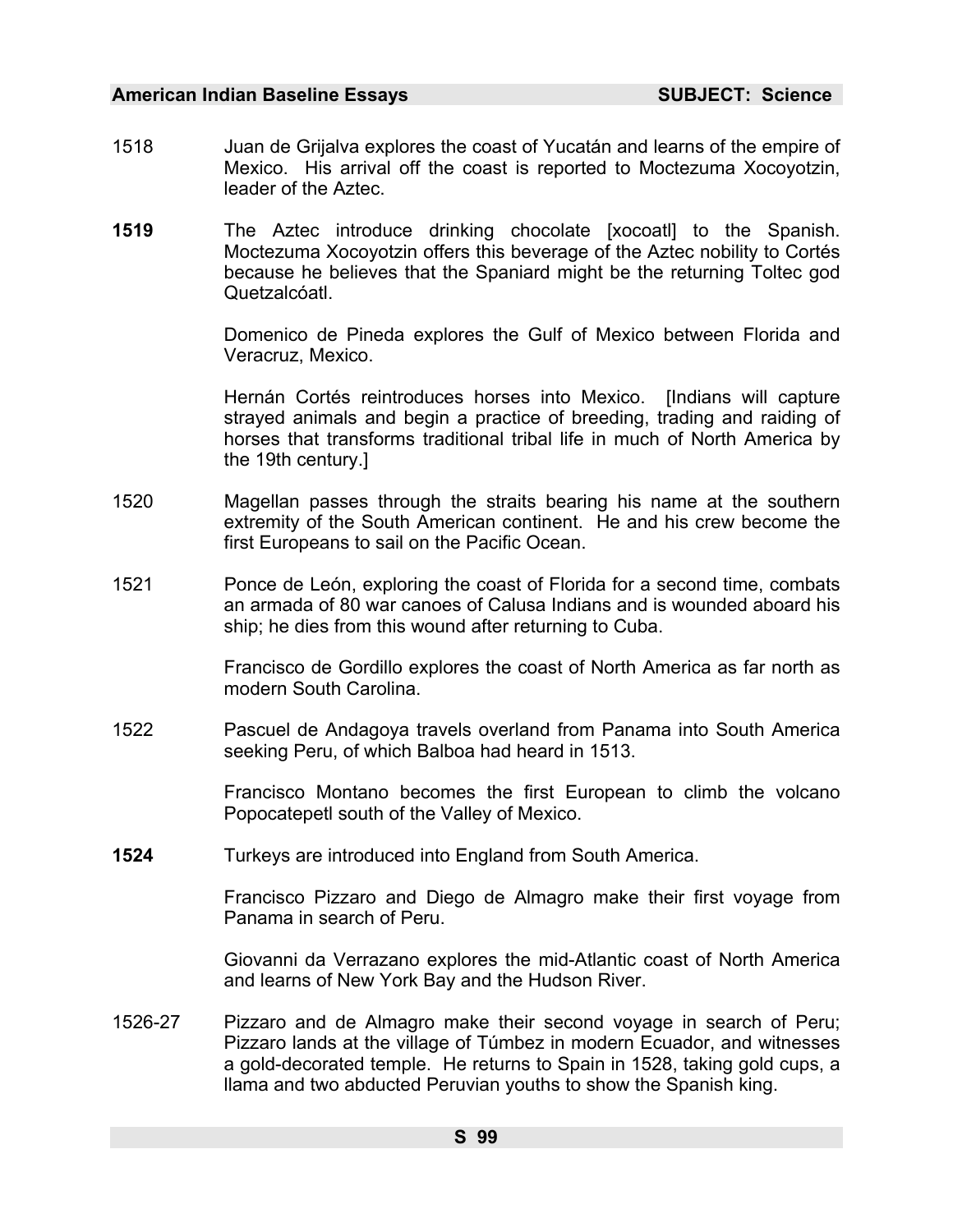1518 Juan de Grijalva explores the coast of Yucatán and learns of the empire of Mexico. His arrival off the coast is reported to Moctezuma Xocoyotzin, leader of the Aztec.

**1519** The Aztec introduce drinking chocolate [xocoatl] to the Spanish. Moctezuma Xocoyotzin offers this beverage of the Aztec nobility to Cortés because he believes that the Spaniard might be the returning Toltec god Quetzalcóatl.

Domenico de Pineda explores the Gulf of Mexico between Florida and Veracruz, Mexico.

Hernán Cortés reintroduces horses into Mexico. [Indians will capture strayed animals and begin a practice of breeding, trading and raiding of horses that transforms traditional tribal life in much of North America by the 19th century.]

1520 Magellan passes through the straits bearing his name at the southern extremity of the South American continent. He and his crew become the first Europeans to sail on the Pacific Ocean.

1521 Ponce de León, exploring the coast of Florida for a second time, combats an armada of 80 war canoes of Calusa Indians and is wounded aboard his ship; he dies from this wound after returning to Cuba.

Francisco de Gordillo explores the coast of North America as far north as modern South Carolina.

1522 Pascuel de Andagoya travels overland from Panama into South America seeking Peru, of which Balboa had heard in 1513.

Francisco Montano becomes the first European to climb the volcano Popocatepetl south of the Valley of Mexico.

**1524** Turkeys are introduced into England from South America.

Francisco Pizzaro and Diego de Almagro make their first voyage from Panama in search of Peru.

Giovanni da Verrazano explores the mid-Atlantic coast of North America and learns of New York Bay and the Hudson River.

1526-27 Pizzaro and de Almagro make their second voyage in search of Peru; Pizzaro lands at the village of Túmbez in modern Ecuador, and witnesses a gold-decorated temple. He returns to Spain in 1528, taking gold cups, a llama and two abducted Peruvian youths to show the Spanish king.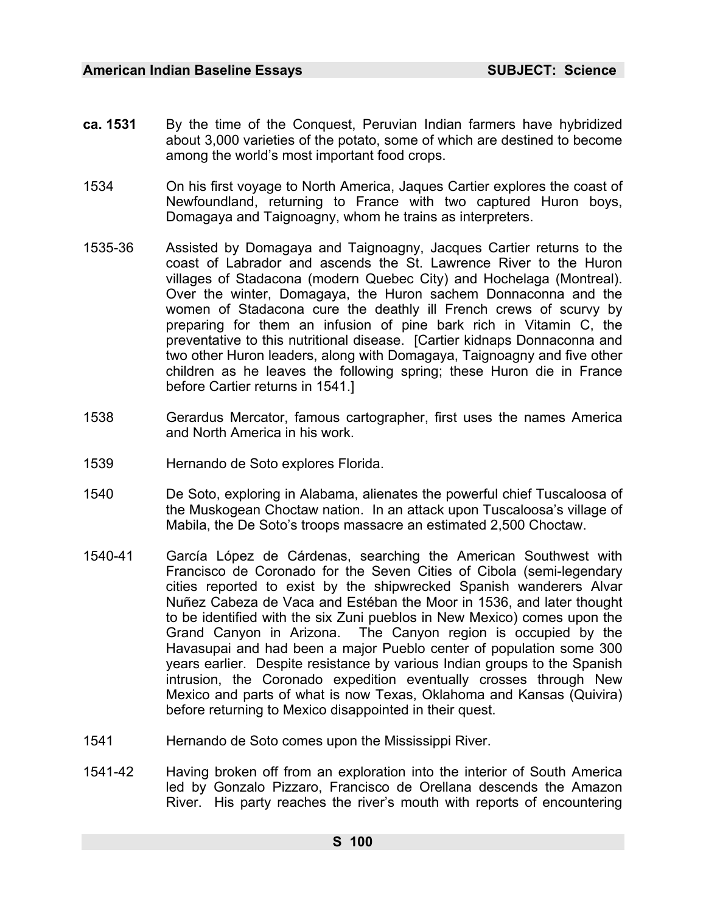**ca. 1531** By the time of the Conquest, Peruvian Indian farmers have hybridized about 3,000 varieties of the potato, some of which are destined to become among the world's most important food crops.

1534 On his first voyage to North America, Jaques Cartier explores the coast of Newfoundland, returning to France with two captured Huron boys, Domagaya and Taignoagny, whom he trains as interpreters.

1535-36 Assisted by Domagaya and Taignoagny, Jacques Cartier returns to the coast of Labrador and ascends the St. Lawrence River to the Huron villages of Stadacona (modern Quebec City) and Hochelaga (Montreal). Over the winter, Domagaya, the Huron sachem Donnaconna and the women of Stadacona cure the deathly ill French crews of scurvy by preparing for them an infusion of pine bark rich in Vitamin C, the preventative to this nutritional disease. [Cartier kidnaps Donnaconna and two other Huron leaders, along with Domagaya, Taignoagny and five other children as he leaves the following spring; these Huron die in France before Cartier returns in 1541.]

1538 Gerardus Mercator, famous cartographer, first uses the names America and North America in his work.

1539 Hernando de Soto explores Florida.

1540 De Soto, exploring in Alabama, alienates the powerful chief Tuscaloosa of the Muskogean Choctaw nation. In an attack upon Tuscaloosa's village of Mabila, the De Soto's troops massacre an estimated 2,500 Choctaw.

1540-41 García López de Cárdenas, searching the American Southwest with Francisco de Coronado for the Seven Cities of Cibola (semi-legendary cities reported to exist by the shipwrecked Spanish wanderers Alvar Nuñez Cabeza de Vaca and Estéban the Moor in 1536, and later thought to be identified with the six Zuni pueblos in New Mexico) comes upon the Grand Canyon in Arizona. The Canyon region is occupied by the Havasupai and had been a major Pueblo center of population some 300 years earlier. Despite resistance by various Indian groups to the Spanish intrusion, the Coronado expedition eventually crosses through New Mexico and parts of what is now Texas, Oklahoma and Kansas (Quivira) before returning to Mexico disappointed in their quest.

1541 Hernando de Soto comes upon the Mississippi River.

1541-42 Having broken off from an exploration into the interior of South America led by Gonzalo Pizzaro, Francisco de Orellana descends the Amazon River. His party reaches the river's mouth with reports of encountering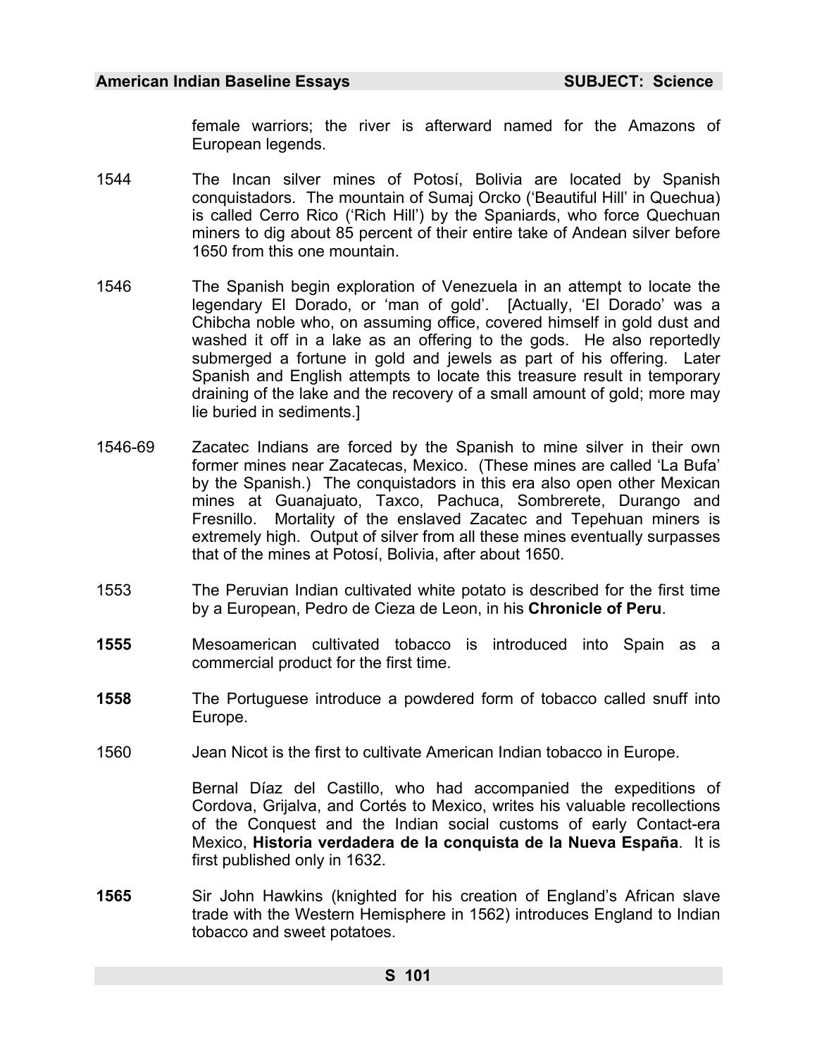female warriors; the river is afterward named for the Amazons of European legends.

1544 The Incan silver mines of Potosí, Bolivia are located by Spanish conquistadors. The mountain of Sumaj Orcko ('Beautiful Hill' in Quechua) is called Cerro Rico ('Rich Hill') by the Spaniards, who force Quechuan miners to dig about 85 percent of their entire take of Andean silver before 1650 from this one mountain.

1546 The Spanish begin exploration of Venezuela in an attempt to locate the legendary El Dorado, or 'man of gold'. [Actually, 'El Dorado' was a Chibcha noble who, on assuming office, covered himself in gold dust and washed it off in a lake as an offering to the gods. He also reportedly submerged a fortune in gold and jewels as part of his offering. Later Spanish and English attempts to locate this treasure result in temporary draining of the lake and the recovery of a small amount of gold; more may lie buried in sediments.]

1546-69 Zacatec Indians are forced by the Spanish to mine silver in their own former mines near Zacatecas, Mexico. (These mines are called 'La Bufa' by the Spanish.) The conquistadors in this era also open other Mexican mines at Guanajuato, Taxco, Pachuca, Sombrerete, Durango and Fresnillo. Mortality of the enslaved Zacatec and Tepehuan miners is extremely high. Output of silver from all these mines eventually surpasses that of the mines at Potosí, Bolivia, after about 1650.

1553 The Peruvian Indian cultivated white potato is described for the first time by a European, Pedro de Cieza de Leon, in his **Chronicle of Peru**.

**1555** Mesoamerican cultivated tobacco is introduced into Spain as a commercial product for the first time.

**1558** The Portuguese introduce a powdered form of tobacco called snuff into Europe.

1560 Jean Nicot is the first to cultivate American Indian tobacco in Europe.

Bernal Díaz del Castillo, who had accompanied the expeditions of Cordova, Grijalva, and Cortés to Mexico, writes his valuable recollections of the Conquest and the Indian social customs of early Contact-era Mexico, **Historia verdadera de la conquista de la Nueva España**. It is first published only in 1632.

**1565** Sir John Hawkins (knighted for his creation of England's African slave trade with the Western Hemisphere in 1562) introduces England to Indian tobacco and sweet potatoes.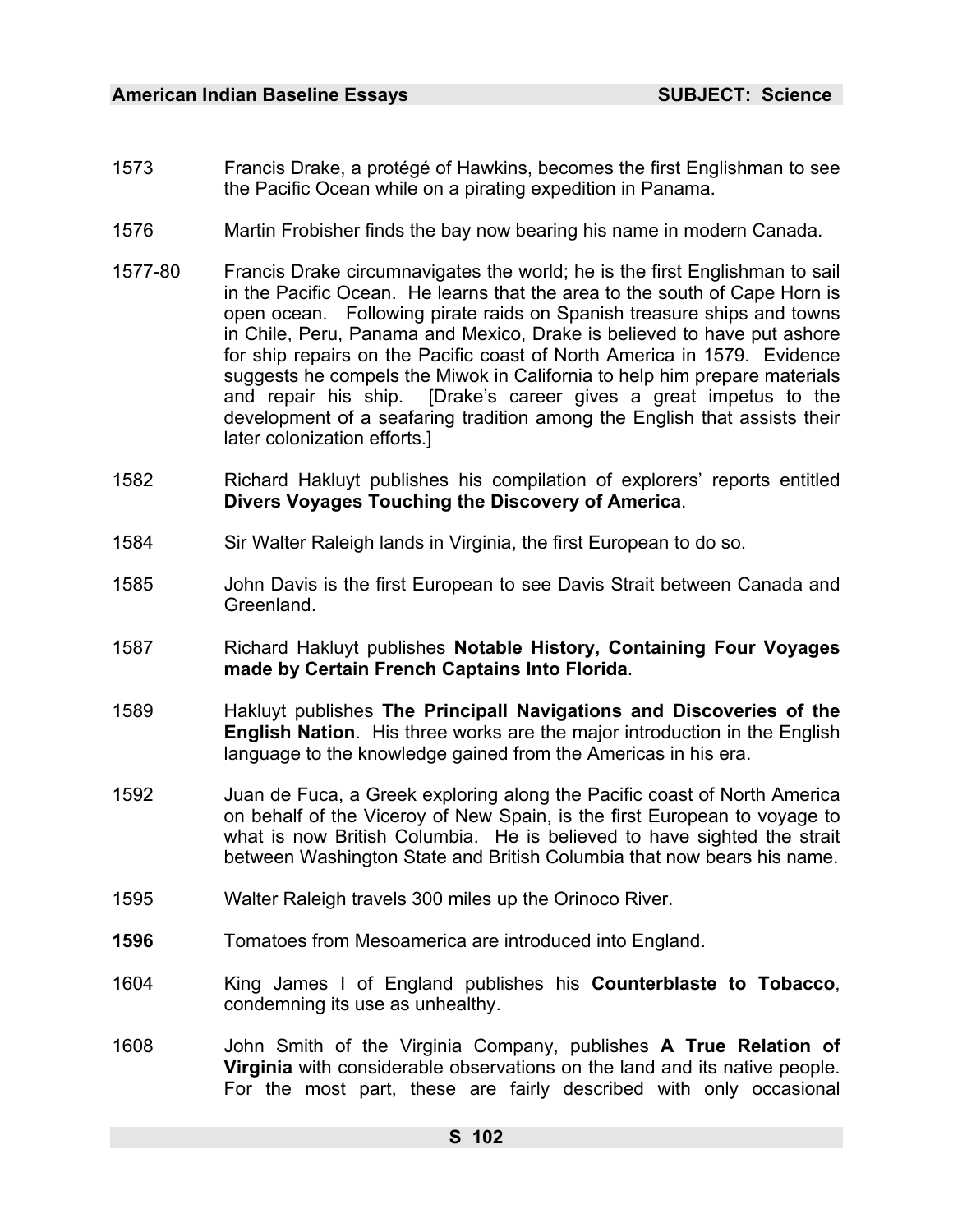1573 Francis Drake, a protégé of Hawkins, becomes the first Englishman to see the Pacific Ocean while on a pirating expedition in Panama.

1576 Martin Frobisher finds the bay now bearing his name in modern Canada.

1577-80 Francis Drake circumnavigates the world; he is the first Englishman to sail in the Pacific Ocean. He learns that the area to the south of Cape Horn is open ocean. Following pirate raids on Spanish treasure ships and towns in Chile, Peru, Panama and Mexico, Drake is believed to have put ashore for ship repairs on the Pacific coast of North America in 1579. Evidence suggests he compels the Miwok in California to help him prepare materials and repair his ship. [Drake's career gives a great impetus to the development of a seafaring tradition among the English that assists their later colonization efforts.]

1582 Richard Hakluyt publishes his compilation of explorers' reports entitled **Divers Voyages Touching the Discovery of America**.

1584 Sir Walter Raleigh lands in Virginia, the first European to do so.

1585 John Davis is the first European to see Davis Strait between Canada and Greenland.

1587 Richard Hakluyt publishes **Notable History, Containing Four Voyages made by Certain French Captains Into Florida**.

1589 Hakluyt publishes **The Principall Navigations and Discoveries of the English Nation**. His three works are the major introduction in the English language to the knowledge gained from the Americas in his era.

1592 Juan de Fuca, a Greek exploring along the Pacific coast of North America on behalf of the Viceroy of New Spain, is the first European to voyage to what is now British Columbia. He is believed to have sighted the strait between Washington State and British Columbia that now bears his name.

1595 Walter Raleigh travels 300 miles up the Orinoco River.

**1596** Tomatoes from Mesoamerica are introduced into England.

1604 King James I of England publishes his **Counterblaste to Tobacco**, condemning its use as unhealthy.

1608 John Smith of the Virginia Company, publishes **A True Relation of Virginia** with considerable observations on the land and its native people. For the most part, these are fairly described with only occasional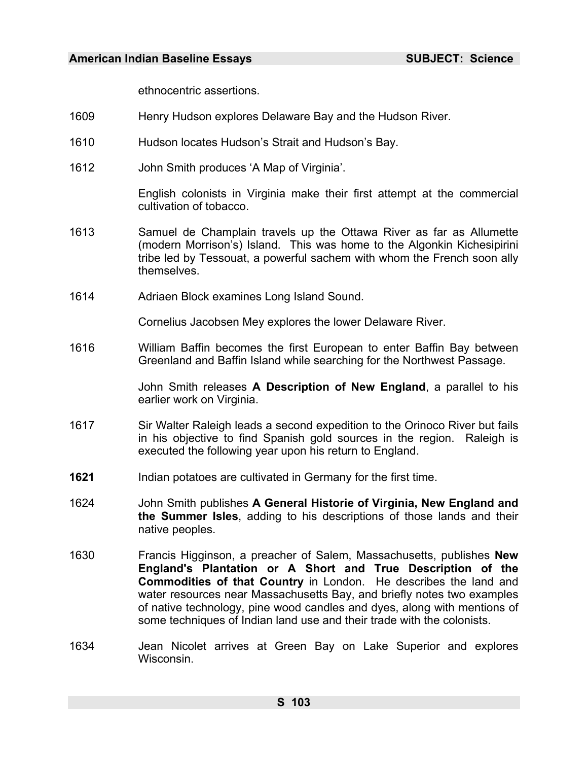ethnocentric assertions.

1609 Henry Hudson explores Delaware Bay and the Hudson River.

1610 Hudson locates Hudson's Strait and Hudson's Bay.

1612 John Smith produces 'A Map of Virginia'.

English colonists in Virginia make their first attempt at the commercial cultivation of tobacco.

1613 Samuel de Champlain travels up the Ottawa River as far as Allumette (modern Morrison's) Island. This was home to the Algonkin Kichesipirini tribe led by Tessouat, a powerful sachem with whom the French soon ally themselves.

1614 Adriaen Block examines Long Island Sound.

Cornelius Jacobsen Mey explores the lower Delaware River.

1616 William Baffin becomes the first European to enter Baffin Bay between Greenland and Baffin Island while searching for the Northwest Passage.

John Smith releases **A Description of New England**, a parallel to his earlier work on Virginia.

1617 Sir Walter Raleigh leads a second expedition to the Orinoco River but fails in his objective to find Spanish gold sources in the region. Raleigh is executed the following year upon his return to England.

**1621** Indian potatoes are cultivated in Germany for the first time.

1624 John Smith publishes **A General Historie of Virginia, New England and the Summer Isles**, adding to his descriptions of those lands and their native peoples.

1630 Francis Higginson, a preacher of Salem, Massachusetts, publishes **New England's Plantation or A Short and True Description of the Commodities of that Country** in London. He describes the land and water resources near Massachusetts Bay, and briefly notes two examples of native technology, pine wood candles and dyes, along with mentions of some techniques of Indian land use and their trade with the colonists.

1634 Jean Nicolet arrives at Green Bay on Lake Superior and explores Wisconsin.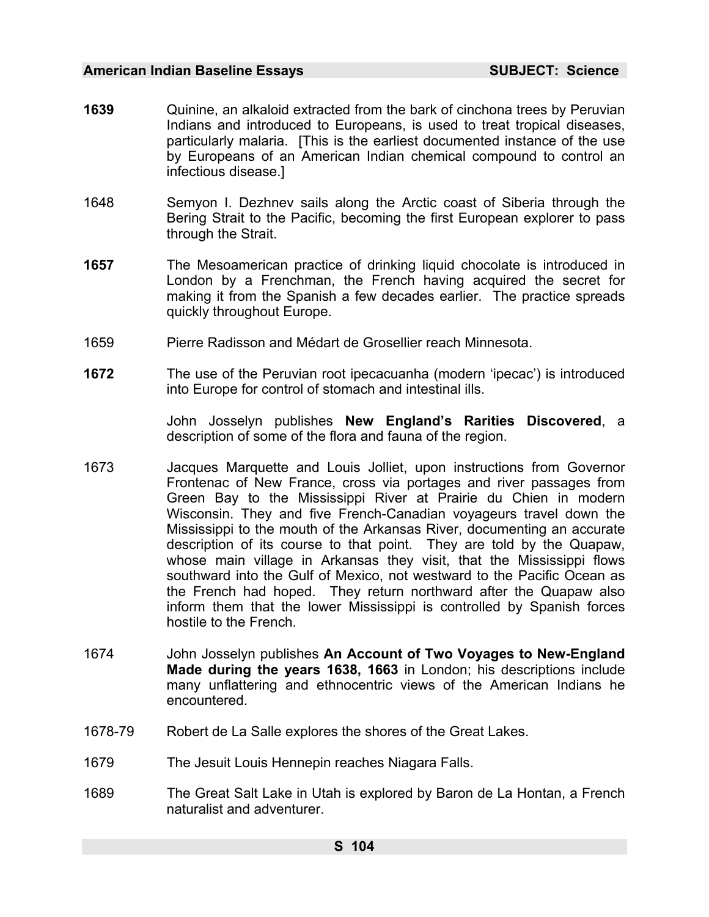**1639** Quinine, an alkaloid extracted from the bark of cinchona trees by Peruvian Indians and introduced to Europeans, is used to treat tropical diseases, particularly malaria. [This is the earliest documented instance of the use by Europeans of an American Indian chemical compound to control an infectious disease.]

1648 Semyon I. Dezhnev sails along the Arctic coast of Siberia through the Bering Strait to the Pacific, becoming the first European explorer to pass through the Strait.

**1657** The Mesoamerican practice of drinking liquid chocolate is introduced in London by a Frenchman, the French having acquired the secret for making it from the Spanish a few decades earlier. The practice spreads quickly throughout Europe.

1659 Pierre Radisson and Médart de Grosellier reach Minnesota.

**1672** The use of the Peruvian root ipecacuanha (modern 'ipecac') is introduced into Europe for control of stomach and intestinal ills.

John Josselyn publishes **New England's Rarities Discovered**, a description of some of the flora and fauna of the region.

1673 Jacques Marquette and Louis Jolliet, upon instructions from Governor Frontenac of New France, cross via portages and river passages from Green Bay to the Mississippi River at Prairie du Chien in modern Wisconsin. They and five French-Canadian voyageurs travel down the Mississippi to the mouth of the Arkansas River, documenting an accurate description of its course to that point. They are told by the Quapaw, whose main village in Arkansas they visit, that the Mississippi flows southward into the Gulf of Mexico, not westward to the Pacific Ocean as the French had hoped. They return northward after the Quapaw also inform them that the lower Mississippi is controlled by Spanish forces hostile to the French.

1674 John Josselyn publishes **An Account of Two Voyages to New-England Made during the years 1638, 1663** in London; his descriptions include many unflattering and ethnocentric views of the American Indians he encountered.

1678-79 Robert de La Salle explores the shores of the Great Lakes.

1679 The Jesuit Louis Hennepin reaches Niagara Falls.

1689 The Great Salt Lake in Utah is explored by Baron de La Hontan, a French naturalist and adventurer.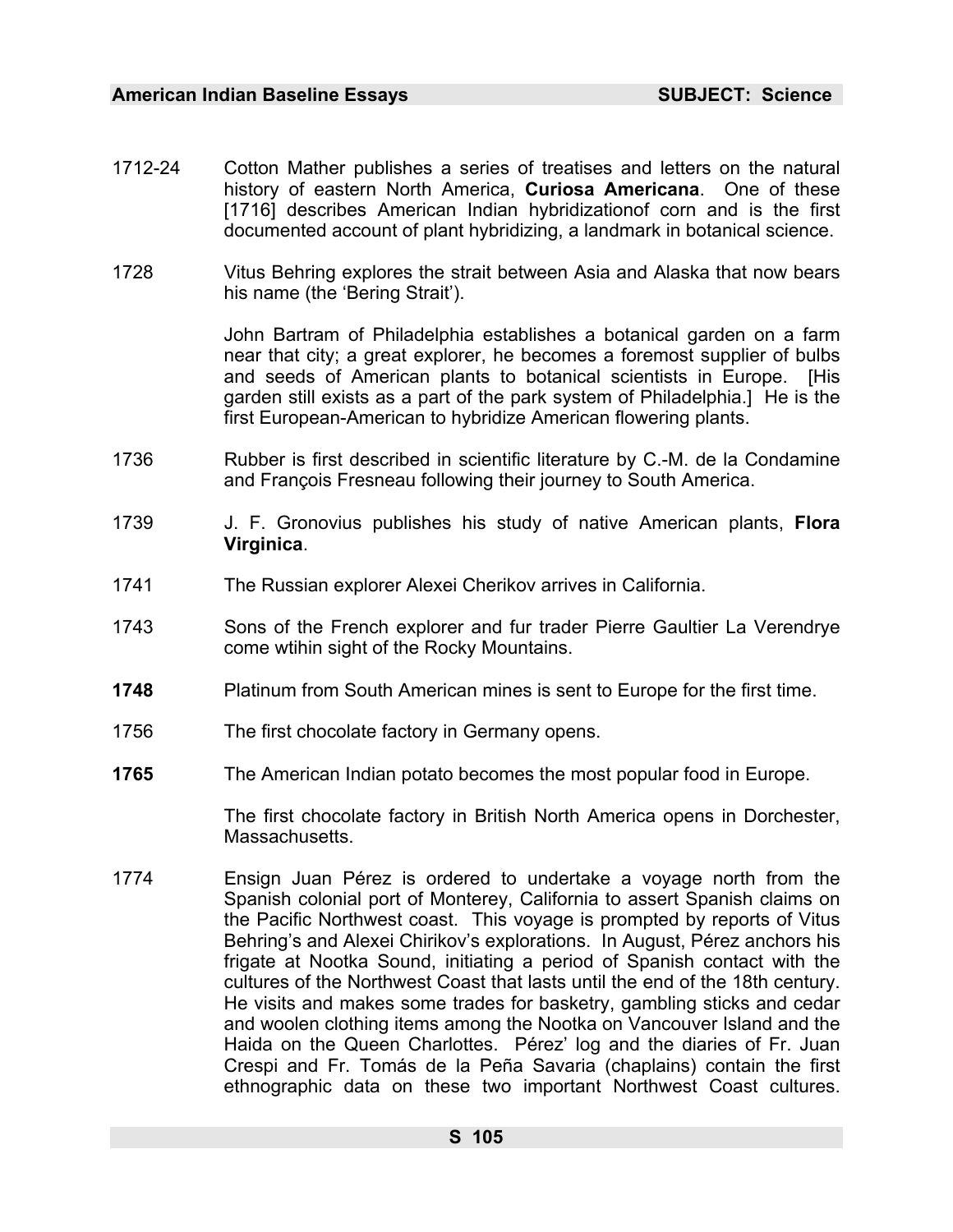1712-24 Cotton Mather publishes a series of treatises and letters on the natural history of eastern North America, **Curiosa Americana**. One of these [1716] describes American Indian hybridizationof corn and is the first documented account of plant hybridizing, a landmark in botanical science.

1728 Vitus Behring explores the strait between Asia and Alaska that now bears his name (the 'Bering Strait').

John Bartram of Philadelphia establishes a botanical garden on a farm near that city; a great explorer, he becomes a foremost supplier of bulbs and seeds of American plants to botanical scientists in Europe. [His garden still exists as a part of the park system of Philadelphia.] He is the first European-American to hybridize American flowering plants.

1736 Rubber is first described in scientific literature by C.-M. de la Condamine and François Fresneau following their journey to South America.

1739 J. F. Gronovius publishes his study of native American plants, **Flora Virginica**.

1741 The Russian explorer Alexei Cherikov arrives in California.

1743 Sons of the French explorer and fur trader Pierre Gaultier La Verendrye come wtihin sight of the Rocky Mountains.

**1748** Platinum from South American mines is sent to Europe for the first time.

1756 The first chocolate factory in Germany opens.

**1765** The American Indian potato becomes the most popular food in Europe.

The first chocolate factory in British North America opens in Dorchester, Massachusetts.

1774 Ensign Juan Pérez is ordered to undertake a voyage north from the Spanish colonial port of Monterey, California to assert Spanish claims on the Pacific Northwest coast. This voyage is prompted by reports of Vitus Behring's and Alexei Chirikov's explorations. In August, Pérez anchors his frigate at Nootka Sound, initiating a period of Spanish contact with the cultures of the Northwest Coast that lasts until the end of the 18th century. He visits and makes some trades for basketry, gambling sticks and cedar and woolen clothing items among the Nootka on Vancouver Island and the Haida on the Queen Charlottes. Pérez' log and the diaries of Fr. Juan Crespi and Fr. Tomás de la Peña Savaria (chaplains) contain the first ethnographic data on these two important Northwest Coast cultures.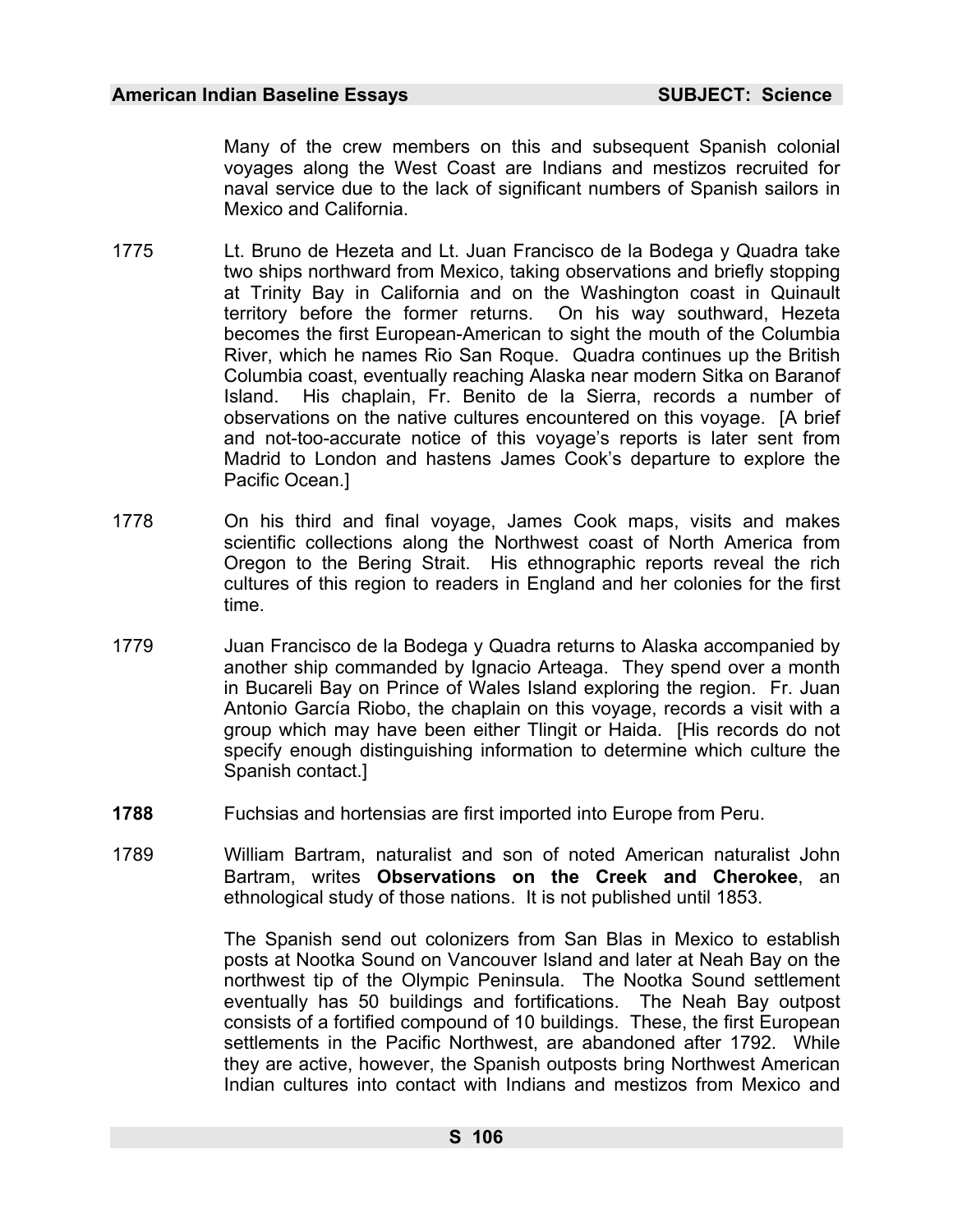Many of the crew members on this and subsequent Spanish colonial voyages along the West Coast are Indians and mestizos recruited for naval service due to the lack of significant numbers of Spanish sailors in Mexico and California.

1775 Lt. Bruno de Hezeta and Lt. Juan Francisco de la Bodega y Quadra take two ships northward from Mexico, taking observations and briefly stopping at Trinity Bay in California and on the Washington coast in Quinault territory before the former returns. On his way southward, Hezeta becomes the first European-American to sight the mouth of the Columbia River, which he names Rio San Roque. Quadra continues up the British Columbia coast, eventually reaching Alaska near modern Sitka on Baranof Island. His chaplain, Fr. Benito de la Sierra, records a number of observations on the native cultures encountered on this voyage. [A brief and not-too-accurate notice of this voyage's reports is later sent from Madrid to London and hastens James Cook's departure to explore the Pacific Ocean.]

1778 On his third and final voyage, James Cook maps, visits and makes scientific collections along the Northwest coast of North America from Oregon to the Bering Strait. His ethnographic reports reveal the rich cultures of this region to readers in England and her colonies for the first time.

1779 Juan Francisco de la Bodega y Quadra returns to Alaska accompanied by another ship commanded by Ignacio Arteaga. They spend over a month in Bucareli Bay on Prince of Wales Island exploring the region. Fr. Juan Antonio García Riobo, the chaplain on this voyage, records a visit with a group which may have been either Tlingit or Haida. [His records do not specify enough distinguishing information to determine which culture the Spanish contact.]

**1788** Fuchsias and hortensias are first imported into Europe from Peru.

1789 William Bartram, naturalist and son of noted American naturalist John Bartram, writes **Observations on the Creek and Cherokee**, an ethnological study of those nations. It is not published until 1853.

The Spanish send out colonizers from San Blas in Mexico to establish posts at Nootka Sound on Vancouver Island and later at Neah Bay on the northwest tip of the Olympic Peninsula. The Nootka Sound settlement eventually has 50 buildings and fortifications. The Neah Bay outpost consists of a fortified compound of 10 buildings. These, the first European settlements in the Pacific Northwest, are abandoned after 1792. While they are active, however, the Spanish outposts bring Northwest American Indian cultures into contact with Indians and mestizos from Mexico and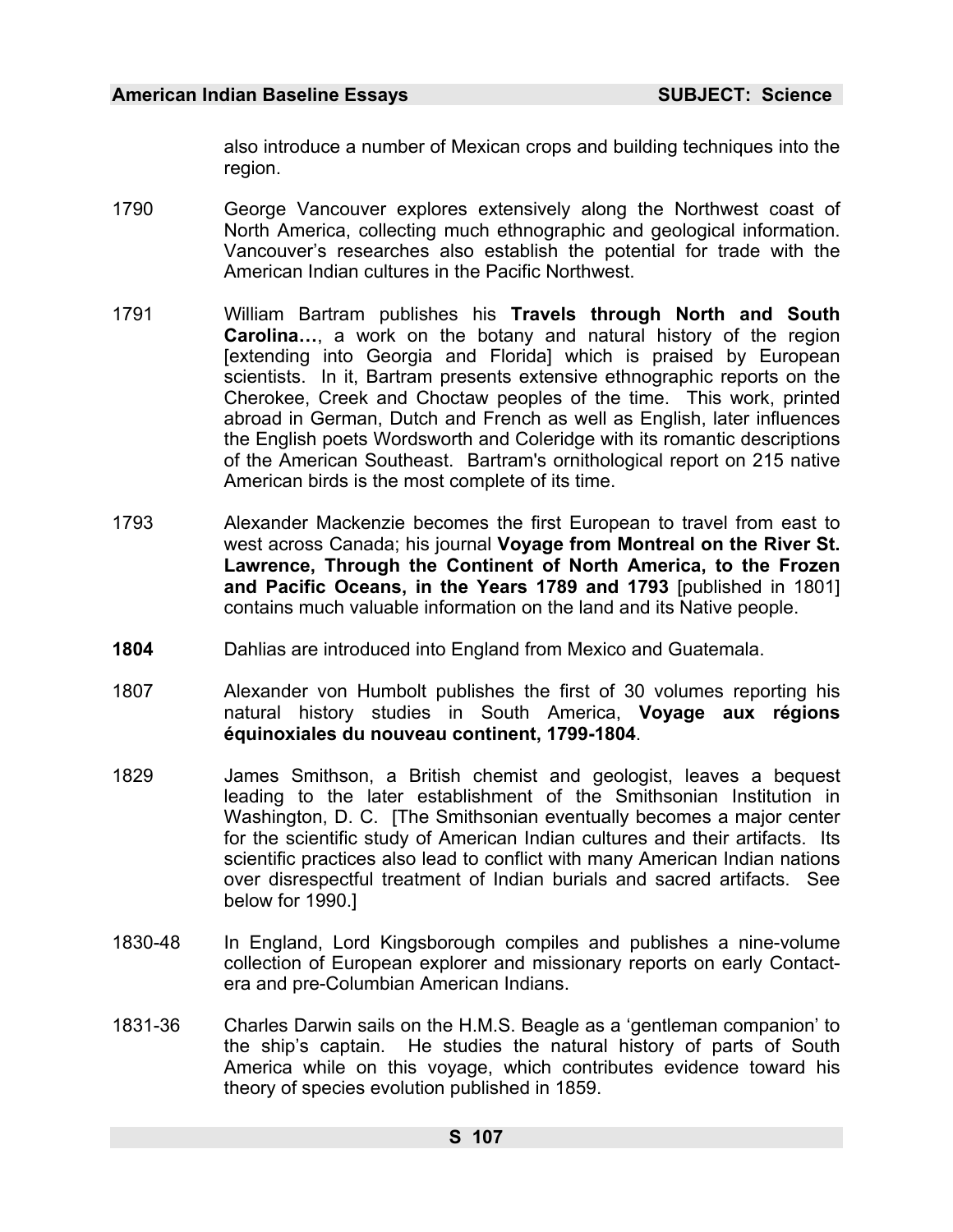also introduce a number of Mexican crops and building techniques into the region.

1790 George Vancouver explores extensively along the Northwest coast of North America, collecting much ethnographic and geological information. Vancouver's researches also establish the potential for trade with the American Indian cultures in the Pacific Northwest.

1791 William Bartram publishes his **Travels through North and South Carolina…**, a work on the botany and natural history of the region [extending into Georgia and Florida] which is praised by European scientists. In it, Bartram presents extensive ethnographic reports on the Cherokee, Creek and Choctaw peoples of the time. This work, printed abroad in German, Dutch and French as well as English, later influences the English poets Wordsworth and Coleridge with its romantic descriptions of the American Southeast. Bartram's ornithological report on 215 native American birds is the most complete of its time.

1793 Alexander Mackenzie becomes the first European to travel from east to west across Canada; his journal **Voyage from Montreal on the River St. Lawrence, Through the Continent of North America, to the Frozen and Pacific Oceans, in the Years 1789 and 1793** [published in 1801] contains much valuable information on the land and its Native people.

**1804** Dahlias are introduced into England from Mexico and Guatemala.

1807 Alexander von Humbolt publishes the first of 30 volumes reporting his natural history studies in South America, **Voyage aux régions équinoxiales du nouveau continent, 1799-1804**.

1829 James Smithson, a British chemist and geologist, leaves a bequest leading to the later establishment of the Smithsonian Institution in Washington, D. C. [The Smithsonian eventually becomes a major center for the scientific study of American Indian cultures and their artifacts. Its scientific practices also lead to conflict with many American Indian nations over disrespectful treatment of Indian burials and sacred artifacts. See below for 1990.]

1830-48 In England, Lord Kingsborough compiles and publishes a nine-volume collection of European explorer and missionary reports on early Contact-era and pre-Columbian American Indians.

1831-36 Charles Darwin sails on the H.M.S. Beagle as a 'gentleman companion' to the ship's captain. He studies the natural history of parts of South America while on this voyage, which contributes evidence toward his theory of species evolution published in 1859.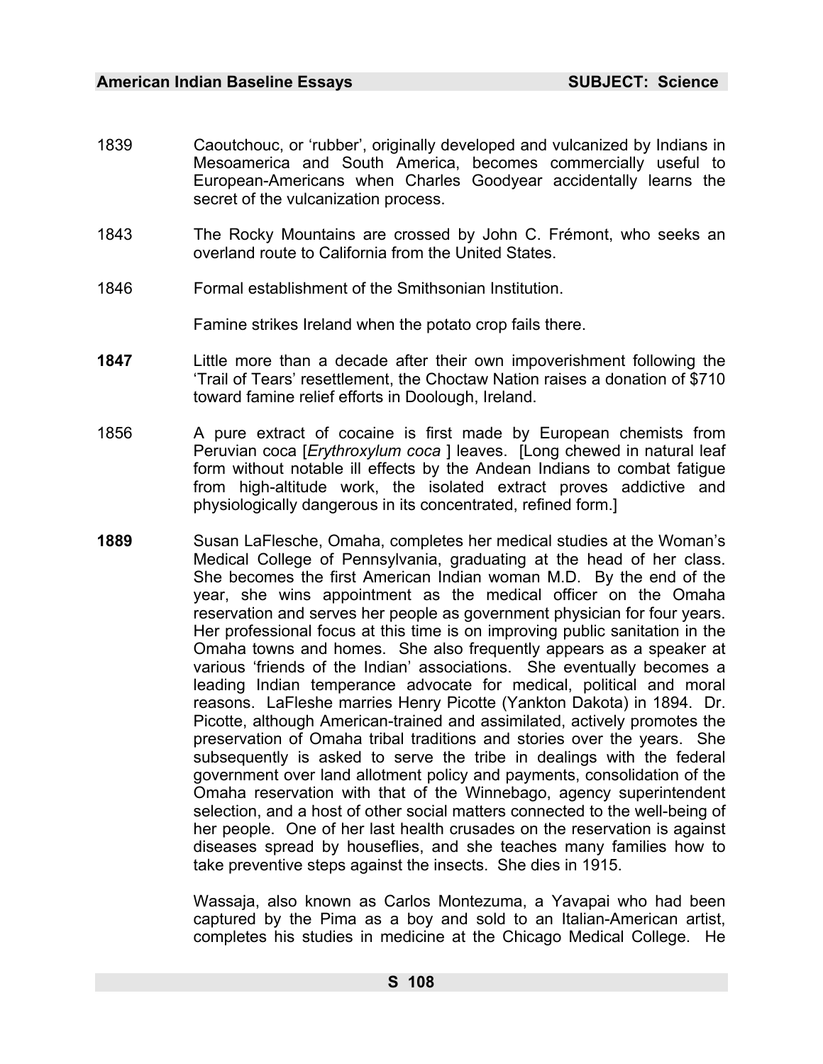1839 Caoutchouc, or 'rubber', originally developed and vulcanized by Indians in Mesoamerica and South America, becomes commercially useful to European-Americans when Charles Goodyear accidentally learns the secret of the vulcanization process.

1843 The Rocky Mountains are crossed by John C. Frémont, who seeks an overland route to California from the United States.

1846 Formal establishment of the Smithsonian Institution.

Famine strikes Ireland when the potato crop fails there.

**1847** Little more than a decade after their own impoverishment following the 'Trail of Tears' resettlement, the Choctaw Nation raises a donation of $710 toward famine relief efforts in Doolough, Ireland.

1856 A pure extract of cocaine is first made by European chemists from Peruvian coca [*Erythroxylum coca* ] leaves. [Long chewed in natural leaf form without notable ill effects by the Andean Indians to combat fatigue from high-altitude work, the isolated extract proves addictive and physiologically dangerous in its concentrated, refined form.]

**1889** Susan LaFlesche, Omaha, completes her medical studies at the Woman's Medical College of Pennsylvania, graduating at the head of her class. She becomes the first American Indian woman M.D. By the end of the year, she wins appointment as the medical officer on the Omaha reservation and serves her people as government physician for four years. Her professional focus at this time is on improving public sanitation in the Omaha towns and homes. She also frequently appears as a speaker at various 'friends of the Indian' associations. She eventually becomes a leading Indian temperance advocate for medical, political and moral reasons. LaFleshe marries Henry Picotte (Yankton Dakota) in 1894. Dr. Picotte, although American-trained and assimilated, actively promotes the preservation of Omaha tribal traditions and stories over the years. She subsequently is asked to serve the tribe in dealings with the federal government over land allotment policy and payments, consolidation of the Omaha reservation with that of the Winnebago, agency superintendent selection, and a host of other social matters connected to the well-being of her people. One of her last health crusades on the reservation is against diseases spread by houseflies, and she teaches many families how to take preventive steps against the insects. She dies in 1915.

Wassaja, also known as Carlos Montezuma, a Yavapai who had been captured by the Pima as a boy and sold to an Italian-American artist, completes his studies in medicine at the Chicago Medical College. He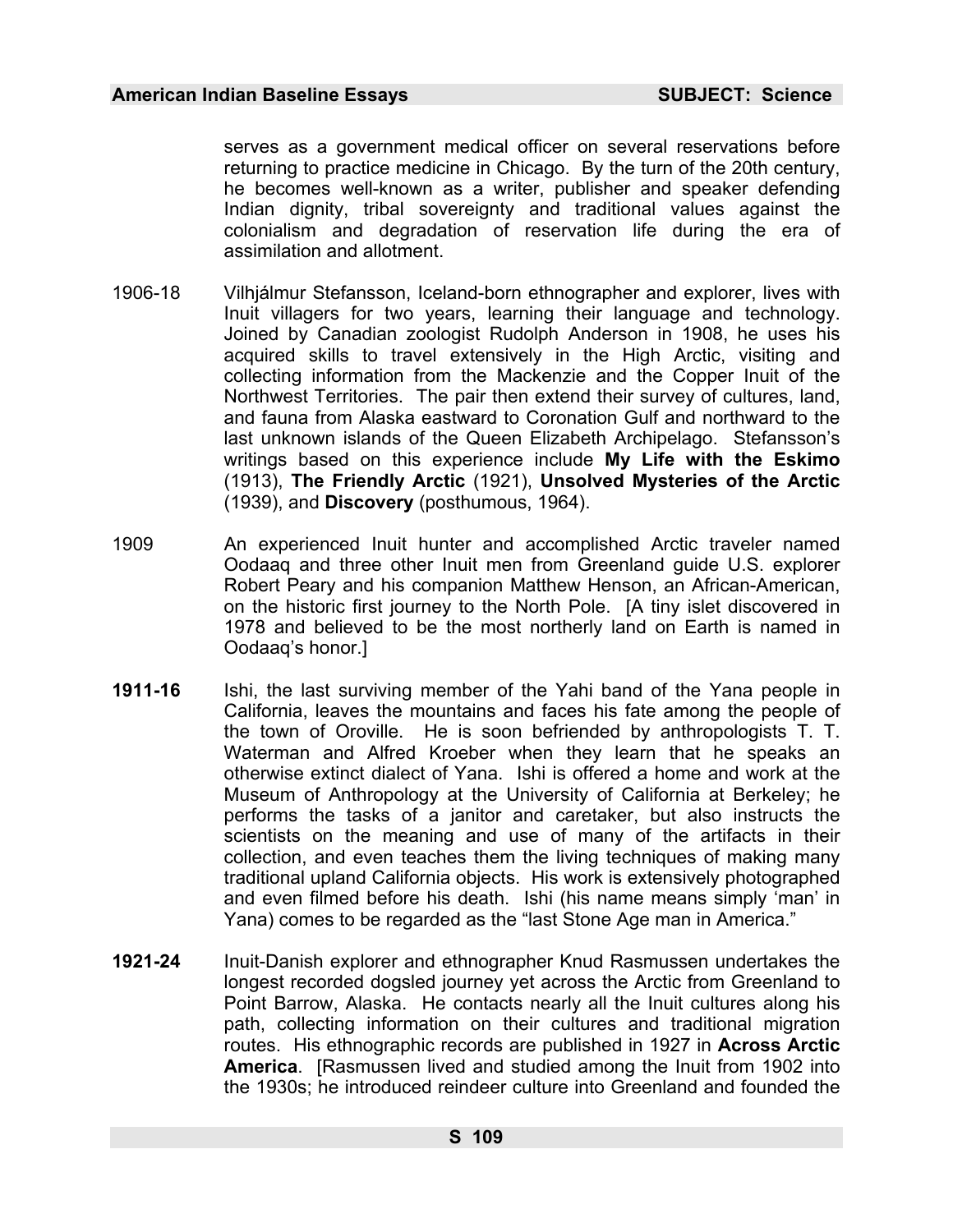serves as a government medical officer on several reservations before returning to practice medicine in Chicago. By the turn of the 20th century, he becomes well-known as a writer, publisher and speaker defending Indian dignity, tribal sovereignty and traditional values against the colonialism and degradation of reservation life during the era of assimilation and allotment.

1906-18 Vilhjálmur Stefansson, Iceland-born ethnographer and explorer, lives with Inuit villagers for two years, learning their language and technology. Joined by Canadian zoologist Rudolph Anderson in 1908, he uses his acquired skills to travel extensively in the High Arctic, visiting and collecting information from the Mackenzie and the Copper Inuit of the Northwest Territories. The pair then extend their survey of cultures, land, and fauna from Alaska eastward to Coronation Gulf and northward to the last unknown islands of the Queen Elizabeth Archipelago. Stefansson's writings based on this experience include **My Life with the Eskimo** (1913), **The Friendly Arctic** (1921), **Unsolved Mysteries of the Arctic** (1939), and **Discovery** (posthumous, 1964).

1909 An experienced Inuit hunter and accomplished Arctic traveler named Oodaaq and three other Inuit men from Greenland guide U.S. explorer Robert Peary and his companion Matthew Henson, an African-American, on the historic first journey to the North Pole. [A tiny islet discovered in 1978 and believed to be the most northerly land on Earth is named in Oodaaq's honor.]

**1911-16** Ishi, the last surviving member of the Yahi band of the Yana people in California, leaves the mountains and faces his fate among the people of the town of Oroville. He is soon befriended by anthropologists T. T. Waterman and Alfred Kroeber when they learn that he speaks an otherwise extinct dialect of Yana. Ishi is offered a home and work at the Museum of Anthropology at the University of California at Berkeley; he performs the tasks of a janitor and caretaker, but also instructs the scientists on the meaning and use of many of the artifacts in their collection, and even teaches them the living techniques of making many traditional upland California objects. His work is extensively photographed and even filmed before his death. Ishi (his name means simply 'man' in Yana) comes to be regarded as the "last Stone Age man in America."

**1921-24** Inuit-Danish explorer and ethnographer Knud Rasmussen undertakes the longest recorded dogsled journey yet across the Arctic from Greenland to Point Barrow, Alaska. He contacts nearly all the Inuit cultures along his path, collecting information on their cultures and traditional migration routes. His ethnographic records are published in 1927 in **Across Arctic America**. [Rasmussen lived and studied among the Inuit from 1902 into the 1930s; he introduced reindeer culture into Greenland and founded the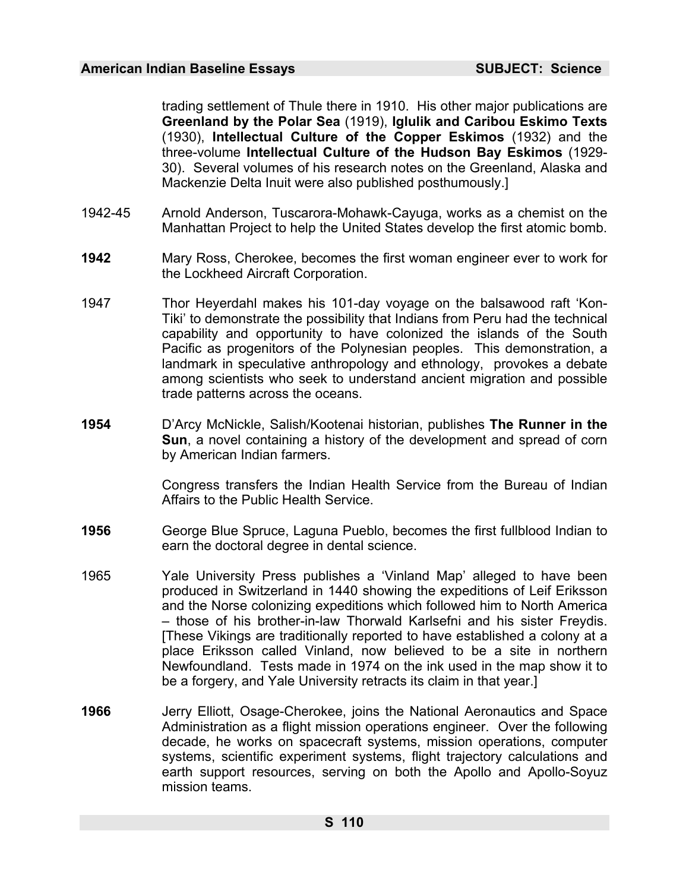trading settlement of Thule there in 1910. His other major publications are **Greenland by the Polar Sea** (1919), **Iglulik and Caribou Eskimo Texts** (1930), **Intellectual Culture of the Copper Eskimos** (1932) and the three-volume **Intellectual Culture of the Hudson Bay Eskimos** (1929-30). Several volumes of his research notes on the Greenland, Alaska and Mackenzie Delta Inuit were also published posthumously.]

1942-45 Arnold Anderson, Tuscarora-Mohawk-Cayuga, works as a chemist on the Manhattan Project to help the United States develop the first atomic bomb.

**1942** Mary Ross, Cherokee, becomes the first woman engineer ever to work for the Lockheed Aircraft Corporation.

1947 Thor Heyerdahl makes his 101-day voyage on the balsawood raft 'Kon-Tiki' to demonstrate the possibility that Indians from Peru had the technical capability and opportunity to have colonized the islands of the South Pacific as progenitors of the Polynesian peoples. This demonstration, a landmark in speculative anthropology and ethnology, provokes a debate among scientists who seek to understand ancient migration and possible trade patterns across the oceans.

**1954** D'Arcy McNickle, Salish/Kootenai historian, publishes **The Runner in the Sun**, a novel containing a history of the development and spread of corn by American Indian farmers.

Congress transfers the Indian Health Service from the Bureau of Indian Affairs to the Public Health Service.

**1956** George Blue Spruce, Laguna Pueblo, becomes the first fullblood Indian to earn the doctoral degree in dental science.

1965 Yale University Press publishes a 'Vinland Map' alleged to have been produced in Switzerland in 1440 showing the expeditions of Leif Eriksson and the Norse colonizing expeditions which followed him to North America – those of his brother-in-law Thorwald Karlsefni and his sister Freydis. [These Vikings are traditionally reported to have established a colony at a place Eriksson called Vinland, now believed to be a site in northern Newfoundland. Tests made in 1974 on the ink used in the map show it to be a forgery, and Yale University retracts its claim in that year.]

**1966** Jerry Elliott, Osage-Cherokee, joins the National Aeronautics and Space Administration as a flight mission operations engineer. Over the following decade, he works on spacecraft systems, mission operations, computer systems, scientific experiment systems, flight trajectory calculations and earth support resources, serving on both the Apollo and Apollo-Soyuz mission teams.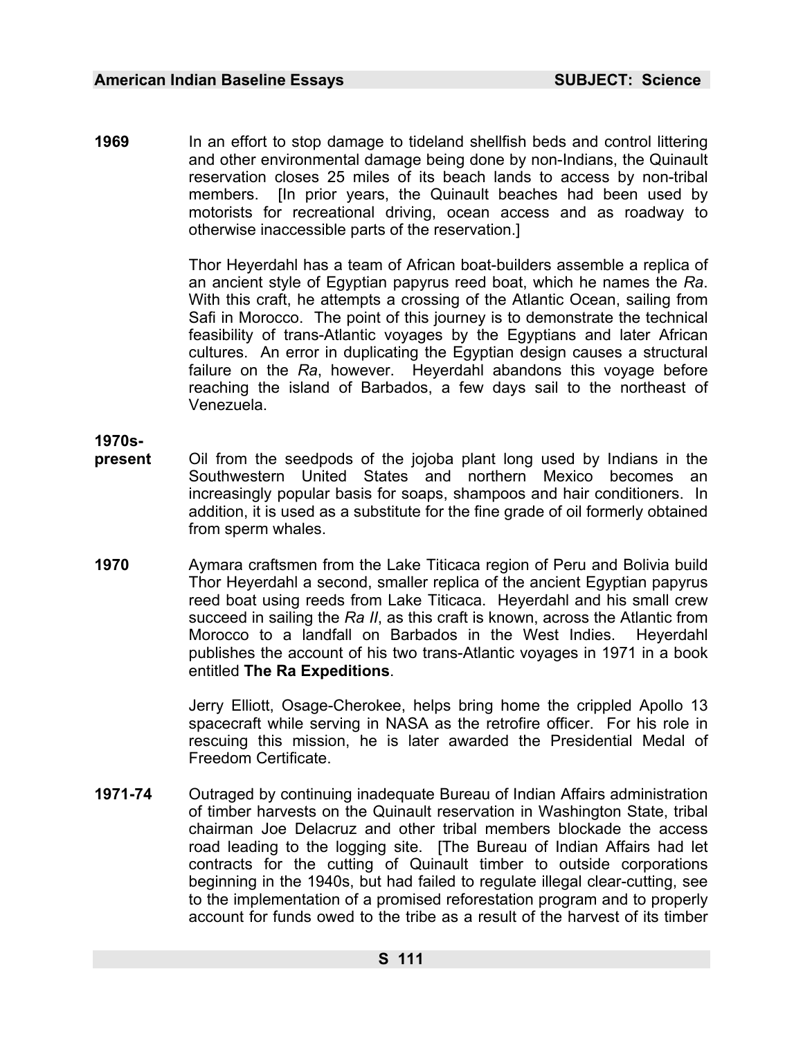**1969** In an effort to stop damage to tideland shellfish beds and control littering and other environmental damage being done by non-Indians, the Quinault reservation closes 25 miles of its beach lands to access by non-tribal members. [In prior years, the Quinault beaches had been used by motorists for recreational driving, ocean access and as roadway to otherwise inaccessible parts of the reservation.]

Thor Heyerdahl has a team of African boat-builders assemble a replica of an ancient style of Egyptian papyrus reed boat, which he names the *Ra*. With this craft, he attempts a crossing of the Atlantic Ocean, sailing from Safi in Morocco. The point of this journey is to demonstrate the technical feasibility of trans-Atlantic voyages by the Egyptians and later African cultures. An error in duplicating the Egyptian design causes a structural failure on the *Ra*, however. Heyerdahl abandons this voyage before reaching the island of Barbados, a few days sail to the northeast of Venezuela.

**1970s-present** Oil from the seedpods of the jojoba plant long used by Indians in the Southwestern United States and northern Mexico becomes an increasingly popular basis for soaps, shampoos and hair conditioners. In addition, it is used as a substitute for the fine grade of oil formerly obtained from sperm whales.

**1970** Aymara craftsmen from the Lake Titicaca region of Peru and Bolivia build Thor Heyerdahl a second, smaller replica of the ancient Egyptian papyrus reed boat using reeds from Lake Titicaca. Heyerdahl and his small crew succeed in sailing the *Ra II*, as this craft is known, across the Atlantic from Morocco to a landfall on Barbados in the West Indies. Heyerdahl publishes the account of his two trans-Atlantic voyages in 1971 in a book entitled **The Ra Expeditions**.

Jerry Elliott, Osage-Cherokee, helps bring home the crippled Apollo 13 spacecraft while serving in NASA as the retrofire officer. For his role in rescuing this mission, he is later awarded the Presidential Medal of Freedom Certificate.

**1971-74** Outraged by continuing inadequate Bureau of Indian Affairs administration of timber harvests on the Quinault reservation in Washington State, tribal chairman Joe Delacruz and other tribal members blockade the access road leading to the logging site. [The Bureau of Indian Affairs had let contracts for the cutting of Quinault timber to outside corporations beginning in the 1940s, but had failed to regulate illegal clear-cutting, see to the implementation of a promised reforestation program and to properly account for funds owed to the tribe as a result of the harvest of its timber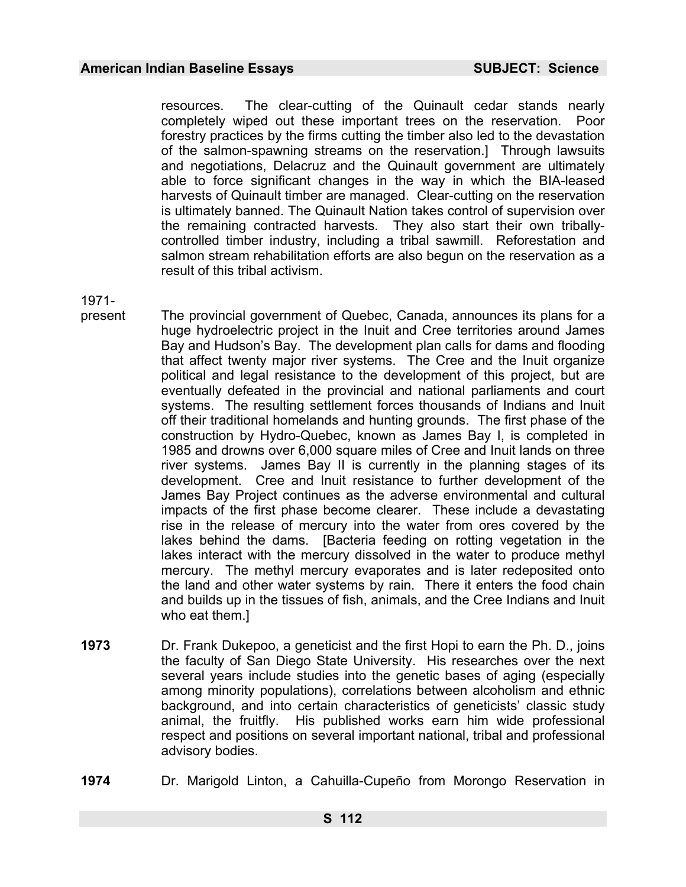resources. The clear-cutting of the Quinault cedar stands nearly completely wiped out these important trees on the reservation. Poor forestry practices by the firms cutting the timber also led to the devastation of the salmon-spawning streams on the reservation.] Through lawsuits and negotiations, Delacruz and the Quinault government are ultimately able to force significant changes in the way in which the BIA-leased harvests of Quinault timber are managed. Clear-cutting on the reservation is ultimately banned. The Quinault Nation takes control of supervision over the remaining contracted harvests. They also start their own tribally-controlled timber industry, including a tribal sawmill. Reforestation and salmon stream rehabilitation efforts are also begun on the reservation as a result of this tribal activism.

1971-present The provincial government of Quebec, Canada, announces its plans for a huge hydroelectric project in the Inuit and Cree territories around James Bay and Hudson's Bay. The development plan calls for dams and flooding that affect twenty major river systems. The Cree and the Inuit organize political and legal resistance to the development of this project, but are eventually defeated in the provincial and national parliaments and court systems. The resulting settlement forces thousands of Indians and Inuit off their traditional homelands and hunting grounds. The first phase of the construction by Hydro-Quebec, known as James Bay I, is completed in 1985 and drowns over 6,000 square miles of Cree and Inuit lands on three river systems. James Bay II is currently in the planning stages of its development. Cree and Inuit resistance to further development of the James Bay Project continues as the adverse environmental and cultural impacts of the first phase become clearer. These include a devastating rise in the release of mercury into the water from ores covered by the lakes behind the dams. [Bacteria feeding on rotting vegetation in the lakes interact with the mercury dissolved in the water to produce methyl mercury. The methyl mercury evaporates and is later redeposited onto the land and other water systems by rain. There it enters the food chain and builds up in the tissues of fish, animals, and the Cree Indians and Inuit who eat them.]

**1973** Dr. Frank Dukepoo, a geneticist and the first Hopi to earn the Ph. D., joins the faculty of San Diego State University. His researches over the next several years include studies into the genetic bases of aging (especially among minority populations), correlations between alcoholism and ethnic background, and into certain characteristics of geneticists' classic study animal, the fruitfly. His published works earn him wide professional respect and positions on several important national, tribal and professional advisory bodies.

**1974** Dr. Marigold Linton, a Cahuilla-Cupeño from Morongo Reservation in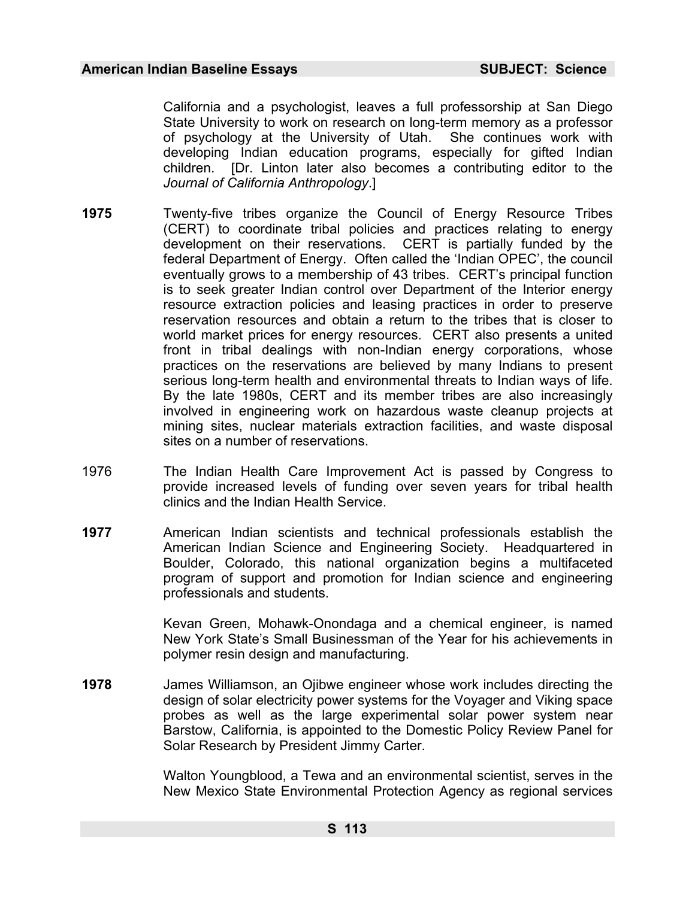California and a psychologist, leaves a full professorship at San Diego State University to work on research on long-term memory as a professor of psychology at the University of Utah. She continues work with developing Indian education programs, especially for gifted Indian children. [Dr. Linton later also becomes a contributing editor to the *Journal of California Anthropology*.]

**1975** Twenty-five tribes organize the Council of Energy Resource Tribes (CERT) to coordinate tribal policies and practices relating to energy development on their reservations. CERT is partially funded by the federal Department of Energy. Often called the 'Indian OPEC', the council eventually grows to a membership of 43 tribes. CERT's principal function is to seek greater Indian control over Department of the Interior energy resource extraction policies and leasing practices in order to preserve reservation resources and obtain a return to the tribes that is closer to world market prices for energy resources. CERT also presents a united front in tribal dealings with non-Indian energy corporations, whose practices on the reservations are believed by many Indians to present serious long-term health and environmental threats to Indian ways of life. By the late 1980s, CERT and its member tribes are also increasingly involved in engineering work on hazardous waste cleanup projects at mining sites, nuclear materials extraction facilities, and waste disposal sites on a number of reservations.

1976 The Indian Health Care Improvement Act is passed by Congress to provide increased levels of funding over seven years for tribal health clinics and the Indian Health Service.

**1977** American Indian scientists and technical professionals establish the American Indian Science and Engineering Society. Headquartered in Boulder, Colorado, this national organization begins a multifaceted program of support and promotion for Indian science and engineering professionals and students.

Kevan Green, Mohawk-Onondaga and a chemical engineer, is named New York State's Small Businessman of the Year for his achievements in polymer resin design and manufacturing.

**1978** James Williamson, an Ojibwe engineer whose work includes directing the design of solar electricity power systems for the Voyager and Viking space probes as well as the large experimental solar power system near Barstow, California, is appointed to the Domestic Policy Review Panel for Solar Research by President Jimmy Carter.

Walton Youngblood, a Tewa and an environmental scientist, serves in the New Mexico State Environmental Protection Agency as regional services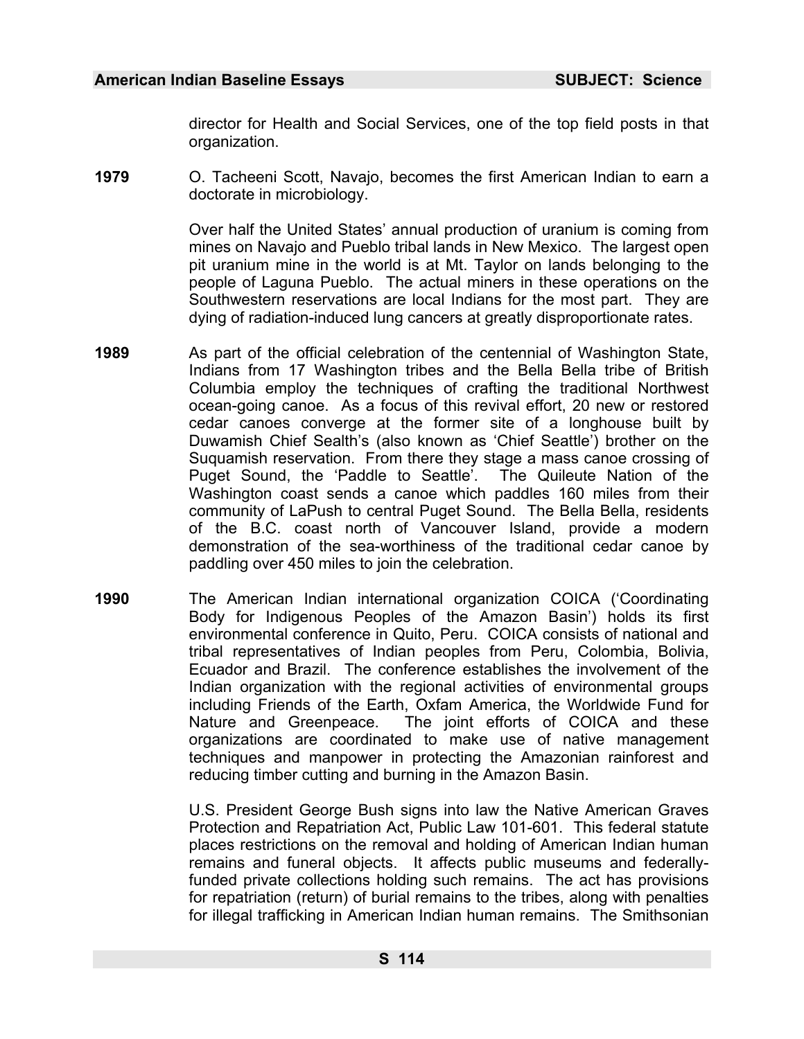director for Health and Social Services, one of the top field posts in that organization.

**1979** O. Tacheeni Scott, Navajo, becomes the first American Indian to earn a doctorate in microbiology.

Over half the United States' annual production of uranium is coming from mines on Navajo and Pueblo tribal lands in New Mexico. The largest open pit uranium mine in the world is at Mt. Taylor on lands belonging to the people of Laguna Pueblo. The actual miners in these operations on the Southwestern reservations are local Indians for the most part. They are dying of radiation-induced lung cancers at greatly disproportionate rates.

**1989** As part of the official celebration of the centennial of Washington State, Indians from 17 Washington tribes and the Bella Bella tribe of British Columbia employ the techniques of crafting the traditional Northwest ocean-going canoe. As a focus of this revival effort, 20 new or restored cedar canoes converge at the former site of a longhouse built by Duwamish Chief Sealth's (also known as 'Chief Seattle') brother on the Suquamish reservation. From there they stage a mass canoe crossing of Puget Sound, the 'Paddle to Seattle'. The Quileute Nation of the Washington coast sends a canoe which paddles 160 miles from their community of LaPush to central Puget Sound. The Bella Bella, residents of the B.C. coast north of Vancouver Island, provide a modern demonstration of the sea-worthiness of the traditional cedar canoe by paddling over 450 miles to join the celebration.

**1990** The American Indian international organization COICA ('Coordinating Body for Indigenous Peoples of the Amazon Basin') holds its first environmental conference in Quito, Peru. COICA consists of national and tribal representatives of Indian peoples from Peru, Colombia, Bolivia, Ecuador and Brazil. The conference establishes the involvement of the Indian organization with the regional activities of environmental groups including Friends of the Earth, Oxfam America, the Worldwide Fund for Nature and Greenpeace. The joint efforts of COICA and these organizations are coordinated to make use of native management techniques and manpower in protecting the Amazonian rainforest and reducing timber cutting and burning in the Amazon Basin.

U.S. President George Bush signs into law the Native American Graves Protection and Repatriation Act, Public Law 101-601. This federal statute places restrictions on the removal and holding of American Indian human remains and funeral objects. It affects public museums and federally-funded private collections holding such remains. The act has provisions for repatriation (return) of burial remains to the tribes, along with penalties for illegal trafficking in American Indian human remains. The Smithsonian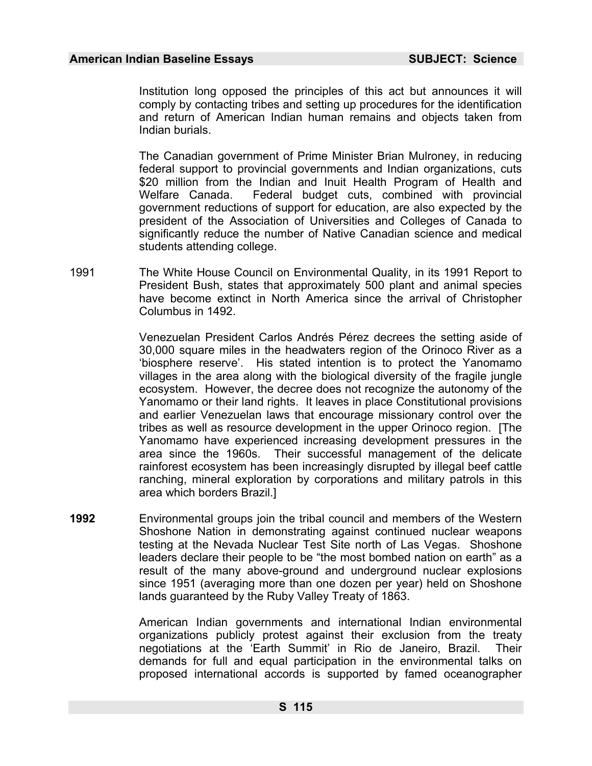Institution long opposed the principles of this act but announces it will comply by contacting tribes and setting up procedures for the identification and return of American Indian human remains and objects taken from Indian burials.

The Canadian government of Prime Minister Brian Mulroney, in reducing federal support to provincial governments and Indian organizations, cuts $20 million from the Indian and Inuit Health Program of Health and Welfare Canada. Federal budget cuts, combined with provincial government reductions of support for education, are also expected by the president of the Association of Universities and Colleges of Canada to significantly reduce the number of Native Canadian science and medical students attending college.

1991 The White House Council on Environmental Quality, in its 1991 Report to President Bush, states that approximately 500 plant and animal species have become extinct in North America since the arrival of Christopher Columbus in 1492.

Venezuelan President Carlos Andrés Pérez decrees the setting aside of 30,000 square miles in the headwaters region of the Orinoco River as a 'biosphere reserve'. His stated intention is to protect the Yanomamo villages in the area along with the biological diversity of the fragile jungle ecosystem. However, the decree does not recognize the autonomy of the Yanomamo or their land rights. It leaves in place Constitutional provisions and earlier Venezuelan laws that encourage missionary control over the tribes as well as resource development in the upper Orinoco region. [The Yanomamo have experienced increasing development pressures in the area since the 1960s. Their successful management of the delicate rainforest ecosystem has been increasingly disrupted by illegal beef cattle ranching, mineral exploration by corporations and military patrols in this area which borders Brazil.]

**1992** Environmental groups join the tribal council and members of the Western Shoshone Nation in demonstrating against continued nuclear weapons testing at the Nevada Nuclear Test Site north of Las Vegas. Shoshone leaders declare their people to be "the most bombed nation on earth" as a result of the many above-ground and underground nuclear explosions since 1951 (averaging more than one dozen per year) held on Shoshone lands guaranteed by the Ruby Valley Treaty of 1863.

American Indian governments and international Indian environmental organizations publicly protest against their exclusion from the treaty negotiations at the 'Earth Summit' in Rio de Janeiro, Brazil. Their demands for full and equal participation in the environmental talks on proposed international accords is supported by famed oceanographer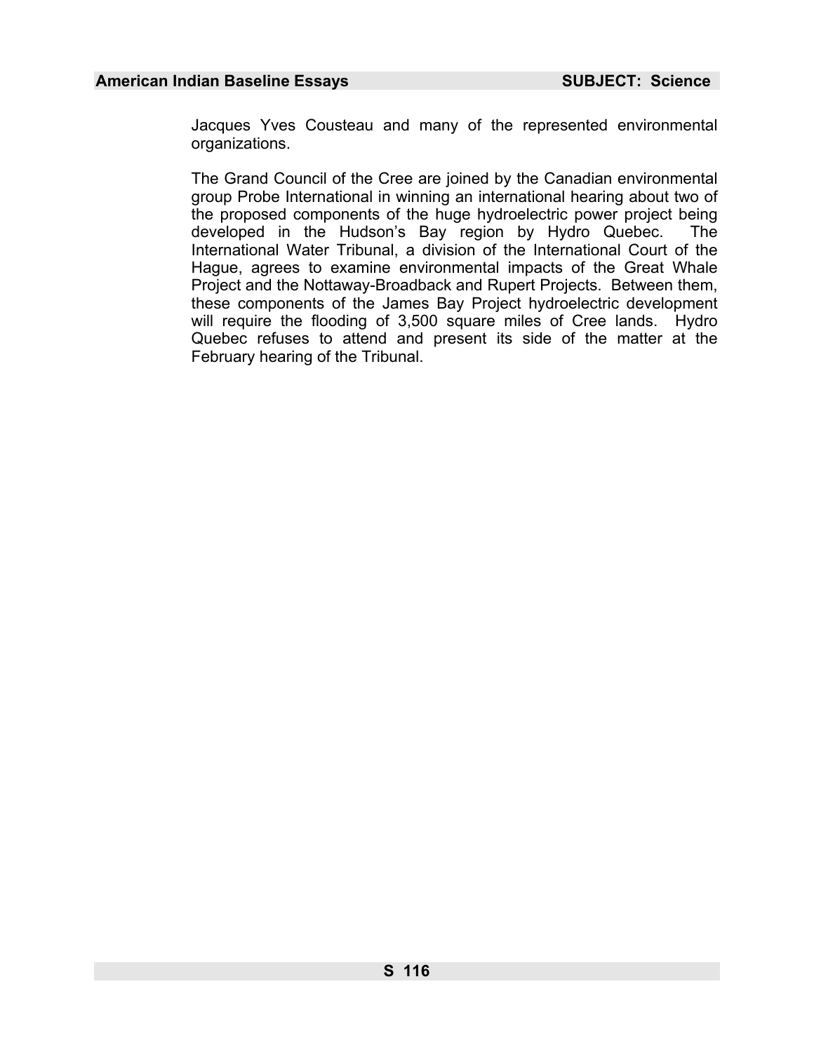Jacques Yves Cousteau and many of the represented environmental organizations.

The Grand Council of the Cree are joined by the Canadian environmental group Probe International in winning an international hearing about two of the proposed components of the huge hydroelectric power project being developed in the Hudson's Bay region by Hydro Quebec. The International Water Tribunal, a division of the International Court of the Hague, agrees to examine environmental impacts of the Great Whale Project and the Nottaway-Broadback and Rupert Projects. Between them, these components of the James Bay Project hydroelectric development will require the flooding of 3,500 square miles of Cree lands. Hydro Quebec refuses to attend and present its side of the matter at the February hearing of the Tribunal.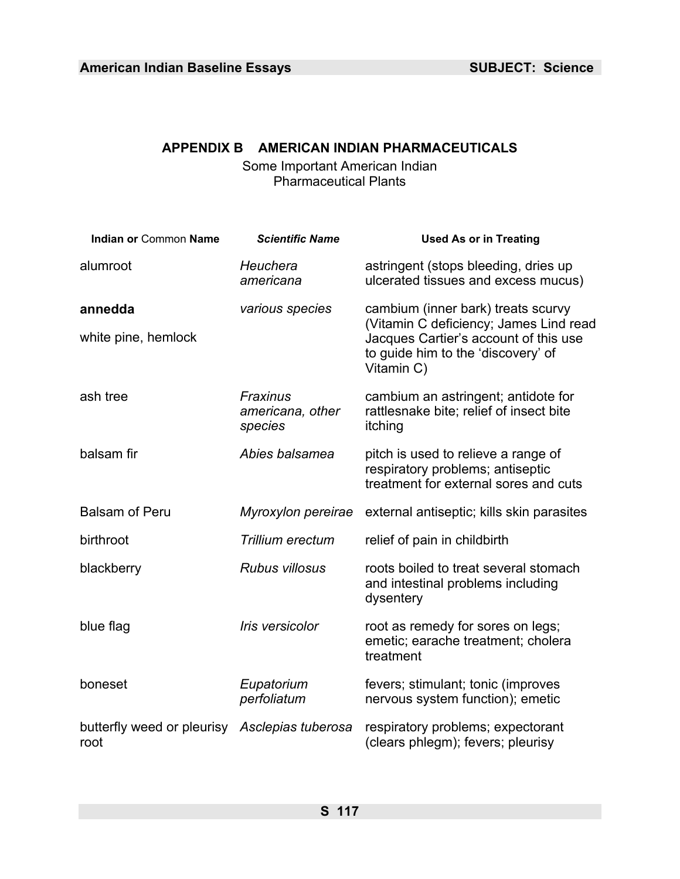## APPENDIX B AMERICAN INDIAN PHARMACEUTICALS

Some Important American Indian Pharmaceutical Plants

| **Indian or** Common **Name** | ***Scientific Name*** | **Used As or in Treating** |
|---|---|---|
| alumroot | *Heuchera americana* | astringent (stops bleeding, dries up ulcerated tissues and excess mucus) |
| **annedda** white pine, hemlock | *various species* | cambium (inner bark) treats scurvy (Vitamin C deficiency; James Lind read Jacques Cartier's account of this use to guide him to the 'discovery' of Vitamin C) |
| ash tree | *Fraxinus americana, other species* | cambium an astringent; antidote for rattlesnake bite; relief of insect bite itching |
| balsam fir | *Abies balsamea* | pitch is used to relieve a range of respiratory problems; antiseptic treatment for external sores and cuts |
| Balsam of Peru | *Myroxylon pereirae* | external antiseptic; kills skin parasites |
| birthroot | *Trillium erectum* | relief of pain in childbirth |
| blackberry | *Rubus villosus* | roots boiled to treat several stomach and intestinal problems including dysentery |
| blue flag | *Iris versicolor* | root as remedy for sores on legs; emetic; earache treatment; cholera treatment |
| boneset | *Eupatorium perfoliatum* | fevers; stimulant; tonic (improves nervous system function); emetic |
| butterfly weed or pleurisy root | *Asclepias tuberosa* | respiratory problems; expectorant (clears phlegm); fevers; pleurisy |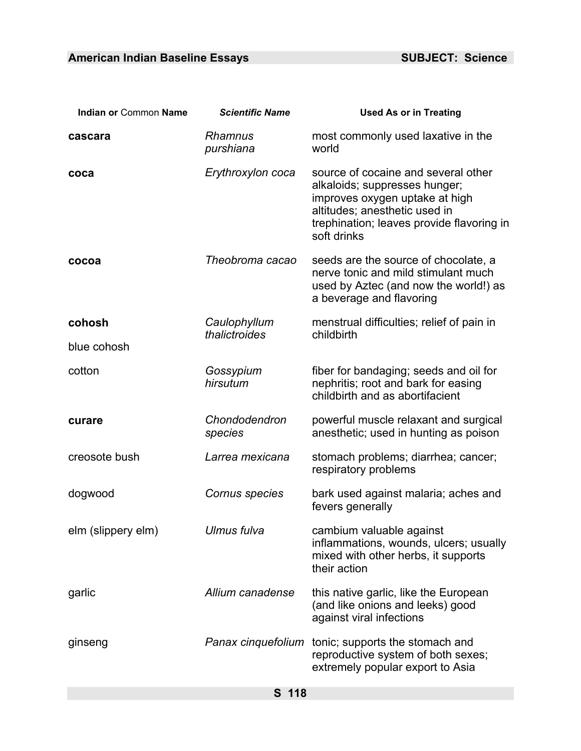| Indian or Common Name | *Scientific Name* | Used As or in Treating |
|---|---|---|
| **cascara** | *Rhamnus purshiana* | most commonly used laxative in the world |
| **coca** | *Erythroxylon coca* | source of cocaine and several other alkaloids; suppresses hunger; improves oxygen uptake at high altitudes; anesthetic used in trephination; leaves provide flavoring in soft drinks |
| **cocoa** | *Theobroma cacao* | seeds are the source of chocolate, a nerve tonic and mild stimulant much used by Aztec (and now the world!) as a beverage and flavoring |
| **cohosh**<br>blue cohosh | *Caulophyllum thalictroides* | menstrual difficulties; relief of pain in childbirth |
| cotton | *Gossypium hirsutum* | fiber for bandaging; seeds and oil for nephritis; root and bark for easing childbirth and as abortifacient |
| **curare** | *Chondodendron species* | powerful muscle relaxant and surgical anesthetic; used in hunting as poison |
| creosote bush | *Larrea mexicana* | stomach problems; diarrhea; cancer; respiratory problems |
| dogwood | *Cornus species* | bark used against malaria; aches and fevers generally |
| elm (slippery elm) | *Ulmus fulva* | cambium valuable against inflammations, wounds, ulcers; usually mixed with other herbs, it supports their action |
| garlic | *Allium canadense* | this native garlic, like the European (and like onions and leeks) good against viral infections |
| ginseng | *Panax cinquefolium* | tonic; supports the stomach and reproductive system of both sexes; extremely popular export to Asia |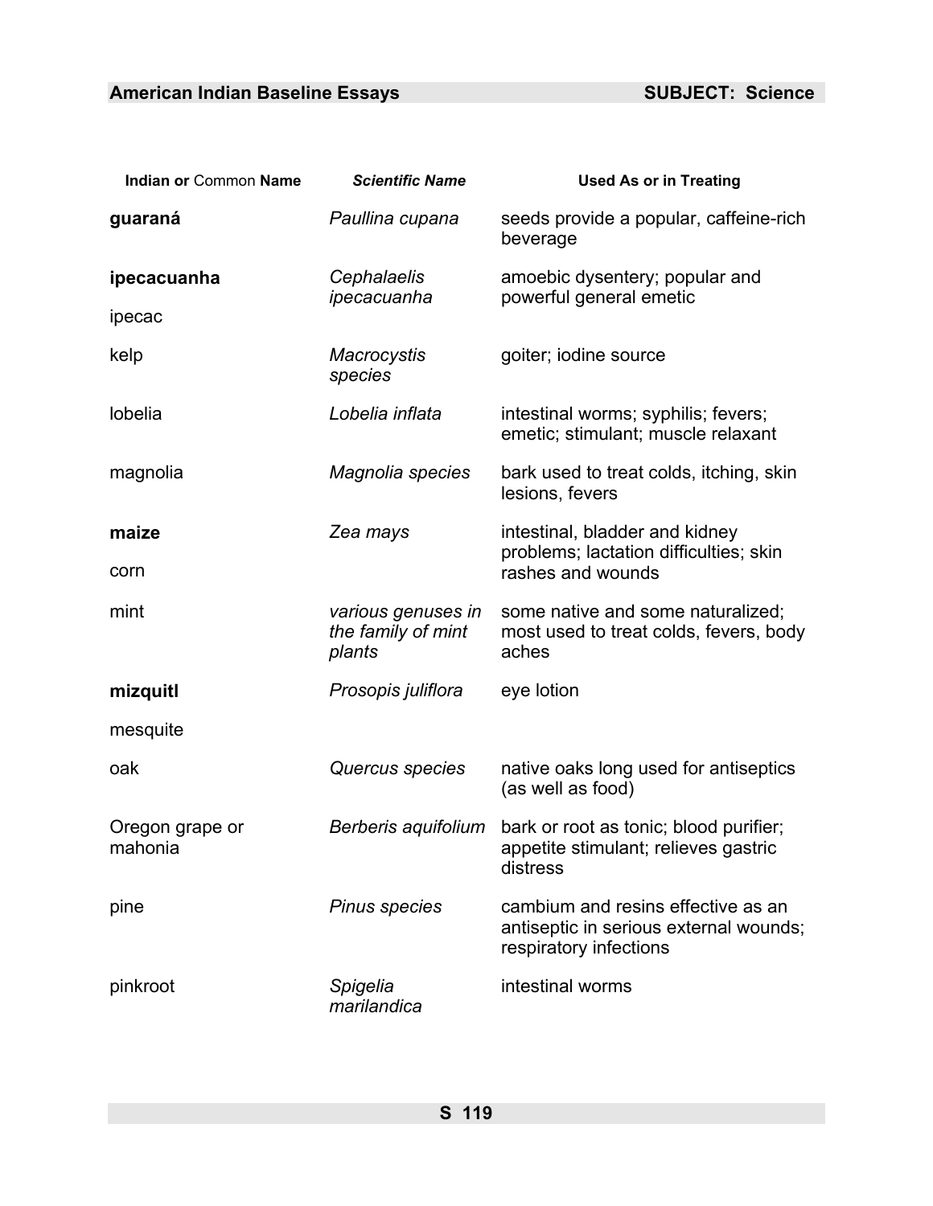| **Indian or** Common **Name** | ***Scientific Name*** | **Used As or in Treating** |
|---|---|---|
| **guaraná** | *Paullina cupana* | seeds provide a popular, caffeine-rich beverage |
| **ipecacuanha** ipecac | *Cephalaelis ipecacuanha* | amoebic dysentery; popular and powerful general emetic |
| kelp | *Macrocystis species* | goiter; iodine source |
| lobelia | *Lobelia inflata* | intestinal worms; syphilis; fevers; emetic; stimulant; muscle relaxant |
| magnolia | *Magnolia species* | bark used to treat colds, itching, skin lesions, fevers |
| **maize** corn | *Zea mays* | intestinal, bladder and kidney problems; lactation difficulties; skin rashes and wounds |
| mint | *various genuses in the family of mint plants* | some native and some naturalized; most used to treat colds, fevers, body aches |
| **mizquitl** mesquite | *Prosopis juliflora* | eye lotion |
| oak | *Quercus species* | native oaks long used for antiseptics (as well as food) |
| Oregon grape or mahonia | *Berberis aquifolium* | bark or root as tonic; blood purifier; appetite stimulant; relieves gastric distress |
| pine | *Pinus species* | cambium and resins effective as an antiseptic in serious external wounds; respiratory infections |
| pinkroot | *Spigelia marilandica* | intestinal worms |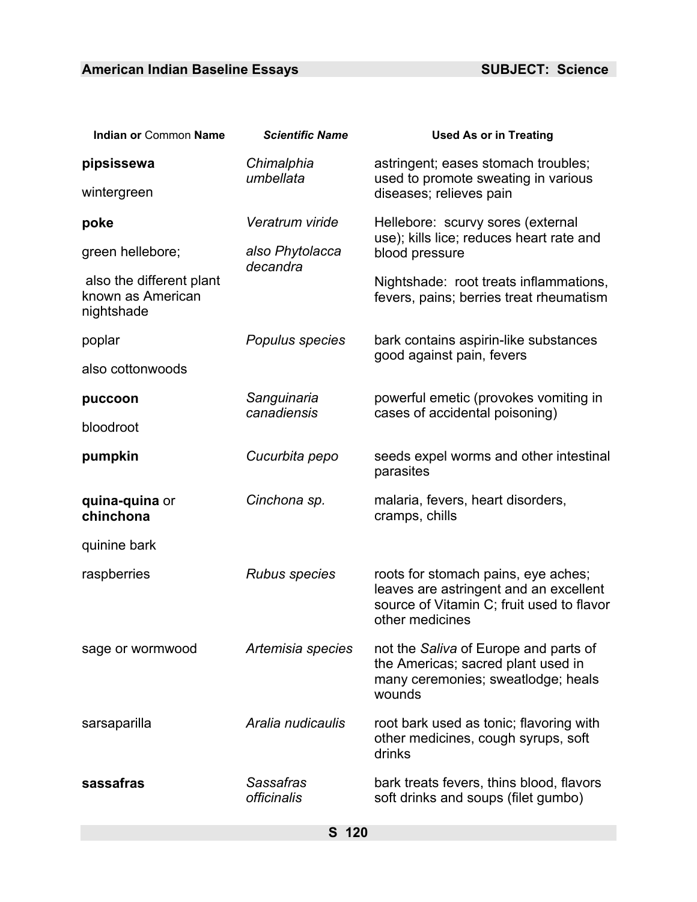| **Indian or** Common **Name** | ***Scientific Name*** | **Used As or in Treating** |
|---|---|---|
| **pipsissewa**<br><br>wintergreen | *Chimalphia umbellata* | astringent; eases stomach troubles; used to promote sweating in various diseases; relieves pain |
| **poke**<br><br>green hellebore;<br><br>also the different plant known as American nightshade | *Veratrum viride*<br><br>*also Phytolacca decandra* | Hellebore: scurvy sores (external use); kills lice; reduces heart rate and blood pressure<br><br>Nightshade: root treats inflammations, fevers, pains; berries treat rheumatism |
| poplar<br><br>also cottonwoods | *Populus species* | bark contains aspirin-like substances good against pain, fevers |
| **puccoon**<br><br>bloodroot | *Sanguinaria canadiensis* | powerful emetic (provokes vomiting in cases of accidental poisoning) |
| **pumpkin** | *Cucurbita pepo* | seeds expel worms and other intestinal parasites |
| **quina-quina** or **chinchona**<br><br>quinine bark | *Cinchona sp.* | malaria, fevers, heart disorders, cramps, chills |
| raspberries | *Rubus species* | roots for stomach pains, eye aches; leaves are astringent and an excellent source of Vitamin C; fruit used to flavor other medicines |
| sage or wormwood | *Artemisia species* | not the *Saliva* of Europe and parts of the Americas; sacred plant used in many ceremonies; sweatlodge; heals wounds |
| sarsaparilla | *Aralia nudicaulis* | root bark used as tonic; flavoring with other medicines, cough syrups, soft drinks |
| **sassafras** | *Sassafras officinalis* | bark treats fevers, thins blood, flavors soft drinks and soups (filet gumbo) |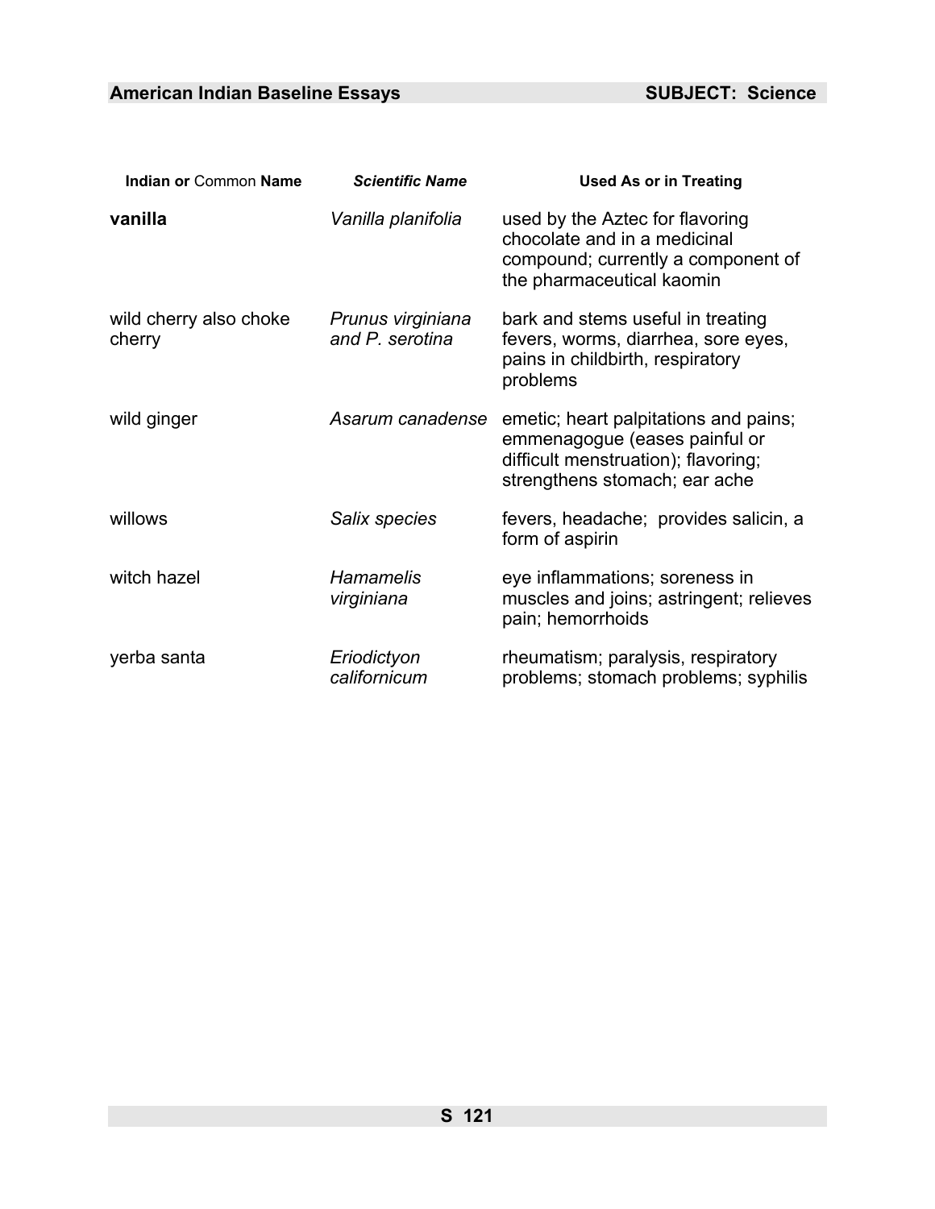| Indian or Common Name | *Scientific Name* | Used As or in Treating |
|---|---|---|
| **vanilla** | *Vanilla planifolia* | used by the Aztec for flavoring chocolate and in a medicinal compound; currently a component of the pharmaceutical kaomin |
| wild cherry also choke cherry | *Prunus virginiana and P. serotina* | bark and stems useful in treating fevers, worms, diarrhea, sore eyes, pains in childbirth, respiratory problems |
| wild ginger | *Asarum canadense* | emetic; heart palpitations and pains; emmenagogue (eases painful or difficult menstruation); flavoring; strengthens stomach; ear ache |
| willows | *Salix species* | fevers, headache; provides salicin, a form of aspirin |
| witch hazel | *Hamamelis virginiana* | eye inflammations; soreness in muscles and joins; astringent; relieves pain; hemorrhoids |
| yerba santa | *Eriodictyon californicum* | rheumatism; paralysis, respiratory problems; stomach problems; syphilis |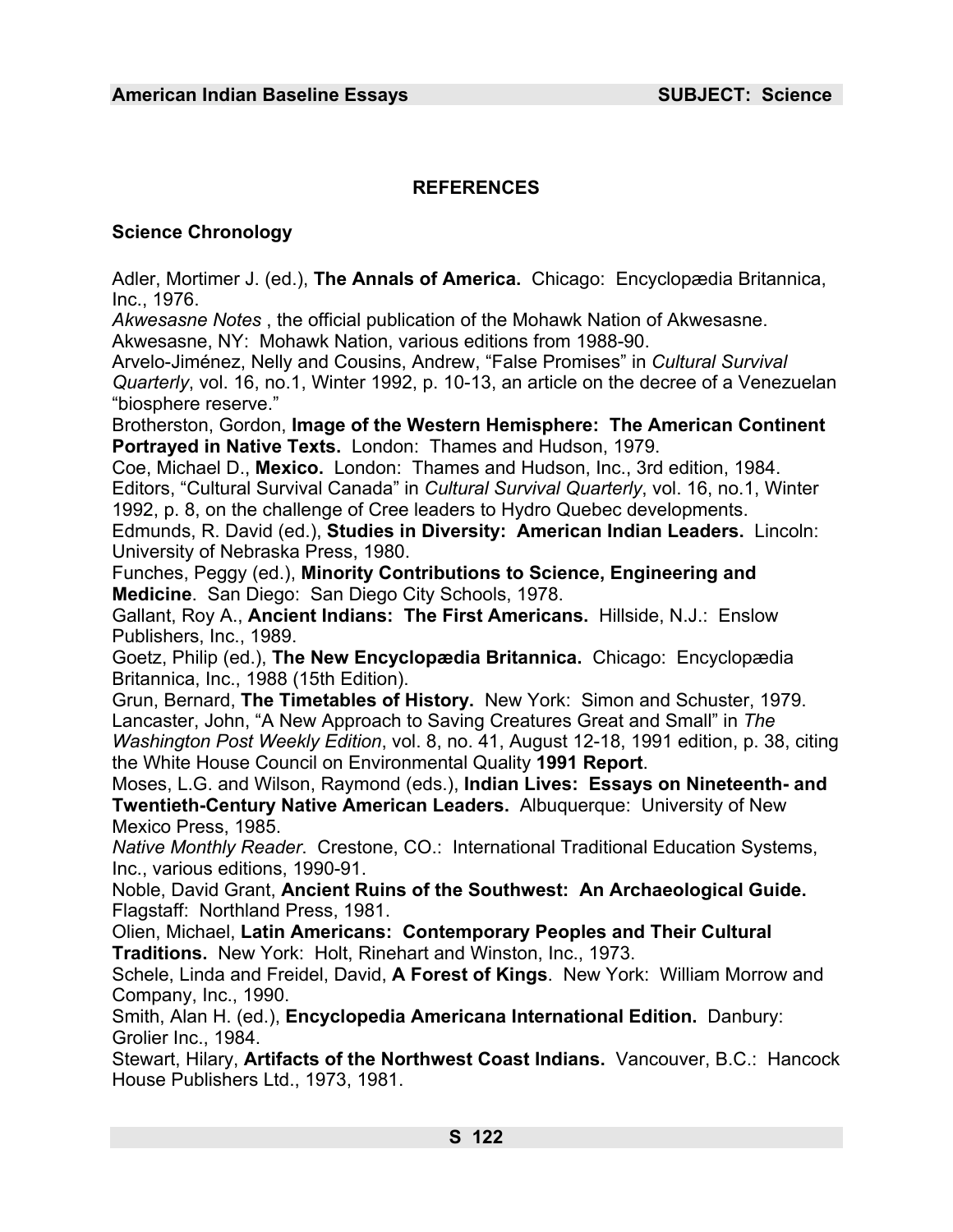## REFERENCES

### Science Chronology

Adler, Mortimer J. (ed.), **The Annals of America.** Chicago: Encyclopædia Britannica, Inc., 1976.

*Akwesasne Notes* , the official publication of the Mohawk Nation of Akwesasne. Akwesasne, NY: Mohawk Nation, various editions from 1988-90.

Arvelo-Jiménez, Nelly and Cousins, Andrew, "False Promises" in *Cultural Survival Quarterly*, vol. 16, no.1, Winter 1992, p. 10-13, an article on the decree of a Venezuelan "biosphere reserve."

Brotherston, Gordon, **Image of the Western Hemisphere: The American Continent Portrayed in Native Texts.** London: Thames and Hudson, 1979.

Coe, Michael D., **Mexico.** London: Thames and Hudson, Inc., 3rd edition, 1984.

Editors, "Cultural Survival Canada" in *Cultural Survival Quarterly*, vol. 16, no.1, Winter 1992, p. 8, on the challenge of Cree leaders to Hydro Quebec developments.

Edmunds, R. David (ed.), **Studies in Diversity: American Indian Leaders.** Lincoln: University of Nebraska Press, 1980.

Funches, Peggy (ed.), **Minority Contributions to Science, Engineering and Medicine**. San Diego: San Diego City Schools, 1978.

Gallant, Roy A., **Ancient Indians: The First Americans.** Hillside, N.J.: Enslow Publishers, Inc., 1989.

Goetz, Philip (ed.), **The New Encyclopædia Britannica.** Chicago: Encyclopædia Britannica, Inc., 1988 (15th Edition).

Grun, Bernard, **The Timetables of History.** New York: Simon and Schuster, 1979.

Lancaster, John, "A New Approach to Saving Creatures Great and Small" in *The Washington Post Weekly Edition*, vol. 8, no. 41, August 12-18, 1991 edition, p. 38, citing the White House Council on Environmental Quality **1991 Report**.

Moses, L.G. and Wilson, Raymond (eds.), **Indian Lives: Essays on Nineteenth- and Twentieth-Century Native American Leaders.** Albuquerque: University of New Mexico Press, 1985.

*Native Monthly Reader*. Crestone, CO.: International Traditional Education Systems, Inc., various editions, 1990-91.

Noble, David Grant, **Ancient Ruins of the Southwest: An Archaeological Guide.** Flagstaff: Northland Press, 1981.

Olien, Michael, **Latin Americans: Contemporary Peoples and Their Cultural Traditions.** New York: Holt, Rinehart and Winston, Inc., 1973.

Schele, Linda and Freidel, David, **A Forest of Kings**. New York: William Morrow and Company, Inc., 1990.

Smith, Alan H. (ed.), **Encyclopedia Americana International Edition.** Danbury: Grolier Inc., 1984.

Stewart, Hilary, **Artifacts of the Northwest Coast Indians.** Vancouver, B.C.: Hancock House Publishers Ltd., 1973, 1981.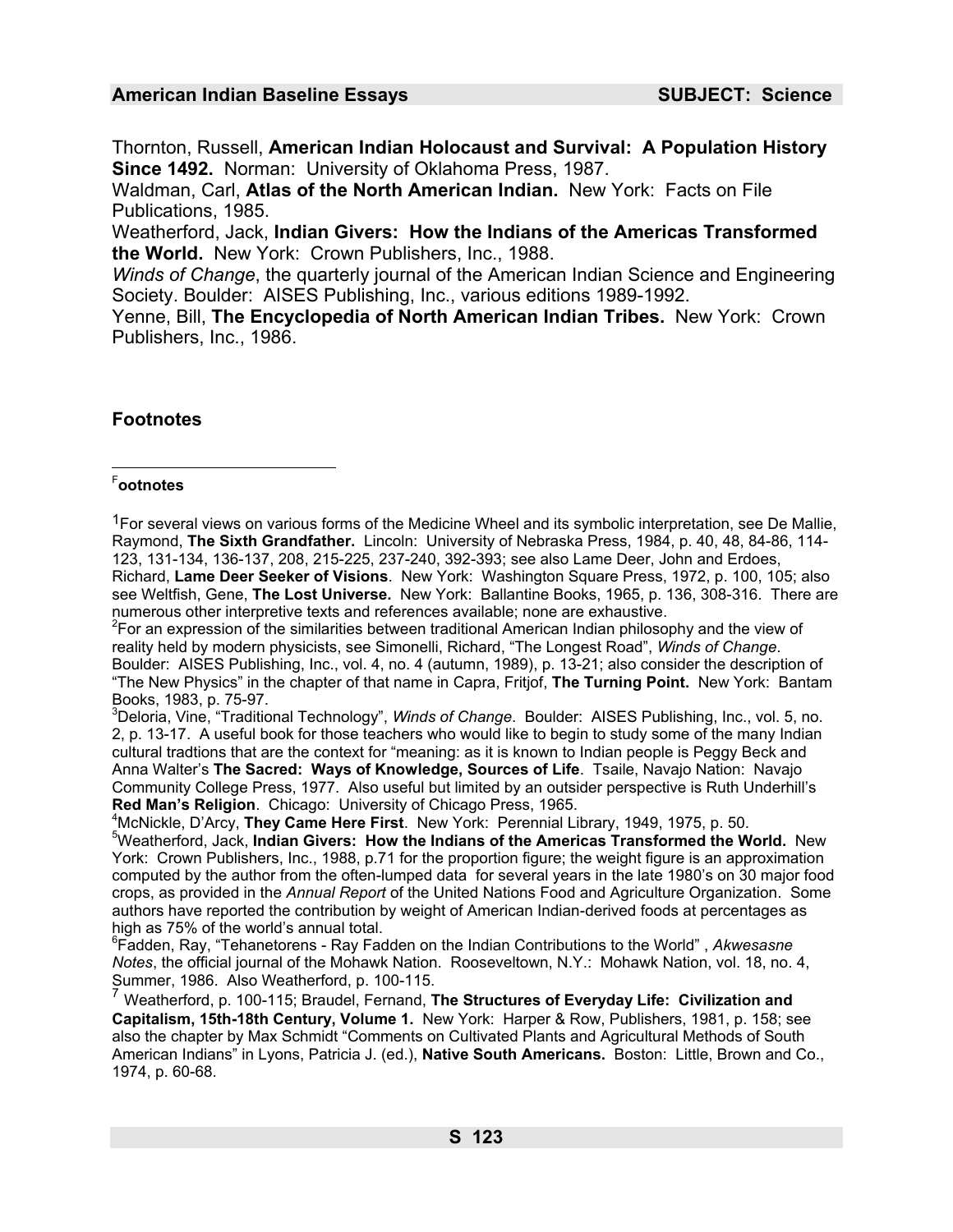Thornton, Russell, **American Indian Holocaust and Survival: A Population History Since 1492.** Norman: University of Oklahoma Press, 1987.
Waldman, Carl, **Atlas of the North American Indian.** New York: Facts on File Publications, 1985.
Weatherford, Jack, **Indian Givers: How the Indians of the Americas Transformed the World.** New York: Crown Publishers, Inc., 1988.
*Winds of Change*, the quarterly journal of the American Indian Science and Engineering Society. Boulder: AISES Publishing, Inc., various editions 1989-1992.
Yenne, Bill, **The Encyclopedia of North American Indian Tribes.** New York: Crown Publishers, Inc., 1986.

## Footnotes

---

[F]**ootnotes**

[1]For several views on various forms of the Medicine Wheel and its symbolic interpretation, see De Mallie, Raymond, **The Sixth Grandfather.** Lincoln: University of Nebraska Press, 1984, p. 40, 48, 84-86, 114-123, 131-134, 136-137, 208, 215-225, 237-240, 392-393; see also Lame Deer, John and Erdoes, Richard, **Lame Deer Seeker of Visions**. New York: Washington Square Press, 1972, p. 100, 105; also see Weltfish, Gene, **The Lost Universe.** New York: Ballantine Books, 1965, p. 136, 308-316. There are numerous other interpretive texts and references available; none are exhaustive.
[2]For an expression of the similarities between traditional American Indian philosophy and the view of reality held by modern physicists, see Simonelli, Richard, "The Longest Road", *Winds of Change*. Boulder: AISES Publishing, Inc., vol. 4, no. 4 (autumn, 1989), p. 13-21; also consider the description of "The New Physics" in the chapter of that name in Capra, Fritjof, **The Turning Point.** New York: Bantam Books, 1983, p. 75-97.
[3]Deloria, Vine, "Traditional Technology", *Winds of Change*. Boulder: AISES Publishing, Inc., vol. 5, no. 2, p. 13-17. A useful book for those teachers who would like to begin to study some of the many Indian cultural tradtions that are the context for "meaning: as it is known to Indian people is Peggy Beck and Anna Walter's **The Sacred: Ways of Knowledge, Sources of Life**. Tsaile, Navajo Nation: Navajo Community College Press, 1977. Also useful but limited by an outsider perspective is Ruth Underhill's **Red Man's Religion**. Chicago: University of Chicago Press, 1965.
[4]McNickle, D'Arcy, **They Came Here First**. New York: Perennial Library, 1949, 1975, p. 50.
[5]Weatherford, Jack, **Indian Givers: How the Indians of the Americas Transformed the World.** New York: Crown Publishers, Inc., 1988, p.71 for the proportion figure; the weight figure is an approximation computed by the author from the often-lumped data for several years in the late 1980's on 30 major food crops, as provided in the *Annual Report* of the United Nations Food and Agriculture Organization. Some authors have reported the contribution by weight of American Indian-derived foods at percentages as high as 75% of the world's annual total.
[6]Fadden, Ray, "Tehanetorens - Ray Fadden on the Indian Contributions to the World" , *Akwesasne Notes*, the official journal of the Mohawk Nation. Rooseveltown, N.Y.: Mohawk Nation, vol. 18, no. 4, Summer, 1986. Also Weatherford, p. 100-115.
[7] Weatherford, p. 100-115; Braudel, Fernand, **The Structures of Everyday Life: Civilization and Capitalism, 15th-18th Century, Volume 1.** New York: Harper & Row, Publishers, 1981, p. 158; see also the chapter by Max Schmidt "Comments on Cultivated Plants and Agricultural Methods of South American Indians" in Lyons, Patricia J. (ed.), **Native South Americans.** Boston: Little, Brown and Co., 1974, p. 60-68.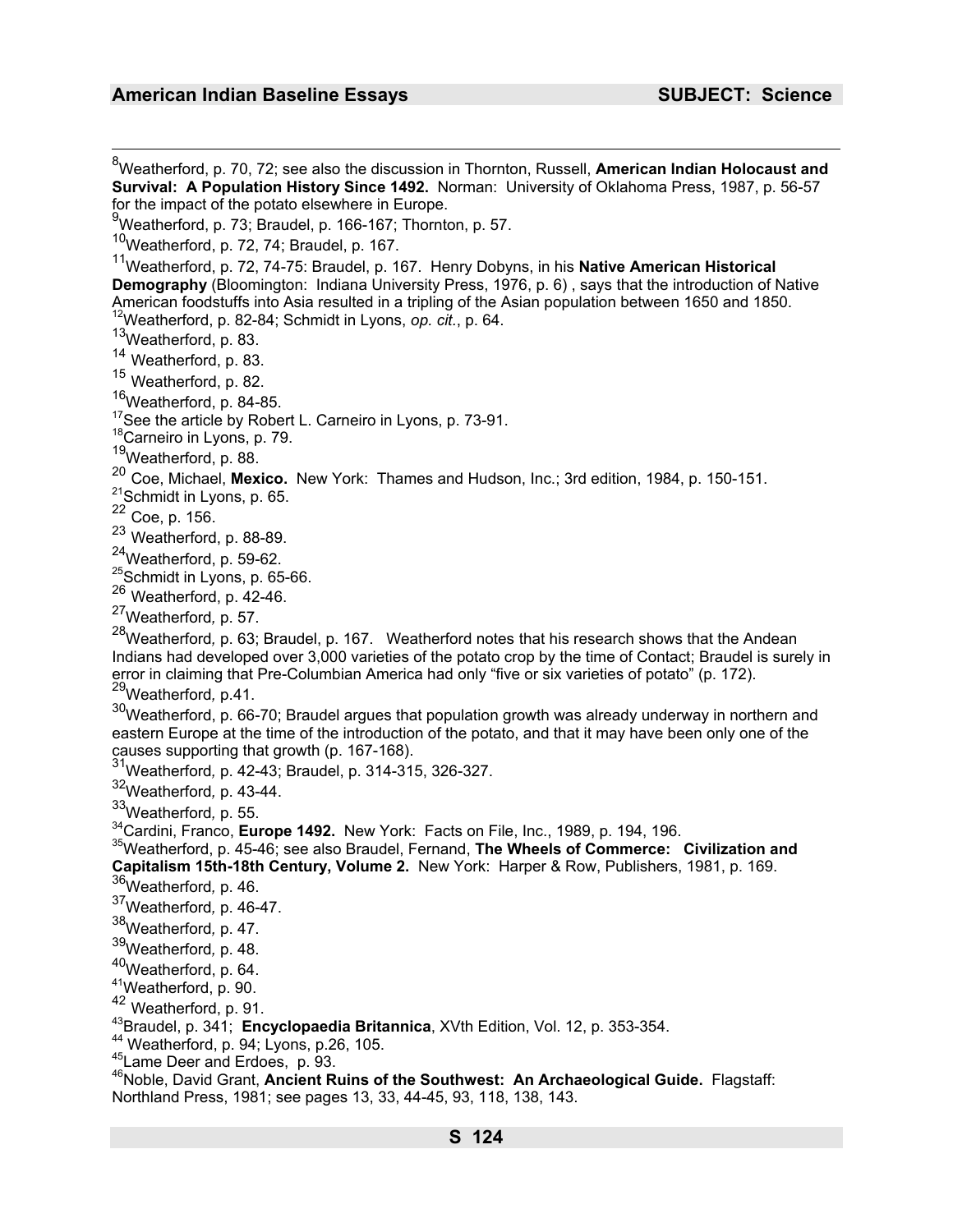[8]Weatherford, p. 70, 72; see also the discussion in Thornton, Russell, **American Indian Holocaust and Survival: A Population History Since 1492.** Norman: University of Oklahoma Press, 1987, p. 56-57 for the impact of the potato elsewhere in Europe.

[9]Weatherford, p. 73; Braudel, p. 166-167; Thornton, p. 57.

[10]Weatherford, p. 72, 74; Braudel, p. 167.

[11]Weatherford, p. 72, 74-75: Braudel, p. 167. Henry Dobyns, in his **Native American Historical Demography** (Bloomington: Indiana University Press, 1976, p. 6) , says that the introduction of Native American foodstuffs into Asia resulted in a tripling of the Asian population between 1650 and 1850.

[12]Weatherford, p. 82-84; Schmidt in Lyons, *op. cit.*, p. 64.

[13]Weatherford, p. 83.

[14] Weatherford, p. 83.

[15] Weatherford, p. 82.

[16]Weatherford, p. 84-85.

[17]See the article by Robert L. Carneiro in Lyons, p. 73-91.

[18]Carneiro in Lyons, p. 79.

[19]Weatherford, p. 88.

[20] Coe, Michael, **Mexico.** New York: Thames and Hudson, Inc.; 3rd edition, 1984, p. 150-151.

[21]Schmidt in Lyons, p. 65.

[22] Coe, p. 156.

[23] Weatherford, p. 88-89.

[24]Weatherford, p. 59-62.

[25]Schmidt in Lyons, p. 65-66.

[26] Weatherford, p. 42-46.

[27]Weatherford, p. 57.

[28]Weatherford, p. 63; Braudel, p. 167. Weatherford notes that his research shows that the Andean Indians had developed over 3,000 varieties of the potato crop by the time of Contact; Braudel is surely in error in claiming that Pre-Columbian America had only "five or six varieties of potato" (p. 172).

[29]Weatherford, p.41.

[30]Weatherford, p. 66-70; Braudel argues that population growth was already underway in northern and eastern Europe at the time of the introduction of the potato, and that it may have been only one of the causes supporting that growth (p. 167-168).

[31]Weatherford, p. 42-43; Braudel, p. 314-315, 326-327.

[32]Weatherford, p. 43-44.

[33]Weatherford, p. 55.

[34]Cardini, Franco, **Europe 1492.** New York: Facts on File, Inc., 1989, p. 194, 196.

[35]Weatherford, p. 45-46; see also Braudel, Fernand, **The Wheels of Commerce: Civilization and Capitalism 15th-18th Century, Volume 2.** New York: Harper & Row, Publishers, 1981, p. 169.

[36]Weatherford, p. 46.

[37]Weatherford, p. 46-47.

[38]Weatherford, p. 47.

[39]Weatherford, p. 48.

[40]Weatherford, p. 64.

[41]Weatherford, p. 90.

[42] Weatherford, p. 91.

[43]Braudel, p. 341; **Encyclopaedia Britannica**, XVth Edition, Vol. 12, p. 353-354.

[44] Weatherford, p. 94; Lyons, p.26, 105.

[45]Lame Deer and Erdoes, p. 93.

[46]Noble, David Grant, **Ancient Ruins of the Southwest: An Archaeological Guide.** Flagstaff: Northland Press, 1981; see pages 13, 33, 44-45, 93, 118, 138, 143.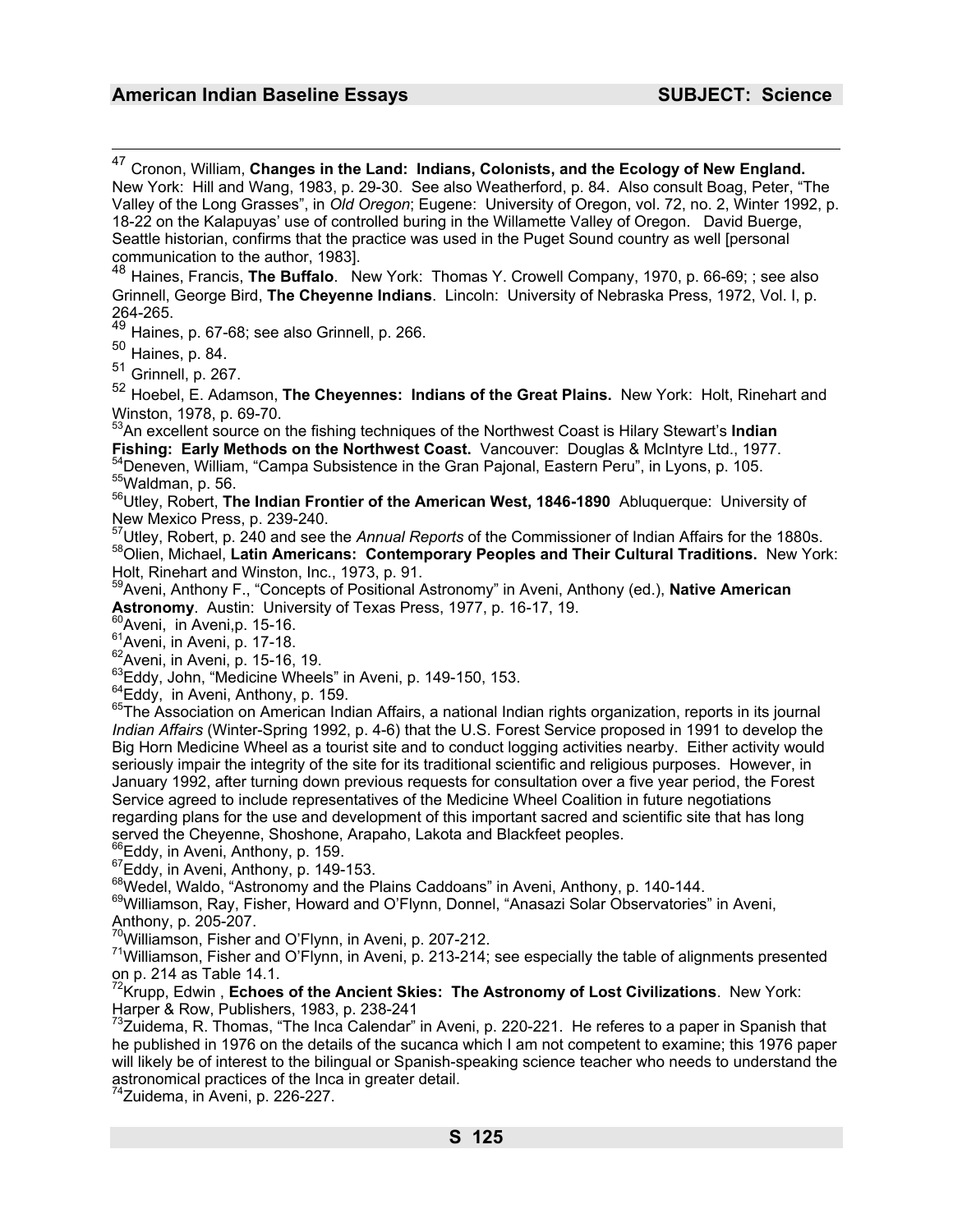[47] Cronon, William, **Changes in the Land: Indians, Colonists, and the Ecology of New England.** New York: Hill and Wang, 1983, p. 29-30. See also Weatherford, p. 84. Also consult Boag, Peter, "The Valley of the Long Grasses", in *Old Oregon*; Eugene: University of Oregon, vol. 72, no. 2, Winter 1992, p. 18-22 on the Kalapuyas' use of controlled buring in the Willamette Valley of Oregon. David Buerge, Seattle historian, confirms that the practice was used in the Puget Sound country as well [personal communication to the author, 1983].

[48] Haines, Francis, **The Buffalo**. New York: Thomas Y. Crowell Company, 1970, p. 66-69; ; see also Grinnell, George Bird, **The Cheyenne Indians**. Lincoln: University of Nebraska Press, 1972, Vol. I, p. 264-265.

[49] Haines, p. 67-68; see also Grinnell, p. 266.

[50] Haines, p. 84.

[51] Grinnell, p. 267.

[52] Hoebel, E. Adamson, **The Cheyennes: Indians of the Great Plains.** New York: Holt, Rinehart and Winston, 1978, p. 69-70.

[53] An excellent source on the fishing techniques of the Northwest Coast is Hilary Stewart's **Indian Fishing: Early Methods on the Northwest Coast.** Vancouver: Douglas & McIntyre Ltd., 1977.

[54] Deneven, William, "Campa Subsistence in the Gran Pajonal, Eastern Peru", in Lyons, p. 105.

[55] Waldman, p. 56.

[56] Utley, Robert, **The Indian Frontier of the American West, 1846-1890** Abluquerque: University of New Mexico Press, p. 239-240.

[57] Utley, Robert, p. 240 and see the *Annual Reports* of the Commissioner of Indian Affairs for the 1880s.

[58] Olien, Michael, **Latin Americans: Contemporary Peoples and Their Cultural Traditions.** New York: Holt, Rinehart and Winston, Inc., 1973, p. 91.

[59] Aveni, Anthony F., "Concepts of Positional Astronomy" in Aveni, Anthony (ed.), **Native American Astronomy**. Austin: University of Texas Press, 1977, p. 16-17, 19.

[60] Aveni, in Aveni,p. 15-16.

[61] Aveni, in Aveni, p. 17-18.

[62] Aveni, in Aveni, p. 15-16, 19.

[63] Eddy, John, "Medicine Wheels" in Aveni, p. 149-150, 153.

[64] Eddy, in Aveni, Anthony, p. 159.

[65] The Association on American Indian Affairs, a national Indian rights organization, reports in its journal *Indian Affairs* (Winter-Spring 1992, p. 4-6) that the U.S. Forest Service proposed in 1991 to develop the Big Horn Medicine Wheel as a tourist site and to conduct logging activities nearby. Either activity would seriously impair the integrity of the site for its traditional scientific and religious purposes. However, in January 1992, after turning down previous requests for consultation over a five year period, the Forest Service agreed to include representatives of the Medicine Wheel Coalition in future negotiations regarding plans for the use and development of this important sacred and scientific site that has long served the Cheyenne, Shoshone, Arapaho, Lakota and Blackfeet peoples.

[66] Eddy, in Aveni, Anthony, p. 159.

[67] Eddy, in Aveni, Anthony, p. 149-153.

[68] Wedel, Waldo, "Astronomy and the Plains Caddoans" in Aveni, Anthony, p. 140-144.

[69] Williamson, Ray, Fisher, Howard and O'Flynn, Donnel, "Anasazi Solar Observatories" in Aveni, Anthony, p. 205-207.

[70] Williamson, Fisher and O'Flynn, in Aveni, p. 207-212.

[71] Williamson, Fisher and O'Flynn, in Aveni, p. 213-214; see especially the table of alignments presented on p. 214 as Table 14.1.

[72] Krupp, Edwin , **Echoes of the Ancient Skies: The Astronomy of Lost Civilizations**. New York: Harper & Row, Publishers, 1983, p. 238-241

[73] Zuidema, R. Thomas, "The Inca Calendar" in Aveni, p. 220-221. He referes to a paper in Spanish that he published in 1976 on the details of the sucanca which I am not competent to examine; this 1976 paper will likely be of interest to the bilingual or Spanish-speaking science teacher who needs to understand the astronomical practices of the Inca in greater detail.

[74] Zuidema, in Aveni, p. 226-227.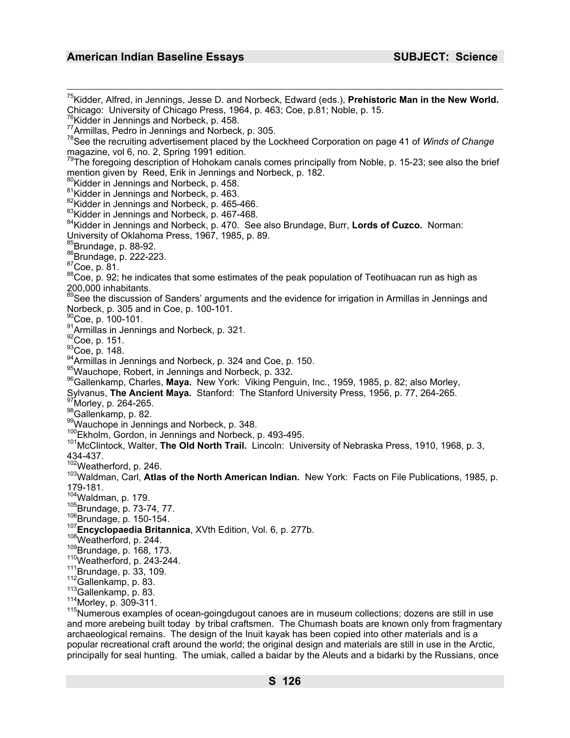[75]Kidder, Alfred, in Jennings, Jesse D. and Norbeck, Edward (eds.), **Prehistoric Man in the New World.** Chicago: University of Chicago Press, 1964, p. 463; Coe, p.81; Noble, p. 15.

[76]Kidder in Jennings and Norbeck, p. 458.

[77]Armillas, Pedro in Jennings and Norbeck, p. 305.

[78]See the recruiting advertisement placed by the Lockheed Corporation on page 41 of *Winds of Change* magazine, vol 6, no. 2, Spring 1991 edition.

[79]The foregoing description of Hohokam canals comes principally from Noble, p. 15-23; see also the brief mention given by Reed, Erik in Jennings and Norbeck, p. 182.

[80]Kidder in Jennings and Norbeck, p. 458.

[81]Kidder in Jennings and Norbeck, p. 463.

[82]Kidder in Jennings and Norbeck, p. 465-466.

[83]Kidder in Jennings and Norbeck, p. 467-468.

[84]Kidder in Jennings and Norbeck, p. 470. See also Brundage, Burr, **Lords of Cuzco.** Norman: University of Oklahoma Press, 1967, 1985, p. 89.

[85]Brundage, p. 88-92.

[86]Brundage, p. 222-223.

[87]Coe, p. 81.

[88]Coe, p. 92; he indicates that some estimates of the peak population of Teotihuacan run as high as 200,000 inhabitants.

[89]See the discussion of Sanders' arguments and the evidence for irrigation in Armillas in Jennings and Norbeck, p. 305 and in Coe, p. 100-101.

[90]Coe, p. 100-101.

[91]Armillas in Jennings and Norbeck, p. 321.

[92]Coe, p. 151.

[93]Coe, p. 148.

[94]Armillas in Jennings and Norbeck, p. 324 and Coe, p. 150.

[95]Wauchope, Robert, in Jennings and Norbeck, p. 332.

[96]Gallenkamp, Charles, **Maya.** New York: Viking Penguin, Inc., 1959, 1985, p. 82; also Morley, Sylvanus, **The Ancient Maya.** Stanford: The Stanford University Press, 1956, p. 77, 264-265.

[97]Morley, p. 264-265.

[98]Gallenkamp, p. 82.

[99]Wauchope in Jennings and Norbeck, p. 348.

[100]Ekholm, Gordon, in Jennings and Norbeck, p. 493-495.

[101]McClintock, Walter, **The Old North Trail.** Lincoln: University of Nebraska Press, 1910, 1968, p. 3, 434-437.

[102]Weatherford, p. 246.

[103]Waldman, Carl, **Atlas of the North American Indian.** New York: Facts on File Publications, 1985, p. 179-181.

[104]Waldman, p. 179.

[105]Brundage, p. 73-74, 77.

[106]Brundage, p. 150-154.

[107]**Encyclopaedia Britannica**, XVth Edition, Vol. 6, p. 277b.

[108]Weatherford, p. 244.

[109]Brundage, p. 168, 173.

[110]Weatherford, p. 243-244.

[111]Brundage, p. 33, 109.

[112]Gallenkamp, p. 83.

[113]Gallenkamp, p. 83.

[114]Morley, p. 309-311.

[115]Numerous examples of ocean-goingdugout canoes are in museum collections; dozens are still in use and more arebeing built today by tribal craftsmen. The Chumash boats are known only from fragmentary archaeological remains. The design of the Inuit kayak has been copied into other materials and is a popular recreational craft around the world; the original design and materials are still in use in the Arctic, principally for seal hunting. The umiak, called a baidar by the Aleuts and a bidarki by the Russians, once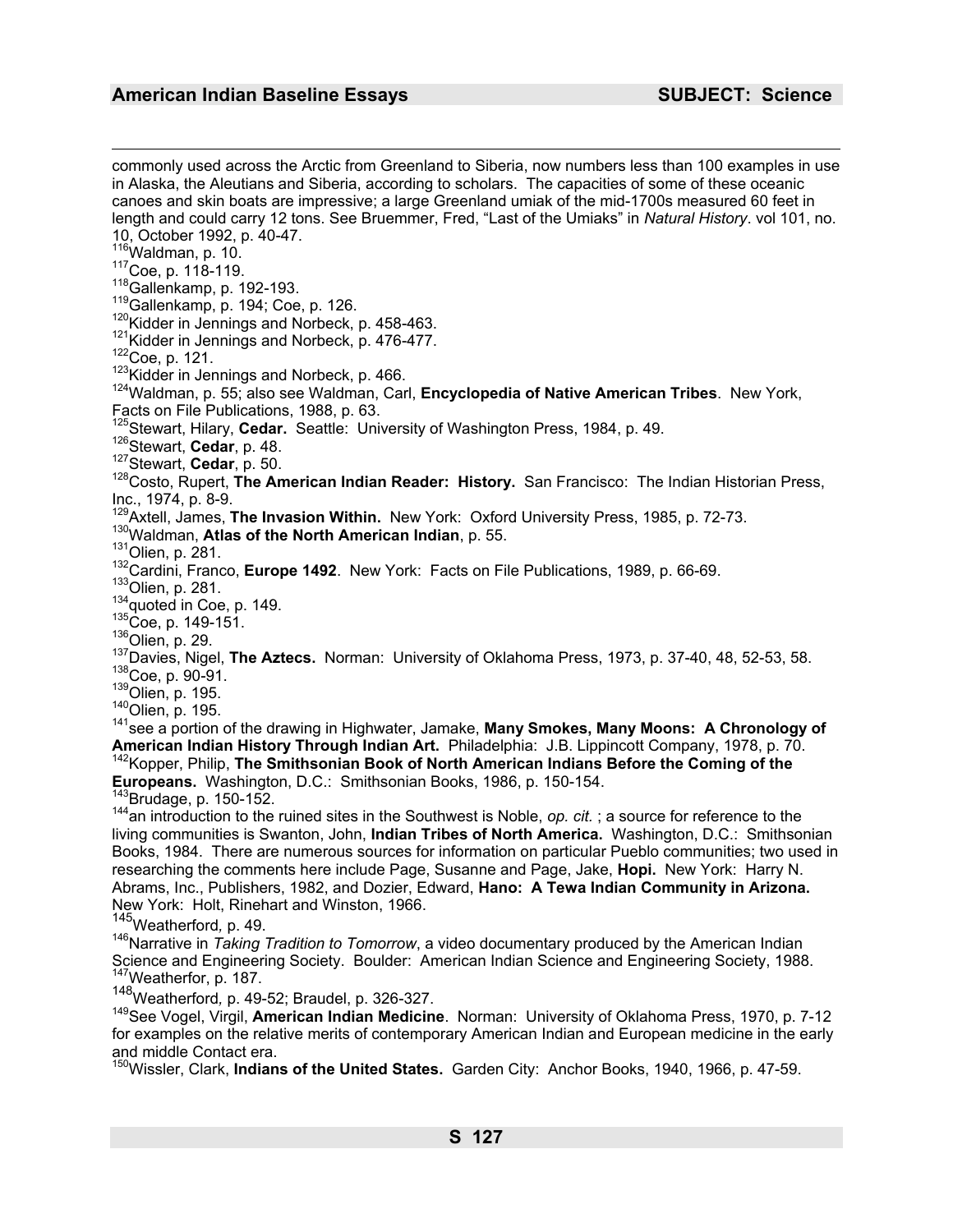commonly used across the Arctic from Greenland to Siberia, now numbers less than 100 examples in use in Alaska, the Aleutians and Siberia, according to scholars. The capacities of some of these oceanic canoes and skin boats are impressive; a large Greenland umiak of the mid-1700s measured 60 feet in length and could carry 12 tons. See Bruemmer, Fred, "Last of the Umiaks" in *Natural History*. vol 101, no. 10, October 1992, p. 40-47.

[116] Waldman, p. 10.

[117] Coe, p. 118-119.

[118] Gallenkamp, p. 192-193.

[119] Gallenkamp, p. 194; Coe, p. 126.

[120] Kidder in Jennings and Norbeck, p. 458-463.

[121] Kidder in Jennings and Norbeck, p. 476-477.

[122] Coe, p. 121.

[123] Kidder in Jennings and Norbeck, p. 466.

[124] Waldman, p. 55; also see Waldman, Carl, **Encyclopedia of Native American Tribes**. New York, Facts on File Publications, 1988, p. 63.

[125] Stewart, Hilary, **Cedar.** Seattle: University of Washington Press, 1984, p. 49.

[126] Stewart, **Cedar**, p. 48.

[127] Stewart, **Cedar**, p. 50.

[128] Costo, Rupert, **The American Indian Reader: History.** San Francisco: The Indian Historian Press, Inc., 1974, p. 8-9.

[129] Axtell, James, **The Invasion Within.** New York: Oxford University Press, 1985, p. 72-73.

[130] Waldman, **Atlas of the North American Indian**, p. 55.

[131] Olien, p. 281.

[132] Cardini, Franco, **Europe 1492**. New York: Facts on File Publications, 1989, p. 66-69.

[133] Olien, p. 281.

[134] quoted in Coe, p. 149.

[135] Coe, p. 149-151.

[136] Olien, p. 29.

[137] Davies, Nigel, **The Aztecs.** Norman: University of Oklahoma Press, 1973, p. 37-40, 48, 52-53, 58.

[138] Coe, p. 90-91.

[139] Olien, p. 195.

[140] Olien, p. 195.

[141] see a portion of the drawing in Highwater, Jamake, **Many Smokes, Many Moons: A Chronology of American Indian History Through Indian Art.** Philadelphia: J.B. Lippincott Company, 1978, p. 70.

[142] Kopper, Philip, **The Smithsonian Book of North American Indians Before the Coming of the Europeans.** Washington, D.C.: Smithsonian Books, 1986, p. 150-154.

[143] Brudage, p. 150-152.

[144] an introduction to the ruined sites in the Southwest is Noble, *op. cit.* ; a source for reference to the living communities is Swanton, John, **Indian Tribes of North America.** Washington, D.C.: Smithsonian Books, 1984. There are numerous sources for information on particular Pueblo communities; two used in researching the comments here include Page, Susanne and Page, Jake, **Hopi.** New York: Harry N. Abrams, Inc., Publishers, 1982, and Dozier, Edward, **Hano: A Tewa Indian Community in Arizona.** New York: Holt, Rinehart and Winston, 1966.

[145] Weatherford, p. 49.

[146] Narrative in *Taking Tradition to Tomorrow*, a video documentary produced by the American Indian Science and Engineering Society. Boulder: American Indian Science and Engineering Society, 1988.

[147] Weatherfor, p. 187.

[148] Weatherford, p. 49-52; Braudel, p. 326-327.

[149] See Vogel, Virgil, **American Indian Medicine**. Norman: University of Oklahoma Press, 1970, p. 7-12 for examples on the relative merits of contemporary American Indian and European medicine in the early and middle Contact era.

[150] Wissler, Clark, **Indians of the United States.** Garden City: Anchor Books, 1940, 1966, p. 47-59.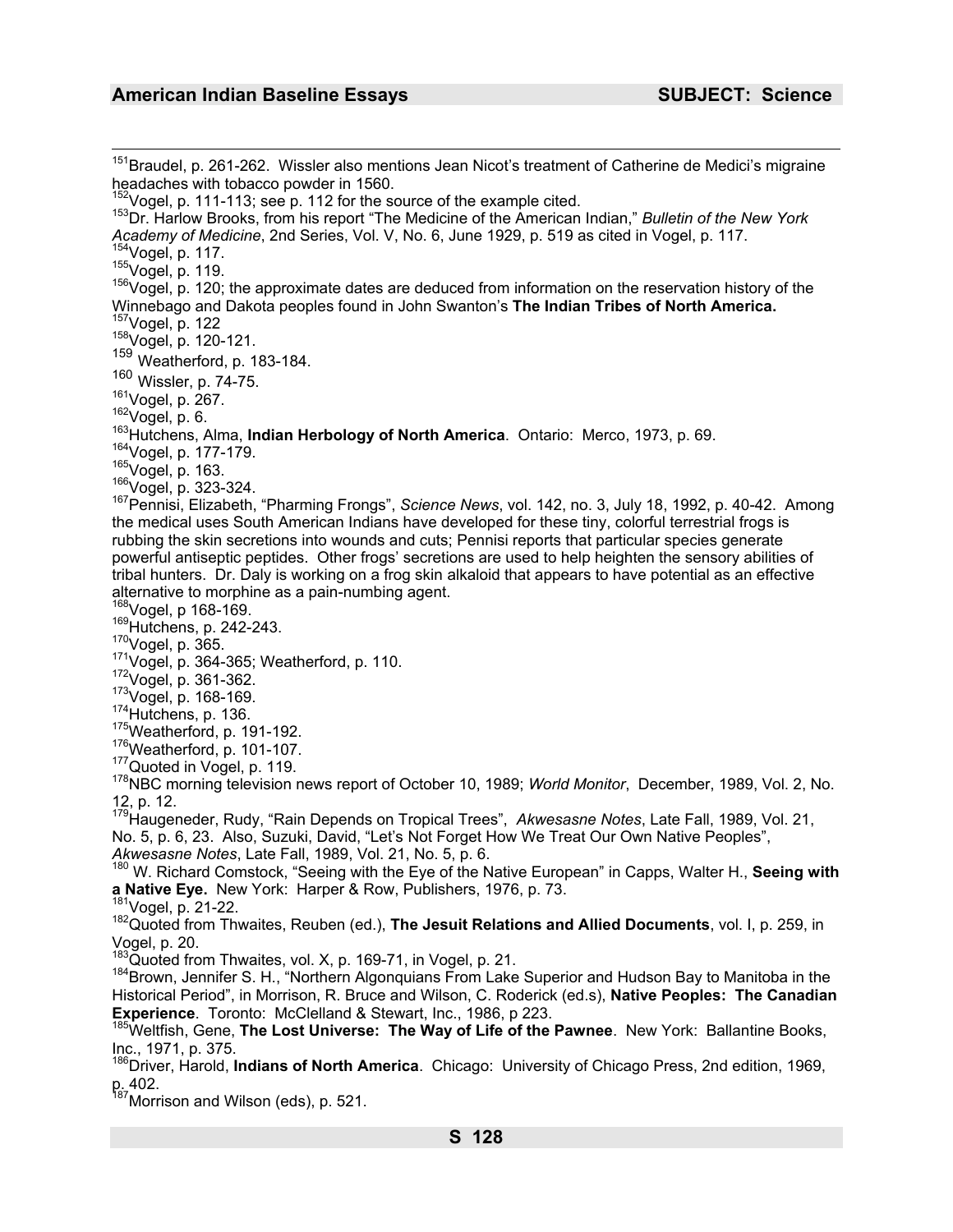[151]Braudel, p. 261-262. Wissler also mentions Jean Nicot's treatment of Catherine de Medici's migraine headaches with tobacco powder in 1560.
[152]Vogel, p. 111-113; see p. 112 for the source of the example cited.
[153]Dr. Harlow Brooks, from his report "The Medicine of the American Indian," *Bulletin of the New York Academy of Medicine*, 2nd Series, Vol. V, No. 6, June 1929, p. 519 as cited in Vogel, p. 117.
[154]Vogel, p. 117.
[155]Vogel, p. 119.
[156]Vogel, p. 120; the approximate dates are deduced from information on the reservation history of the Winnebago and Dakota peoples found in John Swanton's **The Indian Tribes of North America.**
[157]Vogel, p. 122
[158]Vogel, p. 120-121.
[159] Weatherford, p. 183-184.
[160] Wissler, p. 74-75.
[161]Vogel, p. 267.
[162]Vogel, p. 6.
[163]Hutchens, Alma, **Indian Herbology of North America**. Ontario: Merco, 1973, p. 69.
[164]Vogel, p. 177-179.
[165]Vogel, p. 163.
[166]Vogel, p. 323-324.
[167]Pennisi, Elizabeth, "Pharming Frongs", *Science News*, vol. 142, no. 3, July 18, 1992, p. 40-42. Among the medical uses South American Indians have developed for these tiny, colorful terrestrial frogs is rubbing the skin secretions into wounds and cuts; Pennisi reports that particular species generate powerful antiseptic peptides. Other frogs' secretions are used to help heighten the sensory abilities of tribal hunters. Dr. Daly is working on a frog skin alkaloid that appears to have potential as an effective alternative to morphine as a pain-numbing agent.
[168]Vogel, p 168-169.
[169]Hutchens, p. 242-243.
[170]Vogel, p. 365.
[171]Vogel, p. 364-365; Weatherford, p. 110.
[172]Vogel, p. 361-362.
[173]Vogel, p. 168-169.
[174]Hutchens, p. 136.
[175]Weatherford, p. 191-192.
[176]Weatherford, p. 101-107.
[177]Quoted in Vogel, p. 119.
[178]NBC morning television news report of October 10, 1989; *World Monitor*, December, 1989, Vol. 2, No. 12, p. 12.
[179]Haugeneder, Rudy, "Rain Depends on Tropical Trees", *Akwesasne Notes*, Late Fall, 1989, Vol. 21, No. 5, p. 6, 23. Also, Suzuki, David, "Let's Not Forget How We Treat Our Own Native Peoples", *Akwesasne Notes*, Late Fall, 1989, Vol. 21, No. 5, p. 6.
[180] W. Richard Comstock, "Seeing with the Eye of the Native European" in Capps, Walter H., **Seeing with a Native Eye.** New York: Harper & Row, Publishers, 1976, p. 73.
[181]Vogel, p. 21-22.
[182]Quoted from Thwaites, Reuben (ed.), **The Jesuit Relations and Allied Documents**, vol. I, p. 259, in Vogel, p. 20.
[183]Quoted from Thwaites, vol. X, p. 169-71, in Vogel, p. 21.
[184]Brown, Jennifer S. H., "Northern Algonquians From Lake Superior and Hudson Bay to Manitoba in the Historical Period", in Morrison, R. Bruce and Wilson, C. Roderick (ed.s), **Native Peoples: The Canadian Experience**. Toronto: McClelland & Stewart, Inc., 1986, p 223.
[185]Weltfish, Gene, **The Lost Universe: The Way of Life of the Pawnee**. New York: Ballantine Books, Inc., 1971, p. 375.
[186]Driver, Harold, **Indians of North America**. Chicago: University of Chicago Press, 2nd edition, 1969, p. 402.
[187]Morrison and Wilson (eds), p. 521.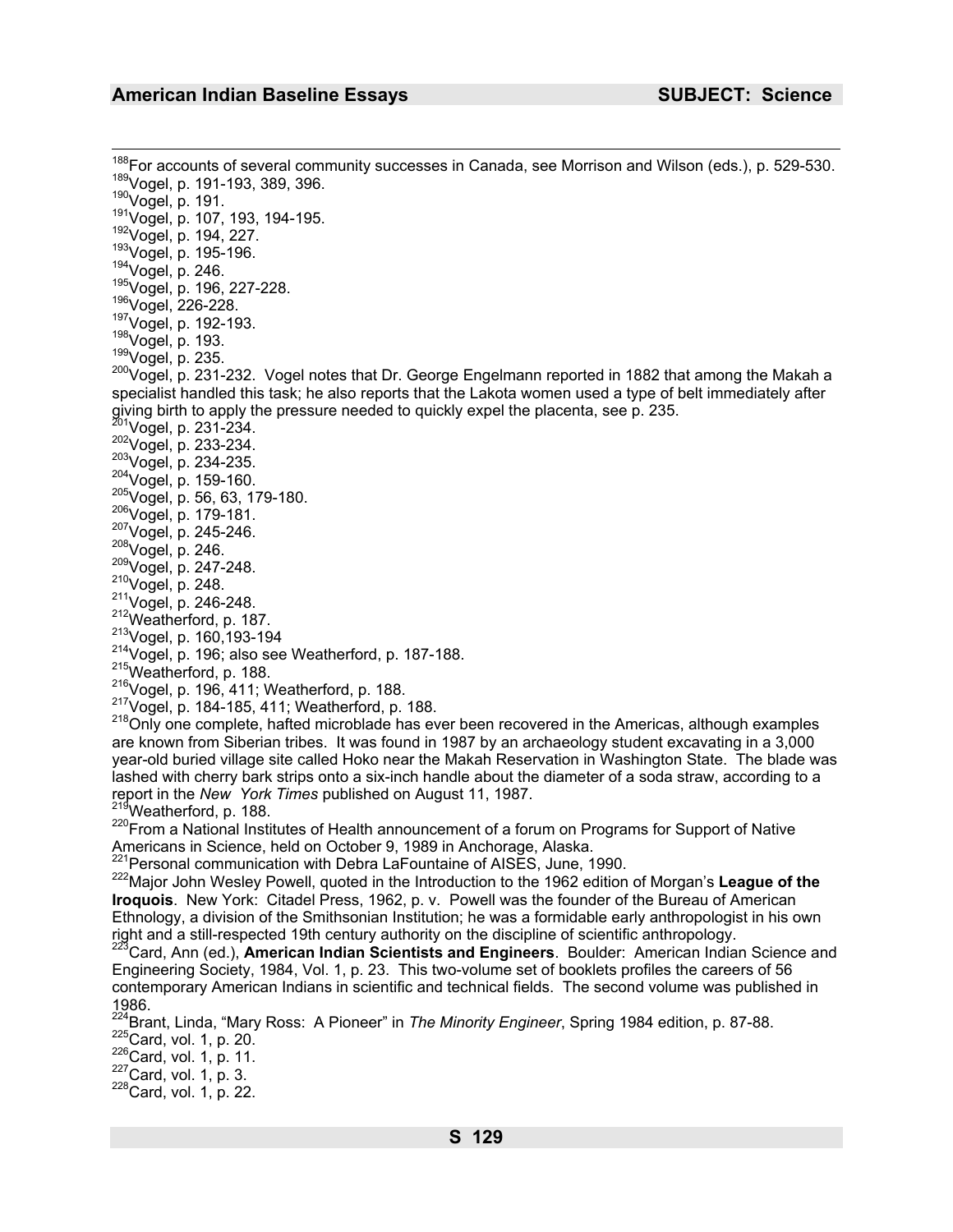[188]For accounts of several community successes in Canada, see Morrison and Wilson (eds.), p. 529-530.
[189]Vogel, p. 191-193, 389, 396.
[190]Vogel, p. 191.
[191]Vogel, p. 107, 193, 194-195.
[192]Vogel, p. 194, 227.
[193]Vogel, p. 195-196.
[194]Vogel, p. 246.
[195]Vogel, p. 196, 227-228.
[196]Vogel, 226-228.
[197]Vogel, p. 192-193.
[198]Vogel, p. 193.
[199]Vogel, p. 235.
[200]Vogel, p. 231-232. Vogel notes that Dr. George Engelmann reported in 1882 that among the Makah a specialist handled this task; he also reports that the Lakota women used a type of belt immediately after giving birth to apply the pressure needed to quickly expel the placenta, see p. 235.
[201]Vogel, p. 231-234.
[202]Vogel, p. 233-234.
[203]Vogel, p. 234-235.
[204]Vogel, p. 159-160.
[205]Vogel, p. 56, 63, 179-180.
[206]Vogel, p. 179-181.
[207]Vogel, p. 245-246.
[208]Vogel, p. 246.
[209]Vogel, p. 247-248.
[210]Vogel, p. 248.
[211]Vogel, p. 246-248.
[212]Weatherford, p. 187.
[213]Vogel, p. 160,193-194
[214]Vogel, p. 196; also see Weatherford, p. 187-188.
[215]Weatherford, p. 188.
[216]Vogel, p. 196, 411; Weatherford, p. 188.
[217]Vogel, p. 184-185, 411; Weatherford, p. 188.
[218]Only one complete, hafted microblade has ever been recovered in the Americas, although examples are known from Siberian tribes. It was found in 1987 by an archaeology student excavating in a 3,000 year-old buried village site called Hoko near the Makah Reservation in Washington State. The blade was lashed with cherry bark strips onto a six-inch handle about the diameter of a soda straw, according to a report in the *New York Times* published on August 11, 1987.
[219]Weatherford, p. 188.
[220]From a National Institutes of Health announcement of a forum on Programs for Support of Native Americans in Science, held on October 9, 1989 in Anchorage, Alaska.
[221]Personal communication with Debra LaFountaine of AISES, June, 1990.
[222]Major John Wesley Powell, quoted in the Introduction to the 1962 edition of Morgan's **League of the Iroquois**. New York: Citadel Press, 1962, p. v. Powell was the founder of the Bureau of American Ethnology, a division of the Smithsonian Institution; he was a formidable early anthropologist in his own right and a still-respected 19th century authority on the discipline of scientific anthropology.
[223]Card, Ann (ed.), **American Indian Scientists and Engineers**. Boulder: American Indian Science and Engineering Society, 1984, Vol. 1, p. 23. This two-volume set of booklets profiles the careers of 56 contemporary American Indians in scientific and technical fields. The second volume was published in 1986.
[224]Brant, Linda, "Mary Ross: A Pioneer" in *The Minority Engineer*, Spring 1984 edition, p. 87-88.
[225]Card, vol. 1, p. 20.
[226]Card, vol. 1, p. 11.
[227]Card, vol. 1, p. 3.
[228]Card, vol. 1, p. 22.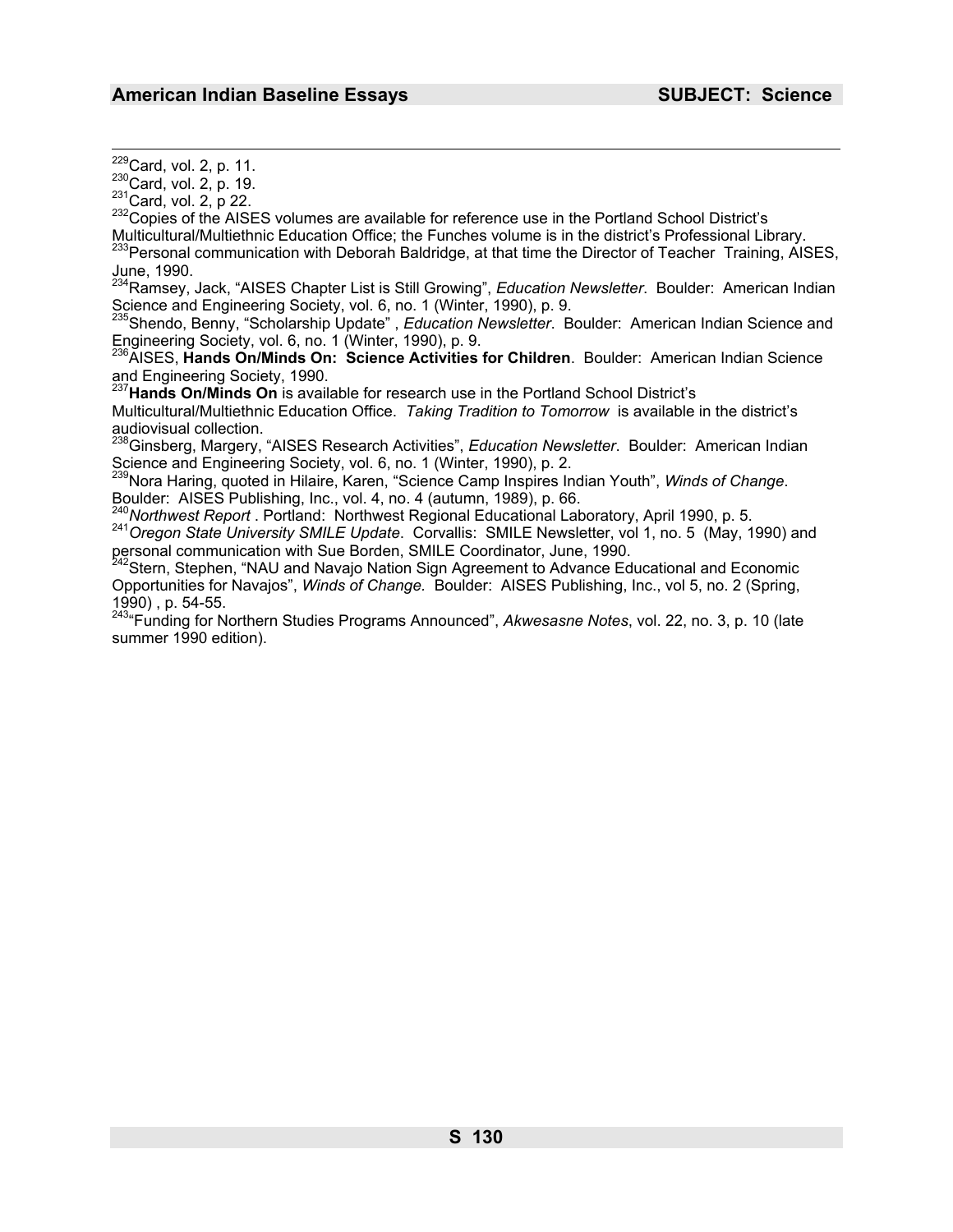[229]Card, vol. 2, p. 11.
[230]Card, vol. 2, p. 19.
[231]Card, vol. 2, p 22.
[232]Copies of the AISES volumes are available for reference use in the Portland School District's Multicultural/Multiethnic Education Office; the Funches volume is in the district's Professional Library.
[233]Personal communication with Deborah Baldridge, at that time the Director of Teacher Training, AISES, June, 1990.
[234]Ramsey, Jack, "AISES Chapter List is Still Growing", *Education Newsletter*. Boulder: American Indian Science and Engineering Society, vol. 6, no. 1 (Winter, 1990), p. 9.
[235]Shendo, Benny, "Scholarship Update" , *Education Newsletter*. Boulder: American Indian Science and Engineering Society, vol. 6, no. 1 (Winter, 1990), p. 9.
[236]AISES, **Hands On/Minds On: Science Activities for Children**. Boulder: American Indian Science and Engineering Society, 1990.
[237]**Hands On/Minds On** is available for research use in the Portland School District's Multicultural/Multiethnic Education Office. *Taking Tradition to Tomorrow* is available in the district's audiovisual collection.
[238]Ginsberg, Margery, "AISES Research Activities", *Education Newsletter*. Boulder: American Indian Science and Engineering Society, vol. 6, no. 1 (Winter, 1990), p. 2.
[239]Nora Haring, quoted in Hilaire, Karen, "Science Camp Inspires Indian Youth", *Winds of Change*. Boulder: AISES Publishing, Inc., vol. 4, no. 4 (autumn, 1989), p. 66.
[240]*Northwest Report* . Portland: Northwest Regional Educational Laboratory, April 1990, p. 5.
[241]*Oregon State University SMILE Update*. Corvallis: SMILE Newsletter, vol 1, no. 5 (May, 1990) and personal communication with Sue Borden, SMILE Coordinator, June, 1990.
[242]Stern, Stephen, "NAU and Navajo Nation Sign Agreement to Advance Educational and Economic Opportunities for Navajos", *Winds of Change*. Boulder: AISES Publishing, Inc., vol 5, no. 2 (Spring, 1990) , p. 54-55.
[243]"Funding for Northern Studies Programs Announced", *Akwesasne Notes*, vol. 22, no. 3, p. 10 (late summer 1990 edition).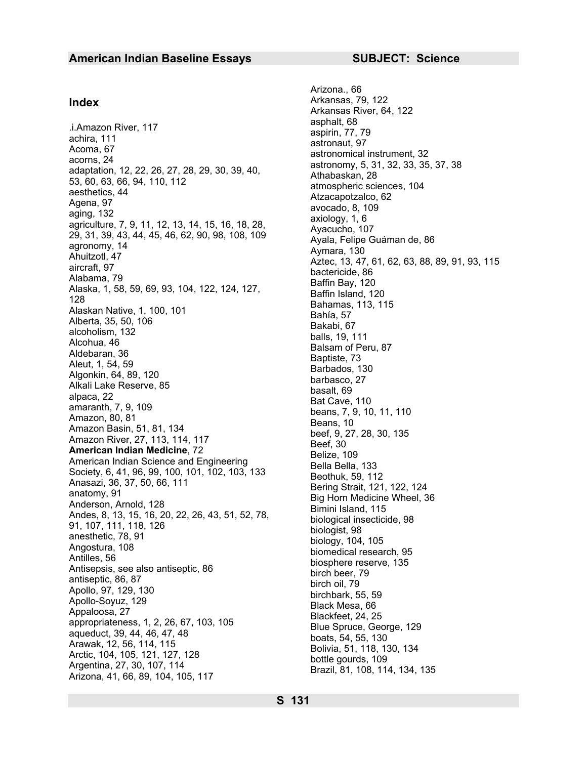## Index

.i.Amazon River, 117
achira, 111
Acoma, 67
acorns, 24
adaptation, 12, 22, 26, 27, 28, 29, 30, 39, 40, 53, 60, 63, 66, 94, 110, 112
aesthetics, 44
Agena, 97
aging, 132
agriculture, 7, 9, 11, 12, 13, 14, 15, 16, 18, 28, 29, 31, 39, 43, 44, 45, 46, 62, 90, 98, 108, 109
agronomy, 14
Ahuitzotl, 47
aircraft, 97
Alabama, 79
Alaska, 1, 58, 59, 69, 93, 104, 122, 124, 127, 128
Alaskan Native, 1, 100, 101
Alberta, 35, 50, 106
alcoholism, 132
Alcohua, 46
Aldebaran, 36
Aleut, 1, 54, 59
Algonkin, 64, 89, 120
Alkali Lake Reserve, 85
alpaca, 22
amaranth, 7, 9, 109
Amazon, 80, 81
Amazon Basin, 51, 81, 134
Amazon River, 27, 113, 114, 117
**American Indian Medicine**, 72
American Indian Science and Engineering Society, 6, 41, 96, 99, 100, 101, 102, 103, 133
Anasazi, 36, 37, 50, 66, 111
anatomy, 91
Anderson, Arnold, 128
Andes, 8, 13, 15, 16, 20, 22, 26, 43, 51, 52, 78, 91, 107, 111, 118, 126
anesthetic, 78, 91
Angostura, 108
Antilles, 56
Antisepsis, see also antiseptic, 86
antiseptic, 86, 87
Apollo, 97, 129, 130
Apollo-Soyuz, 129
Appaloosa, 27
appropriateness, 1, 2, 26, 67, 103, 105
aqueduct, 39, 44, 46, 47, 48
Arawak, 12, 56, 114, 115
Arctic, 104, 105, 121, 127, 128
Argentina, 27, 30, 107, 114
Arizona, 41, 66, 89, 104, 105, 117
Arizona., 66
Arkansas, 79, 122
Arkansas River, 64, 122
asphalt, 68
aspirin, 77, 79
astronaut, 97
astronomical instrument, 32
astronomy, 5, 31, 32, 33, 35, 37, 38
Athabaskan, 28
atmospheric sciences, 104
Atzacapotzalco, 62
avocado, 8, 109
axiology, 1, 6
Ayacucho, 107
Ayala, Felipe Guáman de, 86
Aymara, 130
Aztec, 13, 47, 61, 62, 63, 88, 89, 91, 93, 115
bactericide, 86
Baffin Bay, 120
Baffin Island, 120
Bahamas, 113, 115
Bahía, 57
Bakabi, 67
balls, 19, 111
Balsam of Peru, 87
Baptiste, 73
Barbados, 130
barbasco, 27
basalt, 69
Bat Cave, 110
beans, 7, 9, 10, 11, 110
Beans, 10
beef, 9, 27, 28, 30, 135
Beef, 30
Belize, 109
Bella Bella, 133
Beothuk, 59, 112
Bering Strait, 121, 122, 124
Big Horn Medicine Wheel, 36
Bimini Island, 115
biological insecticide, 98
biologist, 98
biology, 104, 105
biomedical research, 95
biosphere reserve, 135
birch beer, 79
birch oil, 79
birchbark, 55, 59
Black Mesa, 66
Blackfeet, 24, 25
Blue Spruce, George, 129
boats, 54, 55, 130
Bolivia, 51, 118, 130, 134
bottle gourds, 109
Brazil, 81, 108, 114, 134, 135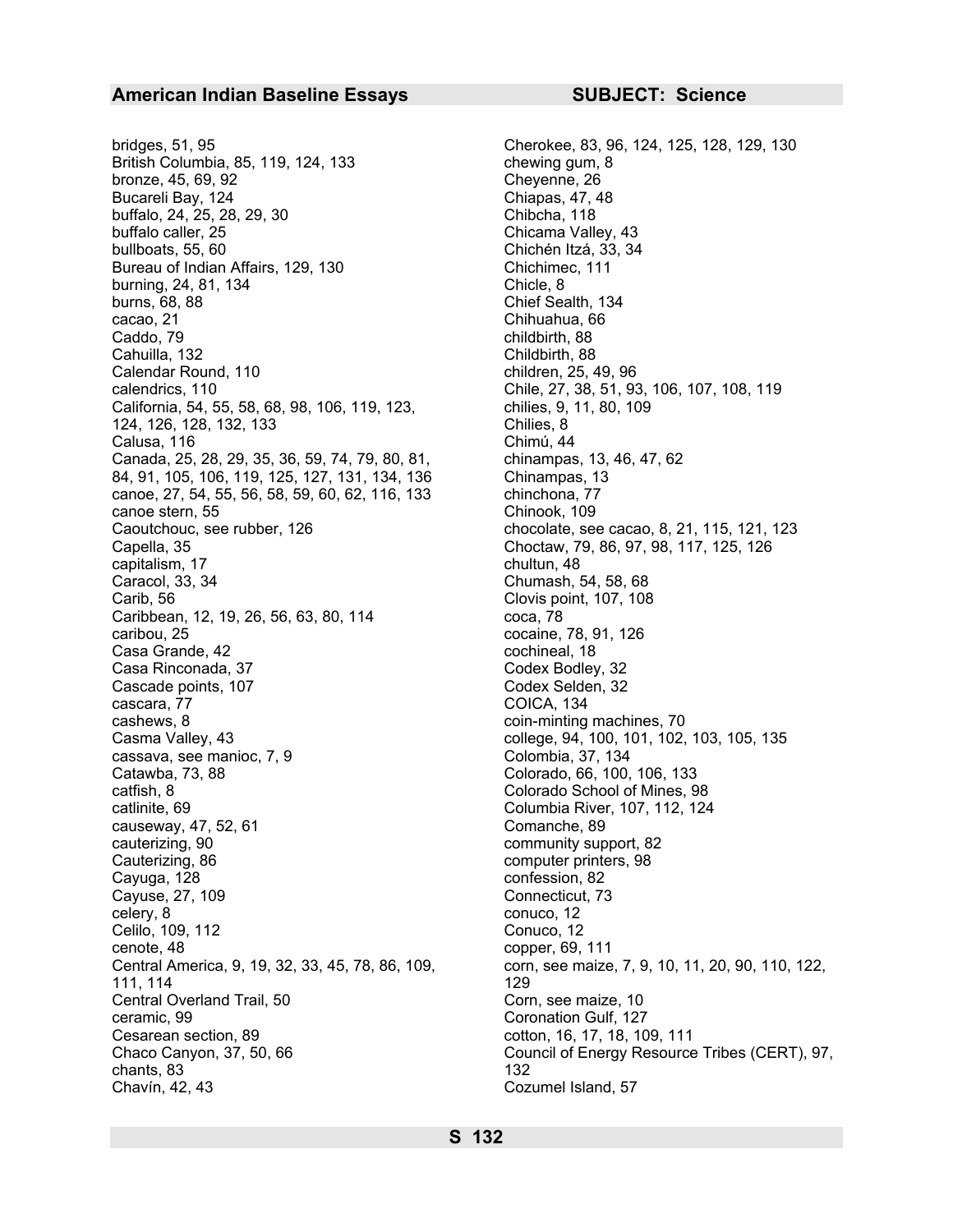bridges, 51, 95
British Columbia, 85, 119, 124, 133
bronze, 45, 69, 92
Bucareli Bay, 124
buffalo, 24, 25, 28, 29, 30
buffalo caller, 25
bullboats, 55, 60
Bureau of Indian Affairs, 129, 130
burning, 24, 81, 134
burns, 68, 88
cacao, 21
Caddo, 79
Cahuilla, 132
Calendar Round, 110
calendrics, 110
California, 54, 55, 58, 68, 98, 106, 119, 123, 124, 126, 128, 132, 133
Calusa, 116
Canada, 25, 28, 29, 35, 36, 59, 74, 79, 80, 81, 84, 91, 105, 106, 119, 125, 127, 131, 134, 136
canoe, 27, 54, 55, 56, 58, 59, 60, 62, 116, 133
canoe stern, 55
Caoutchouc, see rubber, 126
Capella, 35
capitalism, 17
Caracol, 33, 34
Carib, 56
Caribbean, 12, 19, 26, 56, 63, 80, 114
caribou, 25
Casa Grande, 42
Casa Rinconada, 37
Cascade points, 107
cascara, 77
cashews, 8
Casma Valley, 43
cassava, see manioc, 7, 9
Catawba, 73, 88
catfish, 8
catlinite, 69
causeway, 47, 52, 61
cauterizing, 90
Cauterizing, 86
Cayuga, 128
Cayuse, 27, 109
celery, 8
Celilo, 109, 112
cenote, 48
Central America, 9, 19, 32, 33, 45, 78, 86, 109, 111, 114
Central Overland Trail, 50
ceramic, 99
Cesarean section, 89
Chaco Canyon, 37, 50, 66
chants, 83
Chavín, 42, 43
Cherokee, 83, 96, 124, 125, 128, 129, 130
chewing gum, 8
Cheyenne, 26
Chiapas, 47, 48
Chibcha, 118
Chicama Valley, 43
Chichén Itzá, 33, 34
Chichimec, 111
Chicle, 8
Chief Sealth, 134
Chihuahua, 66
childbirth, 88
Childbirth, 88
children, 25, 49, 96
Chile, 27, 38, 51, 93, 106, 107, 108, 119
chilies, 9, 11, 80, 109
Chilies, 8
Chimú, 44
chinampas, 13, 46, 47, 62
Chinampas, 13
chinchona, 77
Chinook, 109
chocolate, see cacao, 8, 21, 115, 121, 123
Choctaw, 79, 86, 97, 98, 117, 125, 126
chultun, 48
Chumash, 54, 58, 68
Clovis point, 107, 108
coca, 78
cocaine, 78, 91, 126
cochineal, 18
Codex Bodley, 32
Codex Selden, 32
COICA, 134
coin-minting machines, 70
college, 94, 100, 101, 102, 103, 105, 135
Colombia, 37, 134
Colorado, 66, 100, 106, 133
Colorado School of Mines, 98
Columbia River, 107, 112, 124
Comanche, 89
community support, 82
computer printers, 98
confession, 82
Connecticut, 73
conuco, 12
Conuco, 12
copper, 69, 111
corn, see maize, 7, 9, 10, 11, 20, 90, 110, 122, 129
Corn, see maize, 10
Coronation Gulf, 127
cotton, 16, 17, 18, 109, 111
Council of Energy Resource Tribes (CERT), 97, 132
Cozumel Island, 57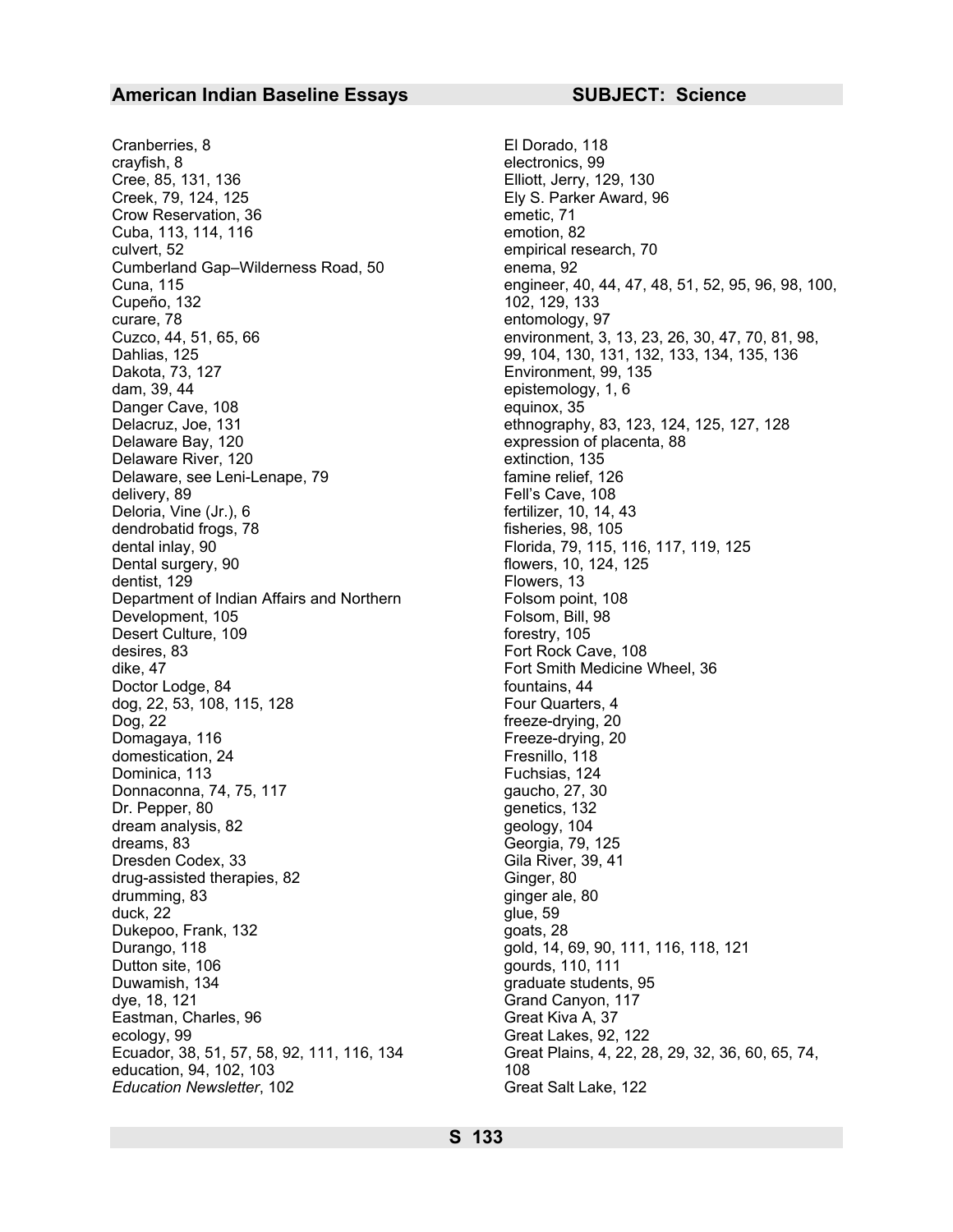Cranberries, 8
crayfish, 8
Cree, 85, 131, 136
Creek, 79, 124, 125
Crow Reservation, 36
Cuba, 113, 114, 116
culvert, 52
Cumberland Gap–Wilderness Road, 50
Cuna, 115
Cupeño, 132
curare, 78
Cuzco, 44, 51, 65, 66
Dahlias, 125
Dakota, 73, 127
dam, 39, 44
Danger Cave, 108
Delacruz, Joe, 131
Delaware Bay, 120
Delaware River, 120
Delaware, see Leni-Lenape, 79
delivery, 89
Deloria, Vine (Jr.), 6
dendrobatid frogs, 78
dental inlay, 90
Dental surgery, 90
dentist, 129
Department of Indian Affairs and Northern Development, 105
Desert Culture, 109
desires, 83
dike, 47
Doctor Lodge, 84
dog, 22, 53, 108, 115, 128
Dog, 22
Domagaya, 116
domestication, 24
Dominica, 113
Donnaconna, 74, 75, 117
Dr. Pepper, 80
dream analysis, 82
dreams, 83
Dresden Codex, 33
drug-assisted therapies, 82
drumming, 83
duck, 22
Dukepoo, Frank, 132
Durango, 118
Dutton site, 106
Duwamish, 134
dye, 18, 121
Eastman, Charles, 96
ecology, 99
Ecuador, 38, 51, 57, 58, 92, 111, 116, 134
education, 94, 102, 103
*Education Newsletter*, 102
El Dorado, 118
electronics, 99
Elliott, Jerry, 129, 130
Ely S. Parker Award, 96
emetic, 71
emotion, 82
empirical research, 70
enema, 92
engineer, 40, 44, 47, 48, 51, 52, 95, 96, 98, 100, 102, 129, 133
entomology, 97
environment, 3, 13, 23, 26, 30, 47, 70, 81, 98, 99, 104, 130, 131, 132, 133, 134, 135, 136
Environment, 99, 135
epistemology, 1, 6
equinox, 35
ethnography, 83, 123, 124, 125, 127, 128
expression of placenta, 88
extinction, 135
famine relief, 126
Fell's Cave, 108
fertilizer, 10, 14, 43
fisheries, 98, 105
Florida, 79, 115, 116, 117, 119, 125
flowers, 10, 124, 125
Flowers, 13
Folsom point, 108
Folsom, Bill, 98
forestry, 105
Fort Rock Cave, 108
Fort Smith Medicine Wheel, 36
fountains, 44
Four Quarters, 4
freeze-drying, 20
Freeze-drying, 20
Fresnillo, 118
Fuchsias, 124
gaucho, 27, 30
genetics, 132
geology, 104
Georgia, 79, 125
Gila River, 39, 41
Ginger, 80
ginger ale, 80
glue, 59
goats, 28
gold, 14, 69, 90, 111, 116, 118, 121
gourds, 110, 111
graduate students, 95
Grand Canyon, 117
Great Kiva A, 37
Great Lakes, 92, 122
Great Plains, 4, 22, 28, 29, 32, 36, 60, 65, 74, 108
Great Salt Lake, 122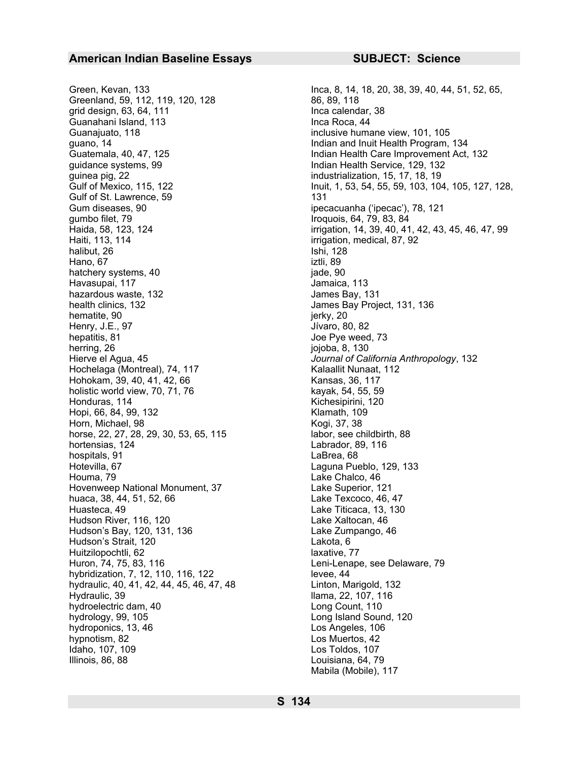Green, Kevan, 133
Greenland, 59, 112, 119, 120, 128
grid design, 63, 64, 111
Guanahani Island, 113
Guanajuato, 118
guano, 14
Guatemala, 40, 47, 125
guidance systems, 99
guinea pig, 22
Gulf of Mexico, 115, 122
Gulf of St. Lawrence, 59
Gum diseases, 90
gumbo filet, 79
Haida, 58, 123, 124
Haiti, 113, 114
halibut, 26
Hano, 67
hatchery systems, 40
Havasupai, 117
hazardous waste, 132
health clinics, 132
hematite, 90
Henry, J.E., 97
hepatitis, 81
herring, 26
Hierve el Agua, 45
Hochelaga (Montreal), 74, 117
Hohokam, 39, 40, 41, 42, 66
holistic world view, 70, 71, 76
Honduras, 114
Hopi, 66, 84, 99, 132
Horn, Michael, 98
horse, 22, 27, 28, 29, 30, 53, 65, 115
hortensias, 124
hospitals, 91
Hotevilla, 67
Houma, 79
Hovenweep National Monument, 37
huaca, 38, 44, 51, 52, 66
Huasteca, 49
Hudson River, 116, 120
Hudson's Bay, 120, 131, 136
Hudson's Strait, 120
Huitzilopochtli, 62
Huron, 74, 75, 83, 116
hybridization, 7, 12, 110, 116, 122
hydraulic, 40, 41, 42, 44, 45, 46, 47, 48
Hydraulic, 39
hydroelectric dam, 40
hydrology, 99, 105
hydroponics, 13, 46
hypnotism, 82
Idaho, 107, 109
Illinois, 86, 88
Inca, 8, 14, 18, 20, 38, 39, 40, 44, 51, 52, 65, 86, 89, 118
Inca calendar, 38
Inca Roca, 44
inclusive humane view, 101, 105
Indian and Inuit Health Program, 134
Indian Health Care Improvement Act, 132
Indian Health Service, 129, 132
industrialization, 15, 17, 18, 19
Inuit, 1, 53, 54, 55, 59, 103, 104, 105, 127, 128, 131
ipecacuanha ('ipecac'), 78, 121
Iroquois, 64, 79, 83, 84
irrigation, 14, 39, 40, 41, 42, 43, 45, 46, 47, 99
irrigation, medical, 87, 92
Ishi, 128
iztli, 89
jade, 90
Jamaica, 113
James Bay, 131
James Bay Project, 131, 136
jerky, 20
Jívaro, 80, 82
Joe Pye weed, 73
jojoba, 8, 130
*Journal of California Anthropology*, 132
Kalaallit Nunaat, 112
Kansas, 36, 117
kayak, 54, 55, 59
Kichesipirini, 120
Klamath, 109
Kogi, 37, 38
labor, see childbirth, 88
Labrador, 89, 116
LaBrea, 68
Laguna Pueblo, 129, 133
Lake Chalco, 46
Lake Superior, 121
Lake Texcoco, 46, 47
Lake Titicaca, 13, 130
Lake Xaltocan, 46
Lake Zumpango, 46
Lakota, 6
laxative, 77
Leni-Lenape, see Delaware, 79
levee, 44
Linton, Marigold, 132
llama, 22, 107, 116
Long Count, 110
Long Island Sound, 120
Los Angeles, 106
Los Muertos, 42
Los Toldos, 107
Louisiana, 64, 79
Mabila (Mobile), 117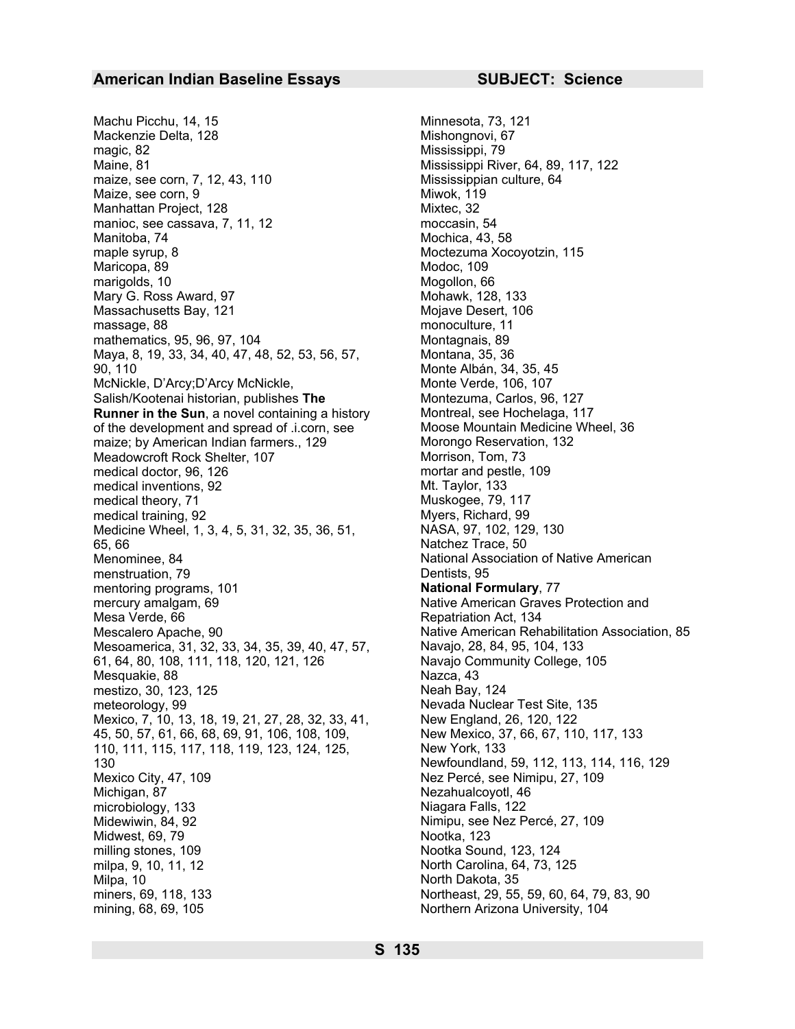Machu Picchu, 14, 15
Mackenzie Delta, 128
magic, 82
Maine, 81
maize, see corn, 7, 12, 43, 110
Maize, see corn, 9
Manhattan Project, 128
manioc, see cassava, 7, 11, 12
Manitoba, 74
maple syrup, 8
Maricopa, 89
marigolds, 10
Mary G. Ross Award, 97
Massachusetts Bay, 121
massage, 88
mathematics, 95, 96, 97, 104
Maya, 8, 19, 33, 34, 40, 47, 48, 52, 53, 56, 57, 90, 110
McNickle, D'Arcy;D'Arcy McNickle, Salish/Kootenai historian, publishes **The Runner in the Sun**, a novel containing a history of the development and spread of .i.corn, see maize; by American Indian farmers., 129
Meadowcroft Rock Shelter, 107
medical doctor, 96, 126
medical inventions, 92
medical theory, 71
medical training, 92
Medicine Wheel, 1, 3, 4, 5, 31, 32, 35, 36, 51, 65, 66
Menominee, 84
menstruation, 79
mentoring programs, 101
mercury amalgam, 69
Mesa Verde, 66
Mescalero Apache, 90
Mesoamerica, 31, 32, 33, 34, 35, 39, 40, 47, 57, 61, 64, 80, 108, 111, 118, 120, 121, 126
Mesquakie, 88
mestizo, 30, 123, 125
meteorology, 99
Mexico, 7, 10, 13, 18, 19, 21, 27, 28, 32, 33, 41, 45, 50, 57, 61, 66, 68, 69, 91, 106, 108, 109, 110, 111, 115, 117, 118, 119, 123, 124, 125, 130
Mexico City, 47, 109
Michigan, 87
microbiology, 133
Midewiwin, 84, 92
Midwest, 69, 79
milling stones, 109
milpa, 9, 10, 11, 12
Milpa, 10
miners, 69, 118, 133
mining, 68, 69, 105
Minnesota, 73, 121
Mishongnovi, 67
Mississippi, 79
Mississippi River, 64, 89, 117, 122
Mississippian culture, 64
Miwok, 119
Mixtec, 32
moccasin, 54
Mochica, 43, 58
Moctezuma Xocoyotzin, 115
Modoc, 109
Mogollon, 66
Mohawk, 128, 133
Mojave Desert, 106
monoculture, 11
Montagnais, 89
Montana, 35, 36
Monte Albán, 34, 35, 45
Monte Verde, 106, 107
Montezuma, Carlos, 96, 127
Montreal, see Hochelaga, 117
Moose Mountain Medicine Wheel, 36
Morongo Reservation, 132
Morrison, Tom, 73
mortar and pestle, 109
Mt. Taylor, 133
Muskogee, 79, 117
Myers, Richard, 99
NASA, 97, 102, 129, 130
Natchez Trace, 50
National Association of Native American Dentists, 95
**National Formulary**, 77
Native American Graves Protection and Repatriation Act, 134
Native American Rehabilitation Association, 85
Navajo, 28, 84, 95, 104, 133
Navajo Community College, 105
Nazca, 43
Neah Bay, 124
Nevada Nuclear Test Site, 135
New England, 26, 120, 122
New Mexico, 37, 66, 67, 110, 117, 133
New York, 133
Newfoundland, 59, 112, 113, 114, 116, 129
Nez Percé, see Nimipu, 27, 109
Nezahualcoyotl, 46
Niagara Falls, 122
Nimipu, see Nez Percé, 27, 109
Nootka, 123
Nootka Sound, 123, 124
North Carolina, 64, 73, 125
North Dakota, 35
Northeast, 29, 55, 59, 60, 64, 79, 83, 90
Northern Arizona University, 104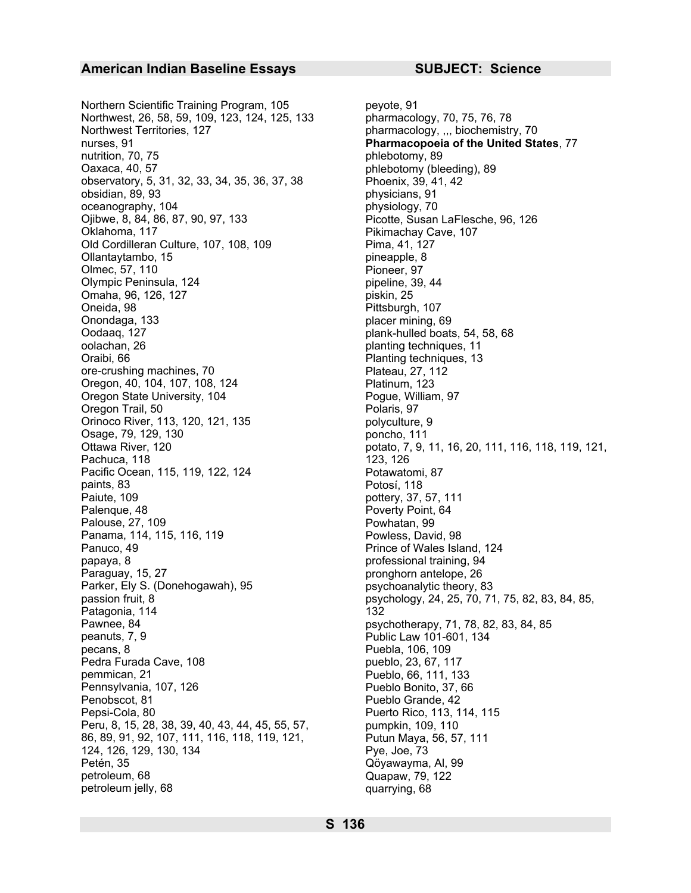Northern Scientific Training Program, 105
Northwest, 26, 58, 59, 109, 123, 124, 125, 133
Northwest Territories, 127
nurses, 91
nutrition, 70, 75
Oaxaca, 40, 57
observatory, 5, 31, 32, 33, 34, 35, 36, 37, 38
obsidian, 89, 93
oceanography, 104
Ojibwe, 8, 84, 86, 87, 90, 97, 133
Oklahoma, 117
Old Cordilleran Culture, 107, 108, 109
Ollantaytambo, 15
Olmec, 57, 110
Olympic Peninsula, 124
Omaha, 96, 126, 127
Oneida, 98
Onondaga, 133
Oodaaq, 127
oolachan, 26
Oraibi, 66
ore-crushing machines, 70
Oregon, 40, 104, 107, 108, 124
Oregon State University, 104
Oregon Trail, 50
Orinoco River, 113, 120, 121, 135
Osage, 79, 129, 130
Ottawa River, 120
Pachuca, 118
Pacific Ocean, 115, 119, 122, 124
paints, 83
Paiute, 109
Palenque, 48
Palouse, 27, 109
Panama, 114, 115, 116, 119
Panuco, 49
papaya, 8
Paraguay, 15, 27
Parker, Ely S. (Donehogawah), 95
passion fruit, 8
Patagonia, 114
Pawnee, 84
peanuts, 7, 9
pecans, 8
Pedra Furada Cave, 108
pemmican, 21
Pennsylvania, 107, 126
Penobscot, 81
Pepsi-Cola, 80
Peru, 8, 15, 28, 38, 39, 40, 43, 44, 45, 55, 57, 86, 89, 91, 92, 107, 111, 116, 118, 119, 121, 124, 126, 129, 130, 134
Petén, 35
petroleum, 68
petroleum jelly, 68
peyote, 91
pharmacology, 70, 75, 76, 78
pharmacology, ,,, biochemistry, 70
**Pharmacopoeia of the United States**, 77
phlebotomy, 89
phlebotomy (bleeding), 89
Phoenix, 39, 41, 42
physicians, 91
physiology, 70
Picotte, Susan LaFlesche, 96, 126
Pikimachay Cave, 107
Pima, 41, 127
pineapple, 8
Pioneer, 97
pipeline, 39, 44
piskin, 25
Pittsburgh, 107
placer mining, 69
plank-hulled boats, 54, 58, 68
planting techniques, 11
Planting techniques, 13
Plateau, 27, 112
Platinum, 123
Pogue, William, 97
Polaris, 97
polyculture, 9
poncho, 111
potato, 7, 9, 11, 16, 20, 111, 116, 118, 119, 121, 123, 126
Potawatomi, 87
Potosí, 118
pottery, 37, 57, 111
Poverty Point, 64
Powhatan, 99
Powless, David, 98
Prince of Wales Island, 124
professional training, 94
pronghorn antelope, 26
psychoanalytic theory, 83
psychology, 24, 25, 70, 71, 75, 82, 83, 84, 85, 132
psychotherapy, 71, 78, 82, 83, 84, 85
Public Law 101-601, 134
Puebla, 106, 109
pueblo, 23, 67, 117
Pueblo, 66, 111, 133
Pueblo Bonito, 37, 66
Pueblo Grande, 42
Puerto Rico, 113, 114, 115
pumpkin, 109, 110
Putun Maya, 56, 57, 111
Pye, Joe, 73
Qöyawayma, Al, 99
Quapaw, 79, 122
quarrying, 68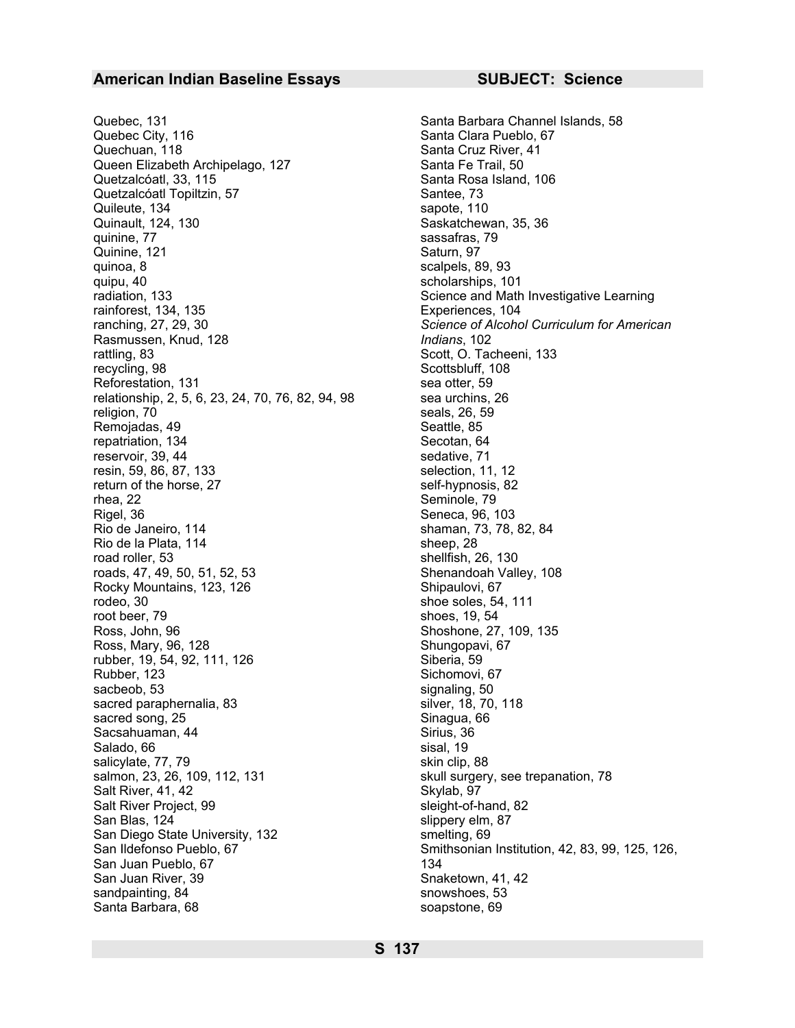Quebec, 131
Quebec City, 116
Quechuan, 118
Queen Elizabeth Archipelago, 127
Quetzalcóatl, 33, 115
Quetzalcóatl Topiltzin, 57
Quileute, 134
Quinault, 124, 130
quinine, 77
Quinine, 121
quinoa, 8
quipu, 40
radiation, 133
rainforest, 134, 135
ranching, 27, 29, 30
Rasmussen, Knud, 128
rattling, 83
recycling, 98
Reforestation, 131
relationship, 2, 5, 6, 23, 24, 70, 76, 82, 94, 98
religion, 70
Remojadas, 49
repatriation, 134
reservoir, 39, 44
resin, 59, 86, 87, 133
return of the horse, 27
rhea, 22
Rigel, 36
Rio de Janeiro, 114
Rio de la Plata, 114
road roller, 53
roads, 47, 49, 50, 51, 52, 53
Rocky Mountains, 123, 126
rodeo, 30
root beer, 79
Ross, John, 96
Ross, Mary, 96, 128
rubber, 19, 54, 92, 111, 126
Rubber, 123
sacbeob, 53
sacred paraphernalia, 83
sacred song, 25
Sacsahuaman, 44
Salado, 66
salicylate, 77, 79
salmon, 23, 26, 109, 112, 131
Salt River, 41, 42
Salt River Project, 99
San Blas, 124
San Diego State University, 132
San Ildefonso Pueblo, 67
San Juan Pueblo, 67
San Juan River, 39
sandpainting, 84
Santa Barbara, 68
Santa Barbara Channel Islands, 58
Santa Clara Pueblo, 67
Santa Cruz River, 41
Santa Fe Trail, 50
Santa Rosa Island, 106
Santee, 73
sapote, 110
Saskatchewan, 35, 36
sassafras, 79
Saturn, 97
scalpels, 89, 93
scholarships, 101
Science and Math Investigative Learning Experiences, 104
*Science of Alcohol Curriculum for American Indians*, 102
Scott, O. Tacheeni, 133
Scottsbluff, 108
sea otter, 59
sea urchins, 26
seals, 26, 59
Seattle, 85
Secotan, 64
sedative, 71
selection, 11, 12
self-hypnosis, 82
Seminole, 79
Seneca, 96, 103
shaman, 73, 78, 82, 84
sheep, 28
shellfish, 26, 130
Shenandoah Valley, 108
Shipaulovi, 67
shoe soles, 54, 111
shoes, 19, 54
Shoshone, 27, 109, 135
Shungopavi, 67
Siberia, 59
Sichomovi, 67
signaling, 50
silver, 18, 70, 118
Sinagua, 66
Sirius, 36
sisal, 19
skin clip, 88
skull surgery, see trepanation, 78
Skylab, 97
sleight-of-hand, 82
slippery elm, 87
smelting, 69
Smithsonian Institution, 42, 83, 99, 125, 126, 134
Snaketown, 41, 42
snowshoes, 53
soapstone, 69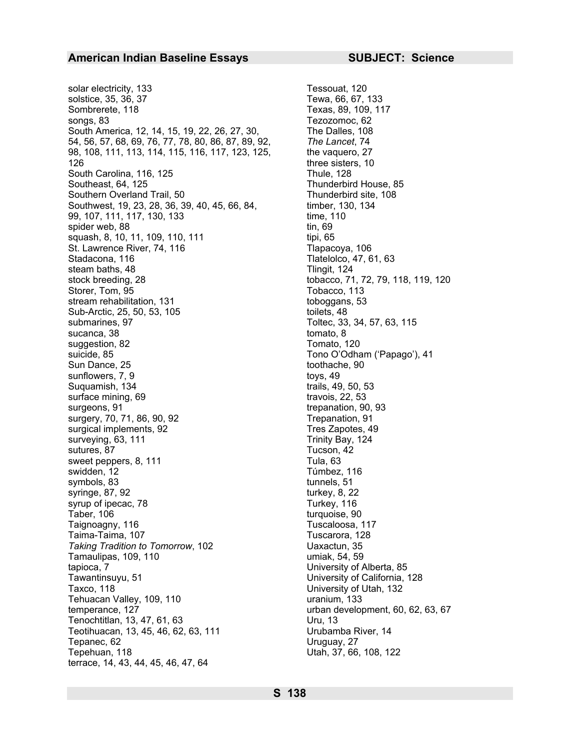solar electricity, 133
solstice, 35, 36, 37
Sombrerete, 118
songs, 83
South America, 12, 14, 15, 19, 22, 26, 27, 30, 54, 56, 57, 68, 69, 76, 77, 78, 80, 86, 87, 89, 92, 98, 108, 111, 113, 114, 115, 116, 117, 123, 125, 126
South Carolina, 116, 125
Southeast, 64, 125
Southern Overland Trail, 50
Southwest, 19, 23, 28, 36, 39, 40, 45, 66, 84, 99, 107, 111, 117, 130, 133
spider web, 88
squash, 8, 10, 11, 109, 110, 111
St. Lawrence River, 74, 116
Stadacona, 116
steam baths, 48
stock breeding, 28
Storer, Tom, 95
stream rehabilitation, 131
Sub-Arctic, 25, 50, 53, 105
submarines, 97
sucanca, 38
suggestion, 82
suicide, 85
Sun Dance, 25
sunflowers, 7, 9
Suquamish, 134
surface mining, 69
surgeons, 91
surgery, 70, 71, 86, 90, 92
surgical implements, 92
surveying, 63, 111
sutures, 87
sweet peppers, 8, 111
swidden, 12
symbols, 83
syringe, 87, 92
syrup of ipecac, 78
Taber, 106
Taignoagny, 116
Taima-Taima, 107
*Taking Tradition to Tomorrow*, 102
Tamaulipas, 109, 110
tapioca, 7
Tawantinsuyu, 51
Taxco, 118
Tehuacan Valley, 109, 110
temperance, 127
Tenochtitlan, 13, 47, 61, 63
Teotihuacan, 13, 45, 46, 62, 63, 111
Tepanec, 62
Tepehuan, 118
terrace, 14, 43, 44, 45, 46, 47, 64
Tessouat, 120
Tewa, 66, 67, 133
Texas, 89, 109, 117
Tezozomoc, 62
The Dalles, 108
*The Lancet*, 74
the vaquero, 27
three sisters, 10
Thule, 128
Thunderbird House, 85
Thunderbird site, 108
timber, 130, 134
time, 110
tin, 69
tipi, 65
Tlapacoya, 106
Tlatelolco, 47, 61, 63
Tlingit, 124
tobacco, 71, 72, 79, 118, 119, 120
Tobacco, 113
toboggans, 53
toilets, 48
Toltec, 33, 34, 57, 63, 115
tomato, 8
Tomato, 120
Tono O'Odham ('Papago'), 41
toothache, 90
toys, 49
trails, 49, 50, 53
travois, 22, 53
trepanation, 90, 93
Trepanation, 91
Tres Zapotes, 49
Trinity Bay, 124
Tucson, 42
Tula, 63
Túmbez, 116
tunnels, 51
turkey, 8, 22
Turkey, 116
turquoise, 90
Tuscaloosa, 117
Tuscarora, 128
Uaxactun, 35
umiak, 54, 59
University of Alberta, 85
University of California, 128
University of Utah, 132
uranium, 133
urban development, 60, 62, 63, 67
Uru, 13
Urubamba River, 14
Uruguay, 27
Utah, 37, 66, 108, 122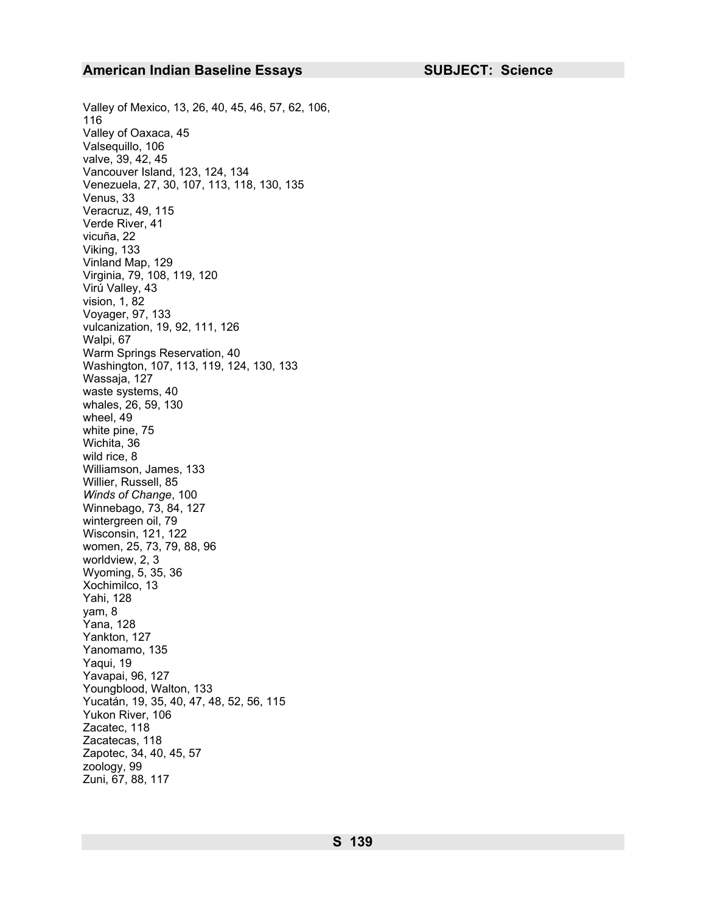Valley of Mexico, 13, 26, 40, 45, 46, 57, 62, 106, 116
Valley of Oaxaca, 45
Valsequillo, 106
valve, 39, 42, 45
Vancouver Island, 123, 124, 134
Venezuela, 27, 30, 107, 113, 118, 130, 135
Venus, 33
Veracruz, 49, 115
Verde River, 41
vicuña, 22
Viking, 133
Vinland Map, 129
Virginia, 79, 108, 119, 120
Virú Valley, 43
vision, 1, 82
Voyager, 97, 133
vulcanization, 19, 92, 111, 126
Walpi, 67
Warm Springs Reservation, 40
Washington, 107, 113, 119, 124, 130, 133
Wassaja, 127
waste systems, 40
whales, 26, 59, 130
wheel, 49
white pine, 75
Wichita, 36
wild rice, 8
Williamson, James, 133
Willier, Russell, 85
*Winds of Change*, 100
Winnebago, 73, 84, 127
wintergreen oil, 79
Wisconsin, 121, 122
women, 25, 73, 79, 88, 96
worldview, 2, 3
Wyoming, 5, 35, 36
Xochimilco, 13
Yahi, 128
yam, 8
Yana, 128
Yankton, 127
Yanomamo, 135
Yaqui, 19
Yavapai, 96, 127
Youngblood, Walton, 133
Yucatán, 19, 35, 40, 47, 48, 52, 56, 115
Yukon River, 106
Zacatec, 118
Zacatecas, 118
Zapotec, 34, 40, 45, 57
zoology, 99
Zuni, 67, 88, 117